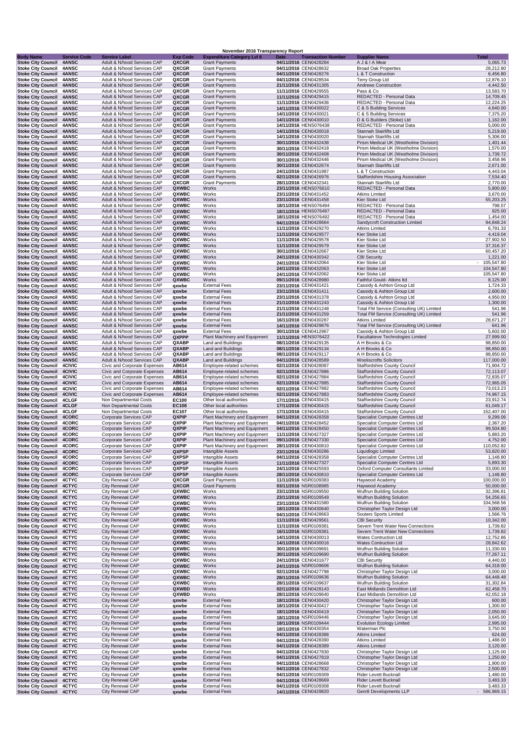# November 2016 Transparency Report

| Body Name | Service Code | Service Label | Exp Code | Expenditure Category Lvl 6 | Date | Transaction Number | Supplier Name | Total |
|---|---|---|---|---|---|---|---|---|
| Stoke City Council | 4ANSC | Adult & N/hood Services CAP | QXCGR | Grant Payments | 04/11/2016 | CEN0428284 | A J & I A Mear | 5,065.73 |
| Stoke City Council | 4ANSC | Adult & N/hood Services CAP | QXCGR | Grant Payments | 04/11/2016 | CEN0428632 | Broad Oak Properties | 28,212.80 |
| Stoke City Council | 4ANSC | Adult & N/hood Services CAP | QXCGR | Grant Payments | 04/11/2016 | CEN0428276 | L & T Construction | 6,456.80 |
| Stoke City Council | 4ANSC | Adult & N/hood Services CAP | QXCGR | Grant Payments | 04/11/2016 | CEN0428534 | Terry Group Ltd | 12,876.10 |
| Stoke City Council | 4ANSC | Adult & N/hood Services CAP | QXCGR | Grant Payments | 21/11/2016 | CEN0431305 | Andrews Construction | 4,442.50 |
| Stoke City Council | 4ANSC | Adult & N/hood Services CAP | QXCGR | Grant Payments | 11/11/2016 | CEN0429555 | Pass & Co | 13,583.70 |
| Stoke City Council | 4ANSC | Adult & N/hood Services CAP | QXCGR | Grant Payments | 11/11/2016 | CEN0429415 | REDACTED - Personal Data | 14,709.45 |
| Stoke City Council | 4ANSC | Adult & N/hood Services CAP | QXCGR | Grant Payments | 11/11/2016 | CEN0429436 | REDACTED - Personal Data | 12,224.25 |
| Stoke City Council | 4ANSC | Adult & N/hood Services CAP | QXCGR | Grant Payments | 14/11/2016 | CEN0430022 | C & S Building Services | 4,640.00 |
| Stoke City Council | 4ANSC | Adult & N/hood Services CAP | QXCGR | Grant Payments | 14/11/2016 | CEN0430021 | C & S Building Services | 7,375.20 |
| Stoke City Council | 4ANSC | Adult & N/hood Services CAP | QXCGR | Grant Payments | 14/11/2016 | CEN0430010 | D & G Builders (Stoke) Ltd | 1,162.00 |
| Stoke City Council | 4ANSC | Adult & N/hood Services CAP | QXCGR | Grant Payments | 14/11/2016 | HENS076438 | REDACTED - Personal Data | 5,000.00 |
| Stoke City Council | 4ANSC | Adult & N/hood Services CAP | QXCGR | Grant Payments | 14/11/2016 | CEN0430018 | Stannah Stairlifts Ltd | 5,219.00 |
| Stoke City Council | 4ANSC | Adult & N/hood Services CAP | QXCGR | Grant Payments | 14/11/2016 | CEN0430020 | Stannah Stairlifts Ltd | 5,306.00 |
| Stoke City Council | 4ANSC | Adult & N/hood Services CAP | QXCGR | Grant Payments | 30/11/2016 | CEN0432438 | Prism Medical UK (Westholme Division) | 1,401.44 |
| Stoke City Council | 4ANSC | Adult & N/hood Services CAP | QXCGR | Grant Payments | 30/11/2016 | CEN0432418 | Prism Medical UK (Westholme Division) | 1,570.00 |
| Stoke City Council | 4ANSC | Adult & N/hood Services CAP | QXCGR | Grant Payments | 30/11/2016 | CEN0432408 | Prism Medical UK (Westholme Division) | 1,739.72 |
| Stoke City Council | 4ANSC | Adult & N/hood Services CAP | QXCGR | Grant Payments | 30/11/2016 | CEN0432446 | Prism Medical UK (Westholme Division) | 3,458.96 |
| Stoke City Council | 4ANSC | Adult & N/hood Services CAP | QXCGR | Grant Payments | 30/11/2016 | CEN0432674 | Stannah Stairlifts Ltd | 2,671.00 |
| Stoke City Council | 4ANSC | Adult & N/hood Services CAP | QXCGR | Grant Payments | 24/11/2016 | CEN0431987 | L & T Construction | 4,443.04 |
| Stoke City Council | 4ANSC | Adult & N/hood Services CAP | QXCGR | Grant Payments | 02/11/2016 | CEN0426976 | Staffordshire Housing Association | 7,534.40 |
| Stoke City Council | 4ANSC | Adult & N/hood Services CAP | QXCGR | Grant Payments | 28/11/2016 | CEN0432341 | Stannah Stairlifts Ltd | 2,770.00 |
| Stoke City Council | 4ANSC | Adult & N/hood Services CAP | QXWBC | Works | 23/11/2016 | HENS076610 | REDACTED - Personal Data | 5,800.00 |
| Stoke City Council | 4ANSC | Adult & N/hood Services CAP | QXWBC | Works | 23/11/2016 | CEN0431452 | Atkins Limited | 3,670.00 |
| Stoke City Council | 4ANSC | Adult & N/hood Services CAP | QXWBC | Works | 23/11/2016 | CEN0431458 | Kier Stoke Ltd | 55,203.25 |
| Stoke City Council | 4ANSC | Adult & N/hood Services CAP | QXWBC | Works | 18/11/2016 | HENS076494 | REDACTED - Personal Data | 798.57 |
| Stoke City Council | 4ANSC | Adult & N/hood Services CAP | QXWBC | Works | 18/11/2016 | HENS076497 | REDACTED - Personal Data | 925.00 |
| Stoke City Council | 4ANSC | Adult & N/hood Services CAP | QXWBC | Works | 18/11/2016 | HENS076492 | REDACTED - Personal Data | 1,454.00 |
| Stoke City Council | 4ANSC | Adult & N/hood Services CAP | QXWBC | Works | 04/11/2016 | CEN0428664 | Sandycroft Construction Limited | 94,848.24 |
| Stoke City Council | 4ANSC | Adult & N/hood Services CAP | QXWBC | Works | 11/11/2016 | CEN0429270 | Atkins Limited | 6,791.33 |
| Stoke City Council | 4ANSC | Adult & N/hood Services CAP | QXWBC | Works | 11/11/2016 | CEN0429577 | Kier Stoke Ltd | 4,419.04 |
| Stoke City Council | 4ANSC | Adult & N/hood Services CAP | QXWBC | Works | 11/11/2016 | CEN0429578 | Kier Stoke Ltd | 27,902.50 |
| Stoke City Council | 4ANSC | Adult & N/hood Services CAP | QXWBC | Works | 11/11/2016 | CEN0429579 | Kier Stoke Ltd | 37,316.37 |
| Stoke City Council | 4ANSC | Adult & N/hood Services CAP | QXWBC | Works | 30/11/2016 | CEN0432667 | Kier Stoke Ltd | 60,457.20 |
| Stoke City Council | 4ANSC | Adult & N/hood Services CAP | QXWBC | Works | 24/11/2016 | CEN0430342 | CBI Security | 1,221.00 |
| Stoke City Council | 4ANSC | Adult & N/hood Services CAP | QXWBC | Works | 24/11/2016 | CEN0432064 | Kier Stoke Ltd | - 105,547.80 |
| Stoke City Council | 4ANSC | Adult & N/hood Services CAP | QXWBC | Works | 24/11/2016 | CEN0432063 | Kier Stoke Ltd | 104,547.80 |
| Stoke City Council | 4ANSC | Adult & N/hood Services CAP | QXWBC | Works | 24/11/2016 | CEN0432062 | Kier Stoke Ltd | 105,547.80 |
| Stoke City Council | 4ANSC | Adult & N/hood Services CAP | QXWBC | Works | 09/11/2016 | CEN0428980 | Faithful Gould- Atkins ltd | 8,125.00 |
| Stoke City Council | 4ANSC | Adult & N/hood Services CAP | qxwbe | External Fees | 23/11/2016 | CEN0431421 | Cassidy & Ashton Group Ltd | 1,724.33 |
| Stoke City Council | 4ANSC | Adult & N/hood Services CAP | qxwbe | External Fees | 23/11/2016 | CEN0431411 | Cassidy & Ashton Group Ltd | 2,600.00 |
| Stoke City Council | 4ANSC | Adult & N/hood Services CAP | qxwbe | External Fees | 23/11/2016 | CEN0431378 | Cassidy & Ashton Group Ltd | 4,950.00 |
| Stoke City Council | 4ANSC | Adult & N/hood Services CAP | qxwbe | External Fees | 21/11/2016 | CEN0431243 | Cassidy & Ashton Group Ltd | 1,300.00 |
| Stoke City Council | 4ANSC | Adult & N/hood Services CAP | qxwbe | External Fees | 21/11/2016 | CEN0431248 | Total FM Service (Consulting UK) Limited | 541.96 |
| Stoke City Council | 4ANSC | Adult & N/hood Services CAP | qxwbe | External Fees | 21/11/2016 | CEN0431259 | Total FM Service (Consulting UK) Limited | 541.96 |
| Stoke City Council | 4ANSC | Adult & N/hood Services CAP | qxwbe | External Fees | 16/11/2016 | CEN0430287 | Atkins Limited | 28,671.27 |
| Stoke City Council | 4ANSC | Adult & N/hood Services CAP | qxwbe | External Fees | 14/11/2016 | CEN0429876 | Total FM Service (Consulting UK) Limited | 641.96 |
| Stoke City Council | 4ANSC | Adult & N/hood Services CAP | qxwbe | External Fees | 30/11/2016 | CEN0412967 | Cassidy & Ashton Group Ltd | 5,602.00 |
| Stoke City Council | 4ANSC | Adult & N/hood Services CAP | QXPPP | Plant Machinery and Equipment | 11/11/2016 | HENS076422 | Facultatieve Technologies Limited | 27,999.00 |
| Stoke City Council | 4ANSC | Adult & N/hood Services CAP | QXABP | Land and Buildings | 08/11/2016 | CEN0429135 | A H Brooks & Co | 98,850.00 |
| Stoke City Council | 4ANSC | Adult & N/hood Services CAP | QXABP | Land and Buildings | 08/11/2016 | CEN0429134 | A H Brooks & Co | 98,850.00 |
| Stoke City Council | 4ANSC | Adult & N/hood Services CAP | QXABP | Land and Buildings | 08/11/2016 | CEN0429117 | A H Brooks & Co | 98,850.00 |
| Stoke City Council | 4ANSC | Adult & N/hood Services CAP | QXABP | Land and Buildings | 04/11/2016 | CEN0428589 | Woolliscrofts Solicitors | 117,000.00 |
| Stoke City Council | 4CIVIC | Civic and Corporate Expenses | AB614 | Employee-related schemes | 02/11/2016 | CEN0428087 | Staffordshire County Council | 71,904.72 |
| Stoke City Council | 4CIVIC | Civic and Corporate Expenses | AB614 | Employee-related schemes | 02/11/2016 | CEN0427886 | Staffordshire County Council | 72,113.07 |
| Stoke City Council | 4CIVIC | Civic and Corporate Expenses | AB614 | Employee-related schemes | 02/11/2016 | CEN0427884 | Staffordshire County Council | 72,835.07 |
| Stoke City Council | 4CIVIC | Civic and Corporate Expenses | AB614 | Employee-related schemes | 02/11/2016 | CEN0427885 | Staffordshire County Council | 72,965.05 |
| Stoke City Council | 4CIVIC | Civic and Corporate Expenses | AB614 | Employee-related schemes | 02/11/2016 | CEN0427882 | Staffordshire County Council | 73,013.23 |
| Stoke City Council | 4CIVIC | Civic and Corporate Expenses | AB614 | Employee-related schemes | 02/11/2016 | CEN0427883 | Staffordshire County Council | 74,967.15 |
| Stoke City Council | 4CLGF | Non Departmental Costs | EC100 | Other local authorities | 17/11/2016 | CEN0430415 | Staffordshire County Council | 23,912.74 |
| Stoke City Council | 4CLGF | Non Departmental Costs | EC108 | Other local authorities | 17/11/2016 | CEN0430415 | Staffordshire County Council | 61,049.17 |
| Stoke City Council | 4CLGF | Non Departmental Costs | EC107 | Other local authorities | 17/11/2016 | CEN0430415 | Staffordshire County Council | 152,407.00 |
| Stoke City Council | 4CORC | Corporate Services CAP | QXPIP | Plant Machinery and Equipment | 04/11/2016 | CEN0428358 | Specialist Computer Centres Ltd | 9,299.06 |
| Stoke City Council | 4CORC | Corporate Services CAP | QXPIP | Plant Machinery and Equipment | 04/11/2016 | CEN0428452 | Specialist Computer Centres Ltd | 2,367.20 |
| Stoke City Council | 4CORC | Corporate Services CAP | QXPIP | Plant Machinery and Equipment | 04/11/2016 | CEN0428450 | Specialist Computer Centres Ltd | 99,504.80 |
| Stoke City Council | 4CORC | Corporate Services CAP | QXPIP | Plant Machinery and Equipment | 11/11/2016 | CEN0427327 | Specialist Computer Centres Ltd | 5,883.20 |
| Stoke City Council | 4CORC | Corporate Services CAP | QXPIP | Plant Machinery and Equipment | 09/11/2016 | CEN0427330 | Specialist Computer Centres Ltd | 4,752.00 |
| Stoke City Council | 4CORC | Corporate Services CAP | QXPIP | Plant Machinery and Equipment | 28/11/2016 | CEN0430810 | Specialist Computer Centres Ltd | 110,052.82 |
| Stoke City Council | 4CORC | Corporate Services CAP | QXPSP | Intangible Assets | 23/11/2016 | CEN0430286 | Liquidlogic Limited | 53,820.00 |
| Stoke City Council | 4CORC | Corporate Services CAP | QXPSP | Intangible Assets | 04/11/2016 | CEN0428358 | Specialist Computer Centres Ltd | 1,148.80 |
| Stoke City Council | 4CORC | Corporate Services CAP | QXPSP | Intangible Assets | 11/11/2016 | CEN0427327 | Specialist Computer Centres Ltd | 5,893.30 |
| Stoke City Council | 4CORC | Corporate Services CAP | QXPSP | Intangible Assets | 24/11/2016 | CEN0425593 | Oxford Computer Consultants Limited | 33,000.00 |
| Stoke City Council | 4CORC | Corporate Services CAP | QXPSP | Intangible Assets | 28/11/2016 | CEN0430810 | Specialist Computer Centres Ltd | 1,148.80 |
| Stoke City Council | 4CTYC | City Renewal CAP | QXCGR | Grant Payments | 11/11/2016 | NSR0109383 | Haywood Academy | 100,000.00 |
| Stoke City Council | 4CTYC | City Renewal CAP | QXCGR | Grant Payments | 03/11/2016 | NSR0108985 | Haywood Academy | 50,000.00 |
| Stoke City Council | 4CTYC | City Renewal CAP | QXWBD | Works | 23/11/2016 | NSR0109550 | Wulfrun Building Solution | 32,396.81 |
| Stoke City Council | 4CTYC | City Renewal CAP | QXWBC | Works | 23/11/2016 | NSR0109549 | Wulfrun Building Solution | 54,256.65 |
| Stoke City Council | 4CTYC | City Renewal CAP | QXWBC | Works | 23/11/2016 | CEN0431580 | Wulfrun Building Solution | 104,568.56 |
| Stoke City Council | 4CTYC | City Renewal CAP | QXWBC | Works | 18/11/2016 | CEN0430640 | Christopher Taylor Design Ltd | 3,000.00 |
| Stoke City Council | 4CTYC | City Renewal CAP | QXWBC | Works | 04/11/2016 | CEN0428663 | Souters Sports Limited | 1,566.76 |
| Stoke City Council | 4CTYC | City Renewal CAP | QXWBC | Works | 11/11/2016 | CEN0429561 | CBI Security | 10,342.00 |
| Stoke City Council | 4CTYC | City Renewal CAP | QXWBC | Works | 11/11/2016 | NSR0109381 | Severn Trent Water New Connections | 1,739.82 |
| Stoke City Council | 4CTYC | City Renewal CAP | QXWBC | Works | 16/11/2016 | NSR0109381 | Severn Trent Water New Connections | 1,739.82 |
| Stoke City Council | 4CTYC | City Renewal CAP | QXWBC | Works | 14/11/2016 | CEN0430013 | Wates Contruction Ltd | 12,752.86 |
| Stoke City Council | 4CTYC | City Renewal CAP | QXWBC | Works | 14/11/2016 | CEN0430016 | Wates Contruction Ltd | 28,842.62 |
| Stoke City Council | 4CTYC | City Renewal CAP | QXWBC | Works | 30/11/2016 | NSR0109691 | Wulfrun Building Solution | 11,330.00 |
| Stoke City Council | 4CTYC | City Renewal CAP | QXWBC | Works | 30/11/2016 | NSR0109690 | Wulfrun Building Solution | 77,267.11 |
| Stoke City Council | 4CTYC | City Renewal CAP | QXWBC | Works | 24/11/2016 | CEN0431677 | CBI Security | 4,440.00 |
| Stoke City Council | 4CTYC | City Renewal CAP | QXWBC | Works | 24/11/2016 | NSR0109606 | Wulfrun Building Solution | 64,318.00 |
| Stoke City Council | 4CTYC | City Renewal CAP | QXWBC | Works | 02/11/2016 | CEN0427798 | Christopher Taylor Design Ltd | 3,000.00 |
| Stoke City Council | 4CTYC | City Renewal CAP | QXWBC | Works | 28/11/2016 | NSR0109636 | Wulfrun Building Solution | 64,448.48 |
| Stoke City Council | 4CTYC | City Renewal CAP | QXWBC | Works | 28/11/2016 | NSR0109637 | Wulfrun Building Solution | 31,302.84 |
| Stoke City Council | 4CTYC | City Renewal CAP | QXWBD | Works | 02/11/2016 | CEN0428143 | East Midlands Demolition Ltd | 62,458.70 |
| Stoke City Council | 4CTYC | City Renewal CAP | QXWBD | Works | 28/11/2016 | NSR0109640 | East Midlands Demolition Ltd | 42,052.18 |
| Stoke City Council | 4CTYC | City Renewal CAP | qxwbe | External Fees | 18/11/2016 | CEN0430420 | Christopher Taylor Design Ltd | 600.00 |
| Stoke City Council | 4CTYC | City Renewal CAP | qxwbe | External Fees | 18/11/2016 | CEN0430417 | Christopher Taylor Design Ltd | 1,300.00 |
| Stoke City Council | 4CTYC | City Renewal CAP | qxwbe | External Fees | 18/11/2016 | CEN0430419 | Christopher Taylor Design Ltd | 2,050.00 |
| Stoke City Council | 4CTYC | City Renewal CAP | qxwbe | External Fees | 18/11/2016 | NSR0109446 | Christopher Taylor Design Ltd | 3,645.00 |
| Stoke City Council | 4CTYC | City Renewal CAP | qxwbe | External Fees | 18/11/2016 | NSR0109444 | Evolution Ecology Limited | 2,995.00 |
| Stoke City Council | 4CTYC | City Renewal CAP | qxwbe | External Fees | 18/11/2016 | CEN0430354 | Waterman Plc | 3,750.00 |
| Stoke City Council | 4CTYC | City Renewal CAP | qxwbe | External Fees | 04/11/2016 | CEN0428386 | Atkins Limited | 624.00 |
| Stoke City Council | 4CTYC | City Renewal CAP | qxwbe | External Fees | 04/11/2016 | CEN0428390 | Atkins Limited | 1,488.00 |
| Stoke City Council | 4CTYC | City Renewal CAP | qxwbe | External Fees | 04/11/2016 | CEN0428389 | Atkins Limited | 3,120.00 |
| Stoke City Council | 4CTYC | City Renewal CAP | qxwbe | External Fees | 04/11/2016 | CEN0427830 | Christopher Taylor Design Ltd | 1,125.00 |
| Stoke City Council | 4CTYC | City Renewal CAP | qxwbe | External Fees | 04/11/2016 | CEN0427819 | Christopher Taylor Design Ltd | 1,250.00 |
| Stoke City Council | 4CTYC | City Renewal CAP | qxwbe | External Fees | 04/11/2016 | CEN0428668 | Christopher Taylor Design Ltd | 1,900.00 |
| Stoke City Council | 4CTYC | City Renewal CAP | qxwbe | External Fees | 04/11/2016 | CEN0427832 | Christopher Taylor Design Ltd | 2,500.00 |
| Stoke City Council | 4CTYC | City Renewal CAP | qxwbe | External Fees | 04/11/2016 | NSR0109309 | Rider Levett Bucknall | 1,480.00 |
| Stoke City Council | 4CTYC | City Renewal CAP | qxwbe | External Fees | 04/11/2016 | CEN0428669 | Rider Levett Bucknall | 3,483.33 |
| Stoke City Council | 4CTYC | City Renewal CAP | qxwbe | External Fees | 04/11/2016 | NSR0109308 | Rider Levett Bucknall | 3,483.33 |
| Stoke City Council | 4CTYC | City Renewal CAP | qxwbe | External Fees | 14/11/2016 | CEN0429820 | Genr8 Developments LLP | - 586,969.15 |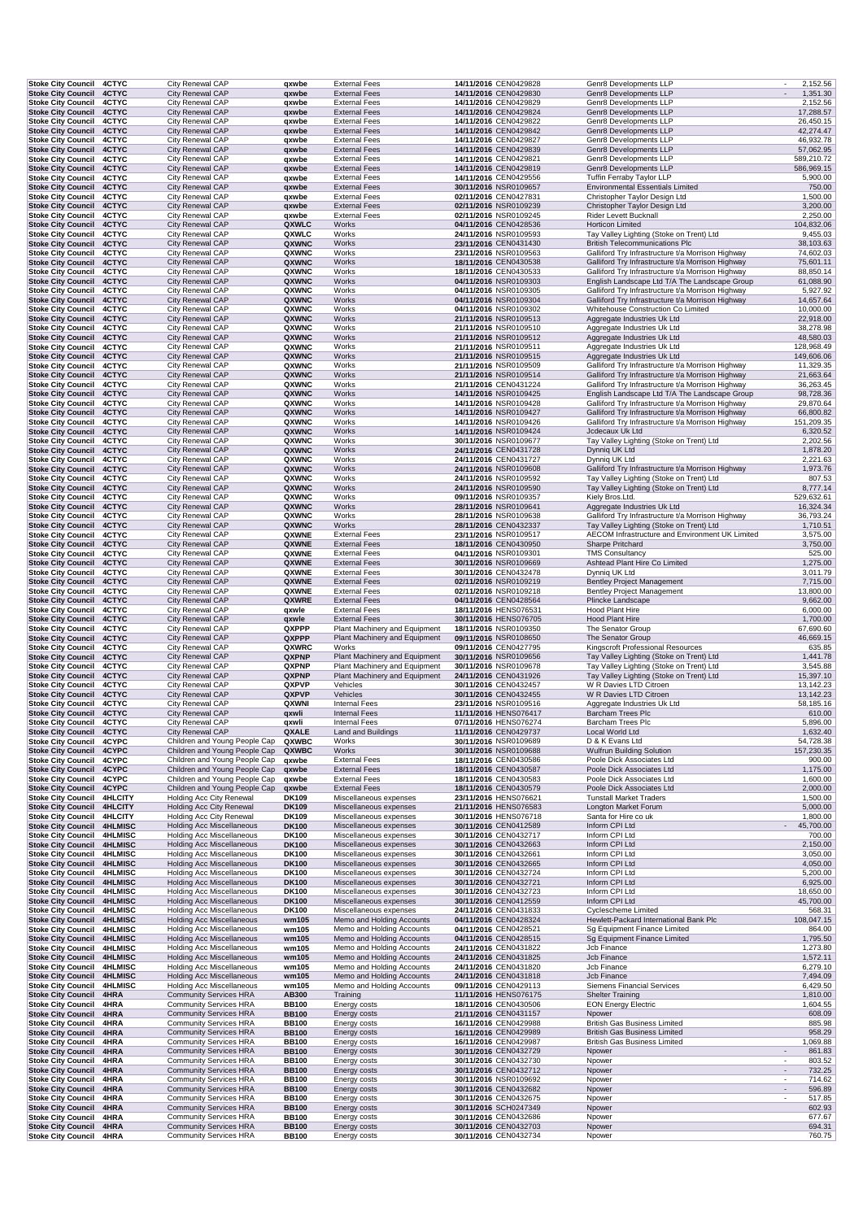| | | | | | | | | |
|---|---|---|---|---|---|---|---|---|
| Stoke City Council | 4CTYC | City Renewal CAP | qxwbe | External Fees | 14/11/2016 | CEN0429828 | Genr8 Developments LLP | - 2,152.56 |
| Stoke City Council | 4CTYC | City Renewal CAP | qxwbe | External Fees | 14/11/2016 | CEN0429830 | Genr8 Developments LLP | - 1,351.30 |
| Stoke City Council | 4CTYC | City Renewal CAP | qxwbe | External Fees | 14/11/2016 | CEN0429829 | Genr8 Developments LLP | 2,152.56 |
| Stoke City Council | 4CTYC | City Renewal CAP | qxwbe | External Fees | 14/11/2016 | CEN0429824 | Genr8 Developments LLP | 17,288.57 |
| Stoke City Council | 4CTYC | City Renewal CAP | qxwbe | External Fees | 14/11/2016 | CEN0429822 | Genr8 Developments LLP | 26,450.15 |
| Stoke City Council | 4CTYC | City Renewal CAP | qxwbe | External Fees | 14/11/2016 | CEN0429842 | Genr8 Developments LLP | 42,274.47 |
| Stoke City Council | 4CTYC | City Renewal CAP | qxwbe | External Fees | 14/11/2016 | CEN0429827 | Genr8 Developments LLP | 46,932.78 |
| Stoke City Council | 4CTYC | City Renewal CAP | qxwbe | External Fees | 14/11/2016 | CEN0429839 | Genr8 Developments LLP | 57,062.95 |
| Stoke City Council | 4CTYC | City Renewal CAP | qxwbe | External Fees | 14/11/2016 | CEN0429821 | Genr8 Developments LLP | 589,210.72 |
| Stoke City Council | 4CTYC | City Renewal CAP | qxwbe | External Fees | 14/11/2016 | CEN0429819 | Genr8 Developments LLP | 586,969.15 |
| Stoke City Council | 4CTYC | City Renewal CAP | qxwbe | External Fees | 14/11/2016 | CEN0429556 | Tuffin Ferraby Taylor LLP | 5,900.00 |
| Stoke City Council | 4CTYC | City Renewal CAP | qxwbe | External Fees | 30/11/2016 | NSR0109657 | Environmental Essentials Limited | 750.00 |
| Stoke City Council | 4CTYC | City Renewal CAP | qxwbe | External Fees | 02/11/2016 | CEN0427831 | Christopher Taylor Design Ltd | 1,500.00 |
| Stoke City Council | 4CTYC | City Renewal CAP | qxwbe | External Fees | 02/11/2016 | NSR0109239 | Christopher Taylor Design Ltd | 3,200.00 |
| Stoke City Council | 4CTYC | City Renewal CAP | qxwbe | External Fees | 02/11/2016 | NSR0109245 | Rider Levett Bucknall | 2,250.00 |
| Stoke City Council | 4CTYC | City Renewal CAP | QXWLC | Works | 04/11/2016 | CEN0428536 | Horticon Limited | 104,832.06 |
| Stoke City Council | 4CTYC | City Renewal CAP | QXWLC | Works | 24/11/2016 | NSR0109593 | Tay Valley Lighting (Stoke on Trent) Ltd | 9,455.03 |
| Stoke City Council | 4CTYC | City Renewal CAP | QXWNC | Works | 23/11/2016 | CEN0431430 | British Telecommunications Plc | 38,103.63 |
| Stoke City Council | 4CTYC | City Renewal CAP | QXWNC | Works | 23/11/2016 | NSR0109563 | Galliford Try Infrastructure t/a Morrison Highway | 74,602.03 |
| Stoke City Council | 4CTYC | City Renewal CAP | QXWNC | Works | 18/11/2016 | CEN0430538 | Galliford Try Infrastructure t/a Morrison Highway | 75,601.11 |
| Stoke City Council | 4CTYC | City Renewal CAP | QXWNC | Works | 18/11/2016 | CEN0430533 | Galliford Try Infrastructure t/a Morrison Highway | 88,850.14 |
| Stoke City Council | 4CTYC | City Renewal CAP | QXWNC | Works | 04/11/2016 | NSR0109303 | English Landscape Ltd T/A The Landscape Group | 61,088.90 |
| Stoke City Council | 4CTYC | City Renewal CAP | QXWNC | Works | 04/11/2016 | NSR0109305 | Galliford Try Infrastructure t/a Morrison Highway | 5,927.92 |
| Stoke City Council | 4CTYC | City Renewal CAP | QXWNC | Works | 04/11/2016 | NSR0109304 | Galliford Try Infrastructure t/a Morrison Highway | 14,657.64 |
| Stoke City Council | 4CTYC | City Renewal CAP | QXWNC | Works | 04/11/2016 | NSR0109302 | Whitehouse Construction Co Limited | 10,000.00 |
| Stoke City Council | 4CTYC | City Renewal CAP | QXWNC | Works | 21/11/2016 | NSR0109513 | Aggregate Industries Uk Ltd | 22,918.00 |
| Stoke City Council | 4CTYC | City Renewal CAP | QXWNC | Works | 21/11/2016 | NSR0109510 | Aggregate Industries Uk Ltd | 38,278.98 |
| Stoke City Council | 4CTYC | City Renewal CAP | QXWNC | Works | 21/11/2016 | NSR0109512 | Aggregate Industries Uk Ltd | 48,580.03 |
| Stoke City Council | 4CTYC | City Renewal CAP | QXWNC | Works | 21/11/2016 | NSR0109511 | Aggregate Industries Uk Ltd | 128,968.49 |
| Stoke City Council | 4CTYC | City Renewal CAP | QXWNC | Works | 21/11/2016 | NSR0109515 | Aggregate Industries Uk Ltd | 149,606.06 |
| Stoke City Council | 4CTYC | City Renewal CAP | QXWNC | Works | 21/11/2016 | NSR0109509 | Galliford Try Infrastructure t/a Morrison Highway | 11,329.35 |
| Stoke City Council | 4CTYC | City Renewal CAP | QXWNC | Works | 21/11/2016 | NSR0109514 | Galliford Try Infrastructure t/a Morrison Highway | 21,663.64 |
| Stoke City Council | 4CTYC | City Renewal CAP | QXWNC | Works | 21/11/2016 | CEN0431224 | Galliford Try Infrastructure t/a Morrison Highway | 36,263.45 |
| Stoke City Council | 4CTYC | City Renewal CAP | QXWNC | Works | 14/11/2016 | NSR0109425 | English Landscape Ltd T/A The Landscape Group | 98,728.36 |
| Stoke City Council | 4CTYC | City Renewal CAP | QXWNC | Works | 14/11/2016 | NSR0109428 | Galliford Try Infrastructure t/a Morrison Highway | 29,870.64 |
| Stoke City Council | 4CTYC | City Renewal CAP | QXWNC | Works | 14/11/2016 | NSR0109427 | Galliford Try Infrastructure t/a Morrison Highway | 66,800.82 |
| Stoke City Council | 4CTYC | City Renewal CAP | QXWNC | Works | 14/11/2016 | NSR0109426 | Galliford Try Infrastructure t/a Morrison Highway | 151,209.35 |
| Stoke City Council | 4CTYC | City Renewal CAP | QXWNC | Works | 14/11/2016 | NSR0109424 | Jcdecaux Uk Ltd | 6,320.52 |
| Stoke City Council | 4CTYC | City Renewal CAP | QXWNC | Works | 30/11/2016 | NSR0109677 | Tay Valley Lighting (Stoke on Trent) Ltd | 2,202.56 |
| Stoke City Council | 4CTYC | City Renewal CAP | QXWNC | Works | 24/11/2016 | CEN0431728 | Dynniq UK Ltd | 1,878.20 |
| Stoke City Council | 4CTYC | City Renewal CAP | QXWNC | Works | 24/11/2016 | CEN0431727 | Dynniq UK Ltd | 2,221.63 |
| Stoke City Council | 4CTYC | City Renewal CAP | QXWNC | Works | 24/11/2016 | NSR0109608 | Galliford Try Infrastructure t/a Morrison Highway | 1,973.76 |
| Stoke City Council | 4CTYC | City Renewal CAP | QXWNC | Works | 24/11/2016 | NSR0109592 | Tay Valley Lighting (Stoke on Trent) Ltd | 807.53 |
| Stoke City Council | 4CTYC | City Renewal CAP | QXWNC | Works | 24/11/2016 | NSR0109590 | Tay Valley Lighting (Stoke on Trent) Ltd | 8,777.14 |
| Stoke City Council | 4CTYC | City Renewal CAP | QXWNC | Works | 09/11/2016 | NSR0109357 | Kiely Bros.Ltd. | 529,632.61 |
| Stoke City Council | 4CTYC | City Renewal CAP | QXWNC | Works | 28/11/2016 | NSR0109641 | Aggregate Industries Uk Ltd | 16,324.34 |
| Stoke City Council | 4CTYC | City Renewal CAP | QXWNC | Works | 28/11/2016 | NSR0109638 | Galliford Try Infrastructure t/a Morrison Highway | 36,793.24 |
| Stoke City Council | 4CTYC | City Renewal CAP | QXWNC | Works | 28/11/2016 | CEN0432337 | Tay Valley Lighting (Stoke on Trent) Ltd | 1,710.51 |
| Stoke City Council | 4CTYC | City Renewal CAP | QXWNE | External Fees | 23/11/2016 | NSR0109517 | AECOM Infrastructure and Environment UK Limited | 3,575.00 |
| Stoke City Council | 4CTYC | City Renewal CAP | QXWNE | External Fees | 18/11/2016 | CEN0430950 | Sharpe Pritchard | 3,750.00 |
| Stoke City Council | 4CTYC | City Renewal CAP | QXWNE | External Fees | 04/11/2016 | NSR0109301 | TMS Consultancy | 525.00 |
| Stoke City Council | 4CTYC | City Renewal CAP | QXWNE | External Fees | 30/11/2016 | NSR0109669 | Ashtead Plant Hire Co Limited | 1,275.00 |
| Stoke City Council | 4CTYC | City Renewal CAP | QXWNE | External Fees | 30/11/2016 | CEN0432478 | Dynniq UK Ltd | 3,011.79 |
| Stoke City Council | 4CTYC | City Renewal CAP | QXWNE | External Fees | 02/11/2016 | NSR0109219 | Bentley Project Management | 7,715.00 |
| Stoke City Council | 4CTYC | City Renewal CAP | QXWNE | External Fees | 02/11/2016 | NSR0109218 | Bentley Project Management | 13,800.00 |
| Stoke City Council | 4CTYC | City Renewal CAP | QXWRE | External Fees | 04/11/2016 | CEN0428564 | Plincke Landscape | 9,662.00 |
| Stoke City Council | 4CTYC | City Renewal CAP | qxwle | External Fees | 18/11/2016 | HENS076531 | Hood Plant Hire | 6,000.00 |
| Stoke City Council | 4CTYC | City Renewal CAP | qxwle | External Fees | 30/11/2016 | HENS076705 | Hood Plant Hire | 1,700.00 |
| Stoke City Council | 4CTYC | City Renewal CAP | QXPPP | Plant Machinery and Equipment | 18/11/2016 | NSR0109350 | The Senator Group | 67,690.60 |
| Stoke City Council | 4CTYC | City Renewal CAP | QXPPP | Plant Machinery and Equipment | 09/11/2016 | NSR0108650 | The Senator Group | 46,669.15 |
| Stoke City Council | 4CTYC | City Renewal CAP | QXWRC | Works | 09/11/2016 | CEN0427795 | Kingscroft Professional Resources | 635.85 |
| Stoke City Council | 4CTYC | City Renewal CAP | QXPNP | Plant Machinery and Equipment | 30/11/2016 | NSR0109656 | Tay Valley Lighting (Stoke on Trent) Ltd | 1,441.78 |
| Stoke City Council | 4CTYC | City Renewal CAP | QXPNP | Plant Machinery and Equipment | 30/11/2016 | NSR0109678 | Tay Valley Lighting (Stoke on Trent) Ltd | 3,545.88 |
| Stoke City Council | 4CTYC | City Renewal CAP | QXPNP | Plant Machinery and Equipment | 24/11/2016 | CEN0431926 | Tay Valley Lighting (Stoke on Trent) Ltd | 15,397.10 |
| Stoke City Council | 4CTYC | City Renewal CAP | QXPVP | Vehicles | 30/11/2016 | CEN0432457 | W R Davies LTD Citroen | 13,142.23 |
| Stoke City Council | 4CTYC | City Renewal CAP | QXPVP | Vehicles | 30/11/2016 | CEN0432455 | W R Davies LTD Citroen | 13,142.23 |
| Stoke City Council | 4CTYC | City Renewal CAP | QXWNI | Internal Fees | 23/11/2016 | NSR0109516 | Aggregate Industries Uk Ltd | 58,185.16 |
| Stoke City Council | 4CTYC | City Renewal CAP | qxwli | Internal Fees | 11/11/2016 | HENS076417 | Barcham Trees Plc | 610.00 |
| Stoke City Council | 4CTYC | City Renewal CAP | qxwli | Internal Fees | 07/11/2016 | HENS076274 | Barcham Trees Plc | 5,896.00 |
| Stoke City Council | 4CTYC | City Renewal CAP | QXALE | Land and Buildings | 11/11/2016 | CEN0429737 | Local World Ltd | 1,632.40 |
| Stoke City Council | 4CYPC | Children and Young People Cap | QXWBC | Works | 30/11/2016 | NSR0109689 | D & K Evans Ltd | 54,728.38 |
| Stoke City Council | 4CYPC | Children and Young People Cap | QXWBC | Works | 30/11/2016 | NSR0109688 | Wulfrun Building Solution | 157,230.35 |
| Stoke City Council | 4CYPC | Children and Young People Cap | qxwbe | External Fees | 18/11/2016 | CEN0430586 | Poole Dick Associates Ltd | 900.00 |
| Stoke City Council | 4CYPC | Children and Young People Cap | qxwbe | External Fees | 18/11/2016 | CEN0430587 | Poole Dick Associates Ltd | 1,175.00 |
| Stoke City Council | 4CYPC | Children and Young People Cap | qxwbe | External Fees | 18/11/2016 | CEN0430583 | Poole Dick Associates Ltd | 1,600.00 |
| Stoke City Council | 4CYPC | Children and Young People Cap | qxwbe | External Fees | 18/11/2016 | CEN0430579 | Poole Dick Associates Ltd | 2,000.00 |
| Stoke City Council | 4HLCITY | Holding Acc City Renewal | DK109 | Miscellaneous expenses | 23/11/2016 | HENS076621 | Tunstall Market Traders | 1,500.00 |
| Stoke City Council | 4HLCITY | Holding Acc City Renewal | DK109 | Miscellaneous expenses | 21/11/2016 | HENS076583 | Longton Market Forum | 5,000.00 |
| Stoke City Council | 4HLCITY | Holding Acc City Renewal | DK109 | Miscellaneous expenses | 30/11/2016 | HENS076718 | Santa for Hire co uk | 1,800.00 |
| Stoke City Council | 4HLMISC | Holding Acc Miscellaneous | DK100 | Miscellaneous expenses | 30/11/2016 | CEN0412589 | Inform CPI Ltd | - 45,700.00 |
| Stoke City Council | 4HLMISC | Holding Acc Miscellaneous | DK100 | Miscellaneous expenses | 30/11/2016 | CEN0432717 | Inform CPI Ltd | 700.00 |
| Stoke City Council | 4HLMISC | Holding Acc Miscellaneous | DK100 | Miscellaneous expenses | 30/11/2016 | CEN0432663 | Inform CPI Ltd | 2,150.00 |
| Stoke City Council | 4HLMISC | Holding Acc Miscellaneous | DK100 | Miscellaneous expenses | 30/11/2016 | CEN0432661 | Inform CPI Ltd | 3,050.00 |
| Stoke City Council | 4HLMISC | Holding Acc Miscellaneous | DK100 | Miscellaneous expenses | 30/11/2016 | CEN0432665 | Inform CPI Ltd | 4,050.00 |
| Stoke City Council | 4HLMISC | Holding Acc Miscellaneous | DK100 | Miscellaneous expenses | 30/11/2016 | CEN0432724 | Inform CPI Ltd | 5,200.00 |
| Stoke City Council | 4HLMISC | Holding Acc Miscellaneous | DK100 | Miscellaneous expenses | 30/11/2016 | CEN0432721 | Inform CPI Ltd | 6,925.00 |
| Stoke City Council | 4HLMISC | Holding Acc Miscellaneous | DK100 | Miscellaneous expenses | 30/11/2016 | CEN0432723 | Inform CPI Ltd | 18,650.00 |
| Stoke City Council | 4HLMISC | Holding Acc Miscellaneous | DK100 | Miscellaneous expenses | 30/11/2016 | CEN0412559 | Inform CPI Ltd | 45,700.00 |
| Stoke City Council | 4HLMISC | Holding Acc Miscellaneous | DK100 | Miscellaneous expenses | 24/11/2016 | CEN0431833 | Cyclescheme Limited | 568.31 |
| Stoke City Council | 4HLMISC | Holding Acc Miscellaneous | wm105 | Memo and Holding Accounts | 04/11/2016 | CEN0428324 | Hewlett-Packard International Bank Plc | 108,047.15 |
| Stoke City Council | 4HLMISC | Holding Acc Miscellaneous | wm105 | Memo and Holding Accounts | 04/11/2016 | CEN0428521 | Sg Equipment Finance Limited | 864.00 |
| Stoke City Council | 4HLMISC | Holding Acc Miscellaneous | wm105 | Memo and Holding Accounts | 04/11/2016 | CEN0428515 | Sg Equipment Finance Limited | 1,795.50 |
| Stoke City Council | 4HLMISC | Holding Acc Miscellaneous | wm105 | Memo and Holding Accounts | 24/11/2016 | CEN0431822 | Jcb Finance | 1,273.80 |
| Stoke City Council | 4HLMISC | Holding Acc Miscellaneous | wm105 | Memo and Holding Accounts | 24/11/2016 | CEN0431825 | Jcb Finance | 1,572.11 |
| Stoke City Council | 4HLMISC | Holding Acc Miscellaneous | wm105 | Memo and Holding Accounts | 24/11/2016 | CEN0431820 | Jcb Finance | 6,279.10 |
| Stoke City Council | 4HLMISC | Holding Acc Miscellaneous | wm105 | Memo and Holding Accounts | 24/11/2016 | CEN0431818 | Jcb Finance | 7,494.09 |
| Stoke City Council | 4HLMISC | Holding Acc Miscellaneous | wm105 | Memo and Holding Accounts | 09/11/2016 | CEN0429113 | Siemens Financial Services | 6,429.50 |
| Stoke City Council | 4HRA | Community Services HRA | AB300 | Training | 11/11/2016 | HENS076175 | Shelter Training | 1,810.00 |
| Stoke City Council | 4HRA | Community Services HRA | BB100 | Energy costs | 18/11/2016 | CEN0430506 | EON Energy Electric | 1,604.55 |
| Stoke City Council | 4HRA | Community Services HRA | BB100 | Energy costs | 21/11/2016 | CEN0431157 | Npower | 608.09 |
| Stoke City Council | 4HRA | Community Services HRA | BB100 | Energy costs | 16/11/2016 | CEN0429988 | British Gas Business Limited | 885.98 |
| Stoke City Council | 4HRA | Community Services HRA | BB100 | Energy costs | 16/11/2016 | CEN0429989 | British Gas Business Limited | 958.29 |
| Stoke City Council | 4HRA | Community Services HRA | BB100 | Energy costs | 16/11/2016 | CEN0429987 | British Gas Business Limited | 1,069.88 |
| Stoke City Council | 4HRA | Community Services HRA | BB100 | Energy costs | 30/11/2016 | CEN0432729 | Npower | - 861.83 |
| Stoke City Council | 4HRA | Community Services HRA | BB100 | Energy costs | 30/11/2016 | CEN0432730 | Npower | - 803.52 |
| Stoke City Council | 4HRA | Community Services HRA | BB100 | Energy costs | 30/11/2016 | CEN0432712 | Npower | - 732.25 |
| Stoke City Council | 4HRA | Community Services HRA | BB100 | Energy costs | 30/11/2016 | NSR0109692 | Npower | - 714.62 |
| Stoke City Council | 4HRA | Community Services HRA | BB100 | Energy costs | 30/11/2016 | CEN0432682 | Npower | - 596.89 |
| Stoke City Council | 4HRA | Community Services HRA | BB100 | Energy costs | 30/11/2016 | CEN0432675 | Npower | - 517.85 |
| Stoke City Council | 4HRA | Community Services HRA | BB100 | Energy costs | 30/11/2016 | SCH0247349 | Npower | 602.93 |
| Stoke City Council | 4HRA | Community Services HRA | BB100 | Energy costs | 30/11/2016 | CEN0432686 | Npower | 677.67 |
| Stoke City Council | 4HRA | Community Services HRA | BB100 | Energy costs | 30/11/2016 | CEN0432703 | Npower | 694.31 |
| Stoke City Council | 4HRA | Community Services HRA | BB100 | Energy costs | 30/11/2016 | CEN0432734 | Npower | 760.75 |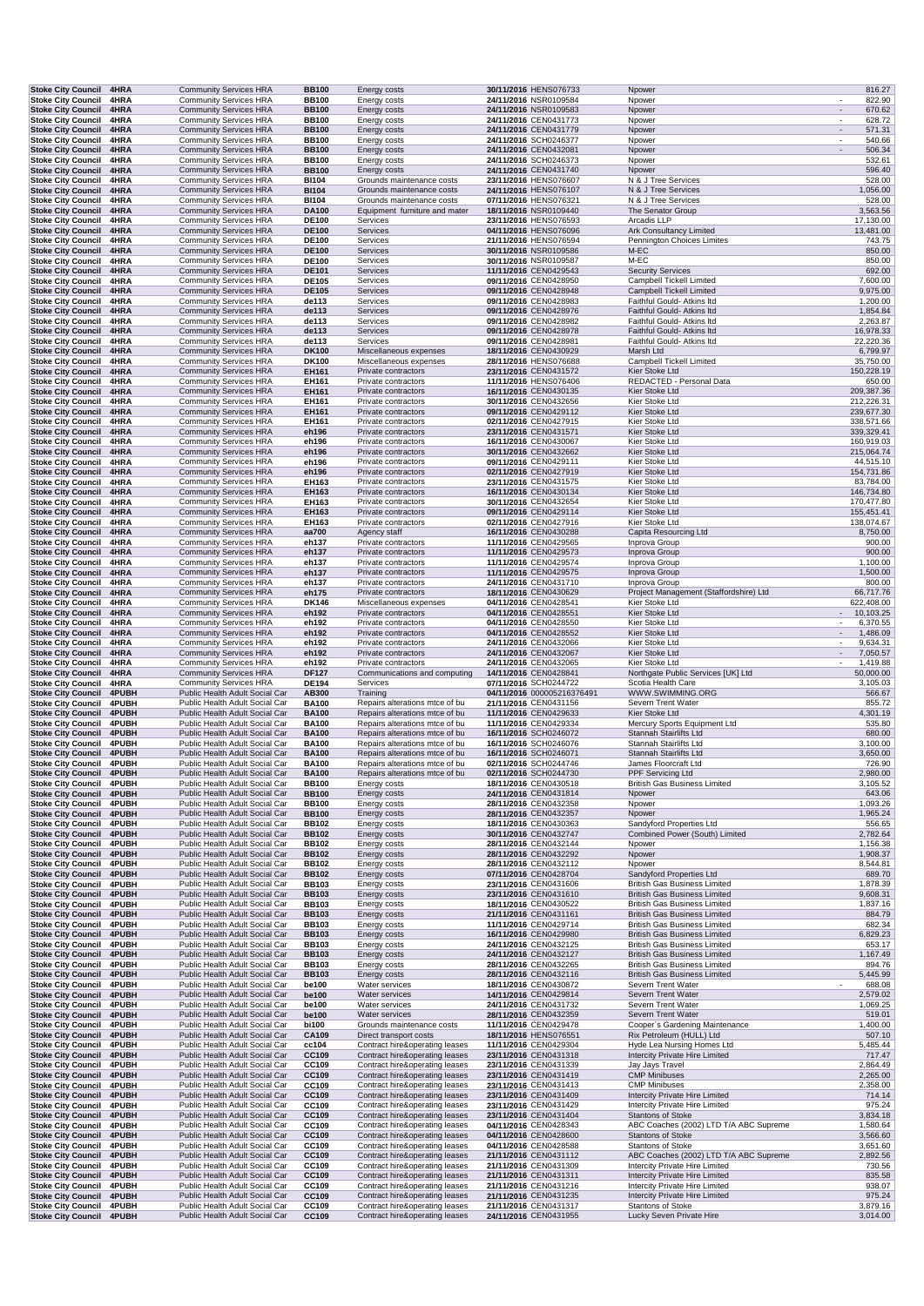| | | | | | | | | |
|---|---|---|---|---|---|---|---|---|
| Stoke City Council | 4HRA | Community Services HRA | BB100 | Energy costs | 30/11/2016 | HENS076733 | Npower | 816.27 |
| Stoke City Council | 4HRA | Community Services HRA | BB100 | Energy costs | 24/11/2016 | NSR0109584 | Npower | - 822.90 |
| Stoke City Council | 4HRA | Community Services HRA | BB100 | Energy costs | 24/11/2016 | NSR0109583 | Npower | - 670.62 |
| Stoke City Council | 4HRA | Community Services HRA | BB100 | Energy costs | 24/11/2016 | CEN0431773 | Npower | - 628.72 |
| Stoke City Council | 4HRA | Community Services HRA | BB100 | Energy costs | 24/11/2016 | CEN0431779 | Npower | - 571.31 |
| Stoke City Council | 4HRA | Community Services HRA | BB100 | Energy costs | 24/11/2016 | SCH0246377 | Npower | - 540.66 |
| Stoke City Council | 4HRA | Community Services HRA | BB100 | Energy costs | 24/11/2016 | CEN0432081 | Npower | - 506.34 |
| Stoke City Council | 4HRA | Community Services HRA | BB100 | Energy costs | 24/11/2016 | SCH0246373 | Npower | 532.61 |
| Stoke City Council | 4HRA | Community Services HRA | BB100 | Energy costs | 24/11/2016 | CEN0431740 | Npower | 596.40 |
| Stoke City Council | 4HRA | Community Services HRA | BI104 | Grounds maintenance costs | 23/11/2016 | HENS076607 | N & J Tree Services | 528.00 |
| Stoke City Council | 4HRA | Community Services HRA | BI104 | Grounds maintenance costs | 24/11/2016 | HENS076107 | N & J Tree Services | 1,056.00 |
| Stoke City Council | 4HRA | Community Services HRA | BI104 | Grounds maintenance costs | 07/11/2016 | HENS076321 | N & J Tree Services | 528.00 |
| Stoke City Council | 4HRA | Community Services HRA | DA100 | Equipment furniture and mater | 18/11/2016 | NSR0109440 | The Senator Group | 3,563.56 |
| Stoke City Council | 4HRA | Community Services HRA | DE100 | Services | 23/11/2016 | HENS076593 | Arcadis LLP | 17,130.00 |
| Stoke City Council | 4HRA | Community Services HRA | DE100 | Services | 04/11/2016 | HENS076096 | Ark Consultancy Limited | 13,481.00 |
| Stoke City Council | 4HRA | Community Services HRA | DE100 | Services | 21/11/2016 | HENS076594 | Pennington Choices Limites | 743.75 |
| Stoke City Council | 4HRA | Community Services HRA | DE100 | Services | 30/11/2016 | NSR0109586 | M-EC | 850.00 |
| Stoke City Council | 4HRA | Community Services HRA | DE100 | Services | 30/11/2016 | NSR0109587 | M-EC | 850.00 |
| Stoke City Council | 4HRA | Community Services HRA | DE101 | Services | 11/11/2016 | CEN0429543 | Security Services | 692.00 |
| Stoke City Council | 4HRA | Community Services HRA | DE105 | Services | 09/11/2016 | CEN0428950 | Campbell Tickell Limited | 7,600.00 |
| Stoke City Council | 4HRA | Community Services HRA | DE105 | Services | 09/11/2016 | CEN0428948 | Campbell Tickell Limited | 9,975.00 |
| Stoke City Council | 4HRA | Community Services HRA | de113 | Services | 09/11/2016 | CEN0428983 | Faithful Gould- Atkins ltd | 1,200.00 |
| Stoke City Council | 4HRA | Community Services HRA | de113 | Services | 09/11/2016 | CEN0428976 | Faithful Gould- Atkins ltd | 1,854.84 |
| Stoke City Council | 4HRA | Community Services HRA | de113 | Services | 09/11/2016 | CEN0428982 | Faithful Gould- Atkins ltd | 2,263.87 |
| Stoke City Council | 4HRA | Community Services HRA | de113 | Services | 09/11/2016 | CEN0428978 | Faithful Gould- Atkins ltd | 16,978.33 |
| Stoke City Council | 4HRA | Community Services HRA | de113 | Services | 09/11/2016 | CEN0428981 | Faithful Gould- Atkins ltd | 22,220.36 |
| Stoke City Council | 4HRA | Community Services HRA | DK100 | Miscellaneous expenses | 18/11/2016 | CEN0430929 | Marsh Ltd | 6,799.97 |
| Stoke City Council | 4HRA | Community Services HRA | DK100 | Miscellaneous expenses | 28/11/2016 | HENS076688 | Campbell Tickell Limited | 35,750.00 |
| Stoke City Council | 4HRA | Community Services HRA | EH161 | Private contractors | 23/11/2016 | CEN0431572 | Kier Stoke Ltd | 150,228.19 |
| Stoke City Council | 4HRA | Community Services HRA | EH161 | Private contractors | 11/11/2016 | HENS076406 | REDACTED - Personal Data | 650.00 |
| Stoke City Council | 4HRA | Community Services HRA | EH161 | Private contractors | 16/11/2016 | CEN0430135 | Kier Stoke Ltd | 209,387.36 |
| Stoke City Council | 4HRA | Community Services HRA | EH161 | Private contractors | 30/11/2016 | CEN0432656 | Kier Stoke Ltd | 212,226.31 |
| Stoke City Council | 4HRA | Community Services HRA | EH161 | Private contractors | 09/11/2016 | CEN0429112 | Kier Stoke Ltd | 239,677.30 |
| Stoke City Council | 4HRA | Community Services HRA | EH161 | Private contractors | 02/11/2016 | CEN0427915 | Kier Stoke Ltd | 338,571.66 |
| Stoke City Council | 4HRA | Community Services HRA | eh196 | Private contractors | 23/11/2016 | CEN0431571 | Kier Stoke Ltd | 339,329.41 |
| Stoke City Council | 4HRA | Community Services HRA | eh196 | Private contractors | 16/11/2016 | CEN0430067 | Kier Stoke Ltd | 160,919.03 |
| Stoke City Council | 4HRA | Community Services HRA | eh196 | Private contractors | 30/11/2016 | CEN0432662 | Kier Stoke Ltd | 215,064.74 |
| Stoke City Council | 4HRA | Community Services HRA | eh196 | Private contractors | 09/11/2016 | CEN0429111 | Kier Stoke Ltd | 44,515.10 |
| Stoke City Council | 4HRA | Community Services HRA | eh196 | Private contractors | 02/11/2016 | CEN0427919 | Kier Stoke Ltd | 154,731.86 |
| Stoke City Council | 4HRA | Community Services HRA | EH163 | Private contractors | 23/11/2016 | CEN0431575 | Kier Stoke Ltd | 83,784.00 |
| Stoke City Council | 4HRA | Community Services HRA | EH163 | Private contractors | 16/11/2016 | CEN0430134 | Kier Stoke Ltd | 146,734.80 |
| Stoke City Council | 4HRA | Community Services HRA | EH163 | Private contractors | 30/11/2016 | CEN0432654 | Kier Stoke Ltd | 170,477.80 |
| Stoke City Council | 4HRA | Community Services HRA | EH163 | Private contractors | 09/11/2016 | CEN0429114 | Kier Stoke Ltd | 155,451.41 |
| Stoke City Council | 4HRA | Community Services HRA | EH163 | Private contractors | 02/11/2016 | CEN0427916 | Kier Stoke Ltd | 138,074.67 |
| Stoke City Council | 4HRA | Community Services HRA | aa700 | Agency staff | 16/11/2016 | CEN0430288 | Capita Resourcing Ltd | 8,750.00 |
| Stoke City Council | 4HRA | Community Services HRA | eh137 | Private contractors | 11/11/2016 | CEN0429565 | Inprova Group | 900.00 |
| Stoke City Council | 4HRA | Community Services HRA | eh137 | Private contractors | 11/11/2016 | CEN0429573 | Inprova Group | 900.00 |
| Stoke City Council | 4HRA | Community Services HRA | eh137 | Private contractors | 11/11/2016 | CEN0429574 | Inprova Group | 1,100.00 |
| Stoke City Council | 4HRA | Community Services HRA | eh137 | Private contractors | 11/11/2016 | CEN0429575 | Inprova Group | 1,500.00 |
| Stoke City Council | 4HRA | Community Services HRA | eh137 | Private contractors | 24/11/2016 | CEN0431710 | Inprova Group | 800.00 |
| Stoke City Council | 4HRA | Community Services HRA | eh175 | Private contractors | 18/11/2016 | CEN0430629 | Project Management (Staffordshire) Ltd | 66,717.76 |
| Stoke City Council | 4HRA | Community Services HRA | DK146 | Miscellaneous expenses | 04/11/2016 | CEN0428541 | Kier Stoke Ltd | 622,408.00 |
| Stoke City Council | 4HRA | Community Services HRA | eh192 | Private contractors | 04/11/2016 | CEN0428551 | Kier Stoke Ltd | - 10,103.25 |
| Stoke City Council | 4HRA | Community Services HRA | eh192 | Private contractors | 04/11/2016 | CEN0428550 | Kier Stoke Ltd | - 6,370.55 |
| Stoke City Council | 4HRA | Community Services HRA | eh192 | Private contractors | 04/11/2016 | CEN0428552 | Kier Stoke Ltd | - 1,486.09 |
| Stoke City Council | 4HRA | Community Services HRA | eh192 | Private contractors | 24/11/2016 | CEN0432066 | Kier Stoke Ltd | - 9,634.31 |
| Stoke City Council | 4HRA | Community Services HRA | eh192 | Private contractors | 24/11/2016 | CEN0432067 | Kier Stoke Ltd | - 7,050.57 |
| Stoke City Council | 4HRA | Community Services HRA | eh192 | Private contractors | 24/11/2016 | CEN0432065 | Kier Stoke Ltd | - 1,419.88 |
| Stoke City Council | 4HRA | Community Services HRA | DF127 | Communications and computing | 14/11/2016 | CEN0428841 | Northgate Public Services [UK] Ltd | 50,000.00 |
| Stoke City Council | 4HRA | Community Services HRA | DE194 | Services | 07/11/2016 | SCH0244722 | Scotia Health Care | 3,105.03 |
| Stoke City Council | 4PUBH | Public Health Adult Social Car | AB300 | Training | 04/11/2016 | 000005216376491 | WWW.SWIMMING.ORG | 566.67 |
| Stoke City Council | 4PUBH | Public Health Adult Social Car | BA100 | Repairs alterations mtce of bu | 21/11/2016 | CEN0431156 | Severn Trent Water | 855.72 |
| Stoke City Council | 4PUBH | Public Health Adult Social Car | BA100 | Repairs alterations mtce of bu | 11/11/2016 | CEN0429633 | Kier Stoke Ltd | 4,301.19 |
| Stoke City Council | 4PUBH | Public Health Adult Social Car | BA100 | Repairs alterations mtce of bu | 11/11/2016 | CEN0429334 | Mercury Sports Equipment Ltd | 535.80 |
| Stoke City Council | 4PUBH | Public Health Adult Social Car | BA100 | Repairs alterations mtce of bu | 16/11/2016 | SCH0246072 | Stannah Stairlifts Ltd | 680.00 |
| Stoke City Council | 4PUBH | Public Health Adult Social Car | BA100 | Repairs alterations mtce of bu | 16/11/2016 | SCH0246076 | Stannah Stairlifts Ltd | 3,100.00 |
| Stoke City Council | 4PUBH | Public Health Adult Social Car | BA100 | Repairs alterations mtce of bu | 16/11/2016 | SCH0246071 | Stannah Stairlifts Ltd | 3,650.00 |
| Stoke City Council | 4PUBH | Public Health Adult Social Car | BA100 | Repairs alterations mtce of bu | 02/11/2016 | SCH0244746 | James Floorcraft Ltd | 726.90 |
| Stoke City Council | 4PUBH | Public Health Adult Social Car | BA100 | Repairs alterations mtce of bu | 02/11/2016 | SCH0244730 | PPF Servicing Ltd | 2,980.00 |
| Stoke City Council | 4PUBH | Public Health Adult Social Car | BB100 | Energy costs | 18/11/2016 | CEN0430518 | British Gas Business Limited | 3,105.52 |
| Stoke City Council | 4PUBH | Public Health Adult Social Car | BB100 | Energy costs | 24/11/2016 | CEN0431814 | Npower | 643.06 |
| Stoke City Council | 4PUBH | Public Health Adult Social Car | BB100 | Energy costs | 28/11/2016 | CEN0432358 | Npower | 1,093.26 |
| Stoke City Council | 4PUBH | Public Health Adult Social Car | BB100 | Energy costs | 28/11/2016 | CEN0432357 | Npower | 1,965.24 |
| Stoke City Council | 4PUBH | Public Health Adult Social Car | BB102 | Energy costs | 18/11/2016 | CEN0430363 | Sandyford Properties Ltd | 556.65 |
| Stoke City Council | 4PUBH | Public Health Adult Social Car | BB102 | Energy costs | 30/11/2016 | CEN0432747 | Combined Power (South) Limited | 2,782.64 |
| Stoke City Council | 4PUBH | Public Health Adult Social Car | BB102 | Energy costs | 28/11/2016 | CEN0432144 | Npower | 1,156.38 |
| Stoke City Council | 4PUBH | Public Health Adult Social Car | BB102 | Energy costs | 28/11/2016 | CEN0432292 | Npower | 1,908.37 |
| Stoke City Council | 4PUBH | Public Health Adult Social Car | BB102 | Energy costs | 28/11/2016 | CEN0432112 | Npower | 8,544.81 |
| Stoke City Council | 4PUBH | Public Health Adult Social Car | BB102 | Energy costs | 07/11/2016 | CEN0428704 | Sandyford Properties Ltd | 689.70 |
| Stoke City Council | 4PUBH | Public Health Adult Social Car | BB103 | Energy costs | 23/11/2016 | CEN0431606 | British Gas Business Limited | 1,878.39 |
| Stoke City Council | 4PUBH | Public Health Adult Social Car | BB103 | Energy costs | 23/11/2016 | CEN0431610 | British Gas Business Limited | 9,608.31 |
| Stoke City Council | 4PUBH | Public Health Adult Social Car | BB103 | Energy costs | 18/11/2016 | CEN0430522 | British Gas Business Limited | 1,837.16 |
| Stoke City Council | 4PUBH | Public Health Adult Social Car | BB103 | Energy costs | 21/11/2016 | CEN0431161 | British Gas Business Limited | 884.79 |
| Stoke City Council | 4PUBH | Public Health Adult Social Car | BB103 | Energy costs | 11/11/2016 | CEN0429714 | British Gas Business Limited | 682.34 |
| Stoke City Council | 4PUBH | Public Health Adult Social Car | BB103 | Energy costs | 16/11/2016 | CEN0429980 | British Gas Business Limited | 6,829.23 |
| Stoke City Council | 4PUBH | Public Health Adult Social Car | BB103 | Energy costs | 24/11/2016 | CEN0432125 | British Gas Business Limited | 653.17 |
| Stoke City Council | 4PUBH | Public Health Adult Social Car | BB103 | Energy costs | 24/11/2016 | CEN0432127 | British Gas Business Limited | 1,167.49 |
| Stoke City Council | 4PUBH | Public Health Adult Social Car | BB103 | Energy costs | 28/11/2016 | CEN0432265 | British Gas Business Limited | 894.76 |
| Stoke City Council | 4PUBH | Public Health Adult Social Car | BB103 | Energy costs | 28/11/2016 | CEN0432116 | British Gas Business Limited | 5,445.99 |
| Stoke City Council | 4PUBH | Public Health Adult Social Car | be100 | Water services | 18/11/2016 | CEN0430872 | Severn Trent Water | - 688.08 |
| Stoke City Council | 4PUBH | Public Health Adult Social Car | be100 | Water services | 14/11/2016 | CEN0429814 | Severn Trent Water | 2,579.02 |
| Stoke City Council | 4PUBH | Public Health Adult Social Car | be100 | Water services | 24/11/2016 | CEN0431732 | Severn Trent Water | 1,069.25 |
| Stoke City Council | 4PUBH | Public Health Adult Social Car | be100 | Water services | 28/11/2016 | CEN0432359 | Severn Trent Water | 519.01 |
| Stoke City Council | 4PUBH | Public Health Adult Social Car | bi100 | Grounds maintenance costs | 11/11/2016 | CEN0429478 | Cooper`s Gardening Maintenance | 1,400.00 |
| Stoke City Council | 4PUBH | Public Health Adult Social Car | CA109 | Direct transport costs | 18/11/2016 | HENS076551 | Rix Petroleum (HULL) Ltd | 507.10 |
| Stoke City Council | 4PUBH | Public Health Adult Social Car | cc104 | Contract hire&operating leases | 11/11/2016 | CEN0429304 | Hyde Lea Nursing Homes Ltd | 5,485.44 |
| Stoke City Council | 4PUBH | Public Health Adult Social Car | CC109 | Contract hire&operating leases | 23/11/2016 | CEN0431318 | Intercity Private Hire Limited | 717.47 |
| Stoke City Council | 4PUBH | Public Health Adult Social Car | CC109 | Contract hire&operating leases | 23/11/2016 | CEN0431339 | Jay Jays Travel | 2,864.49 |
| Stoke City Council | 4PUBH | Public Health Adult Social Car | CC109 | Contract hire&operating leases | 23/11/2016 | CEN0431419 | CMP Minibuses | 2,265.00 |
| Stoke City Council | 4PUBH | Public Health Adult Social Car | CC109 | Contract hire&operating leases | 23/11/2016 | CEN0431413 | CMP Minibuses | 2,358.00 |
| Stoke City Council | 4PUBH | Public Health Adult Social Car | CC109 | Contract hire&operating leases | 23/11/2016 | CEN0431409 | Intercity Private Hire Limited | 714.14 |
| Stoke City Council | 4PUBH | Public Health Adult Social Car | CC109 | Contract hire&operating leases | 23/11/2016 | CEN0431429 | Intercity Private Hire Limited | 975.24 |
| Stoke City Council | 4PUBH | Public Health Adult Social Car | CC109 | Contract hire&operating leases | 23/11/2016 | CEN0431404 | Stantons of Stoke | 3,834.18 |
| Stoke City Council | 4PUBH | Public Health Adult Social Car | CC109 | Contract hire&operating leases | 04/11/2016 | CEN0428343 | ABC Coaches (2002) LTD T/A ABC Supreme | 1,580.64 |
| Stoke City Council | 4PUBH | Public Health Adult Social Car | CC109 | Contract hire&operating leases | 04/11/2016 | CEN0428600 | Stantons of Stoke | 3,566.60 |
| Stoke City Council | 4PUBH | Public Health Adult Social Car | CC109 | Contract hire&operating leases | 04/11/2016 | CEN0428588 | Stantons of Stoke | 3,651.60 |
| Stoke City Council | 4PUBH | Public Health Adult Social Car | CC109 | Contract hire&operating leases | 21/11/2016 | CEN0431112 | ABC Coaches (2002) LTD T/A ABC Supreme | 2,892.56 |
| Stoke City Council | 4PUBH | Public Health Adult Social Car | CC109 | Contract hire&operating leases | 21/11/2016 | CEN0431309 | Intercity Private Hire Limited | 730.56 |
| Stoke City Council | 4PUBH | Public Health Adult Social Car | CC109 | Contract hire&operating leases | 21/11/2016 | CEN0431311 | Intercity Private Hire Limited | 835.58 |
| Stoke City Council | 4PUBH | Public Health Adult Social Car | CC109 | Contract hire&operating leases | 21/11/2016 | CEN0431216 | Intercity Private Hire Limited | 938.07 |
| Stoke City Council | 4PUBH | Public Health Adult Social Car | CC109 | Contract hire&operating leases | 21/11/2016 | CEN0431235 | Intercity Private Hire Limited | 975.24 |
| Stoke City Council | 4PUBH | Public Health Adult Social Car | CC109 | Contract hire&operating leases | 21/11/2016 | CEN0431317 | Stantons of Stoke | 3,879.16 |
| Stoke City Council | 4PUBH | Public Health Adult Social Car | CC109 | Contract hire&operating leases | 24/11/2016 | CEN0431955 | Lucky Seven Private Hire | 3,014.00 |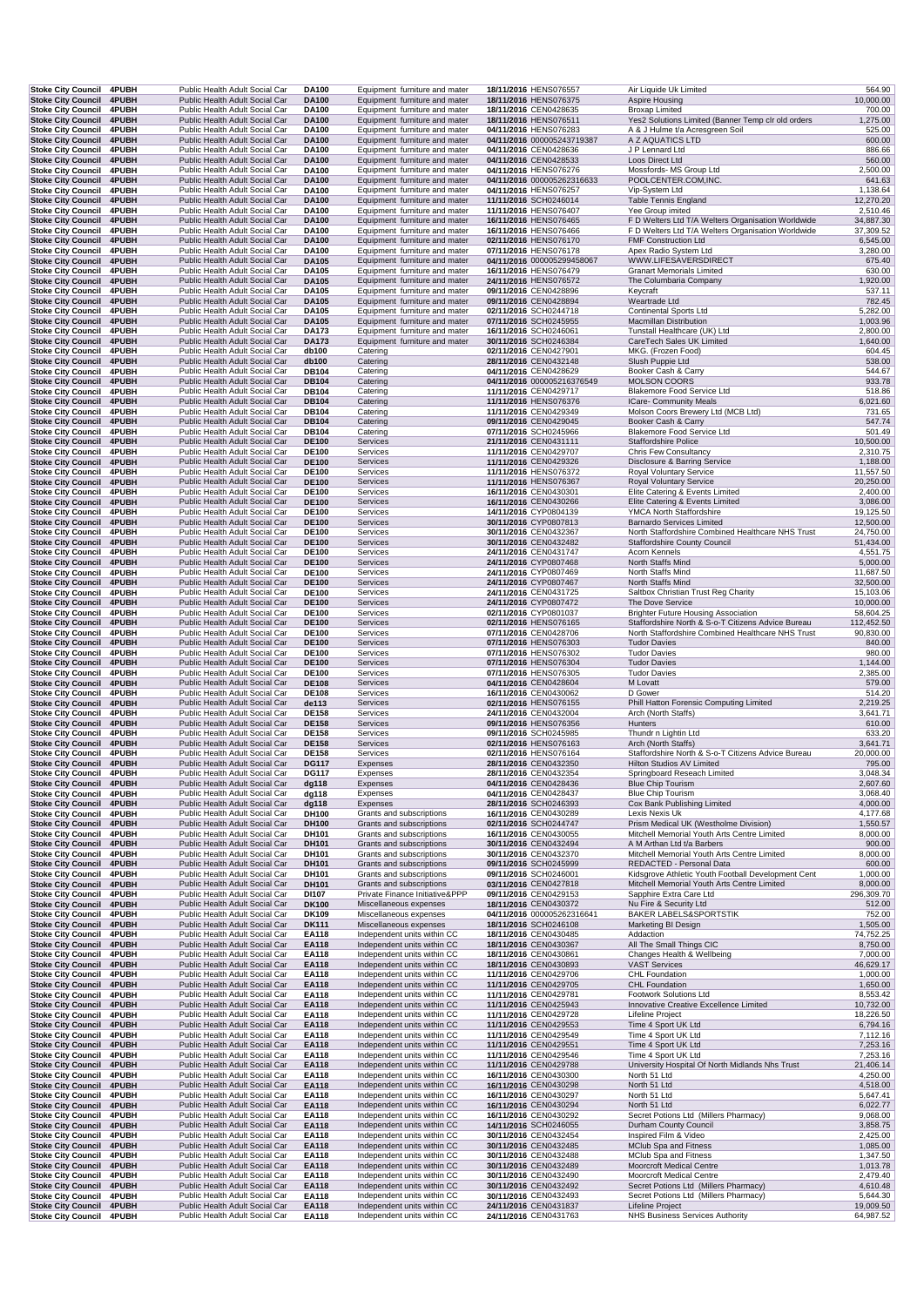| Stoke City Council | 4PUBH | Public Health Adult Social Car | DA100 | Equipment furniture and mater | 18/11/2016 | HENS076557 | Air Liquide Uk Limited | 564.90 |
|---|---|---|---|---|---|---|---|---|
| Stoke City Council | 4PUBH | Public Health Adult Social Car | DA100 | Equipment furniture and mater | 18/11/2016 | HENS076375 | Aspire Housing | 10,000.00 |
| Stoke City Council | 4PUBH | Public Health Adult Social Car | DA100 | Equipment furniture and mater | 18/11/2016 | CEN0428635 | Broxap Limited | 700.00 |
| Stoke City Council | 4PUBH | Public Health Adult Social Car | DA100 | Equipment furniture and mater | 18/11/2016 | HENS076511 | Yes2 Solutions Limited (Banner Temp clr old orders | 1,275.00 |
| Stoke City Council | 4PUBH | Public Health Adult Social Car | DA100 | Equipment furniture and mater | 04/11/2016 | HENS076283 | A & J Hulme t/a Acresgreen Soil | 525.00 |
| Stoke City Council | 4PUBH | Public Health Adult Social Car | DA100 | Equipment furniture and mater | 04/11/2016 | 000005243719387 | A Z AQUATICS LTD | 600.00 |
| Stoke City Council | 4PUBH | Public Health Adult Social Car | DA100 | Equipment furniture and mater | 04/11/2016 | CEN0428636 | J P Lennard Ltd | 886.66 |
| Stoke City Council | 4PUBH | Public Health Adult Social Car | DA100 | Equipment furniture and mater | 04/11/2016 | CEN0428533 | Loos Direct Ltd | 560.00 |
| Stoke City Council | 4PUBH | Public Health Adult Social Car | DA100 | Equipment furniture and mater | 04/11/2016 | HENS076276 | Mossfords- MS Group Ltd | 2,500.00 |
| Stoke City Council | 4PUBH | Public Health Adult Social Car | DA100 | Equipment furniture and mater | 04/11/2016 | 000005262316633 | POOLCENTER.COM,INC. | 641.63 |
| Stoke City Council | 4PUBH | Public Health Adult Social Car | DA100 | Equipment furniture and mater | 04/11/2016 | HENS076257 | Vip-System Ltd | 1,138.64 |
| Stoke City Council | 4PUBH | Public Health Adult Social Car | DA100 | Equipment furniture and mater | 11/11/2016 | SCH0246014 | Table Tennis England | 12,270.20 |
| Stoke City Council | 4PUBH | Public Health Adult Social Car | DA100 | Equipment furniture and mater | 11/11/2016 | HENS076407 | Yee Group imited | 2,510.46 |
| Stoke City Council | 4PUBH | Public Health Adult Social Car | DA100 | Equipment furniture and mater | 16/11/2016 | HENS076465 | F D Welters Ltd T/A Welters Organisation Worldwide | 34,887.30 |
| Stoke City Council | 4PUBH | Public Health Adult Social Car | DA100 | Equipment furniture and mater | 16/11/2016 | HENS076466 | F D Welters Ltd T/A Welters Organisation Worldwide | 37,309.52 |
| Stoke City Council | 4PUBH | Public Health Adult Social Car | DA100 | Equipment furniture and mater | 02/11/2016 | HENS076170 | FMF Construction Ltd | 6,545.00 |
| Stoke City Council | 4PUBH | Public Health Adult Social Car | DA100 | Equipment furniture and mater | 07/11/2016 | HENS076178 | Apex Radio System Ltd | 3,280.00 |
| Stoke City Council | 4PUBH | Public Health Adult Social Car | DA105 | Equipment furniture and mater | 04/11/2016 | 000005299458067 | WWW.LIFESAVERSDIRECT | 675.40 |
| Stoke City Council | 4PUBH | Public Health Adult Social Car | DA105 | Equipment furniture and mater | 16/11/2016 | HENS076479 | Granart Memorials Limited | 630.00 |
| Stoke City Council | 4PUBH | Public Health Adult Social Car | DA105 | Equipment furniture and mater | 24/11/2016 | HENS076572 | The Columbaria Company | 1,920.00 |
| Stoke City Council | 4PUBH | Public Health Adult Social Car | DA105 | Equipment furniture and mater | 09/11/2016 | CEN0428896 | Keycraft | 537.11 |
| Stoke City Council | 4PUBH | Public Health Adult Social Car | DA105 | Equipment furniture and mater | 09/11/2016 | CEN0428894 | Weartrade Ltd | 782.45 |
| Stoke City Council | 4PUBH | Public Health Adult Social Car | DA105 | Equipment furniture and mater | 02/11/2016 | SCH0244718 | Continental Sports Ltd | 5,282.00 |
| Stoke City Council | 4PUBH | Public Health Adult Social Car | DA105 | Equipment furniture and mater | 07/11/2016 | SCH0245955 | Macmillan Distribution | 1,003.96 |
| Stoke City Council | 4PUBH | Public Health Adult Social Car | DA173 | Equipment furniture and mater | 16/11/2016 | SCH0246061 | Tunstall Healthcare (UK) Ltd | 2,800.00 |
| Stoke City Council | 4PUBH | Public Health Adult Social Car | DA173 | Equipment furniture and mater | 30/11/2016 | SCH0246384 | CareTech Sales UK Limited | 1,640.00 |
| Stoke City Council | 4PUBH | Public Health Adult Social Car | db100 | Catering | 02/11/2016 | CEN0427901 | MKG. (Frozen Food) | 604.45 |
| Stoke City Council | 4PUBH | Public Health Adult Social Car | db100 | Catering | 28/11/2016 | CEN0432148 | Slush Puppie Ltd | 538.00 |
| Stoke City Council | 4PUBH | Public Health Adult Social Car | DB104 | Catering | 04/11/2016 | CEN0428629 | Booker Cash & Carry | 544.67 |
| Stoke City Council | 4PUBH | Public Health Adult Social Car | DB104 | Catering | 04/11/2016 | 000005216376549 | MOLSON COORS | 933.78 |
| Stoke City Council | 4PUBH | Public Health Adult Social Car | DB104 | Catering | 11/11/2016 | CEN0429717 | Blakemore Food Service Ltd | 518.86 |
| Stoke City Council | 4PUBH | Public Health Adult Social Car | DB104 | Catering | 11/11/2016 | HENS076376 | ICare- Community Meals | 6,021.60 |
| Stoke City Council | 4PUBH | Public Health Adult Social Car | DB104 | Catering | 11/11/2016 | CEN0429349 | Molson Coors Brewery Ltd (MCB Ltd) | 731.65 |
| Stoke City Council | 4PUBH | Public Health Adult Social Car | DB104 | Catering | 09/11/2016 | CEN0429045 | Booker Cash & Carry | 547.74 |
| Stoke City Council | 4PUBH | Public Health Adult Social Car | DB104 | Catering | 07/11/2016 | SCH0245966 | Blakemore Food Service Ltd | 501.49 |
| Stoke City Council | 4PUBH | Public Health Adult Social Car | DE100 | Services | 21/11/2016 | CEN0431111 | Staffordshire Police | 10,500.00 |
| Stoke City Council | 4PUBH | Public Health Adult Social Car | DE100 | Services | 11/11/2016 | CEN0429707 | Chris Few Consultancy | 2,310.75 |
| Stoke City Council | 4PUBH | Public Health Adult Social Car | DE100 | Services | 11/11/2016 | CEN0429326 | Disclosure & Barring Service | 1,188.00 |
| Stoke City Council | 4PUBH | Public Health Adult Social Car | DE100 | Services | 11/11/2016 | HENS076372 | Royal Voluntary Service | 11,557.50 |
| Stoke City Council | 4PUBH | Public Health Adult Social Car | DE100 | Services | 11/11/2016 | HENS076367 | Royal Voluntary Service | 20,250.00 |
| Stoke City Council | 4PUBH | Public Health Adult Social Car | DE100 | Services | 16/11/2016 | CEN0430301 | Elite Catering & Events Limited | 2,400.00 |
| Stoke City Council | 4PUBH | Public Health Adult Social Car | DE100 | Services | 16/11/2016 | CEN0430266 | Elite Catering & Events Limited | 3,086.00 |
| Stoke City Council | 4PUBH | Public Health Adult Social Car | DE100 | Services | 14/11/2016 | CYP0804139 | YMCA North Staffordshire | 19,125.50 |
| Stoke City Council | 4PUBH | Public Health Adult Social Car | DE100 | Services | 30/11/2016 | CYP0807813 | Barnardo Services Limited | 12,500.00 |
| Stoke City Council | 4PUBH | Public Health Adult Social Car | DE100 | Services | 30/11/2016 | CEN0432367 | North Staffordshire Combined Healthcare NHS Trust | 24,750.00 |
| Stoke City Council | 4PUBH | Public Health Adult Social Car | DE100 | Services | 30/11/2016 | CEN0432482 | Staffordshire County Council | 51,434.00 |
| Stoke City Council | 4PUBH | Public Health Adult Social Car | DE100 | Services | 24/11/2016 | CEN0431747 | Acorn Kennels | 4,551.75 |
| Stoke City Council | 4PUBH | Public Health Adult Social Car | DE100 | Services | 24/11/2016 | CYP0807468 | North Staffs Mind | 5,000.00 |
| Stoke City Council | 4PUBH | Public Health Adult Social Car | DE100 | Services | 24/11/2016 | CYP0807469 | North Staffs Mind | 11,687.50 |
| Stoke City Council | 4PUBH | Public Health Adult Social Car | DE100 | Services | 24/11/2016 | CYP0807467 | North Staffs Mind | 32,500.00 |
| Stoke City Council | 4PUBH | Public Health Adult Social Car | DE100 | Services | 24/11/2016 | CEN0431725 | Saltbox Christian Trust Reg Charity | 15,103.06 |
| Stoke City Council | 4PUBH | Public Health Adult Social Car | DE100 | Services | 24/11/2016 | CYP0807472 | The Dove Service | 10,000.00 |
| Stoke City Council | 4PUBH | Public Health Adult Social Car | DE100 | Services | 02/11/2016 | CYP0801037 | Brighter Future Housing Association | 58,604.25 |
| Stoke City Council | 4PUBH | Public Health Adult Social Car | DE100 | Services | 02/11/2016 | HENS076165 | Staffordshire North & S-o-T Citizens Advice Bureau | 112,452.50 |
| Stoke City Council | 4PUBH | Public Health Adult Social Car | DE100 | Services | 07/11/2016 | CEN0428706 | North Staffordshire Combined Healthcare NHS Trust | 90,830.00 |
| Stoke City Council | 4PUBH | Public Health Adult Social Car | DE100 | Services | 07/11/2016 | HENS076303 | Tudor Davies | 840.00 |
| Stoke City Council | 4PUBH | Public Health Adult Social Car | DE100 | Services | 07/11/2016 | HENS076302 | Tudor Davies | 980.00 |
| Stoke City Council | 4PUBH | Public Health Adult Social Car | DE100 | Services | 07/11/2016 | HENS076304 | Tudor Davies | 1,144.00 |
| Stoke City Council | 4PUBH | Public Health Adult Social Car | DE100 | Services | 07/11/2016 | HENS076305 | Tudor Davies | 2,385.00 |
| Stoke City Council | 4PUBH | Public Health Adult Social Car | DE108 | Services | 04/11/2016 | CEN0428604 | M Lovatt | 579.00 |
| Stoke City Council | 4PUBH | Public Health Adult Social Car | DE108 | Services | 16/11/2016 | CEN0430062 | D Gower | 514.20 |
| Stoke City Council | 4PUBH | Public Health Adult Social Car | de113 | Services | 02/11/2016 | HENS076155 | Phill Hatton Forensic Computing Limited | 2,219.25 |
| Stoke City Council | 4PUBH | Public Health Adult Social Car | DE158 | Services | 24/11/2016 | CEN0432004 | Arch (North Staffs) | 3,641.71 |
| Stoke City Council | 4PUBH | Public Health Adult Social Car | DE158 | Services | 09/11/2016 | HENS076356 | Hunters | 610.00 |
| Stoke City Council | 4PUBH | Public Health Adult Social Car | DE158 | Services | 09/11/2016 | SCH0245985 | Thundr n Lightin Ltd | 633.20 |
| Stoke City Council | 4PUBH | Public Health Adult Social Car | DE158 | Services | 02/11/2016 | HENS076163 | Arch (North Staffs) | 3,641.71 |
| Stoke City Council | 4PUBH | Public Health Adult Social Car | DE158 | Services | 02/11/2016 | HENS076164 | Staffordshire North & S-o-T Citizens Advice Bureau | 20,000.00 |
| Stoke City Council | 4PUBH | Public Health Adult Social Car | DG117 | Expenses | 28/11/2016 | CEN0432350 | Hilton Studios AV Limited | 795.00 |
| Stoke City Council | 4PUBH | Public Health Adult Social Car | DG117 | Expenses | 28/11/2016 | CEN0432354 | Springboard Reseach Limited | 3,048.34 |
| Stoke City Council | 4PUBH | Public Health Adult Social Car | dg118 | Expenses | 04/11/2016 | CEN0428436 | Blue Chip Tourism | 2,607.60 |
| Stoke City Council | 4PUBH | Public Health Adult Social Car | dg118 | Expenses | 04/11/2016 | CEN0428437 | Blue Chip Tourism | 3,068.40 |
| Stoke City Council | 4PUBH | Public Health Adult Social Car | dg118 | Expenses | 28/11/2016 | SCH0246393 | Cox Bank Publishing Limited | 4,000.00 |
| Stoke City Council | 4PUBH | Public Health Adult Social Car | DH100 | Grants and subscriptions | 16/11/2016 | CEN0430289 | Lexis Nexis Uk | 4,177.68 |
| Stoke City Council | 4PUBH | Public Health Adult Social Car | DH100 | Grants and subscriptions | 02/11/2016 | SCH0244747 | Prism Medical UK (Westholme Division) | 1,550.57 |
| Stoke City Council | 4PUBH | Public Health Adult Social Car | DH101 | Grants and subscriptions | 16/11/2016 | CEN0430055 | Mitchell Memorial Youth Arts Centre Limited | 8,000.00 |
| Stoke City Council | 4PUBH | Public Health Adult Social Car | DH101 | Grants and subscriptions | 30/11/2016 | CEN0432494 | A M Arthan Ltd t/a Barbers | 900.00 |
| Stoke City Council | 4PUBH | Public Health Adult Social Car | DH101 | Grants and subscriptions | 30/11/2016 | CEN0432370 | Mitchell Memorial Youth Arts Centre Limited | 8,000.00 |
| Stoke City Council | 4PUBH | Public Health Adult Social Car | DH101 | Grants and subscriptions | 09/11/2016 | SCH0245999 | REDACTED - Personal Data | 600.00 |
| Stoke City Council | 4PUBH | Public Health Adult Social Car | DH101 | Grants and subscriptions | 09/11/2016 | SCH0246001 | Kidsgrove Athletic Youth Football Development Cent | 1,000.00 |
| Stoke City Council | 4PUBH | Public Health Adult Social Car | DH101 | Grants and subscriptions | 03/11/2016 | CEN0427818 | Mitchell Memorial Youth Arts Centre Limited | 8,000.00 |
| Stoke City Council | 4PUBH | Public Health Adult Social Car | DI107 | Private Finance Initiative&PPP | 09/11/2016 | CEN0429153 | Sapphire Extra Care Ltd | 296,309.70 |
| Stoke City Council | 4PUBH | Public Health Adult Social Car | DK100 | Miscellaneous expenses | 18/11/2016 | CEN0430372 | Nu Fire & Security Ltd | 512.00 |
| Stoke City Council | 4PUBH | Public Health Adult Social Car | DK109 | Miscellaneous expenses | 04/11/2016 | 000005262316641 | BAKER LABELS&SPORTSTIK | 752.00 |
| Stoke City Council | 4PUBH | Public Health Adult Social Car | DK111 | Miscellaneous expenses | 18/11/2016 | SCH0246108 | Marketing BI Design | 1,505.00 |
| Stoke City Council | 4PUBH | Public Health Adult Social Car | EA118 | Independent units within CC | 18/11/2016 | CEN0430485 | Addaction | 74,752.25 |
| Stoke City Council | 4PUBH | Public Health Adult Social Car | EA118 | Independent units within CC | 18/11/2016 | CEN0430367 | All The Small Things CIC | 8,750.00 |
| Stoke City Council | 4PUBH | Public Health Adult Social Car | EA118 | Independent units within CC | 18/11/2016 | CEN0430861 | Changes Health & Wellbeing | 7,000.00 |
| Stoke City Council | 4PUBH | Public Health Adult Social Car | EA118 | Independent units within CC | 18/11/2016 | CEN0430893 | VAST Services | 46,629.17 |
| Stoke City Council | 4PUBH | Public Health Adult Social Car | EA118 | Independent units within CC | 11/11/2016 | CEN0429706 | CHL Foundation | 1,000.00 |
| Stoke City Council | 4PUBH | Public Health Adult Social Car | EA118 | Independent units within CC | 11/11/2016 | CEN0429705 | CHL Foundation | 1,650.00 |
| Stoke City Council | 4PUBH | Public Health Adult Social Car | EA118 | Independent units within CC | 11/11/2016 | CEN0429781 | Footwork Solutions Ltd | 8,553.42 |
| Stoke City Council | 4PUBH | Public Health Adult Social Car | EA118 | Independent units within CC | 11/11/2016 | CEN0425943 | Innovative Creative Excellence Limited | 10,732.00 |
| Stoke City Council | 4PUBH | Public Health Adult Social Car | EA118 | Independent units within CC | 11/11/2016 | CEN0429728 | Lifeline Project | 18,226.50 |
| Stoke City Council | 4PUBH | Public Health Adult Social Car | EA118 | Independent units within CC | 11/11/2016 | CEN0429553 | Time 4 Sport UK Ltd | 6,794.16 |
| Stoke City Council | 4PUBH | Public Health Adult Social Car | EA118 | Independent units within CC | 11/11/2016 | CEN0429549 | Time 4 Sport UK Ltd | 7,112.16 |
| Stoke City Council | 4PUBH | Public Health Adult Social Car | EA118 | Independent units within CC | 11/11/2016 | CEN0429551 | Time 4 Sport UK Ltd | 7,253.16 |
| Stoke City Council | 4PUBH | Public Health Adult Social Car | EA118 | Independent units within CC | 11/11/2016 | CEN0429546 | Time 4 Sport UK Ltd | 7,253.16 |
| Stoke City Council | 4PUBH | Public Health Adult Social Car | EA118 | Independent units within CC | 11/11/2016 | CEN0429788 | University Hospital Of North Midlands Nhs Trust | 21,406.14 |
| Stoke City Council | 4PUBH | Public Health Adult Social Car | EA118 | Independent units within CC | 16/11/2016 | CEN0430300 | North 51 Ltd | 4,250.00 |
| Stoke City Council | 4PUBH | Public Health Adult Social Car | EA118 | Independent units within CC | 16/11/2016 | CEN0430298 | North 51 Ltd | 4,518.00 |
| Stoke City Council | 4PUBH | Public Health Adult Social Car | EA118 | Independent units within CC | 16/11/2016 | CEN0430297 | North 51 Ltd | 5,647.41 |
| Stoke City Council | 4PUBH | Public Health Adult Social Car | EA118 | Independent units within CC | 16/11/2016 | CEN0430294 | North 51 Ltd | 6,022.77 |
| Stoke City Council | 4PUBH | Public Health Adult Social Car | EA118 | Independent units within CC | 16/11/2016 | CEN0430292 | Secret Potions Ltd (Millers Pharmacy) | 9,068.00 |
| Stoke City Council | 4PUBH | Public Health Adult Social Car | EA118 | Independent units within CC | 14/11/2016 | SCH0246055 | Durham County Council | 3,858.75 |
| Stoke City Council | 4PUBH | Public Health Adult Social Car | EA118 | Independent units within CC | 30/11/2016 | CEN0432454 | Inspired Film & Video | 2,425.00 |
| Stoke City Council | 4PUBH | Public Health Adult Social Car | EA118 | Independent units within CC | 30/11/2016 | CEN0432485 | MClub Spa and Fitness | 1,085.00 |
| Stoke City Council | 4PUBH | Public Health Adult Social Car | EA118 | Independent units within CC | 30/11/2016 | CEN0432488 | MClub Spa and Fitness | 1,347.50 |
| Stoke City Council | 4PUBH | Public Health Adult Social Car | EA118 | Independent units within CC | 30/11/2016 | CEN0432489 | Moorcroft Medical Centre | 1,013.78 |
| Stoke City Council | 4PUBH | Public Health Adult Social Car | EA118 | Independent units within CC | 30/11/2016 | CEN0432490 | Moorcroft Medical Centre | 2,479.40 |
| Stoke City Council | 4PUBH | Public Health Adult Social Car | EA118 | Independent units within CC | 30/11/2016 | CEN0432492 | Secret Potions Ltd (Millers Pharmacy) | 4,610.48 |
| Stoke City Council | 4PUBH | Public Health Adult Social Car | EA118 | Independent units within CC | 30/11/2016 | CEN0432493 | Secret Potions Ltd (Millers Pharmacy) | 5,644.30 |
| Stoke City Council | 4PUBH | Public Health Adult Social Car | EA118 | Independent units within CC | 24/11/2016 | CEN0431837 | Lifeline Project | 19,009.50 |
| Stoke City Council | 4PUBH | Public Health Adult Social Car | EA118 | Independent units within CC | 24/11/2016 | CEN0431763 | NHS Business Services Authority | 64,987.52 |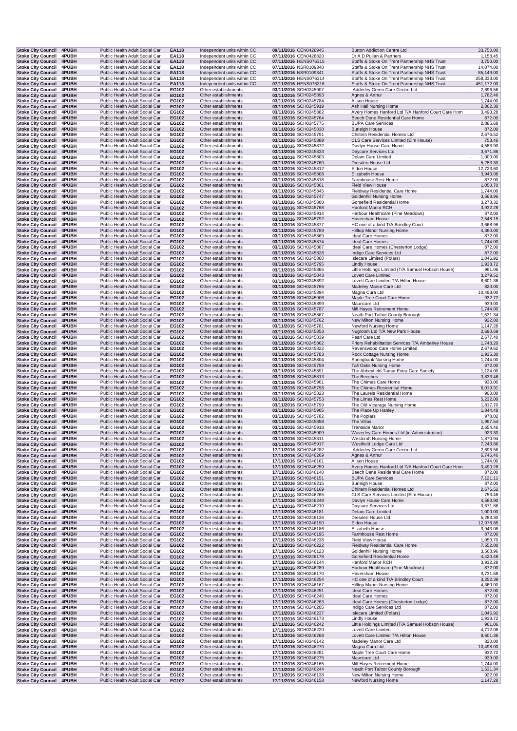| Stoke City Council | 4PUBH | Public Health Adult Social Car | EA118 | Independent units within CC | 09/11/2016 | CEN0428945 | Burton Addiction Centre Ltd | 33,750.00 |
|---|---|---|---|---|---|---|---|---|
| Stoke City Council | 4PUBH | Public Health Adult Social Car | EA118 | Independent units within CC | 07/11/2016 | CEN0428820 | Dr A D Pullan & Partners | 1,158.45 |
| Stoke City Council | 4PUBH | Public Health Adult Social Car | EA118 | Independent units within CC | 07/11/2016 | HENS076315 | Staffs & Stoke On Trent Partnership NHS Trust | 3,750.00 |
| Stoke City Council | 4PUBH | Public Health Adult Social Car | EA118 | Independent units within CC | 07/11/2016 | NSR0109340 | Staffs & Stoke On Trent Partnership NHS Trust | 14,074.00 |
| Stoke City Council | 4PUBH | Public Health Adult Social Car | EA118 | Independent units within CC | 07/11/2016 | NSR0109341 | Staffs & Stoke On Trent Partnership NHS Trust | 85,149.00 |
| Stoke City Council | 4PUBH | Public Health Adult Social Car | EA118 | Independent units within CC | 07/11/2016 | HENS076314 | Staffs & Stoke On Trent Partnership NHS Trust | 258,333.00 |
| Stoke City Council | 4PUBH | Public Health Adult Social Car | EA118 | Independent units within CC | 07/11/2016 | HENS076316 | Staffs & Stoke On Trent Partnership NHS Trust | 451,172.00 |
| Stoke City Council | 4PUBH | Public Health Adult Social Car | EG102 | Other establishments | 03/11/2016 | SCH0245907 | Adderley Green Care Centre Ltd | - 2,696.56 |
| Stoke City Council | 4PUBH | Public Health Adult Social Car | EG102 | Other establishments | 03/11/2016 | SCH0245893 | Agnes & Arthur | 1,782.46 |
| Stoke City Council | 4PUBH | Public Health Adult Social Car | EG102 | Other establishments | 03/11/2016 | SCH0245784 | Alison House | 1,744.00 |
| Stoke City Council | 4PUBH | Public Health Adult Social Car | EG102 | Other establishments | 03/11/2016 | SCH0245919 | Ash Hall Nursing Home | 2,862.30 |
| Stoke City Council | 4PUBH | Public Health Adult Social Car | EG102 | Other establishments | 03/11/2016 | SCH0245882 | Avery Homes Hanford Ltd T/A Hanford Court Care Hom | 3,490.28 |
| Stoke City Council | 4PUBH | Public Health Adult Social Car | EG102 | Other establishments | 03/11/2016 | SCH0245764 | Beech Dene Residential Care Home | 872.00 |
| Stoke City Council | 4PUBH | Public Health Adult Social Car | EG102 | Other establishments | 03/11/2016 | SCH0245775 | BUPA Care Services | 2,885.68 |
| Stoke City Council | 4PUBH | Public Health Adult Social Car | EG102 | Other establishments | 03/11/2016 | SCH0245838 | Burleigh House | 872.00 |
| Stoke City Council | 4PUBH | Public Health Adult Social Car | EG102 | Other establishments | 03/11/2016 | SCH0245791 | Chiltern Residential Homes Ltd | 2,676.52 |
| Stoke City Council | 4PUBH | Public Health Adult Social Car | EG102 | Other establishments | 03/11/2016 | SCH0245889 | CLS Care Services Limited (Elm House) | 753.46 |
| Stoke City Council | 4PUBH | Public Health Adult Social Car | EG102 | Other establishments | 03/11/2016 | SCH0245872 | Davlyn House Care Home | 4,583.90 |
| Stoke City Council | 4PUBH | Public Health Adult Social Car | EG102 | Other establishments | 03/11/2016 | SCH0245833 | Daycare Services Ltd | 3,671.86 |
| Stoke City Council | 4PUBH | Public Health Adult Social Car | EG102 | Other establishments | 03/11/2016 | SCH0245803 | Delam Care Limited | - 1,000.00 |
| Stoke City Council | 4PUBH | Public Health Adult Social Car | EG102 | Other establishments | 03/11/2016 | SCH0245760 | Dresden House Ltd | 5,283.30 |
| Stoke City Council | 4PUBH | Public Health Adult Social Car | EG102 | Other establishments | 03/11/2016 | SCH0245812 | Eldon House | 12,723.60 |
| Stoke City Council | 4PUBH | Public Health Adult Social Car | EG102 | Other establishments | 03/11/2016 | SCH0245808 | Elizabeth House | 3,943.08 |
| Stoke City Council | 4PUBH | Public Health Adult Social Car | EG102 | Other establishments | 03/11/2016 | SCH0245818 | Farmhouse Rest Home | 872.00 |
| Stoke City Council | 4PUBH | Public Health Adult Social Car | EG102 | Other establishments | 03/11/2016 | SCH0245861 | Field View House | 1,050.70 |
| Stoke City Council | 4PUBH | Public Health Adult Social Car | EG102 | Other establishments | 03/11/2016 | SCH0245845 | Fieldway Residential Care Home | 1,744.00 |
| Stoke City Council | 4PUBH | Public Health Adult Social Car | EG102 | Other establishments | 03/11/2016 | SCH0245747 | Goldenhill Nursing Home | 3,568.96 |
| Stoke City Council | 4PUBH | Public Health Adult Social Car | EG102 | Other establishments | 03/11/2016 | SCH0245800 | Gorsefield Residential Home | 3,273.32 |
| Stoke City Council | 4PUBH | Public Health Adult Social Car | EG102 | Other establishments | 03/11/2016 | SCH0245768 | Hanford Manor RCH | 3,932.28 |
| Stoke City Council | 4PUBH | Public Health Adult Social Car | EG102 | Other establishments | 03/11/2016 | SCH0245914 | Harbour Healthcare (Pine Meadows) | 872.00 |
| Stoke City Council | 4PUBH | Public Health Adult Social Car | EG102 | Other establishments | 03/11/2016 | SCH0245792 | Haversham House | 2,548.15 |
| Stoke City Council | 4PUBH | Public Health Adult Social Car | EG102 | Other establishments | 03/11/2016 | SCH0245877 | HC one of a kind T/A Brindley Court | 3,668.96 |
| Stoke City Council | 4PUBH | Public Health Adult Social Car | EG102 | Other establishments | 03/11/2016 | SCH0245789 | Hilltop Manor Nursing Home | 4,360.00 |
| Stoke City Council | 4PUBH | Public Health Adult Social Car | EG102 | Other establishments | 03/11/2016 | SCH0245869 | Ideal Care Homes | 872.00 |
| Stoke City Council | 4PUBH | Public Health Adult Social Car | EG102 | Other establishments | 03/11/2016 | SCH0245874 | Ideal Care Homes | 1,744.00 |
| Stoke City Council | 4PUBH | Public Health Adult Social Car | EG102 | Other establishments | 03/11/2016 | SCH0245887 | Ideal Care Homes (Chesterton Lodge) | 872.00 |
| Stoke City Council | 4PUBH | Public Health Adult Social Car | EG102 | Other establishments | 03/11/2016 | SCH0245828 | Indigo Care Services Ltd | 872.00 |
| Stoke City Council | 4PUBH | Public Health Adult Social Car | EG102 | Other establishments | 03/11/2016 | SCH0245860 | Islecare Limited (Polars) | 1,046.92 |
| Stoke City Council | 4PUBH | Public Health Adult Social Car | EG102 | Other establishments | 03/11/2016 | SCH0245795 | Lindly House | 1,938.72 |
| Stoke City Council | 4PUBH | Public Health Adult Social Car | EG102 | Other establishments | 03/11/2016 | SCH0245865 | Little Holdings Limited (T/A Samuel Hobson House) | 961.06 |
| Stoke City Council | 4PUBH | Public Health Adult Social Car | EG102 | Other establishments | 03/11/2016 | SCH0245843 | Lovett Care Limited | 3,279.51 |
| Stoke City Council | 4PUBH | Public Health Adult Social Car | EG102 | Other establishments | 03/11/2016 | SCH0245892 | Lovett Care Limited T/A Hilton House | 8,601.36 |
| Stoke City Council | 4PUBH | Public Health Adult Social Car | EG102 | Other establishments | 03/11/2016 | SCH0245766 | Madeley Manor Care Ltd | 820.00 |
| Stoke City Council | 4PUBH | Public Health Adult Social Car | EG102 | Other establishments | 03/11/2016 | SCH0245894 | Magna Cura Ltd | 10,498.00 |
| Stoke City Council | 4PUBH | Public Health Adult Social Car | EG102 | Other establishments | 03/11/2016 | SCH0245906 | Maple Tree Court Care Home | 932.72 |
| Stoke City Council | 4PUBH | Public Health Adult Social Car | EG102 | Other establishments | 03/11/2016 | SCH0245899 | Mauricare Ltd | 939.00 |
| Stoke City Council | 4PUBH | Public Health Adult Social Car | EG102 | Other establishments | 03/11/2016 | SCH0245787 | Mill Hayes Retirement Home | 1,744.00 |
| Stoke City Council | 4PUBH | Public Health Adult Social Car | EG102 | Other establishments | 03/11/2016 | SCH0245867 | Neath Port Talbot County Borough | 1,531.34 |
| Stoke City Council | 4PUBH | Public Health Adult Social Car | EG102 | Other establishments | 03/11/2016 | SCH0245762 | New Milton Nursing Home | 922.00 |
| Stoke City Council | 4PUBH | Public Health Adult Social Car | EG102 | Other establishments | 03/11/2016 | SCH0245781 | Newford Nursing Home | 1,147.28 |
| Stoke City Council | 4PUBH | Public Health Adult Social Car | EG102 | Other establishments | 03/11/2016 | SCH0245853 | Nugroom Ltd T/A New Park House | 2,690.69 |
| Stoke City Council | 4PUBH | Public Health Adult Social Car | EG102 | Other establishments | 03/11/2016 | SCH0245839 | Pearl Care Ltd | 2,677.40 |
| Stoke City Council | 4PUBH | Public Health Adult Social Car | EG102 | Other establishments | 03/11/2016 | SCH0245862 | Priory Rehabilitation Services T/A Amberley House | 1,748.20 |
| Stoke City Council | 4PUBH | Public Health Adult Social Car | EG102 | Other establishments | 03/11/2016 | SCH0245822 | Ravenswood Care Home Limited | 2,679.62 |
| Stoke City Council | 4PUBH | Public Health Adult Social Car | EG102 | Other establishments | 03/11/2016 | SCH0245783 | Rock Cottage Nursing Home | 1,935.30 |
| Stoke City Council | 4PUBH | Public Health Adult Social Car | EG102 | Other establishments | 03/11/2016 | SCH0245804 | Springbank Nursing Home | 1,744.00 |
| Stoke City Council | 4PUBH | Public Health Adult Social Car | EG102 | Other establishments | 03/11/2016 | SCH0245759 | Tall Oaks Nursing Home | 872.00 |
| Stoke City Council | 4PUBH | Public Health Adult Social Car | EG102 | Other establishments | 03/11/2016 | SCH0245891 | The Abbeyfield Tamar Extra Care Society | 1,124.00 |
| Stoke City Council | 4PUBH | Public Health Adult Social Car | EG102 | Other establishments | 03/11/2016 | SCH0245813 | The Beeches | 3,833.46 |
| Stoke City Council | 4PUBH | Public Health Adult Social Car | EG102 | Other establishments | 03/11/2016 | SCH0245901 | The Chimes Care Home | 930.00 |
| Stoke City Council | 4PUBH | Public Health Adult Social Car | EG102 | Other establishments | 03/11/2016 | SCH0245798 | The Chimes Residential Home | 6,019.91 |
| Stoke City Council | 4PUBH | Public Health Adult Social Car | EG102 | Other establishments | 03/11/2016 | SCH0245823 | The Laurels Residential Home | 900.00 |
| Stoke City Council | 4PUBH | Public Health Adult Social Car | EG102 | Other establishments | 03/11/2016 | SCH0245753 | The Limes Rest Home | 5,232.00 |
| Stoke City Council | 4PUBH | Public Health Adult Social Car | EG102 | Other establishments | 03/11/2016 | SCH0245799 | The Old Vicarage Nursing Home | 1,817.70 |
| Stoke City Council | 4PUBH | Public Health Adult Social Car | EG102 | Other establishments | 03/11/2016 | SCH0245905 | The Place Up Hanley | 1,844.48 |
| Stoke City Council | 4PUBH | Public Health Adult Social Car | EG102 | Other establishments | 03/11/2016 | SCH0245782 | The Poplars | 978.02 |
| Stoke City Council | 4PUBH | Public Health Adult Social Car | EG102 | Other establishments | 03/11/2016 | SCH0245858 | The Villas | 1,997.54 |
| Stoke City Council | 4PUBH | Public Health Adult Social Car | EG102 | Other establishments | 03/11/2016 | SCH0245918 | Trentside Manor | 2,654.46 |
| Stoke City Council | 4PUBH | Public Health Adult Social Car | EG102 | Other establishments | 03/11/2016 | SCH0245909 | Waverley Care Homes Ltd (in Administration) | 923.30 |
| Stoke City Council | 4PUBH | Public Health Adult Social Car | EG102 | Other establishments | 03/11/2016 | SCH0245811 | Westcroft Nursing Home | 1,870.94 |
| Stoke City Council | 4PUBH | Public Health Adult Social Car | EG102 | Other establishments | 03/11/2016 | SCH0245917 | Westfield Lodge Care Ltd | 7,243.86 |
| Stoke City Council | 4PUBH | Public Health Adult Social Car | EG102 | Other establishments | 17/11/2016 | SCH0246282 | Adderley Green Care Centre Ltd | - 2,696.56 |
| Stoke City Council | 4PUBH | Public Health Adult Social Car | EG102 | Other establishments | 17/11/2016 | SCH0246269 | Agnes & Arthur | 6,746.46 |
| Stoke City Council | 4PUBH | Public Health Adult Social Car | EG102 | Other establishments | 17/11/2016 | SCH0246161 | Alison House | 1,744.00 |
| Stoke City Council | 4PUBH | Public Health Adult Social Car | EG102 | Other establishments | 17/11/2016 | SCH0246259 | Avery Homes Hanford Ltd T/A Hanford Court Care Hom | 3,490.28 |
| Stoke City Council | 4PUBH | Public Health Adult Social Car | EG102 | Other establishments | 17/11/2016 | SCH0246140 | Beech Dene Residential Care Home | 872.00 |
| Stoke City Council | 4PUBH | Public Health Adult Social Car | EG102 | Other establishments | 17/11/2016 | SCH0246151 | BUPA Care Services | 7,121.11 |
| Stoke City Council | 4PUBH | Public Health Adult Social Car | EG102 | Other establishments | 17/11/2016 | SCH0246215 | Burleigh House | 872.00 |
| Stoke City Council | 4PUBH | Public Health Adult Social Car | EG102 | Other establishments | 17/11/2016 | SCH0246169 | Chiltern Residential Homes Ltd | 2,676.52 |
| Stoke City Council | 4PUBH | Public Health Adult Social Car | EG102 | Other establishments | 17/11/2016 | SCH0246265 | CLS Care Services Limited (Elm House) | 753.46 |
| Stoke City Council | 4PUBH | Public Health Adult Social Car | EG102 | Other establishments | 17/11/2016 | SCH0246249 | Davlyn House Care Home | 4,583.90 |
| Stoke City Council | 4PUBH | Public Health Adult Social Car | EG102 | Other establishments | 17/11/2016 | SCH0246210 | Daycare Services Ltd | 3,671.86 |
| Stoke City Council | 4PUBH | Public Health Adult Social Car | EG102 | Other establishments | 17/11/2016 | SCH0246181 | Delam Care Limited | - 1,000.00 |
| Stoke City Council | 4PUBH | Public Health Adult Social Car | EG102 | Other establishments | 17/11/2016 | SCH0246136 | Dresden House Ltd | 5,283.30 |
| Stoke City Council | 4PUBH | Public Health Adult Social Car | EG102 | Other establishments | 17/11/2016 | SCH0246190 | Eldon House | 12,978.85 |
| Stoke City Council | 4PUBH | Public Health Adult Social Car | EG102 | Other establishments | 17/11/2016 | SCH0246186 | Elizabeth House | 3,943.08 |
| Stoke City Council | 4PUBH | Public Health Adult Social Car | EG102 | Other establishments | 17/11/2016 | SCH0246195 | Farmhouse Rest Home | 872.00 |
| Stoke City Council | 4PUBH | Public Health Adult Social Car | EG102 | Other establishments | 17/11/2016 | SCH0246238 | Field View House | 1,050.70 |
| Stoke City Council | 4PUBH | Public Health Adult Social Car | EG102 | Other establishments | 17/11/2016 | SCH0246222 | Fieldway Residential Care Home | 7,552.00 |
| Stoke City Council | 4PUBH | Public Health Adult Social Car | EG102 | Other establishments | 17/11/2016 | SCH0246123 | Goldenhill Nursing Home | 3,568.96 |
| Stoke City Council | 4PUBH | Public Health Adult Social Car | EG102 | Other establishments | 17/11/2016 | SCH0246178 | Gorsefield Residential Home | 4,420.48 |
| Stoke City Council | 4PUBH | Public Health Adult Social Car | EG102 | Other establishments | 17/11/2016 | SCH0246144 | Hanford Manor RCH | 3,932.28 |
| Stoke City Council | 4PUBH | Public Health Adult Social Car | EG102 | Other establishments | 17/11/2016 | SCH0246289 | Harbour Healthcare (Pine Meadows) | 872.00 |
| Stoke City Council | 4PUBH | Public Health Adult Social Car | EG102 | Other establishments | 17/11/2016 | SCH0246170 | Haversham House | 3,731.58 |
| Stoke City Council | 4PUBH | Public Health Adult Social Car | EG102 | Other establishments | 17/11/2016 | SCH0246254 | HC one of a kind T/A Brindley Court | 3,252.39 |
| Stoke City Council | 4PUBH | Public Health Adult Social Car | EG102 | Other establishments | 17/11/2016 | SCH0246167 | Hilltop Manor Nursing Home | 4,360.00 |
| Stoke City Council | 4PUBH | Public Health Adult Social Car | EG102 | Other establishments | 17/11/2016 | SCH0246251 | Ideal Care Homes | 872.00 |
| Stoke City Council | 4PUBH | Public Health Adult Social Car | EG102 | Other establishments | 17/11/2016 | SCH0246246 | Ideal Care Homes | 872.00 |
| Stoke City Council | 4PUBH | Public Health Adult Social Car | EG102 | Other establishments | 17/11/2016 | SCH0246263 | Ideal Care Homes (Chesterton Lodge) | 872.00 |
| Stoke City Council | 4PUBH | Public Health Adult Social Car | EG102 | Other establishments | 17/11/2016 | SCH0246205 | Indigo Care Services Ltd | 872.00 |
| Stoke City Council | 4PUBH | Public Health Adult Social Car | EG102 | Other establishments | 17/11/2016 | SCH0246237 | Islecare Limited (Polars) | 1,046.92 |
| Stoke City Council | 4PUBH | Public Health Adult Social Car | EG102 | Other establishments | 17/11/2016 | SCH0246173 | Lindly House | 1,938.72 |
| Stoke City Council | 4PUBH | Public Health Adult Social Car | EG102 | Other establishments | 17/11/2016 | SCH0246242 | Little Holdings Limited (T/A Samuel Hobson House) | 961.06 |
| Stoke City Council | 4PUBH | Public Health Adult Social Car | EG102 | Other establishments | 17/11/2016 | SCH0246220 | Lovett Care Limited | 4,712.08 |
| Stoke City Council | 4PUBH | Public Health Adult Social Car | EG102 | Other establishments | 17/11/2016 | SCH0246268 | Lovett Care Limited T/A Hilton House | 8,601.36 |
| Stoke City Council | 4PUBH | Public Health Adult Social Car | EG102 | Other establishments | 17/11/2016 | SCH0246142 | Madeley Manor Care Ltd | 820.00 |
| Stoke City Council | 4PUBH | Public Health Adult Social Car | EG102 | Other establishments | 17/11/2016 | SCH0246270 | Magna Cura Ltd | 10,498.00 |
| Stoke City Council | 4PUBH | Public Health Adult Social Car | EG102 | Other establishments | 17/11/2016 | SCH0246281 | Maple Tree Court Care Home | 932.72 |
| Stoke City Council | 4PUBH | Public Health Adult Social Car | EG102 | Other establishments | 17/11/2016 | SCH0246275 | Mauricare Ltd | 939.00 |
| Stoke City Council | 4PUBH | Public Health Adult Social Car | EG102 | Other establishments | 17/11/2016 | SCH0246165 | Mill Hayes Retirement Home | 1,744.00 |
| Stoke City Council | 4PUBH | Public Health Adult Social Car | EG102 | Other establishments | 17/11/2016 | SCH0246244 | Neath Port Talbot County Borough | 1,531.34 |
| Stoke City Council | 4PUBH | Public Health Adult Social Car | EG102 | Other establishments | 17/11/2016 | SCH0246138 | New Milton Nursing Home | 922.00 |
| Stoke City Council | 4PUBH | Public Health Adult Social Car | EG102 | Other establishments | 17/11/2016 | SCH0246158 | Newford Nursing Home | 1,147.28 |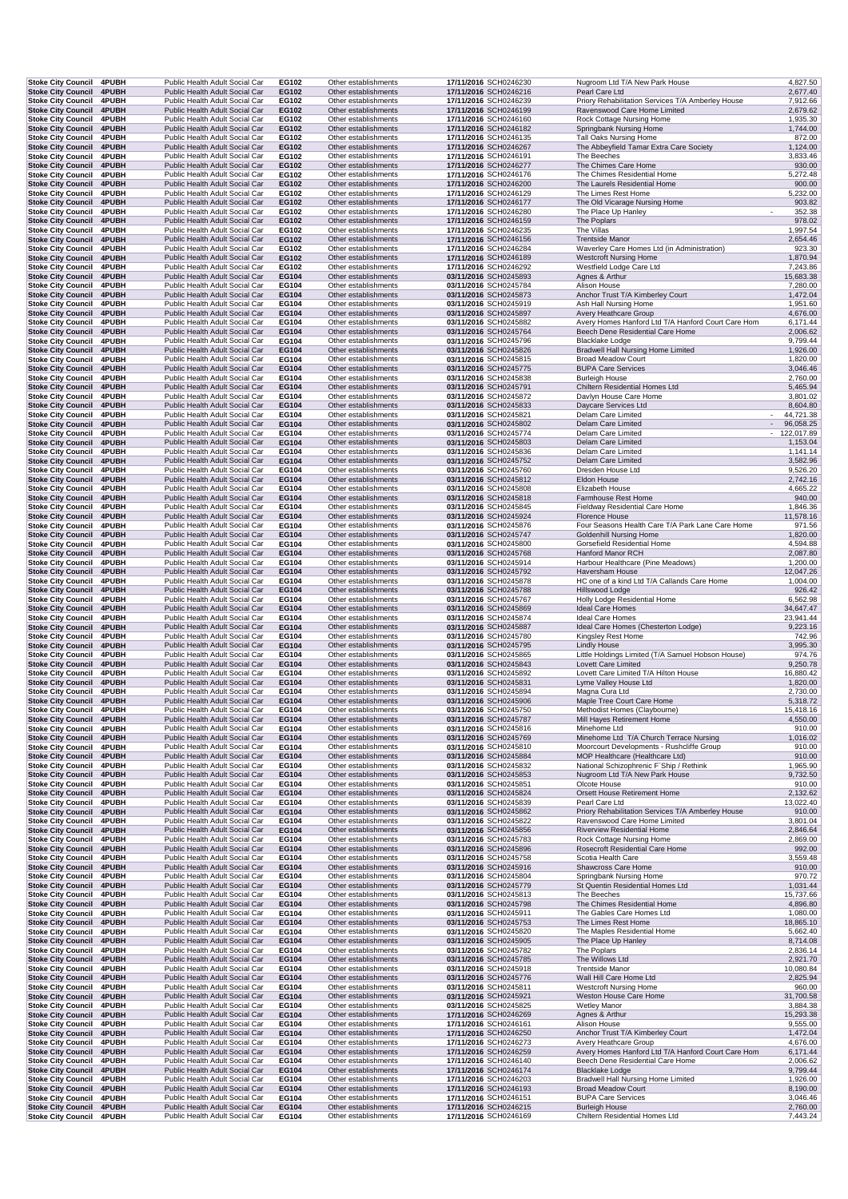| | | | | | | | | |
|---|---|---|---|---|---|---|---|---|
| Stoke City Council | 4PUBH | Public Health Adult Social Car | EG102 | Other establishments | 17/11/2016 | SCH0246230 | Nugroom Ltd T/A New Park House | 4,827.50 |
| Stoke City Council | 4PUBH | Public Health Adult Social Car | EG102 | Other establishments | 17/11/2016 | SCH0246216 | Pearl Care Ltd | 2,677.40 |
| Stoke City Council | 4PUBH | Public Health Adult Social Car | EG102 | Other establishments | 17/11/2016 | SCH0246239 | Priory Rehabilitation Services T/A Amberley House | 7,912.66 |
| Stoke City Council | 4PUBH | Public Health Adult Social Car | EG102 | Other establishments | 17/11/2016 | SCH0246199 | Ravenswood Care Home Limited | 2,679.62 |
| Stoke City Council | 4PUBH | Public Health Adult Social Car | EG102 | Other establishments | 17/11/2016 | SCH0246160 | Rock Cottage Nursing Home | 1,935.30 |
| Stoke City Council | 4PUBH | Public Health Adult Social Car | EG102 | Other establishments | 17/11/2016 | SCH0246182 | Springbank Nursing Home | 1,744.00 |
| Stoke City Council | 4PUBH | Public Health Adult Social Car | EG102 | Other establishments | 17/11/2016 | SCH0246135 | Tall Oaks Nursing Home | 872.00 |
| Stoke City Council | 4PUBH | Public Health Adult Social Car | EG102 | Other establishments | 17/11/2016 | SCH0246267 | The Abbeyfield Tamar Extra Care Society | 1,124.00 |
| Stoke City Council | 4PUBH | Public Health Adult Social Car | EG102 | Other establishments | 17/11/2016 | SCH0246191 | The Beeches | 3,833.46 |
| Stoke City Council | 4PUBH | Public Health Adult Social Car | EG102 | Other establishments | 17/11/2016 | SCH0246277 | The Chimes Care Home | 930.00 |
| Stoke City Council | 4PUBH | Public Health Adult Social Car | EG102 | Other establishments | 17/11/2016 | SCH0246176 | The Chimes Residential Home | 5,272.48 |
| Stoke City Council | 4PUBH | Public Health Adult Social Car | EG102 | Other establishments | 17/11/2016 | SCH0246200 | The Laurels Residential Home | 900.00 |
| Stoke City Council | 4PUBH | Public Health Adult Social Car | EG102 | Other establishments | 17/11/2016 | SCH0246129 | The Limes Rest Home | 5,232.00 |
| Stoke City Council | 4PUBH | Public Health Adult Social Car | EG102 | Other establishments | 17/11/2016 | SCH0246177 | The Old Vicarage Nursing Home | 903.82 |
| Stoke City Council | 4PUBH | Public Health Adult Social Car | EG102 | Other establishments | 17/11/2016 | SCH0246280 | The Place Up Hanley | - 352.38 |
| Stoke City Council | 4PUBH | Public Health Adult Social Car | EG102 | Other establishments | 17/11/2016 | SCH0246159 | The Poplars | 978.02 |
| Stoke City Council | 4PUBH | Public Health Adult Social Car | EG102 | Other establishments | 17/11/2016 | SCH0246235 | The Villas | 1,997.54 |
| Stoke City Council | 4PUBH | Public Health Adult Social Car | EG102 | Other establishments | 17/11/2016 | SCH0246156 | Trentside Manor | 2,654.46 |
| Stoke City Council | 4PUBH | Public Health Adult Social Car | EG102 | Other establishments | 17/11/2016 | SCH0246284 | Waverley Care Homes Ltd (in Administration) | 923.30 |
| Stoke City Council | 4PUBH | Public Health Adult Social Car | EG102 | Other establishments | 17/11/2016 | SCH0246189 | Westcroft Nursing Home | 1,870.94 |
| Stoke City Council | 4PUBH | Public Health Adult Social Car | EG102 | Other establishments | 17/11/2016 | SCH0246292 | Westfield Lodge Care Ltd | 7,243.86 |
| Stoke City Council | 4PUBH | Public Health Adult Social Car | EG104 | Other establishments | 03/11/2016 | SCH0245893 | Agnes & Arthur | 15,683.38 |
| Stoke City Council | 4PUBH | Public Health Adult Social Car | EG104 | Other establishments | 03/11/2016 | SCH0245784 | Alison House | 7,280.00 |
| Stoke City Council | 4PUBH | Public Health Adult Social Car | EG104 | Other establishments | 03/11/2016 | SCH0245873 | Anchor Trust T/A Kimberley Court | 1,472.04 |
| Stoke City Council | 4PUBH | Public Health Adult Social Car | EG104 | Other establishments | 03/11/2016 | SCH0245919 | Ash Hall Nursing Home | 1,951.60 |
| Stoke City Council | 4PUBH | Public Health Adult Social Car | EG104 | Other establishments | 03/11/2016 | SCH0245897 | Avery Heathcare Group | 4,676.00 |
| Stoke City Council | 4PUBH | Public Health Adult Social Car | EG104 | Other establishments | 03/11/2016 | SCH0245882 | Avery Homes Hanford Ltd T/A Hanford Court Care Hom | 6,171.44 |
| Stoke City Council | 4PUBH | Public Health Adult Social Car | EG104 | Other establishments | 03/11/2016 | SCH0245764 | Beech Dene Residential Care Home | 2,006.62 |
| Stoke City Council | 4PUBH | Public Health Adult Social Car | EG104 | Other establishments | 03/11/2016 | SCH0245796 | Blacklake Lodge | 9,799.44 |
| Stoke City Council | 4PUBH | Public Health Adult Social Car | EG104 | Other establishments | 03/11/2016 | SCH0245826 | Bradwell Hall Nursing Home Limited | 1,926.00 |
| Stoke City Council | 4PUBH | Public Health Adult Social Car | EG104 | Other establishments | 03/11/2016 | SCH0245815 | Broad Meadow Court | 1,820.00 |
| Stoke City Council | 4PUBH | Public Health Adult Social Car | EG104 | Other establishments | 03/11/2016 | SCH0245775 | BUPA Care Services | 3,046.46 |
| Stoke City Council | 4PUBH | Public Health Adult Social Car | EG104 | Other establishments | 03/11/2016 | SCH0245838 | Burleigh House | 2,760.00 |
| Stoke City Council | 4PUBH | Public Health Adult Social Car | EG104 | Other establishments | 03/11/2016 | SCH0245791 | Chiltern Residential Homes Ltd | 5,465.94 |
| Stoke City Council | 4PUBH | Public Health Adult Social Car | EG104 | Other establishments | 03/11/2016 | SCH0245872 | Davlyn House Care Home | 3,801.02 |
| Stoke City Council | 4PUBH | Public Health Adult Social Car | EG104 | Other establishments | 03/11/2016 | SCH0245833 | Daycare Services Ltd | 8,604.80 |
| Stoke City Council | 4PUBH | Public Health Adult Social Car | EG104 | Other establishments | 03/11/2016 | SCH0245821 | Delam Care Limited | - 44,721.38 |
| Stoke City Council | 4PUBH | Public Health Adult Social Car | EG104 | Other establishments | 03/11/2016 | SCH0245802 | Delam Care Limited | - 96,058.25 |
| Stoke City Council | 4PUBH | Public Health Adult Social Car | EG104 | Other establishments | 03/11/2016 | SCH0245774 | Delam Care Limited | - 122,017.89 |
| Stoke City Council | 4PUBH | Public Health Adult Social Car | EG104 | Other establishments | 03/11/2016 | SCH0245803 | Delam Care Limited | 1,153.04 |
| Stoke City Council | 4PUBH | Public Health Adult Social Car | EG104 | Other establishments | 03/11/2016 | SCH0245836 | Delam Care Limited | 1,141.14 |
| Stoke City Council | 4PUBH | Public Health Adult Social Car | EG104 | Other establishments | 03/11/2016 | SCH0245752 | Delam Care Limited | 3,582.96 |
| Stoke City Council | 4PUBH | Public Health Adult Social Car | EG104 | Other establishments | 03/11/2016 | SCH0245760 | Dresden House Ltd | 9,526.20 |
| Stoke City Council | 4PUBH | Public Health Adult Social Car | EG104 | Other establishments | 03/11/2016 | SCH0245812 | Eldon House | 2,742.16 |
| Stoke City Council | 4PUBH | Public Health Adult Social Car | EG104 | Other establishments | 03/11/2016 | SCH0245808 | Elizabeth House | 4,665.22 |
| Stoke City Council | 4PUBH | Public Health Adult Social Car | EG104 | Other establishments | 03/11/2016 | SCH0245818 | Farmhouse Rest Home | 940.00 |
| Stoke City Council | 4PUBH | Public Health Adult Social Car | EG104 | Other establishments | 03/11/2016 | SCH0245845 | Fieldway Residential Care Home | 1,846.36 |
| Stoke City Council | 4PUBH | Public Health Adult Social Car | EG104 | Other establishments | 03/11/2016 | SCH0245924 | Florence House | 11,578.16 |
| Stoke City Council | 4PUBH | Public Health Adult Social Car | EG104 | Other establishments | 03/11/2016 | SCH0245876 | Four Seasons Health Care T/A Park Lane Care Home | 971.56 |
| Stoke City Council | 4PUBH | Public Health Adult Social Car | EG104 | Other establishments | 03/11/2016 | SCH0245747 | Goldenhill Nursing Home | 1,820.00 |
| Stoke City Council | 4PUBH | Public Health Adult Social Car | EG104 | Other establishments | 03/11/2016 | SCH0245800 | Gorsefield Residential Home | 4,594.88 |
| Stoke City Council | 4PUBH | Public Health Adult Social Car | EG104 | Other establishments | 03/11/2016 | SCH0245768 | Hanford Manor RCH | 2,087.80 |
| Stoke City Council | 4PUBH | Public Health Adult Social Car | EG104 | Other establishments | 03/11/2016 | SCH0245914 | Harbour Healthcare (Pine Meadows) | 1,200.00 |
| Stoke City Council | 4PUBH | Public Health Adult Social Car | EG104 | Other establishments | 03/11/2016 | SCH0245792 | Haversham House | 12,047.26 |
| Stoke City Council | 4PUBH | Public Health Adult Social Car | EG104 | Other establishments | 03/11/2016 | SCH0245878 | HC one of a kind Ltd T/A Callands Care Home | 1,004.00 |
| Stoke City Council | 4PUBH | Public Health Adult Social Car | EG104 | Other establishments | 03/11/2016 | SCH0245788 | Hillswood Lodge | 926.42 |
| Stoke City Council | 4PUBH | Public Health Adult Social Car | EG104 | Other establishments | 03/11/2016 | SCH0245767 | Holly Lodge Residential Home | 6,562.98 |
| Stoke City Council | 4PUBH | Public Health Adult Social Car | EG104 | Other establishments | 03/11/2016 | SCH0245869 | Ideal Care Homes | 34,647.47 |
| Stoke City Council | 4PUBH | Public Health Adult Social Car | EG104 | Other establishments | 03/11/2016 | SCH0245874 | Ideal Care Homes | 23,941.44 |
| Stoke City Council | 4PUBH | Public Health Adult Social Car | EG104 | Other establishments | 03/11/2016 | SCH0245887 | Ideal Care Homes (Chesterton Lodge) | 9,223.16 |
| Stoke City Council | 4PUBH | Public Health Adult Social Car | EG104 | Other establishments | 03/11/2016 | SCH0245780 | Kingsley Rest Home | 742.96 |
| Stoke City Council | 4PUBH | Public Health Adult Social Car | EG104 | Other establishments | 03/11/2016 | SCH0245795 | Lindly House | 3,995.30 |
| Stoke City Council | 4PUBH | Public Health Adult Social Car | EG104 | Other establishments | 03/11/2016 | SCH0245865 | Little Holdings Limited (T/A Samuel Hobson House) | 974.76 |
| Stoke City Council | 4PUBH | Public Health Adult Social Car | EG104 | Other establishments | 03/11/2016 | SCH0245843 | Lovett Care Limited | 9,250.78 |
| Stoke City Council | 4PUBH | Public Health Adult Social Car | EG104 | Other establishments | 03/11/2016 | SCH0245892 | Lovett Care Limited T/A Hilton House | 16,880.42 |
| Stoke City Council | 4PUBH | Public Health Adult Social Car | EG104 | Other establishments | 03/11/2016 | SCH0245831 | Lyme Valley House Ltd | 1,820.00 |
| Stoke City Council | 4PUBH | Public Health Adult Social Car | EG104 | Other establishments | 03/11/2016 | SCH0245894 | Magna Cura Ltd | 2,730.00 |
| Stoke City Council | 4PUBH | Public Health Adult Social Car | EG104 | Other establishments | 03/11/2016 | SCH0245906 | Maple Tree Court Care Home | 5,318.72 |
| Stoke City Council | 4PUBH | Public Health Adult Social Car | EG104 | Other establishments | 03/11/2016 | SCH0245750 | Methodist Homes (Claybourne) | 15,418.16 |
| Stoke City Council | 4PUBH | Public Health Adult Social Car | EG104 | Other establishments | 03/11/2016 | SCH0245787 | Mill Hayes Retirement Home | 4,550.00 |
| Stoke City Council | 4PUBH | Public Health Adult Social Car | EG104 | Other establishments | 03/11/2016 | SCH0245816 | Minehome Ltd | 910.00 |
| Stoke City Council | 4PUBH | Public Health Adult Social Car | EG104 | Other establishments | 03/11/2016 | SCH0245769 | Minehome Ltd T/A Church Terrace Nursing | 1,016.02 |
| Stoke City Council | 4PUBH | Public Health Adult Social Car | EG104 | Other establishments | 03/11/2016 | SCH0245810 | Moorcourt Developments - Rushcliffe Group | 910.00 |
| Stoke City Council | 4PUBH | Public Health Adult Social Car | EG104 | Other establishments | 03/11/2016 | SCH0245884 | MOP Healthcare (Healthcare Ltd) | 910.00 |
| Stoke City Council | 4PUBH | Public Health Adult Social Car | EG104 | Other establishments | 03/11/2016 | SCH0245832 | National Schizophrenic F`Ship / Rethink | 1,965.90 |
| Stoke City Council | 4PUBH | Public Health Adult Social Car | EG104 | Other establishments | 03/11/2016 | SCH0245853 | Nugroom Ltd T/A New Park House | 9,732.50 |
| Stoke City Council | 4PUBH | Public Health Adult Social Car | EG104 | Other establishments | 03/11/2016 | SCH0245851 | Olcote House | 910.00 |
| Stoke City Council | 4PUBH | Public Health Adult Social Car | EG104 | Other establishments | 03/11/2016 | SCH0245824 | Orsett House Retirement Home | 2,132.62 |
| Stoke City Council | 4PUBH | Public Health Adult Social Car | EG104 | Other establishments | 03/11/2016 | SCH0245839 | Pearl Care Ltd | 13,022.40 |
| Stoke City Council | 4PUBH | Public Health Adult Social Car | EG104 | Other establishments | 03/11/2016 | SCH0245862 | Priory Rehabilitation Services T/A Amberley House | 910.00 |
| Stoke City Council | 4PUBH | Public Health Adult Social Car | EG104 | Other establishments | 03/11/2016 | SCH0245822 | Ravenswood Care Home Limited | 3,801.04 |
| Stoke City Council | 4PUBH | Public Health Adult Social Car | EG104 | Other establishments | 03/11/2016 | SCH0245856 | Riverview Residential Home | 2,846.64 |
| Stoke City Council | 4PUBH | Public Health Adult Social Car | EG104 | Other establishments | 03/11/2016 | SCH0245783 | Rock Cottage Nursing Home | 2,869.00 |
| Stoke City Council | 4PUBH | Public Health Adult Social Car | EG104 | Other establishments | 03/11/2016 | SCH0245896 | Rosecroft Residential Care Home | 992.00 |
| Stoke City Council | 4PUBH | Public Health Adult Social Car | EG104 | Other establishments | 03/11/2016 | SCH0245758 | Scotia Health Care | 3,559.48 |
| Stoke City Council | 4PUBH | Public Health Adult Social Car | EG104 | Other establishments | 03/11/2016 | SCH0245916 | Shawcross Care Home | 910.00 |
| Stoke City Council | 4PUBH | Public Health Adult Social Car | EG104 | Other establishments | 03/11/2016 | SCH0245804 | Springbank Nursing Home | 970.72 |
| Stoke City Council | 4PUBH | Public Health Adult Social Car | EG104 | Other establishments | 03/11/2016 | SCH0245779 | St Quentin Residential Homes Ltd | 1,031.44 |
| Stoke City Council | 4PUBH | Public Health Adult Social Car | EG104 | Other establishments | 03/11/2016 | SCH0245813 | The Beeches | 15,737.66 |
| Stoke City Council | 4PUBH | Public Health Adult Social Car | EG104 | Other establishments | 03/11/2016 | SCH0245798 | The Chimes Residential Home | 4,896.80 |
| Stoke City Council | 4PUBH | Public Health Adult Social Car | EG104 | Other establishments | 03/11/2016 | SCH0245911 | The Gables Care Homes Ltd | 1,080.00 |
| Stoke City Council | 4PUBH | Public Health Adult Social Car | EG104 | Other establishments | 03/11/2016 | SCH0245753 | The Limes Rest Home | 18,865.10 |
| Stoke City Council | 4PUBH | Public Health Adult Social Car | EG104 | Other establishments | 03/11/2016 | SCH0245820 | The Maples Residential Home | 5,662.40 |
| Stoke City Council | 4PUBH | Public Health Adult Social Car | EG104 | Other establishments | 03/11/2016 | SCH0245905 | The Place Up Hanley | 8,714.08 |
| Stoke City Council | 4PUBH | Public Health Adult Social Car | EG104 | Other establishments | 03/11/2016 | SCH0245782 | The Poplars | 2,836.14 |
| Stoke City Council | 4PUBH | Public Health Adult Social Car | EG104 | Other establishments | 03/11/2016 | SCH0245785 | The Willows Ltd | 2,921.70 |
| Stoke City Council | 4PUBH | Public Health Adult Social Car | EG104 | Other establishments | 03/11/2016 | SCH0245918 | Trentside Manor | 10,080.84 |
| Stoke City Council | 4PUBH | Public Health Adult Social Car | EG104 | Other establishments | 03/11/2016 | SCH0245776 | Wall Hill Care Home Ltd | 2,825.94 |
| Stoke City Council | 4PUBH | Public Health Adult Social Car | EG104 | Other establishments | 03/11/2016 | SCH0245811 | Westcroft Nursing Home | 960.00 |
| Stoke City Council | 4PUBH | Public Health Adult Social Car | EG104 | Other establishments | 03/11/2016 | SCH0245921 | Weston House Care Home | 31,700.58 |
| Stoke City Council | 4PUBH | Public Health Adult Social Car | EG104 | Other establishments | 03/11/2016 | SCH0245825 | Wetley Manor | 3,884.38 |
| Stoke City Council | 4PUBH | Public Health Adult Social Car | EG104 | Other establishments | 17/11/2016 | SCH0246269 | Agnes & Arthur | 15,293.38 |
| Stoke City Council | 4PUBH | Public Health Adult Social Car | EG104 | Other establishments | 17/11/2016 | SCH0246161 | Alison House | 9,555.00 |
| Stoke City Council | 4PUBH | Public Health Adult Social Car | EG104 | Other establishments | 17/11/2016 | SCH0246250 | Anchor Trust T/A Kimberley Court | 1,472.04 |
| Stoke City Council | 4PUBH | Public Health Adult Social Car | EG104 | Other establishments | 17/11/2016 | SCH0246273 | Avery Heathcare Group | 4,676.00 |
| Stoke City Council | 4PUBH | Public Health Adult Social Car | EG104 | Other establishments | 17/11/2016 | SCH0246259 | Avery Homes Hanford Ltd T/A Hanford Court Care Hom | 6,171.44 |
| Stoke City Council | 4PUBH | Public Health Adult Social Car | EG104 | Other establishments | 17/11/2016 | SCH0246140 | Beech Dene Residential Care Home | 2,006.62 |
| Stoke City Council | 4PUBH | Public Health Adult Social Car | EG104 | Other establishments | 17/11/2016 | SCH0246174 | Blacklake Lodge | 9,799.44 |
| Stoke City Council | 4PUBH | Public Health Adult Social Car | EG104 | Other establishments | 17/11/2016 | SCH0246203 | Bradwell Hall Nursing Home Limited | 1,926.00 |
| Stoke City Council | 4PUBH | Public Health Adult Social Car | EG104 | Other establishments | 17/11/2016 | SCH0246193 | Broad Meadow Court | 8,190.00 |
| Stoke City Council | 4PUBH | Public Health Adult Social Car | EG104 | Other establishments | 17/11/2016 | SCH0246151 | BUPA Care Services | 3,046.46 |
| Stoke City Council | 4PUBH | Public Health Adult Social Car | EG104 | Other establishments | 17/11/2016 | SCH0246215 | Burleigh House | 2,760.00 |
| Stoke City Council | 4PUBH | Public Health Adult Social Car | EG104 | Other establishments | 17/11/2016 | SCH0246169 | Chiltern Residential Homes Ltd | 7,443.24 |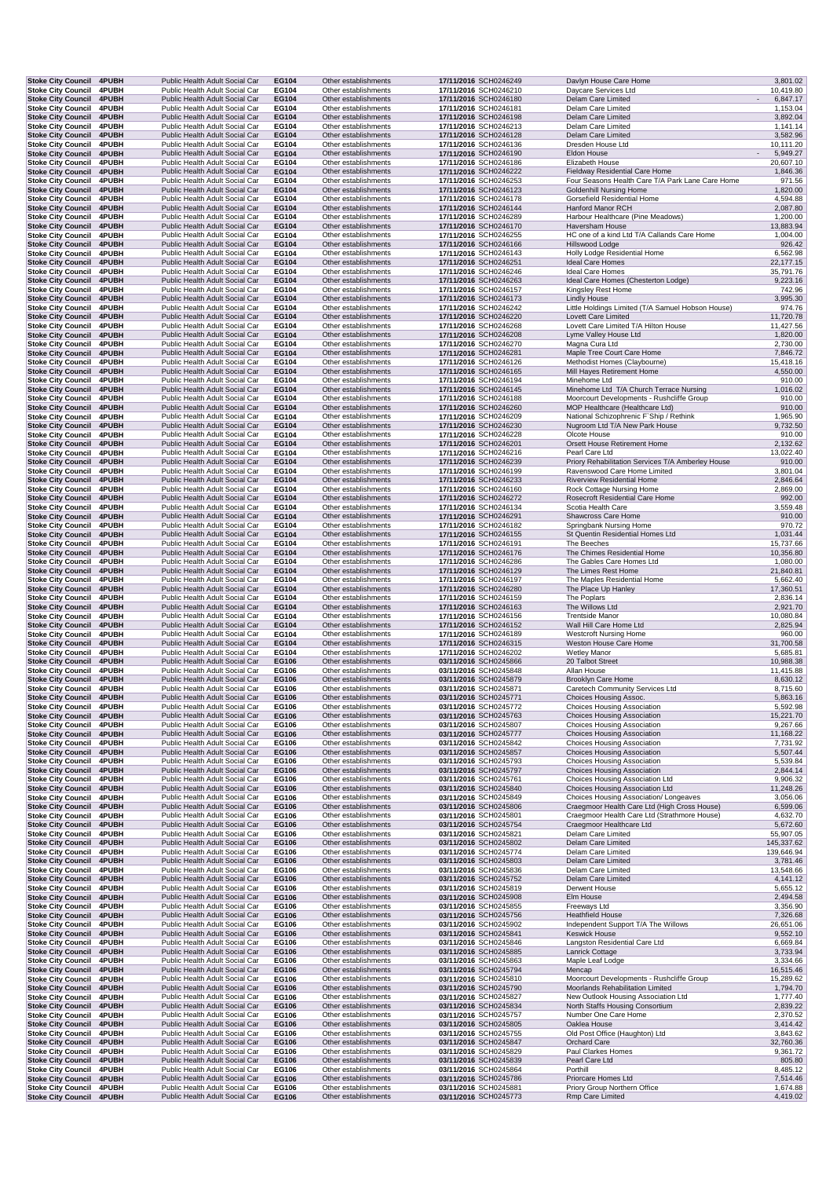| Stoke City Council | 4PUBH | Public Health Adult Social Car | EG104 | Other establishments | 17/11/2016 | SCH0246249 | Davlyn House Care Home | 3,801.02 |
|---|---|---|---|---|---|---|---|---|
| Stoke City Council | 4PUBH | Public Health Adult Social Car | EG104 | Other establishments | 17/11/2016 | SCH0246210 | Daycare Services Ltd | 10,419.80 |
| Stoke City Council | 4PUBH | Public Health Adult Social Car | EG104 | Other establishments | 17/11/2016 | SCH0246180 | Delam Care Limited | - 6,847.17 |
| Stoke City Council | 4PUBH | Public Health Adult Social Car | EG104 | Other establishments | 17/11/2016 | SCH0246181 | Delam Care Limited | 1,153.04 |
| Stoke City Council | 4PUBH | Public Health Adult Social Car | EG104 | Other establishments | 17/11/2016 | SCH0246198 | Delam Care Limited | 3,892.04 |
| Stoke City Council | 4PUBH | Public Health Adult Social Car | EG104 | Other establishments | 17/11/2016 | SCH0246213 | Delam Care Limited | 1,141.14 |
| Stoke City Council | 4PUBH | Public Health Adult Social Car | EG104 | Other establishments | 17/11/2016 | SCH0246128 | Delam Care Limited | 3,582.96 |
| Stoke City Council | 4PUBH | Public Health Adult Social Car | EG104 | Other establishments | 17/11/2016 | SCH0246136 | Dresden House Ltd | 10,111.20 |
| Stoke City Council | 4PUBH | Public Health Adult Social Car | EG104 | Other establishments | 17/11/2016 | SCH0246190 | Eldon House | - 5,949.27 |
| Stoke City Council | 4PUBH | Public Health Adult Social Car | EG104 | Other establishments | 17/11/2016 | SCH0246186 | Elizabeth House | 20,607.10 |
| Stoke City Council | 4PUBH | Public Health Adult Social Car | EG104 | Other establishments | 17/11/2016 | SCH0246222 | Fieldway Residential Care Home | 1,846.36 |
| Stoke City Council | 4PUBH | Public Health Adult Social Car | EG104 | Other establishments | 17/11/2016 | SCH0246253 | Four Seasons Health Care T/A Park Lane Care Home | 971.56 |
| Stoke City Council | 4PUBH | Public Health Adult Social Car | EG104 | Other establishments | 17/11/2016 | SCH0246123 | Goldenhill Nursing Home | 1,820.00 |
| Stoke City Council | 4PUBH | Public Health Adult Social Car | EG104 | Other establishments | 17/11/2016 | SCH0246178 | Gorsefield Residential Home | 4,594.88 |
| Stoke City Council | 4PUBH | Public Health Adult Social Car | EG104 | Other establishments | 17/11/2016 | SCH0246144 | Hanford Manor RCH | 2,087.80 |
| Stoke City Council | 4PUBH | Public Health Adult Social Car | EG104 | Other establishments | 17/11/2016 | SCH0246289 | Harbour Healthcare (Pine Meadows) | 1,200.00 |
| Stoke City Council | 4PUBH | Public Health Adult Social Car | EG104 | Other establishments | 17/11/2016 | SCH0246170 | Haversham House | 13,883.94 |
| Stoke City Council | 4PUBH | Public Health Adult Social Car | EG104 | Other establishments | 17/11/2016 | SCH0246255 | HC one of a kind Ltd T/A Callands Care Home | 1,004.00 |
| Stoke City Council | 4PUBH | Public Health Adult Social Car | EG104 | Other establishments | 17/11/2016 | SCH0246166 | Hillswood Lodge | 926.42 |
| Stoke City Council | 4PUBH | Public Health Adult Social Car | EG104 | Other establishments | 17/11/2016 | SCH0246143 | Holly Lodge Residential Home | 6,562.98 |
| Stoke City Council | 4PUBH | Public Health Adult Social Car | EG104 | Other establishments | 17/11/2016 | SCH0246251 | Ideal Care Homes | 22,177.15 |
| Stoke City Council | 4PUBH | Public Health Adult Social Car | EG104 | Other establishments | 17/11/2016 | SCH0246246 | Ideal Care Homes | 35,791.76 |
| Stoke City Council | 4PUBH | Public Health Adult Social Car | EG104 | Other establishments | 17/11/2016 | SCH0246263 | Ideal Care Homes (Chesterton Lodge) | 9,223.16 |
| Stoke City Council | 4PUBH | Public Health Adult Social Car | EG104 | Other establishments | 17/11/2016 | SCH0246157 | Kingsley Rest Home | 742.96 |
| Stoke City Council | 4PUBH | Public Health Adult Social Car | EG104 | Other establishments | 17/11/2016 | SCH0246173 | Lindly House | 3,995.30 |
| Stoke City Council | 4PUBH | Public Health Adult Social Car | EG104 | Other establishments | 17/11/2016 | SCH0246242 | Little Holdings Limited (T/A Samuel Hobson House) | 974.76 |
| Stoke City Council | 4PUBH | Public Health Adult Social Car | EG104 | Other establishments | 17/11/2016 | SCH0246220 | Lovett Care Limited | 11,720.78 |
| Stoke City Council | 4PUBH | Public Health Adult Social Car | EG104 | Other establishments | 17/11/2016 | SCH0246268 | Lovett Care Limited T/A Hilton House | 11,427.56 |
| Stoke City Council | 4PUBH | Public Health Adult Social Car | EG104 | Other establishments | 17/11/2016 | SCH0246208 | Lyme Valley House Ltd | 1,820.00 |
| Stoke City Council | 4PUBH | Public Health Adult Social Car | EG104 | Other establishments | 17/11/2016 | SCH0246270 | Magna Cura Ltd | 2,730.00 |
| Stoke City Council | 4PUBH | Public Health Adult Social Car | EG104 | Other establishments | 17/11/2016 | SCH0246281 | Maple Tree Court Care Home | 7,846.72 |
| Stoke City Council | 4PUBH | Public Health Adult Social Car | EG104 | Other establishments | 17/11/2016 | SCH0246126 | Methodist Homes (Claybourne) | 15,418.16 |
| Stoke City Council | 4PUBH | Public Health Adult Social Car | EG104 | Other establishments | 17/11/2016 | SCH0246165 | Mill Hayes Retirement Home | 4,550.00 |
| Stoke City Council | 4PUBH | Public Health Adult Social Car | EG104 | Other establishments | 17/11/2016 | SCH0246194 | Minehome Ltd | 910.00 |
| Stoke City Council | 4PUBH | Public Health Adult Social Car | EG104 | Other establishments | 17/11/2016 | SCH0246145 | Minehome Ltd T/A Church Terrace Nursing | 1,016.02 |
| Stoke City Council | 4PUBH | Public Health Adult Social Car | EG104 | Other establishments | 17/11/2016 | SCH0246188 | Moorcourt Developments - Rushcliffe Group | 910.00 |
| Stoke City Council | 4PUBH | Public Health Adult Social Car | EG104 | Other establishments | 17/11/2016 | SCH0246260 | MOP Healthcare (Healthcare Ltd) | 910.00 |
| Stoke City Council | 4PUBH | Public Health Adult Social Car | EG104 | Other establishments | 17/11/2016 | SCH0246209 | National Schizophrenic F Ship / Rethink | 1,965.90 |
| Stoke City Council | 4PUBH | Public Health Adult Social Car | EG104 | Other establishments | 17/11/2016 | SCH0246230 | Nugroom Ltd T/A New Park House | 9,732.50 |
| Stoke City Council | 4PUBH | Public Health Adult Social Car | EG104 | Other establishments | 17/11/2016 | SCH0246228 | Olcote House | 910.00 |
| Stoke City Council | 4PUBH | Public Health Adult Social Car | EG104 | Other establishments | 17/11/2016 | SCH0246201 | Orsett House Retirement Home | 2,132.62 |
| Stoke City Council | 4PUBH | Public Health Adult Social Car | EG104 | Other establishments | 17/11/2016 | SCH0246216 | Pearl Care Ltd | 13,022.40 |
| Stoke City Council | 4PUBH | Public Health Adult Social Car | EG104 | Other establishments | 17/11/2016 | SCH0246239 | Priory Rehabilitation Services T/A Amberley House | 910.00 |
| Stoke City Council | 4PUBH | Public Health Adult Social Car | EG104 | Other establishments | 17/11/2016 | SCH0246199 | Ravenswood Care Home Limited | 3,801.04 |
| Stoke City Council | 4PUBH | Public Health Adult Social Car | EG104 | Other establishments | 17/11/2016 | SCH0246233 | Riverview Residential Home | 2,846.64 |
| Stoke City Council | 4PUBH | Public Health Adult Social Car | EG104 | Other establishments | 17/11/2016 | SCH0246160 | Rock Cottage Nursing Home | 2,869.00 |
| Stoke City Council | 4PUBH | Public Health Adult Social Car | EG104 | Other establishments | 17/11/2016 | SCH0246272 | Rosecroft Residential Care Home | 992.00 |
| Stoke City Council | 4PUBH | Public Health Adult Social Car | EG104 | Other establishments | 17/11/2016 | SCH0246134 | Scotia Health Care | 3,559.48 |
| Stoke City Council | 4PUBH | Public Health Adult Social Car | EG104 | Other establishments | 17/11/2016 | SCH0246291 | Shawcross Care Home | 910.00 |
| Stoke City Council | 4PUBH | Public Health Adult Social Car | EG104 | Other establishments | 17/11/2016 | SCH0246182 | Springbank Nursing Home | 970.72 |
| Stoke City Council | 4PUBH | Public Health Adult Social Car | EG104 | Other establishments | 17/11/2016 | SCH0246155 | St Quentin Residential Homes Ltd | 1,031.44 |
| Stoke City Council | 4PUBH | Public Health Adult Social Car | EG104 | Other establishments | 17/11/2016 | SCH0246191 | The Beeches | 15,737.66 |
| Stoke City Council | 4PUBH | Public Health Adult Social Car | EG104 | Other establishments | 17/11/2016 | SCH0246176 | The Chimes Residential Home | 10,356.80 |
| Stoke City Council | 4PUBH | Public Health Adult Social Car | EG104 | Other establishments | 17/11/2016 | SCH0246286 | The Gables Care Homes Ltd | 1,080.00 |
| Stoke City Council | 4PUBH | Public Health Adult Social Car | EG104 | Other establishments | 17/11/2016 | SCH0246129 | The Limes Rest Home | 21,840.81 |
| Stoke City Council | 4PUBH | Public Health Adult Social Car | EG104 | Other establishments | 17/11/2016 | SCH0246197 | The Maples Residential Home | 5,662.40 |
| Stoke City Council | 4PUBH | Public Health Adult Social Car | EG104 | Other establishments | 17/11/2016 | SCH0246280 | The Place Up Hanley | 17,360.51 |
| Stoke City Council | 4PUBH | Public Health Adult Social Car | EG104 | Other establishments | 17/11/2016 | SCH0246159 | The Poplars | 2,836.14 |
| Stoke City Council | 4PUBH | Public Health Adult Social Car | EG104 | Other establishments | 17/11/2016 | SCH0246163 | The Willows Ltd | 2,921.70 |
| Stoke City Council | 4PUBH | Public Health Adult Social Car | EG104 | Other establishments | 17/11/2016 | SCH0246156 | Trentside Manor | 10,080.84 |
| Stoke City Council | 4PUBH | Public Health Adult Social Car | EG104 | Other establishments | 17/11/2016 | SCH0246152 | Wall Hill Care Home Ltd | 2,825.94 |
| Stoke City Council | 4PUBH | Public Health Adult Social Car | EG104 | Other establishments | 17/11/2016 | SCH0246189 | Westcroft Nursing Home | 960.00 |
| Stoke City Council | 4PUBH | Public Health Adult Social Car | EG104 | Other establishments | 17/11/2016 | SCH0246315 | Weston House Care Home | 31,700.58 |
| Stoke City Council | 4PUBH | Public Health Adult Social Car | EG104 | Other establishments | 17/11/2016 | SCH0246202 | Wetley Manor | 5,685.81 |
| Stoke City Council | 4PUBH | Public Health Adult Social Car | EG106 | Other establishments | 03/11/2016 | SCH0245866 | 20 Talbot Street | 10,988.38 |
| Stoke City Council | 4PUBH | Public Health Adult Social Car | EG106 | Other establishments | 03/11/2016 | SCH0245848 | Allan House | 11,415.88 |
| Stoke City Council | 4PUBH | Public Health Adult Social Car | EG106 | Other establishments | 03/11/2016 | SCH0245879 | Brooklyn Care Home | 8,630.12 |
| Stoke City Council | 4PUBH | Public Health Adult Social Car | EG106 | Other establishments | 03/11/2016 | SCH0245871 | Caretech Community Services Ltd | 8,715.60 |
| Stoke City Council | 4PUBH | Public Health Adult Social Car | EG106 | Other establishments | 03/11/2016 | SCH0245771 | Choices Housing Assoc. | 5,863.16 |
| Stoke City Council | 4PUBH | Public Health Adult Social Car | EG106 | Other establishments | 03/11/2016 | SCH0245772 | Choices Housing Association | 5,592.98 |
| Stoke City Council | 4PUBH | Public Health Adult Social Car | EG106 | Other establishments | 03/11/2016 | SCH0245763 | Choices Housing Association | 15,221.70 |
| Stoke City Council | 4PUBH | Public Health Adult Social Car | EG106 | Other establishments | 03/11/2016 | SCH0245807 | Choices Housing Association | 9,267.66 |
| Stoke City Council | 4PUBH | Public Health Adult Social Car | EG106 | Other establishments | 03/11/2016 | SCH0245777 | Choices Housing Association | 11,168.22 |
| Stoke City Council | 4PUBH | Public Health Adult Social Car | EG106 | Other establishments | 03/11/2016 | SCH0245842 | Choices Housing Association | 7,731.92 |
| Stoke City Council | 4PUBH | Public Health Adult Social Car | EG106 | Other establishments | 03/11/2016 | SCH0245857 | Choices Housing Association | 5,507.44 |
| Stoke City Council | 4PUBH | Public Health Adult Social Car | EG106 | Other establishments | 03/11/2016 | SCH0245793 | Choices Housing Association | 5,539.84 |
| Stoke City Council | 4PUBH | Public Health Adult Social Car | EG106 | Other establishments | 03/11/2016 | SCH0245797 | Choices Housing Association | 2,844.14 |
| Stoke City Council | 4PUBH | Public Health Adult Social Car | EG106 | Other establishments | 03/11/2016 | SCH0245761 | Choices Housing Association Ltd | 9,906.32 |
| Stoke City Council | 4PUBH | Public Health Adult Social Car | EG106 | Other establishments | 03/11/2016 | SCH0245840 | Choices Housing Association Ltd | 11,248.26 |
| Stoke City Council | 4PUBH | Public Health Adult Social Car | EG106 | Other establishments | 03/11/2016 | SCH0245849 | Choices Housing Association/ Longeaves | 3,056.06 |
| Stoke City Council | 4PUBH | Public Health Adult Social Car | EG106 | Other establishments | 03/11/2016 | SCH0245806 | Craegmoor Health Care Ltd (High Cross House) | 6,599.06 |
| Stoke City Council | 4PUBH | Public Health Adult Social Car | EG106 | Other establishments | 03/11/2016 | SCH0245801 | Craegmoor Health Care Ltd (Strathmore House) | 4,632.70 |
| Stoke City Council | 4PUBH | Public Health Adult Social Car | EG106 | Other establishments | 03/11/2016 | SCH0245754 | Craegmoor Healthcare Ltd | 5,672.60 |
| Stoke City Council | 4PUBH | Public Health Adult Social Car | EG106 | Other establishments | 03/11/2016 | SCH0245821 | Delam Care Limited | 55,907.05 |
| Stoke City Council | 4PUBH | Public Health Adult Social Car | EG106 | Other establishments | 03/11/2016 | SCH0245802 | Delam Care Limited | 145,337.62 |
| Stoke City Council | 4PUBH | Public Health Adult Social Car | EG106 | Other establishments | 03/11/2016 | SCH0245774 | Delam Care Limited | 139,646.94 |
| Stoke City Council | 4PUBH | Public Health Adult Social Car | EG106 | Other establishments | 03/11/2016 | SCH0245803 | Delam Care Limited | 3,781.46 |
| Stoke City Council | 4PUBH | Public Health Adult Social Car | EG106 | Other establishments | 03/11/2016 | SCH0245836 | Delam Care Limited | 13,548.66 |
| Stoke City Council | 4PUBH | Public Health Adult Social Car | EG106 | Other establishments | 03/11/2016 | SCH0245752 | Delam Care Limited | 4,141.12 |
| Stoke City Council | 4PUBH | Public Health Adult Social Car | EG106 | Other establishments | 03/11/2016 | SCH0245819 | Derwent House | 6,555.12 |
| Stoke City Council | 4PUBH | Public Health Adult Social Car | EG106 | Other establishments | 03/11/2016 | SCH0245908 | Elm House | 2,494.58 |
| Stoke City Council | 4PUBH | Public Health Adult Social Car | EG106 | Other establishments | 03/11/2016 | SCH0245855 | Freeways Ltd | 3,356.90 |
| Stoke City Council | 4PUBH | Public Health Adult Social Car | EG106 | Other establishments | 03/11/2016 | SCH0245756 | Heathfield House | 7,326.68 |
| Stoke City Council | 4PUBH | Public Health Adult Social Car | EG106 | Other establishments | 03/11/2016 | SCH0245902 | Independent Support T/A The Willows | 26,651.06 |
| Stoke City Council | 4PUBH | Public Health Adult Social Car | EG106 | Other establishments | 03/11/2016 | SCH0245841 | Keswick House | 9,552.10 |
| Stoke City Council | 4PUBH | Public Health Adult Social Car | EG106 | Other establishments | 03/11/2016 | SCH0245846 | Langston Residential Care Ltd | 6,669.84 |
| Stoke City Council | 4PUBH | Public Health Adult Social Car | EG106 | Other establishments | 03/11/2016 | SCH0245885 | Lanrick Cottage | 3,733.94 |
| Stoke City Council | 4PUBH | Public Health Adult Social Car | EG106 | Other establishments | 03/11/2016 | SCH0245863 | Maple Leaf Lodge | 3,334.66 |
| Stoke City Council | 4PUBH | Public Health Adult Social Car | EG106 | Other establishments | 03/11/2016 | SCH0245794 | Mencap | 16,515.46 |
| Stoke City Council | 4PUBH | Public Health Adult Social Car | EG106 | Other establishments | 03/11/2016 | SCH0245810 | Moorcourt Developments - Rushcliffe Group | 15,289.62 |
| Stoke City Council | 4PUBH | Public Health Adult Social Car | EG106 | Other establishments | 03/11/2016 | SCH0245790 | Moorlands Rehabilitation Limited | 1,794.70 |
| Stoke City Council | 4PUBH | Public Health Adult Social Car | EG106 | Other establishments | 03/11/2016 | SCH0245827 | New Outlook Housing Association Ltd | 1,777.40 |
| Stoke City Council | 4PUBH | Public Health Adult Social Car | EG106 | Other establishments | 03/11/2016 | SCH0245834 | North Staffs Housing Consortium | 2,839.22 |
| Stoke City Council | 4PUBH | Public Health Adult Social Car | EG106 | Other establishments | 03/11/2016 | SCH0245757 | Number One Care Home | 2,370.52 |
| Stoke City Council | 4PUBH | Public Health Adult Social Car | EG106 | Other establishments | 03/11/2016 | SCH0245805 | Oaklea House | 3,414.42 |
| Stoke City Council | 4PUBH | Public Health Adult Social Car | EG106 | Other establishments | 03/11/2016 | SCH0245755 | Old Post Office (Haughton) Ltd | 3,843.62 |
| Stoke City Council | 4PUBH | Public Health Adult Social Car | EG106 | Other establishments | 03/11/2016 | SCH0245847 | Orchard Care | 32,760.36 |
| Stoke City Council | 4PUBH | Public Health Adult Social Car | EG106 | Other establishments | 03/11/2016 | SCH0245829 | Paul Clarkes Homes | 9,361.72 |
| Stoke City Council | 4PUBH | Public Health Adult Social Car | EG106 | Other establishments | 03/11/2016 | SCH0245839 | Pearl Care Ltd | 805.80 |
| Stoke City Council | 4PUBH | Public Health Adult Social Car | EG106 | Other establishments | 03/11/2016 | SCH0245864 | Porthill | 8,485.12 |
| Stoke City Council | 4PUBH | Public Health Adult Social Car | EG106 | Other establishments | 03/11/2016 | SCH0245786 | Priorcare Homes Ltd | 7,514.46 |
| Stoke City Council | 4PUBH | Public Health Adult Social Car | EG106 | Other establishments | 03/11/2016 | SCH0245881 | Priory Group Northern Office | 1,674.88 |
| Stoke City Council | 4PUBH | Public Health Adult Social Car | EG106 | Other establishments | 03/11/2016 | SCH0245773 | Rmp Care Limited | 4,419.02 |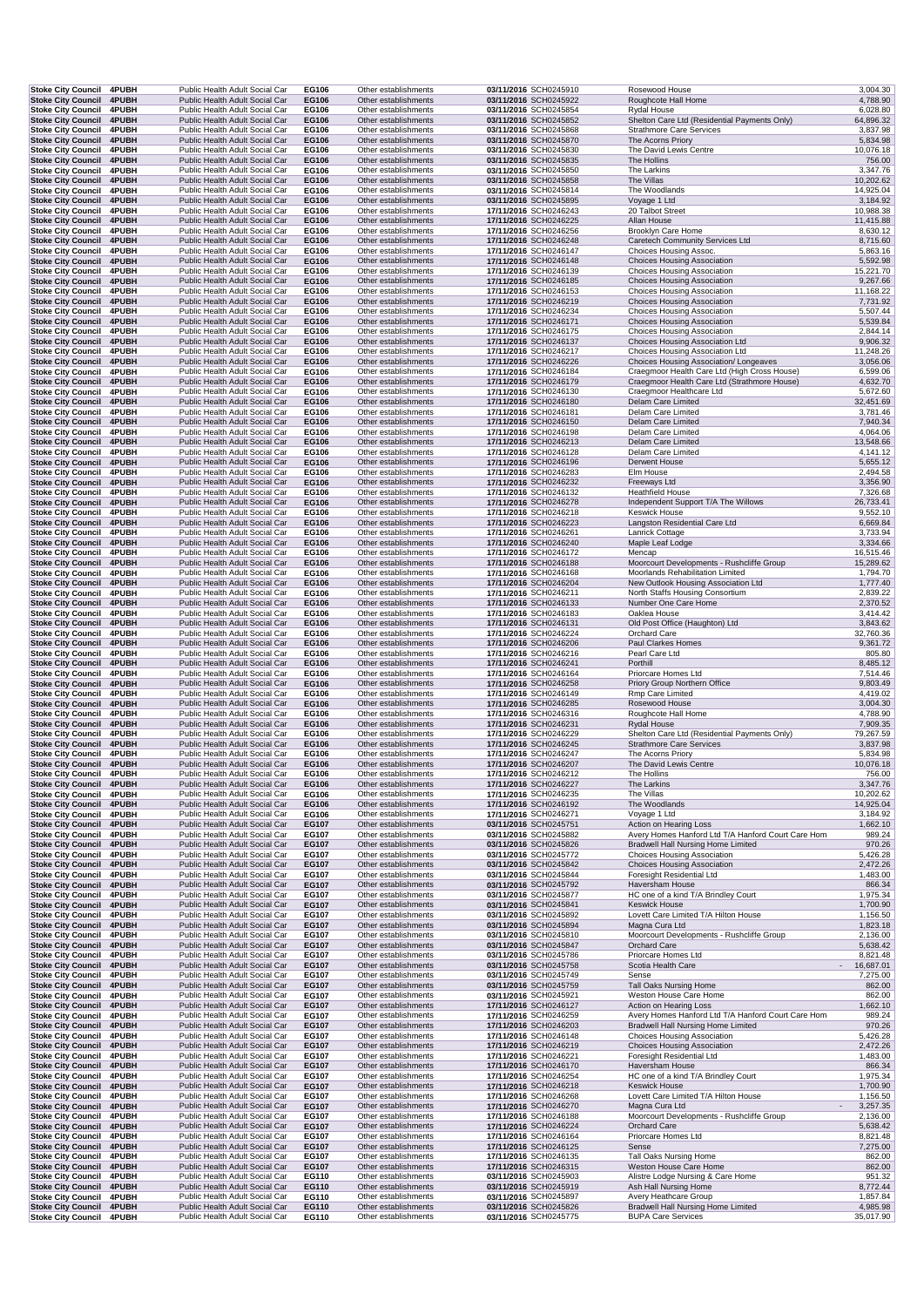| | | | | | | | | |
|---|---|---|---|---|---|---|---|---|
| Stoke City Council | 4PUBH | Public Health Adult Social Car | EG106 | Other establishments | 03/11/2016 | SCH0245910 | Rosewood House | 3,004.30 |
| Stoke City Council | 4PUBH | Public Health Adult Social Car | EG106 | Other establishments | 03/11/2016 | SCH0245922 | Roughcote Hall Home | 4,788.90 |
| Stoke City Council | 4PUBH | Public Health Adult Social Car | EG106 | Other establishments | 03/11/2016 | SCH0245854 | Rydal House | 6,028.80 |
| Stoke City Council | 4PUBH | Public Health Adult Social Car | EG106 | Other establishments | 03/11/2016 | SCH0245852 | Shelton Care Ltd (Residential Payments Only) | 64,896.32 |
| Stoke City Council | 4PUBH | Public Health Adult Social Car | EG106 | Other establishments | 03/11/2016 | SCH0245868 | Strathmore Care Services | 3,837.98 |
| Stoke City Council | 4PUBH | Public Health Adult Social Car | EG106 | Other establishments | 03/11/2016 | SCH0245870 | The Acorns Priory | 5,834.98 |
| Stoke City Council | 4PUBH | Public Health Adult Social Car | EG106 | Other establishments | 03/11/2016 | SCH0245830 | The David Lewis Centre | 10,076.18 |
| Stoke City Council | 4PUBH | Public Health Adult Social Car | EG106 | Other establishments | 03/11/2016 | SCH0245835 | The Hollins | 756.00 |
| Stoke City Council | 4PUBH | Public Health Adult Social Car | EG106 | Other establishments | 03/11/2016 | SCH0245850 | The Larkins | 3,347.76 |
| Stoke City Council | 4PUBH | Public Health Adult Social Car | EG106 | Other establishments | 03/11/2016 | SCH0245858 | The Villas | 10,202.62 |
| Stoke City Council | 4PUBH | Public Health Adult Social Car | EG106 | Other establishments | 03/11/2016 | SCH0245814 | The Woodlands | 14,925.04 |
| Stoke City Council | 4PUBH | Public Health Adult Social Car | EG106 | Other establishments | 03/11/2016 | SCH0245895 | Voyage 1 Ltd | 3,184.92 |
| Stoke City Council | 4PUBH | Public Health Adult Social Car | EG106 | Other establishments | 17/11/2016 | SCH0246243 | 20 Talbot Street | 10,988.38 |
| Stoke City Council | 4PUBH | Public Health Adult Social Car | EG106 | Other establishments | 17/11/2016 | SCH0246225 | Allan House | 11,415.88 |
| Stoke City Council | 4PUBH | Public Health Adult Social Car | EG106 | Other establishments | 17/11/2016 | SCH0246256 | Brooklyn Care Home | 8,630.12 |
| Stoke City Council | 4PUBH | Public Health Adult Social Car | EG106 | Other establishments | 17/11/2016 | SCH0246248 | Caretech Community Services Ltd | 8,715.60 |
| Stoke City Council | 4PUBH | Public Health Adult Social Car | EG106 | Other establishments | 17/11/2016 | SCH0246147 | Choices Housing Assoc. | 5,863.16 |
| Stoke City Council | 4PUBH | Public Health Adult Social Car | EG106 | Other establishments | 17/11/2016 | SCH0246148 | Choices Housing Association | 5,592.98 |
| Stoke City Council | 4PUBH | Public Health Adult Social Car | EG106 | Other establishments | 17/11/2016 | SCH0246139 | Choices Housing Association | 15,221.70 |
| Stoke City Council | 4PUBH | Public Health Adult Social Car | EG106 | Other establishments | 17/11/2016 | SCH0246185 | Choices Housing Association | 9,267.66 |
| Stoke City Council | 4PUBH | Public Health Adult Social Car | EG106 | Other establishments | 17/11/2016 | SCH0246153 | Choices Housing Association | 11,168.22 |
| Stoke City Council | 4PUBH | Public Health Adult Social Car | EG106 | Other establishments | 17/11/2016 | SCH0246219 | Choices Housing Association | 7,731.92 |
| Stoke City Council | 4PUBH | Public Health Adult Social Car | EG106 | Other establishments | 17/11/2016 | SCH0246234 | Choices Housing Association | 5,507.44 |
| Stoke City Council | 4PUBH | Public Health Adult Social Car | EG106 | Other establishments | 17/11/2016 | SCH0246171 | Choices Housing Association | 5,539.84 |
| Stoke City Council | 4PUBH | Public Health Adult Social Car | EG106 | Other establishments | 17/11/2016 | SCH0246175 | Choices Housing Association | 2,844.14 |
| Stoke City Council | 4PUBH | Public Health Adult Social Car | EG106 | Other establishments | 17/11/2016 | SCH0246137 | Choices Housing Association Ltd | 9,906.32 |
| Stoke City Council | 4PUBH | Public Health Adult Social Car | EG106 | Other establishments | 17/11/2016 | SCH0246217 | Choices Housing Association Ltd | 11,248.26 |
| Stoke City Council | 4PUBH | Public Health Adult Social Car | EG106 | Other establishments | 17/11/2016 | SCH0246226 | Choices Housing Association/ Longeaves | 3,056.06 |
| Stoke City Council | 4PUBH | Public Health Adult Social Car | EG106 | Other establishments | 17/11/2016 | SCH0246184 | Craegmoor Health Care Ltd (High Cross House) | 6,599.06 |
| Stoke City Council | 4PUBH | Public Health Adult Social Car | EG106 | Other establishments | 17/11/2016 | SCH0246179 | Craegmoor Health Care Ltd (Strathmore House) | 4,632.70 |
| Stoke City Council | 4PUBH | Public Health Adult Social Car | EG106 | Other establishments | 17/11/2016 | SCH0246130 | Craegmoor Healthcare Ltd | 5,672.60 |
| Stoke City Council | 4PUBH | Public Health Adult Social Car | EG106 | Other establishments | 17/11/2016 | SCH0246180 | Delam Care Limited | 32,451.69 |
| Stoke City Council | 4PUBH | Public Health Adult Social Car | EG106 | Other establishments | 17/11/2016 | SCH0246181 | Delam Care Limited | 3,781.46 |
| Stoke City Council | 4PUBH | Public Health Adult Social Car | EG106 | Other establishments | 17/11/2016 | SCH0246150 | Delam Care Limited | 7,940.34 |
| Stoke City Council | 4PUBH | Public Health Adult Social Car | EG106 | Other establishments | 17/11/2016 | SCH0246198 | Delam Care Limited | 4,064.06 |
| Stoke City Council | 4PUBH | Public Health Adult Social Car | EG106 | Other establishments | 17/11/2016 | SCH0246213 | Delam Care Limited | 13,548.66 |
| Stoke City Council | 4PUBH | Public Health Adult Social Car | EG106 | Other establishments | 17/11/2016 | SCH0246128 | Delam Care Limited | 4,141.12 |
| Stoke City Council | 4PUBH | Public Health Adult Social Car | EG106 | Other establishments | 17/11/2016 | SCH0246196 | Derwent House | 5,655.12 |
| Stoke City Council | 4PUBH | Public Health Adult Social Car | EG106 | Other establishments | 17/11/2016 | SCH0246283 | Elm House | 2,494.58 |
| Stoke City Council | 4PUBH | Public Health Adult Social Car | EG106 | Other establishments | 17/11/2016 | SCH0246232 | Freeways Ltd | 3,356.90 |
| Stoke City Council | 4PUBH | Public Health Adult Social Car | EG106 | Other establishments | 17/11/2016 | SCH0246132 | Heathfield House | 7,326.68 |
| Stoke City Council | 4PUBH | Public Health Adult Social Car | EG106 | Other establishments | 17/11/2016 | SCH0246278 | Independent Support T/A The Willows | 26,733.41 |
| Stoke City Council | 4PUBH | Public Health Adult Social Car | EG106 | Other establishments | 17/11/2016 | SCH0246218 | Keswick House | 9,552.10 |
| Stoke City Council | 4PUBH | Public Health Adult Social Car | EG106 | Other establishments | 17/11/2016 | SCH0246223 | Langston Residential Care Ltd | 6,669.84 |
| Stoke City Council | 4PUBH | Public Health Adult Social Car | EG106 | Other establishments | 17/11/2016 | SCH0246261 | Lanrick Cottage | 3,733.94 |
| Stoke City Council | 4PUBH | Public Health Adult Social Car | EG106 | Other establishments | 17/11/2016 | SCH0246240 | Maple Leaf Lodge | 3,334.66 |
| Stoke City Council | 4PUBH | Public Health Adult Social Car | EG106 | Other establishments | 17/11/2016 | SCH0246172 | Mencap | 16,515.46 |
| Stoke City Council | 4PUBH | Public Health Adult Social Car | EG106 | Other establishments | 17/11/2016 | SCH0246188 | Moorcourt Developments - Rushcliffe Group | 15,289.62 |
| Stoke City Council | 4PUBH | Public Health Adult Social Car | EG106 | Other establishments | 17/11/2016 | SCH0246168 | Moorlands Rehabilitation Limited | 1,794.70 |
| Stoke City Council | 4PUBH | Public Health Adult Social Car | EG106 | Other establishments | 17/11/2016 | SCH0246204 | New Outlook Housing Association Ltd | 1,777.40 |
| Stoke City Council | 4PUBH | Public Health Adult Social Car | EG106 | Other establishments | 17/11/2016 | SCH0246211 | North Staffs Housing Consortium | 2,839.22 |
| Stoke City Council | 4PUBH | Public Health Adult Social Car | EG106 | Other establishments | 17/11/2016 | SCH0246133 | Number One Care Home | 2,370.52 |
| Stoke City Council | 4PUBH | Public Health Adult Social Car | EG106 | Other establishments | 17/11/2016 | SCH0246183 | Oaklea House | 3,414.42 |
| Stoke City Council | 4PUBH | Public Health Adult Social Car | EG106 | Other establishments | 17/11/2016 | SCH0246131 | Old Post Office (Haughton) Ltd | 3,843.62 |
| Stoke City Council | 4PUBH | Public Health Adult Social Car | EG106 | Other establishments | 17/11/2016 | SCH0246224 | Orchard Care | 32,760.36 |
| Stoke City Council | 4PUBH | Public Health Adult Social Car | EG106 | Other establishments | 17/11/2016 | SCH0246206 | Paul Clarkes Homes | 9,361.72 |
| Stoke City Council | 4PUBH | Public Health Adult Social Car | EG106 | Other establishments | 17/11/2016 | SCH0246216 | Pearl Care Ltd | 805.80 |
| Stoke City Council | 4PUBH | Public Health Adult Social Car | EG106 | Other establishments | 17/11/2016 | SCH0246241 | Porthill | 8,485.12 |
| Stoke City Council | 4PUBH | Public Health Adult Social Car | EG106 | Other establishments | 17/11/2016 | SCH0246164 | Priorcare Homes Ltd | 7,514.46 |
| Stoke City Council | 4PUBH | Public Health Adult Social Car | EG106 | Other establishments | 17/11/2016 | SCH0246258 | Priory Group Northern Office | 9,803.49 |
| Stoke City Council | 4PUBH | Public Health Adult Social Car | EG106 | Other establishments | 17/11/2016 | SCH0246149 | Rmp Care Limited | 4,419.02 |
| Stoke City Council | 4PUBH | Public Health Adult Social Car | EG106 | Other establishments | 17/11/2016 | SCH0246285 | Rosewood House | 3,004.30 |
| Stoke City Council | 4PUBH | Public Health Adult Social Car | EG106 | Other establishments | 17/11/2016 | SCH0246316 | Roughcote Hall Home | 4,788.90 |
| Stoke City Council | 4PUBH | Public Health Adult Social Car | EG106 | Other establishments | 17/11/2016 | SCH0246231 | Rydal House | 7,909.35 |
| Stoke City Council | 4PUBH | Public Health Adult Social Car | EG106 | Other establishments | 17/11/2016 | SCH0246229 | Shelton Care Ltd (Residential Payments Only) | 79,267.59 |
| Stoke City Council | 4PUBH | Public Health Adult Social Car | EG106 | Other establishments | 17/11/2016 | SCH0246245 | Strathmore Care Services | 3,837.98 |
| Stoke City Council | 4PUBH | Public Health Adult Social Car | EG106 | Other establishments | 17/11/2016 | SCH0246247 | The Acorns Priory | 5,834.98 |
| Stoke City Council | 4PUBH | Public Health Adult Social Car | EG106 | Other establishments | 17/11/2016 | SCH0246207 | The David Lewis Centre | 10,076.18 |
| Stoke City Council | 4PUBH | Public Health Adult Social Car | EG106 | Other establishments | 17/11/2016 | SCH0246212 | The Hollins | 756.00 |
| Stoke City Council | 4PUBH | Public Health Adult Social Car | EG106 | Other establishments | 17/11/2016 | SCH0246227 | The Larkins | 3,347.76 |
| Stoke City Council | 4PUBH | Public Health Adult Social Car | EG106 | Other establishments | 17/11/2016 | SCH0246235 | The Villas | 10,202.62 |
| Stoke City Council | 4PUBH | Public Health Adult Social Car | EG106 | Other establishments | 17/11/2016 | SCH0246192 | The Woodlands | 14,925.04 |
| Stoke City Council | 4PUBH | Public Health Adult Social Car | EG106 | Other establishments | 17/11/2016 | SCH0246271 | Voyage 1 Ltd | 3,184.92 |
| Stoke City Council | 4PUBH | Public Health Adult Social Car | EG107 | Other establishments | 03/11/2016 | SCH0245751 | Action on Hearing Loss | 1,662.10 |
| Stoke City Council | 4PUBH | Public Health Adult Social Car | EG107 | Other establishments | 03/11/2016 | SCH0245882 | Avery Homes Hanford Ltd T/A Hanford Court Care Hom | 989.24 |
| Stoke City Council | 4PUBH | Public Health Adult Social Car | EG107 | Other establishments | 03/11/2016 | SCH0245826 | Bradwell Hall Nursing Home Limited | 970.26 |
| Stoke City Council | 4PUBH | Public Health Adult Social Car | EG107 | Other establishments | 03/11/2016 | SCH0245772 | Choices Housing Association | 5,426.28 |
| Stoke City Council | 4PUBH | Public Health Adult Social Car | EG107 | Other establishments | 03/11/2016 | SCH0245842 | Choices Housing Association | 2,472.26 |
| Stoke City Council | 4PUBH | Public Health Adult Social Car | EG107 | Other establishments | 03/11/2016 | SCH0245844 | Foresight Residential Ltd | 1,483.00 |
| Stoke City Council | 4PUBH | Public Health Adult Social Car | EG107 | Other establishments | 03/11/2016 | SCH0245792 | Haversham House | 866.34 |
| Stoke City Council | 4PUBH | Public Health Adult Social Car | EG107 | Other establishments | 03/11/2016 | SCH0245877 | HC one of a kind T/A Brindley Court | 1,975.34 |
| Stoke City Council | 4PUBH | Public Health Adult Social Car | EG107 | Other establishments | 03/11/2016 | SCH0245841 | Keswick House | 1,700.90 |
| Stoke City Council | 4PUBH | Public Health Adult Social Car | EG107 | Other establishments | 03/11/2016 | SCH0245892 | Lovett Care Limited T/A Hilton House | 1,156.50 |
| Stoke City Council | 4PUBH | Public Health Adult Social Car | EG107 | Other establishments | 03/11/2016 | SCH0245894 | Magna Cura Ltd | 1,823.18 |
| Stoke City Council | 4PUBH | Public Health Adult Social Car | EG107 | Other establishments | 03/11/2016 | SCH0245810 | Moorcourt Developments - Rushcliffe Group | 2,136.00 |
| Stoke City Council | 4PUBH | Public Health Adult Social Car | EG107 | Other establishments | 03/11/2016 | SCH0245847 | Orchard Care | 5,638.42 |
| Stoke City Council | 4PUBH | Public Health Adult Social Car | EG107 | Other establishments | 03/11/2016 | SCH0245786 | Priorcare Homes Ltd | 8,821.48 |
| Stoke City Council | 4PUBH | Public Health Adult Social Car | EG107 | Other establishments | 03/11/2016 | SCH0245758 | Scotia Health Care | - 16,687.01 |
| Stoke City Council | 4PUBH | Public Health Adult Social Car | EG107 | Other establishments | 03/11/2016 | SCH0245749 | Sense | 7,275.00 |
| Stoke City Council | 4PUBH | Public Health Adult Social Car | EG107 | Other establishments | 03/11/2016 | SCH0245759 | Tall Oaks Nursing Home | 862.00 |
| Stoke City Council | 4PUBH | Public Health Adult Social Car | EG107 | Other establishments | 03/11/2016 | SCH0245921 | Weston House Care Home | 862.00 |
| Stoke City Council | 4PUBH | Public Health Adult Social Car | EG107 | Other establishments | 17/11/2016 | SCH0246127 | Action on Hearing Loss | 1,662.10 |
| Stoke City Council | 4PUBH | Public Health Adult Social Car | EG107 | Other establishments | 17/11/2016 | SCH0246259 | Avery Homes Hanford Ltd T/A Hanford Court Care Hom | 989.24 |
| Stoke City Council | 4PUBH | Public Health Adult Social Car | EG107 | Other establishments | 17/11/2016 | SCH0246203 | Bradwell Hall Nursing Home Limited | 970.26 |
| Stoke City Council | 4PUBH | Public Health Adult Social Car | EG107 | Other establishments | 17/11/2016 | SCH0246148 | Choices Housing Association | 5,426.28 |
| Stoke City Council | 4PUBH | Public Health Adult Social Car | EG107 | Other establishments | 17/11/2016 | SCH0246219 | Choices Housing Association | 2,472.26 |
| Stoke City Council | 4PUBH | Public Health Adult Social Car | EG107 | Other establishments | 17/11/2016 | SCH0246221 | Foresight Residential Ltd | 1,483.00 |
| Stoke City Council | 4PUBH | Public Health Adult Social Car | EG107 | Other establishments | 17/11/2016 | SCH0246170 | Haversham House | 866.34 |
| Stoke City Council | 4PUBH | Public Health Adult Social Car | EG107 | Other establishments | 17/11/2016 | SCH0246254 | HC one of a kind T/A Brindley Court | 1,975.34 |
| Stoke City Council | 4PUBH | Public Health Adult Social Car | EG107 | Other establishments | 17/11/2016 | SCH0246218 | Keswick House | 1,700.90 |
| Stoke City Council | 4PUBH | Public Health Adult Social Car | EG107 | Other establishments | 17/11/2016 | SCH0246268 | Lovett Care Limited T/A Hilton House | 1,156.50 |
| Stoke City Council | 4PUBH | Public Health Adult Social Car | EG107 | Other establishments | 17/11/2016 | SCH0246270 | Magna Cura Ltd | - 3,257.35 |
| Stoke City Council | 4PUBH | Public Health Adult Social Car | EG107 | Other establishments | 17/11/2016 | SCH0246188 | Moorcourt Developments - Rushcliffe Group | 2,136.00 |
| Stoke City Council | 4PUBH | Public Health Adult Social Car | EG107 | Other establishments | 17/11/2016 | SCH0246224 | Orchard Care | 5,638.42 |
| Stoke City Council | 4PUBH | Public Health Adult Social Car | EG107 | Other establishments | 17/11/2016 | SCH0246164 | Priorcare Homes Ltd | 8,821.48 |
| Stoke City Council | 4PUBH | Public Health Adult Social Car | EG107 | Other establishments | 17/11/2016 | SCH0246125 | Sense | 7,275.00 |
| Stoke City Council | 4PUBH | Public Health Adult Social Car | EG107 | Other establishments | 17/11/2016 | SCH0246135 | Tall Oaks Nursing Home | 862.00 |
| Stoke City Council | 4PUBH | Public Health Adult Social Car | EG107 | Other establishments | 17/11/2016 | SCH0246315 | Weston House Care Home | 862.00 |
| Stoke City Council | 4PUBH | Public Health Adult Social Car | EG110 | Other establishments | 03/11/2016 | SCH0245903 | Alistre Lodge Nursing & Care Home | 951.32 |
| Stoke City Council | 4PUBH | Public Health Adult Social Car | EG110 | Other establishments | 03/11/2016 | SCH0245919 | Ash Hall Nursing Home | 8,772.44 |
| Stoke City Council | 4PUBH | Public Health Adult Social Car | EG110 | Other establishments | 03/11/2016 | SCH0245897 | Avery Heathcare Group | 1,857.84 |
| Stoke City Council | 4PUBH | Public Health Adult Social Car | EG110 | Other establishments | 03/11/2016 | SCH0245826 | Bradwell Hall Nursing Home Limited | 4,985.98 |
| Stoke City Council | 4PUBH | Public Health Adult Social Car | EG110 | Other establishments | 03/11/2016 | SCH0245775 | BUPA Care Services | 35,017.90 |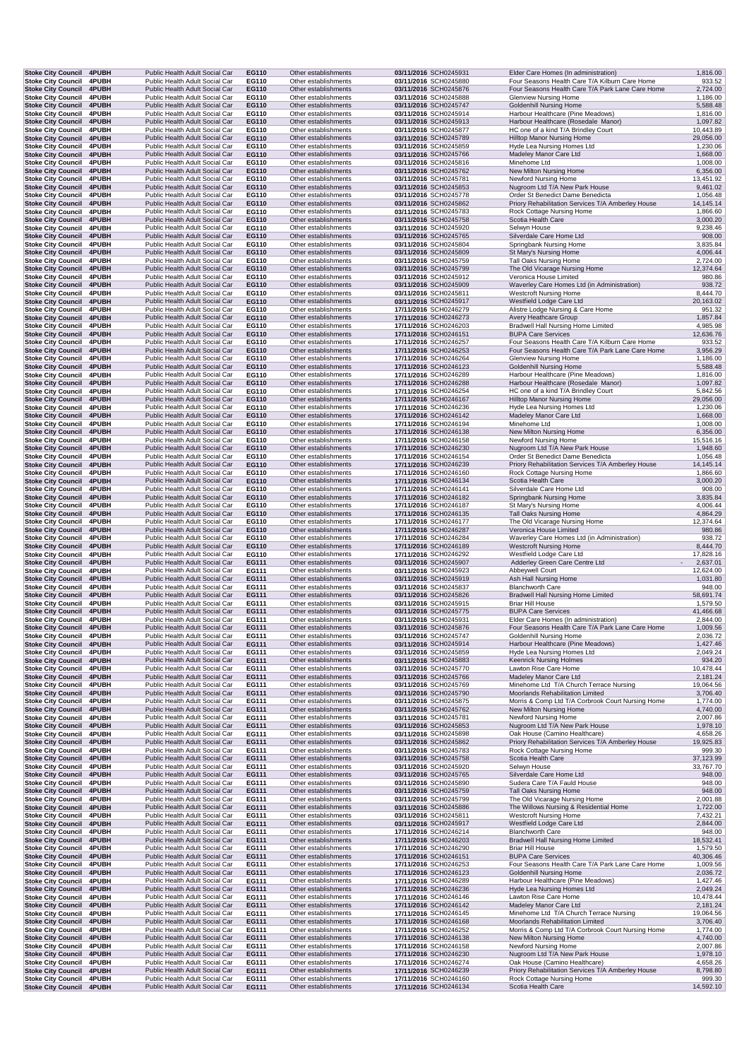| | | | | | | | | |
|---|---|---|---|---|---|---|---|---|
| Stoke City Council | 4PUBH | Public Health Adult Social Car | EG110 | Other establishments | 03/11/2016 | SCH0245931 | Elder Care Homes (In administration) | 1,816.00 |
| Stoke City Council | 4PUBH | Public Health Adult Social Car | EG110 | Other establishments | 03/11/2016 | SCH0245880 | Four Seasons Health Care T/A Kilburn Care Home | 933.52 |
| Stoke City Council | 4PUBH | Public Health Adult Social Car | EG110 | Other establishments | 03/11/2016 | SCH0245876 | Four Seasons Health Care T/A Park Lane Care Home | 2,724.00 |
| Stoke City Council | 4PUBH | Public Health Adult Social Car | EG110 | Other establishments | 03/11/2016 | SCH0245888 | Glenview Nursing Home | 1,186.00 |
| Stoke City Council | 4PUBH | Public Health Adult Social Car | EG110 | Other establishments | 03/11/2016 | SCH0245747 | Goldenhill Nursing Home | 5,588.48 |
| Stoke City Council | 4PUBH | Public Health Adult Social Car | EG110 | Other establishments | 03/11/2016 | SCH0245914 | Harbour Healthcare (Pine Meadows) | 1,816.00 |
| Stoke City Council | 4PUBH | Public Health Adult Social Car | EG110 | Other establishments | 03/11/2016 | SCH0245913 | Harbour Healthcare (Rosedale Manor) | 1,097.82 |
| Stoke City Council | 4PUBH | Public Health Adult Social Car | EG110 | Other establishments | 03/11/2016 | SCH0245877 | HC one of a kind T/A Brindley Court | 10,443.89 |
| Stoke City Council | 4PUBH | Public Health Adult Social Car | EG110 | Other establishments | 03/11/2016 | SCH0245789 | Hilltop Manor Nursing Home | 29,056.00 |
| Stoke City Council | 4PUBH | Public Health Adult Social Car | EG110 | Other establishments | 03/11/2016 | SCH0245859 | Hyde Lea Nursing Homes Ltd | 1,230.06 |
| Stoke City Council | 4PUBH | Public Health Adult Social Car | EG110 | Other establishments | 03/11/2016 | SCH0245766 | Madeley Manor Care Ltd | 1,668.00 |
| Stoke City Council | 4PUBH | Public Health Adult Social Car | EG110 | Other establishments | 03/11/2016 | SCH0245816 | Minehome Ltd | 1,008.00 |
| Stoke City Council | 4PUBH | Public Health Adult Social Car | EG110 | Other establishments | 03/11/2016 | SCH0245762 | New Milton Nursing Home | 6,356.00 |
| Stoke City Council | 4PUBH | Public Health Adult Social Car | EG110 | Other establishments | 03/11/2016 | SCH0245781 | Newford Nursing Home | 13,451.92 |
| Stoke City Council | 4PUBH | Public Health Adult Social Car | EG110 | Other establishments | 03/11/2016 | SCH0245853 | Nugroom Ltd T/A New Park House | 9,461.02 |
| Stoke City Council | 4PUBH | Public Health Adult Social Car | EG110 | Other establishments | 03/11/2016 | SCH0245778 | Order St Benedict Dame Benedicta | 1,056.48 |
| Stoke City Council | 4PUBH | Public Health Adult Social Car | EG110 | Other establishments | 03/11/2016 | SCH0245862 | Priory Rehabilitation Services T/A Amberley House | 14,145.14 |
| Stoke City Council | 4PUBH | Public Health Adult Social Car | EG110 | Other establishments | 03/11/2016 | SCH0245783 | Rock Cottage Nursing Home | 1,866.60 |
| Stoke City Council | 4PUBH | Public Health Adult Social Car | EG110 | Other establishments | 03/11/2016 | SCH0245758 | Scotia Health Care | 3,000.20 |
| Stoke City Council | 4PUBH | Public Health Adult Social Car | EG110 | Other establishments | 03/11/2016 | SCH0245920 | Selwyn House | 9,238.46 |
| Stoke City Council | 4PUBH | Public Health Adult Social Car | EG110 | Other establishments | 03/11/2016 | SCH0245765 | Silverdale Care Home Ltd | 908.00 |
| Stoke City Council | 4PUBH | Public Health Adult Social Car | EG110 | Other establishments | 03/11/2016 | SCH0245804 | Springbank Nursing Home | 3,835.84 |
| Stoke City Council | 4PUBH | Public Health Adult Social Car | EG110 | Other establishments | 03/11/2016 | SCH0245809 | St Mary's Nursing Home | 4,006.44 |
| Stoke City Council | 4PUBH | Public Health Adult Social Car | EG110 | Other establishments | 03/11/2016 | SCH0245759 | Tall Oaks Nursing Home | 2,724.00 |
| Stoke City Council | 4PUBH | Public Health Adult Social Car | EG110 | Other establishments | 03/11/2016 | SCH0245799 | The Old Vicarage Nursing Home | 12,374.64 |
| Stoke City Council | 4PUBH | Public Health Adult Social Car | EG110 | Other establishments | 03/11/2016 | SCH0245912 | Veronica House Limited | 980.86 |
| Stoke City Council | 4PUBH | Public Health Adult Social Car | EG110 | Other establishments | 03/11/2016 | SCH0245909 | Waverley Care Homes Ltd (in Administration) | 938.72 |
| Stoke City Council | 4PUBH | Public Health Adult Social Car | EG110 | Other establishments | 03/11/2016 | SCH0245811 | Westcroft Nursing Home | 8,444.70 |
| Stoke City Council | 4PUBH | Public Health Adult Social Car | EG110 | Other establishments | 03/11/2016 | SCH0245917 | Westfield Lodge Care Ltd | 20,163.02 |
| Stoke City Council | 4PUBH | Public Health Adult Social Car | EG110 | Other establishments | 17/11/2016 | SCH0246279 | Alistre Lodge Nursing & Care Home | 951.32 |
| Stoke City Council | 4PUBH | Public Health Adult Social Car | EG110 | Other establishments | 17/11/2016 | SCH0246273 | Avery Heathcare Group | 1,857.84 |
| Stoke City Council | 4PUBH | Public Health Adult Social Car | EG110 | Other establishments | 17/11/2016 | SCH0246203 | Bradwell Hall Nursing Home Limited | 4,985.98 |
| Stoke City Council | 4PUBH | Public Health Adult Social Car | EG110 | Other establishments | 17/11/2016 | SCH0246151 | BUPA Care Services | 12,636.76 |
| Stoke City Council | 4PUBH | Public Health Adult Social Car | EG110 | Other establishments | 17/11/2016 | SCH0246257 | Four Seasons Health Care T/A Kilburn Care Home | 933.52 |
| Stoke City Council | 4PUBH | Public Health Adult Social Car | EG110 | Other establishments | 17/11/2016 | SCH0246253 | Four Seasons Health Care T/A Park Lane Care Home | 3,956.29 |
| Stoke City Council | 4PUBH | Public Health Adult Social Car | EG110 | Other establishments | 17/11/2016 | SCH0246264 | Glenview Nursing Home | 1,186.00 |
| Stoke City Council | 4PUBH | Public Health Adult Social Car | EG110 | Other establishments | 17/11/2016 | SCH0246123 | Goldenhill Nursing Home | 5,588.48 |
| Stoke City Council | 4PUBH | Public Health Adult Social Car | EG110 | Other establishments | 17/11/2016 | SCH0246289 | Harbour Healthcare (Pine Meadows) | 1,816.00 |
| Stoke City Council | 4PUBH | Public Health Adult Social Car | EG110 | Other establishments | 17/11/2016 | SCH0246288 | Harbour Healthcare (Rosedale Manor) | 1,097.82 |
| Stoke City Council | 4PUBH | Public Health Adult Social Car | EG110 | Other establishments | 17/11/2016 | SCH0246254 | HC one of a kind T/A Brindley Court | 5,842.56 |
| Stoke City Council | 4PUBH | Public Health Adult Social Car | EG110 | Other establishments | 17/11/2016 | SCH0246167 | Hilltop Manor Nursing Home | 29,056.00 |
| Stoke City Council | 4PUBH | Public Health Adult Social Car | EG110 | Other establishments | 17/11/2016 | SCH0246236 | Hyde Lea Nursing Homes Ltd | 1,230.06 |
| Stoke City Council | 4PUBH | Public Health Adult Social Car | EG110 | Other establishments | 17/11/2016 | SCH0246142 | Madeley Manor Care Ltd | 1,668.00 |
| Stoke City Council | 4PUBH | Public Health Adult Social Car | EG110 | Other establishments | 17/11/2016 | SCH0246194 | Minehome Ltd | 1,008.00 |
| Stoke City Council | 4PUBH | Public Health Adult Social Car | EG110 | Other establishments | 17/11/2016 | SCH0246138 | New Milton Nursing Home | 6,356.00 |
| Stoke City Council | 4PUBH | Public Health Adult Social Car | EG110 | Other establishments | 17/11/2016 | SCH0246158 | Newford Nursing Home | 15,516.16 |
| Stoke City Council | 4PUBH | Public Health Adult Social Car | EG110 | Other establishments | 17/11/2016 | SCH0246230 | Nugroom Ltd T/A New Park House | 1,948.60 |
| Stoke City Council | 4PUBH | Public Health Adult Social Car | EG110 | Other establishments | 17/11/2016 | SCH0246154 | Order St Benedict Dame Benedicta | 1,056.48 |
| Stoke City Council | 4PUBH | Public Health Adult Social Car | EG110 | Other establishments | 17/11/2016 | SCH0246239 | Priory Rehabilitation Services T/A Amberley House | 14,145.14 |
| Stoke City Council | 4PUBH | Public Health Adult Social Car | EG110 | Other establishments | 17/11/2016 | SCH0246160 | Rock Cottage Nursing Home | 1,866.60 |
| Stoke City Council | 4PUBH | Public Health Adult Social Car | EG110 | Other establishments | 17/11/2016 | SCH0246134 | Scotia Health Care | 3,000.20 |
| Stoke City Council | 4PUBH | Public Health Adult Social Car | EG110 | Other establishments | 17/11/2016 | SCH0246141 | Silverdale Care Home Ltd | 908.00 |
| Stoke City Council | 4PUBH | Public Health Adult Social Car | EG110 | Other establishments | 17/11/2016 | SCH0246182 | Springbank Nursing Home | 3,835.84 |
| Stoke City Council | 4PUBH | Public Health Adult Social Car | EG110 | Other establishments | 17/11/2016 | SCH0246187 | St Mary's Nursing Home | 4,006.44 |
| Stoke City Council | 4PUBH | Public Health Adult Social Car | EG110 | Other establishments | 17/11/2016 | SCH0246135 | Tall Oaks Nursing Home | 4,864.29 |
| Stoke City Council | 4PUBH | Public Health Adult Social Car | EG110 | Other establishments | 17/11/2016 | SCH0246177 | The Old Vicarage Nursing Home | 12,374.64 |
| Stoke City Council | 4PUBH | Public Health Adult Social Car | EG110 | Other establishments | 17/11/2016 | SCH0246287 | Veronica House Limited | 980.86 |
| Stoke City Council | 4PUBH | Public Health Adult Social Car | EG110 | Other establishments | 17/11/2016 | SCH0246284 | Waverley Care Homes Ltd (in Administration) | 938.72 |
| Stoke City Council | 4PUBH | Public Health Adult Social Car | EG110 | Other establishments | 17/11/2016 | SCH0246189 | Westcroft Nursing Home | 8,444.70 |
| Stoke City Council | 4PUBH | Public Health Adult Social Car | EG110 | Other establishments | 17/11/2016 | SCH0246292 | Westfield Lodge Care Ltd | 17,828.16 |
| Stoke City Council | 4PUBH | Public Health Adult Social Car | EG111 | Other establishments | 03/11/2016 | SCH0245907 | Adderley Green Care Centre Ltd | - 2,637.01 |
| Stoke City Council | 4PUBH | Public Health Adult Social Car | EG111 | Other establishments | 03/11/2016 | SCH0245923 | Abbeywell Court | 12,624.00 |
| Stoke City Council | 4PUBH | Public Health Adult Social Car | EG111 | Other establishments | 03/11/2016 | SCH0245919 | Ash Hall Nursing Home | 1,031.80 |
| Stoke City Council | 4PUBH | Public Health Adult Social Car | EG111 | Other establishments | 03/11/2016 | SCH0245837 | Blanchworth Care | 948.00 |
| Stoke City Council | 4PUBH | Public Health Adult Social Car | EG111 | Other establishments | 03/11/2016 | SCH0245826 | Bradwell Hall Nursing Home Limited | 58,691.74 |
| Stoke City Council | 4PUBH | Public Health Adult Social Car | EG111 | Other establishments | 03/11/2016 | SCH0245915 | Briar Hill House | 1,579.50 |
| Stoke City Council | 4PUBH | Public Health Adult Social Car | EG111 | Other establishments | 03/11/2016 | SCH0245775 | BUPA Care Services | 41,466.68 |
| Stoke City Council | 4PUBH | Public Health Adult Social Car | EG111 | Other establishments | 03/11/2016 | SCH0245931 | Elder Care Homes (In administration) | 2,844.00 |
| Stoke City Council | 4PUBH | Public Health Adult Social Car | EG111 | Other establishments | 03/11/2016 | SCH0245876 | Four Seasons Health Care T/A Park Lane Care Home | 1,009.56 |
| Stoke City Council | 4PUBH | Public Health Adult Social Car | EG111 | Other establishments | 03/11/2016 | SCH0245747 | Goldenhill Nursing Home | 2,036.72 |
| Stoke City Council | 4PUBH | Public Health Adult Social Car | EG111 | Other establishments | 03/11/2016 | SCH0245914 | Harbour Healthcare (Pine Meadows) | 1,427.46 |
| Stoke City Council | 4PUBH | Public Health Adult Social Car | EG111 | Other establishments | 03/11/2016 | SCH0245859 | Hyde Lea Nursing Homes Ltd | 2,049.24 |
| Stoke City Council | 4PUBH | Public Health Adult Social Car | EG111 | Other establishments | 03/11/2016 | SCH0245883 | Keenrick Nursing Holmes | 934.20 |
| Stoke City Council | 4PUBH | Public Health Adult Social Car | EG111 | Other establishments | 03/11/2016 | SCH0245770 | Lawton Rise Care Home | 10,478.44 |
| Stoke City Council | 4PUBH | Public Health Adult Social Car | EG111 | Other establishments | 03/11/2016 | SCH0245766 | Madeley Manor Care Ltd | 2,181.24 |
| Stoke City Council | 4PUBH | Public Health Adult Social Car | EG111 | Other establishments | 03/11/2016 | SCH0245769 | Minehome Ltd T/A Church Terrace Nursing | 19,064.56 |
| Stoke City Council | 4PUBH | Public Health Adult Social Car | EG111 | Other establishments | 03/11/2016 | SCH0245790 | Moorlands Rehabilitation Limited | 3,706.40 |
| Stoke City Council | 4PUBH | Public Health Adult Social Car | EG111 | Other establishments | 03/11/2016 | SCH0245875 | Morris & Comp Ltd T/A Corbrook Court Nursing Home | 1,774.00 |
| Stoke City Council | 4PUBH | Public Health Adult Social Car | EG111 | Other establishments | 03/11/2016 | SCH0245762 | New Milton Nursing Home | 4,740.00 |
| Stoke City Council | 4PUBH | Public Health Adult Social Car | EG111 | Other establishments | 03/11/2016 | SCH0245781 | Newford Nursing Home | 2,007.86 |
| Stoke City Council | 4PUBH | Public Health Adult Social Car | EG111 | Other establishments | 03/11/2016 | SCH0245853 | Nugroom Ltd T/A New Park House | 1,978.10 |
| Stoke City Council | 4PUBH | Public Health Adult Social Car | EG111 | Other establishments | 03/11/2016 | SCH0245898 | Oak House (Camino Healthcare) | 4,658.26 |
| Stoke City Council | 4PUBH | Public Health Adult Social Car | EG111 | Other establishments | 03/11/2016 | SCH0245862 | Priory Rehabilitation Services T/A Amberley House | 19,925.83 |
| Stoke City Council | 4PUBH | Public Health Adult Social Car | EG111 | Other establishments | 03/11/2016 | SCH0245783 | Rock Cottage Nursing Home | 999.30 |
| Stoke City Council | 4PUBH | Public Health Adult Social Car | EG111 | Other establishments | 03/11/2016 | SCH0245758 | Scotia Health Care | 37,123.99 |
| Stoke City Council | 4PUBH | Public Health Adult Social Car | EG111 | Other establishments | 03/11/2016 | SCH0245920 | Selwyn House | 33,767.70 |
| Stoke City Council | 4PUBH | Public Health Adult Social Car | EG111 | Other establishments | 03/11/2016 | SCH0245765 | Silverdale Care Home Ltd | 948.00 |
| Stoke City Council | 4PUBH | Public Health Adult Social Car | EG111 | Other establishments | 03/11/2016 | SCH0245890 | Sudera Care T/A Fauld House | 948.00 |
| Stoke City Council | 4PUBH | Public Health Adult Social Car | EG111 | Other establishments | 03/11/2016 | SCH0245759 | Tall Oaks Nursing Home | 948.00 |
| Stoke City Council | 4PUBH | Public Health Adult Social Car | EG111 | Other establishments | 03/11/2016 | SCH0245799 | The Old Vicarage Nursing Home | 2,001.88 |
| Stoke City Council | 4PUBH | Public Health Adult Social Car | EG111 | Other establishments | 03/11/2016 | SCH0245886 | The Willows Nursing & Residential Home | 1,722.00 |
| Stoke City Council | 4PUBH | Public Health Adult Social Car | EG111 | Other establishments | 03/11/2016 | SCH0245811 | Westcroft Nursing Home | 7,432.21 |
| Stoke City Council | 4PUBH | Public Health Adult Social Car | EG111 | Other establishments | 03/11/2016 | SCH0245917 | Westfield Lodge Care Ltd | 2,844.00 |
| Stoke City Council | 4PUBH | Public Health Adult Social Car | EG111 | Other establishments | 17/11/2016 | SCH0246214 | Blanchworth Care | 948.00 |
| Stoke City Council | 4PUBH | Public Health Adult Social Car | EG111 | Other establishments | 17/11/2016 | SCH0246203 | Bradwell Hall Nursing Home Limited | 18,532.41 |
| Stoke City Council | 4PUBH | Public Health Adult Social Car | EG111 | Other establishments | 17/11/2016 | SCH0246290 | Briar Hill House | 1,579.50 |
| Stoke City Council | 4PUBH | Public Health Adult Social Car | EG111 | Other establishments | 17/11/2016 | SCH0246151 | BUPA Care Services | 40,306.46 |
| Stoke City Council | 4PUBH | Public Health Adult Social Car | EG111 | Other establishments | 17/11/2016 | SCH0246253 | Four Seasons Health Care T/A Park Lane Care Home | 1,009.56 |
| Stoke City Council | 4PUBH | Public Health Adult Social Car | EG111 | Other establishments | 17/11/2016 | SCH0246123 | Goldenhill Nursing Home | 2,036.72 |
| Stoke City Council | 4PUBH | Public Health Adult Social Car | EG111 | Other establishments | 17/11/2016 | SCH0246289 | Harbour Healthcare (Pine Meadows) | 1,427.46 |
| Stoke City Council | 4PUBH | Public Health Adult Social Car | EG111 | Other establishments | 17/11/2016 | SCH0246236 | Hyde Lea Nursing Homes Ltd | 2,049.24 |
| Stoke City Council | 4PUBH | Public Health Adult Social Car | EG111 | Other establishments | 17/11/2016 | SCH0246146 | Lawton Rise Care Home | 10,478.44 |
| Stoke City Council | 4PUBH | Public Health Adult Social Car | EG111 | Other establishments | 17/11/2016 | SCH0246142 | Madeley Manor Care Ltd | 2,181.24 |
| Stoke City Council | 4PUBH | Public Health Adult Social Car | EG111 | Other establishments | 17/11/2016 | SCH0246145 | Minehome Ltd T/A Church Terrace Nursing | 19,064.56 |
| Stoke City Council | 4PUBH | Public Health Adult Social Car | EG111 | Other establishments | 17/11/2016 | SCH0246168 | Moorlands Rehabilitation Limited | 3,706.40 |
| Stoke City Council | 4PUBH | Public Health Adult Social Car | EG111 | Other establishments | 17/11/2016 | SCH0246252 | Morris & Comp Ltd T/A Corbrook Court Nursing Home | 1,774.00 |
| Stoke City Council | 4PUBH | Public Health Adult Social Car | EG111 | Other establishments | 17/11/2016 | SCH0246138 | New Milton Nursing Home | 4,740.00 |
| Stoke City Council | 4PUBH | Public Health Adult Social Car | EG111 | Other establishments | 17/11/2016 | SCH0246158 | Newford Nursing Home | 2,007.86 |
| Stoke City Council | 4PUBH | Public Health Adult Social Car | EG111 | Other establishments | 17/11/2016 | SCH0246230 | Nugroom Ltd T/A New Park House | 1,978.10 |
| Stoke City Council | 4PUBH | Public Health Adult Social Car | EG111 | Other establishments | 17/11/2016 | SCH0246274 | Oak House (Camino Healthcare) | 4,658.26 |
| Stoke City Council | 4PUBH | Public Health Adult Social Car | EG111 | Other establishments | 17/11/2016 | SCH0246239 | Priory Rehabilitation Services T/A Amberley House | 8,798.80 |
| Stoke City Council | 4PUBH | Public Health Adult Social Car | EG111 | Other establishments | 17/11/2016 | SCH0246160 | Rock Cottage Nursing Home | 999.30 |
| Stoke City Council | 4PUBH | Public Health Adult Social Car | EG111 | Other establishments | 17/11/2016 | SCH0246134 | Scotia Health Care | 14,592.10 |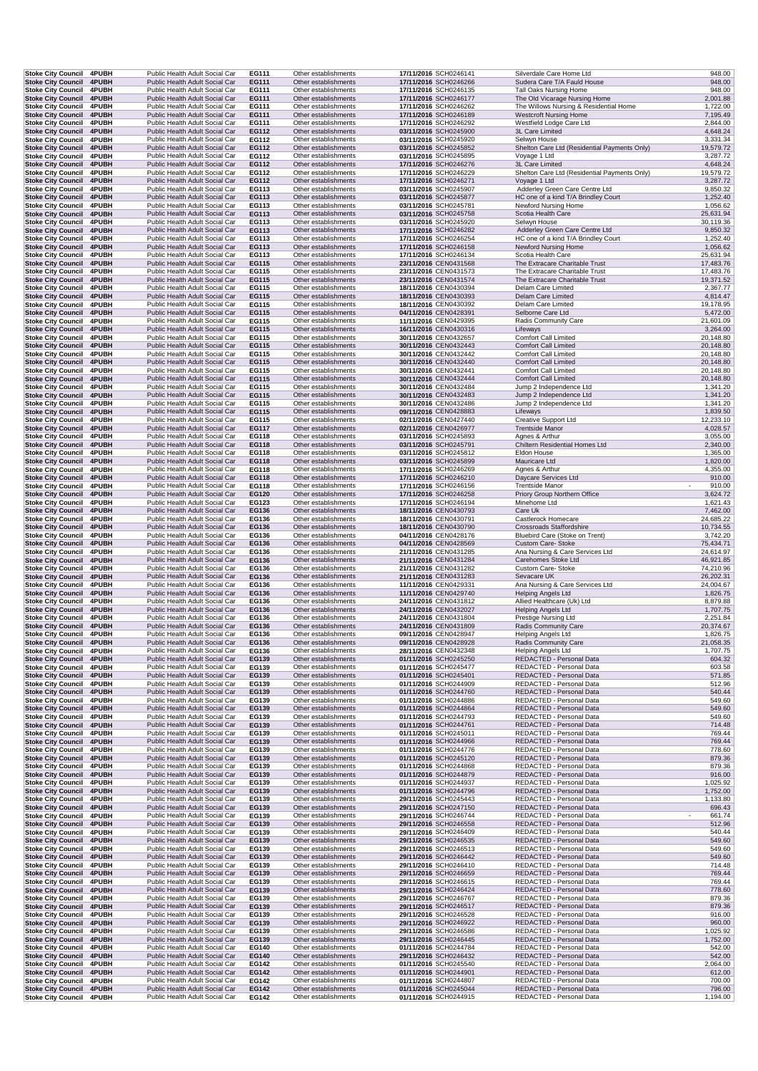| | | | | | | | | |
|---|---|---|---|---|---|---|---|---|
| Stoke City Council | 4PUBH | Public Health Adult Social Car | EG111 | Other establishments | 17/11/2016 | SCH0246141 | Silverdale Care Home Ltd | 948.00 |
| Stoke City Council | 4PUBH | Public Health Adult Social Car | EG111 | Other establishments | 17/11/2016 | SCH0246266 | Sudera Care T/A Fauld House | 948.00 |
| Stoke City Council | 4PUBH | Public Health Adult Social Car | EG111 | Other establishments | 17/11/2016 | SCH0246135 | Tall Oaks Nursing Home | 948.00 |
| Stoke City Council | 4PUBH | Public Health Adult Social Car | EG111 | Other establishments | 17/11/2016 | SCH0246177 | The Old Vicarage Nursing Home | 2,001.88 |
| Stoke City Council | 4PUBH | Public Health Adult Social Car | EG111 | Other establishments | 17/11/2016 | SCH0246262 | The Willows Nursing & Residential Home | 1,722.00 |
| Stoke City Council | 4PUBH | Public Health Adult Social Car | EG111 | Other establishments | 17/11/2016 | SCH0246189 | Westcroft Nursing Home | 7,195.49 |
| Stoke City Council | 4PUBH | Public Health Adult Social Car | EG111 | Other establishments | 17/11/2016 | SCH0246292 | Westfield Lodge Care Ltd | 2,844.00 |
| Stoke City Council | 4PUBH | Public Health Adult Social Car | EG112 | Other establishments | 03/11/2016 | SCH0245900 | 3L Care Limited | 4,648.24 |
| Stoke City Council | 4PUBH | Public Health Adult Social Car | EG112 | Other establishments | 03/11/2016 | SCH0245920 | Selwyn House | 3,331.34 |
| Stoke City Council | 4PUBH | Public Health Adult Social Car | EG112 | Other establishments | 03/11/2016 | SCH0245852 | Shelton Care Ltd (Residential Payments Only) | 19,579.72 |
| Stoke City Council | 4PUBH | Public Health Adult Social Car | EG112 | Other establishments | 03/11/2016 | SCH0245895 | Voyage 1 Ltd | 3,287.72 |
| Stoke City Council | 4PUBH | Public Health Adult Social Car | EG112 | Other establishments | 17/11/2016 | SCH0246276 | 3L Care Limited | 4,648.24 |
| Stoke City Council | 4PUBH | Public Health Adult Social Car | EG112 | Other establishments | 17/11/2016 | SCH0246229 | Shelton Care Ltd (Residential Payments Only) | 19,579.72 |
| Stoke City Council | 4PUBH | Public Health Adult Social Car | EG112 | Other establishments | 17/11/2016 | SCH0246271 | Voyage 1 Ltd | 3,287.72 |
| Stoke City Council | 4PUBH | Public Health Adult Social Car | EG113 | Other establishments | 03/11/2016 | SCH0245907 | Adderley Green Care Centre Ltd | 9,850.32 |
| Stoke City Council | 4PUBH | Public Health Adult Social Car | EG113 | Other establishments | 03/11/2016 | SCH0245877 | HC one of a kind T/A Brindley Court | 1,252.40 |
| Stoke City Council | 4PUBH | Public Health Adult Social Car | EG113 | Other establishments | 03/11/2016 | SCH0245781 | Newford Nursing Home | 1,056.62 |
| Stoke City Council | 4PUBH | Public Health Adult Social Car | EG113 | Other establishments | 03/11/2016 | SCH0245758 | Scotia Health Care | 25,631.94 |
| Stoke City Council | 4PUBH | Public Health Adult Social Car | EG113 | Other establishments | 03/11/2016 | SCH0245920 | Selwyn House | 30,119.36 |
| Stoke City Council | 4PUBH | Public Health Adult Social Car | EG113 | Other establishments | 17/11/2016 | SCH0246282 | Adderley Green Care Centre Ltd | 9,850.32 |
| Stoke City Council | 4PUBH | Public Health Adult Social Car | EG113 | Other establishments | 17/11/2016 | SCH0246254 | HC one of a kind T/A Brindley Court | 1,252.40 |
| Stoke City Council | 4PUBH | Public Health Adult Social Car | EG113 | Other establishments | 17/11/2016 | SCH0246158 | Newford Nursing Home | 1,056.62 |
| Stoke City Council | 4PUBH | Public Health Adult Social Car | EG113 | Other establishments | 17/11/2016 | SCH0246134 | Scotia Health Care | 25,631.94 |
| Stoke City Council | 4PUBH | Public Health Adult Social Car | EG115 | Other establishments | 23/11/2016 | CEN0431568 | The Extracare Charitable Trust | 17,483.76 |
| Stoke City Council | 4PUBH | Public Health Adult Social Car | EG115 | Other establishments | 23/11/2016 | CEN0431573 | The Extracare Charitable Trust | 17,483.76 |
| Stoke City Council | 4PUBH | Public Health Adult Social Car | EG115 | Other establishments | 23/11/2016 | CEN0431574 | The Extracare Charitable Trust | 19,371.52 |
| Stoke City Council | 4PUBH | Public Health Adult Social Car | EG115 | Other establishments | 18/11/2016 | CEN0430394 | Delam Care Limited | 2,367.77 |
| Stoke City Council | 4PUBH | Public Health Adult Social Car | EG115 | Other establishments | 18/11/2016 | CEN0430393 | Delam Care Limited | 4,814.47 |
| Stoke City Council | 4PUBH | Public Health Adult Social Car | EG115 | Other establishments | 18/11/2016 | CEN0430392 | Delam Care Limited | 19,178.95 |
| Stoke City Council | 4PUBH | Public Health Adult Social Car | EG115 | Other establishments | 04/11/2016 | CEN0428391 | Selborne Care Ltd | 5,472.00 |
| Stoke City Council | 4PUBH | Public Health Adult Social Car | EG115 | Other establishments | 11/11/2016 | CEN0429395 | Radis Community Care | 21,601.09 |
| Stoke City Council | 4PUBH | Public Health Adult Social Car | EG115 | Other establishments | 16/11/2016 | CEN0430316 | Lifeways | 3,264.00 |
| Stoke City Council | 4PUBH | Public Health Adult Social Car | EG115 | Other establishments | 30/11/2016 | CEN0432657 | Comfort Call Limited | 20,148.80 |
| Stoke City Council | 4PUBH | Public Health Adult Social Car | EG115 | Other establishments | 30/11/2016 | CEN0432443 | Comfort Call Limited | 20,148.80 |
| Stoke City Council | 4PUBH | Public Health Adult Social Car | EG115 | Other establishments | 30/11/2016 | CEN0432442 | Comfort Call Limited | 20,148.80 |
| Stoke City Council | 4PUBH | Public Health Adult Social Car | EG115 | Other establishments | 30/11/2016 | CEN0432440 | Comfort Call Limited | 20,148.80 |
| Stoke City Council | 4PUBH | Public Health Adult Social Car | EG115 | Other establishments | 30/11/2016 | CEN0432441 | Comfort Call Limited | 20,148.80 |
| Stoke City Council | 4PUBH | Public Health Adult Social Car | EG115 | Other establishments | 30/11/2016 | CEN0432444 | Comfort Call Limited | 20,148.80 |
| Stoke City Council | 4PUBH | Public Health Adult Social Car | EG115 | Other establishments | 30/11/2016 | CEN0432484 | Jump 2 Independence Ltd | 1,341.20 |
| Stoke City Council | 4PUBH | Public Health Adult Social Car | EG115 | Other establishments | 30/11/2016 | CEN0432483 | Jump 2 Independence Ltd | 1,341.20 |
| Stoke City Council | 4PUBH | Public Health Adult Social Car | EG115 | Other establishments | 30/11/2016 | CEN0432486 | Jump 2 Independence Ltd | 1,341.20 |
| Stoke City Council | 4PUBH | Public Health Adult Social Car | EG115 | Other establishments | 09/11/2016 | CEN0428883 | Lifeways | 1,839.50 |
| Stoke City Council | 4PUBH | Public Health Adult Social Car | EG115 | Other establishments | 02/11/2016 | CEN0427440 | Creative Support Ltd | 12,233.10 |
| Stoke City Council | 4PUBH | Public Health Adult Social Car | EG117 | Other establishments | 02/11/2016 | CEN0426977 | Trentside Manor | 4,028.57 |
| Stoke City Council | 4PUBH | Public Health Adult Social Car | EG118 | Other establishments | 03/11/2016 | SCH0245893 | Agnes & Arthur | 3,055.00 |
| Stoke City Council | 4PUBH | Public Health Adult Social Car | EG118 | Other establishments | 03/11/2016 | SCH0245791 | Chiltern Residential Homes Ltd | 2,340.00 |
| Stoke City Council | 4PUBH | Public Health Adult Social Car | EG118 | Other establishments | 03/11/2016 | SCH0245812 | Eldon House | 1,365.00 |
| Stoke City Council | 4PUBH | Public Health Adult Social Car | EG118 | Other establishments | 03/11/2016 | SCH0245899 | Mauricare Ltd | 1,820.00 |
| Stoke City Council | 4PUBH | Public Health Adult Social Car | EG118 | Other establishments | 17/11/2016 | SCH0246269 | Agnes & Arthur | 4,355.00 |
| Stoke City Council | 4PUBH | Public Health Adult Social Car | EG118 | Other establishments | 17/11/2016 | SCH0246210 | Daycare Services Ltd | 910.00 |
| Stoke City Council | 4PUBH | Public Health Adult Social Car | EG118 | Other establishments | 17/11/2016 | SCH0246156 | Trentside Manor | - 910.00 |
| Stoke City Council | 4PUBH | Public Health Adult Social Car | EG120 | Other establishments | 17/11/2016 | SCH0246258 | Priory Group Northern Office | 3,624.72 |
| Stoke City Council | 4PUBH | Public Health Adult Social Car | EG123 | Other establishments | 17/11/2016 | SCH0246194 | Minehome Ltd | 1,621.43 |
| Stoke City Council | 4PUBH | Public Health Adult Social Car | EG136 | Other establishments | 18/11/2016 | CEN0430793 | Care Uk | 7,462.00 |
| Stoke City Council | 4PUBH | Public Health Adult Social Car | EG136 | Other establishments | 18/11/2016 | CEN0430791 | Castlerock Homecare | 24,685.22 |
| Stoke City Council | 4PUBH | Public Health Adult Social Car | EG136 | Other establishments | 18/11/2016 | CEN0430790 | Crossroads Staffordshire | 10,734.55 |
| Stoke City Council | 4PUBH | Public Health Adult Social Car | EG136 | Other establishments | 04/11/2016 | CEN0428176 | Bluebird Care (Stoke on Trent) | 3,742.20 |
| Stoke City Council | 4PUBH | Public Health Adult Social Car | EG136 | Other establishments | 04/11/2016 | CEN0428569 | Custom Care- Stoke | 75,434.71 |
| Stoke City Council | 4PUBH | Public Health Adult Social Car | EG136 | Other establishments | 21/11/2016 | CEN0431285 | Ana Nursing & Care Services Ltd | 24,614.97 |
| Stoke City Council | 4PUBH | Public Health Adult Social Car | EG136 | Other establishments | 21/11/2016 | CEN0431284 | Carehomes Stoke Ltd | 46,921.85 |
| Stoke City Council | 4PUBH | Public Health Adult Social Car | EG136 | Other establishments | 21/11/2016 | CEN0431282 | Custom Care- Stoke | 74,210.96 |
| Stoke City Council | 4PUBH | Public Health Adult Social Car | EG136 | Other establishments | 21/11/2016 | CEN0431283 | Sevacare UK | 26,202.31 |
| Stoke City Council | 4PUBH | Public Health Adult Social Car | EG136 | Other establishments | 11/11/2016 | CEN0429331 | Ana Nursing & Care Services Ltd | 24,004.67 |
| Stoke City Council | 4PUBH | Public Health Adult Social Car | EG136 | Other establishments | 11/11/2016 | CEN0429740 | Helping Angels Ltd | 1,826.75 |
| Stoke City Council | 4PUBH | Public Health Adult Social Car | EG136 | Other establishments | 24/11/2016 | CEN0431812 | Allied Healthcare (Uk) Ltd | 8,879.88 |
| Stoke City Council | 4PUBH | Public Health Adult Social Car | EG136 | Other establishments | 24/11/2016 | CEN0432027 | Helping Angels Ltd | 1,707.75 |
| Stoke City Council | 4PUBH | Public Health Adult Social Car | EG136 | Other establishments | 24/11/2016 | CEN0431804 | Prestige Nursing Ltd | 2,251.84 |
| Stoke City Council | 4PUBH | Public Health Adult Social Car | EG136 | Other establishments | 24/11/2016 | CEN0431809 | Radis Community Care | 20,374.67 |
| Stoke City Council | 4PUBH | Public Health Adult Social Car | EG136 | Other establishments | 09/11/2016 | CEN0428947 | Helping Angels Ltd | 1,826.75 |
| Stoke City Council | 4PUBH | Public Health Adult Social Car | EG136 | Other establishments | 09/11/2016 | CEN0428928 | Radis Community Care | 21,058.35 |
| Stoke City Council | 4PUBH | Public Health Adult Social Car | EG136 | Other establishments | 28/11/2016 | CEN0432348 | Helping Angels Ltd | 1,707.75 |
| Stoke City Council | 4PUBH | Public Health Adult Social Car | EG139 | Other establishments | 01/11/2016 | SCH0245250 | REDACTED - Personal Data | 604.32 |
| Stoke City Council | 4PUBH | Public Health Adult Social Car | EG139 | Other establishments | 01/11/2016 | SCH0245477 | REDACTED - Personal Data | 603.58 |
| Stoke City Council | 4PUBH | Public Health Adult Social Car | EG139 | Other establishments | 01/11/2016 | SCH0245401 | REDACTED - Personal Data | 571.85 |
| Stoke City Council | 4PUBH | Public Health Adult Social Car | EG139 | Other establishments | 01/11/2016 | SCH0244909 | REDACTED - Personal Data | 512.96 |
| Stoke City Council | 4PUBH | Public Health Adult Social Car | EG139 | Other establishments | 01/11/2016 | SCH0244760 | REDACTED - Personal Data | 540.44 |
| Stoke City Council | 4PUBH | Public Health Adult Social Car | EG139 | Other establishments | 01/11/2016 | SCH0244886 | REDACTED - Personal Data | 549.60 |
| Stoke City Council | 4PUBH | Public Health Adult Social Car | EG139 | Other establishments | 01/11/2016 | SCH0244864 | REDACTED - Personal Data | 549.60 |
| Stoke City Council | 4PUBH | Public Health Adult Social Car | EG139 | Other establishments | 01/11/2016 | SCH0244793 | REDACTED - Personal Data | 549.60 |
| Stoke City Council | 4PUBH | Public Health Adult Social Car | EG139 | Other establishments | 01/11/2016 | SCH0244761 | REDACTED - Personal Data | 714.48 |
| Stoke City Council | 4PUBH | Public Health Adult Social Car | EG139 | Other establishments | 01/11/2016 | SCH0245011 | REDACTED - Personal Data | 769.44 |
| Stoke City Council | 4PUBH | Public Health Adult Social Car | EG139 | Other establishments | 01/11/2016 | SCH0244966 | REDACTED - Personal Data | 769.44 |
| Stoke City Council | 4PUBH | Public Health Adult Social Car | EG139 | Other establishments | 01/11/2016 | SCH0244776 | REDACTED - Personal Data | 778.60 |
| Stoke City Council | 4PUBH | Public Health Adult Social Car | EG139 | Other establishments | 01/11/2016 | SCH0245120 | REDACTED - Personal Data | 879.36 |
| Stoke City Council | 4PUBH | Public Health Adult Social Car | EG139 | Other establishments | 01/11/2016 | SCH0244868 | REDACTED - Personal Data | 879.36 |
| Stoke City Council | 4PUBH | Public Health Adult Social Car | EG139 | Other establishments | 01/11/2016 | SCH0244879 | REDACTED - Personal Data | 916.00 |
| Stoke City Council | 4PUBH | Public Health Adult Social Car | EG139 | Other establishments | 01/11/2016 | SCH0244937 | REDACTED - Personal Data | 1,025.92 |
| Stoke City Council | 4PUBH | Public Health Adult Social Car | EG139 | Other establishments | 01/11/2016 | SCH0244796 | REDACTED - Personal Data | 1,752.00 |
| Stoke City Council | 4PUBH | Public Health Adult Social Car | EG139 | Other establishments | 29/11/2016 | SCH0245443 | REDACTED - Personal Data | 1,133.80 |
| Stoke City Council | 4PUBH | Public Health Adult Social Car | EG139 | Other establishments | 29/11/2016 | SCH0247150 | REDACTED - Personal Data | 696.43 |
| Stoke City Council | 4PUBH | Public Health Adult Social Car | EG139 | Other establishments | 29/11/2016 | SCH0246744 | REDACTED - Personal Data | - 661.74 |
| Stoke City Council | 4PUBH | Public Health Adult Social Car | EG139 | Other establishments | 29/11/2016 | SCH0246558 | REDACTED - Personal Data | 512.96 |
| Stoke City Council | 4PUBH | Public Health Adult Social Car | EG139 | Other establishments | 29/11/2016 | SCH0246409 | REDACTED - Personal Data | 540.44 |
| Stoke City Council | 4PUBH | Public Health Adult Social Car | EG139 | Other establishments | 29/11/2016 | SCH0246535 | REDACTED - Personal Data | 549.60 |
| Stoke City Council | 4PUBH | Public Health Adult Social Car | EG139 | Other establishments | 29/11/2016 | SCH0246513 | REDACTED - Personal Data | 549.60 |
| Stoke City Council | 4PUBH | Public Health Adult Social Car | EG139 | Other establishments | 29/11/2016 | SCH0246442 | REDACTED - Personal Data | 549.60 |
| Stoke City Council | 4PUBH | Public Health Adult Social Car | EG139 | Other establishments | 29/11/2016 | SCH0246410 | REDACTED - Personal Data | 714.48 |
| Stoke City Council | 4PUBH | Public Health Adult Social Car | EG139 | Other establishments | 29/11/2016 | SCH0246659 | REDACTED - Personal Data | 769.44 |
| Stoke City Council | 4PUBH | Public Health Adult Social Car | EG139 | Other establishments | 29/11/2016 | SCH0246615 | REDACTED - Personal Data | 769.44 |
| Stoke City Council | 4PUBH | Public Health Adult Social Car | EG139 | Other establishments | 29/11/2016 | SCH0246424 | REDACTED - Personal Data | 778.60 |
| Stoke City Council | 4PUBH | Public Health Adult Social Car | EG139 | Other establishments | 29/11/2016 | SCH0246767 | REDACTED - Personal Data | 879.36 |
| Stoke City Council | 4PUBH | Public Health Adult Social Car | EG139 | Other establishments | 29/11/2016 | SCH0246517 | REDACTED - Personal Data | 879.36 |
| Stoke City Council | 4PUBH | Public Health Adult Social Car | EG139 | Other establishments | 29/11/2016 | SCH0246528 | REDACTED - Personal Data | 916.00 |
| Stoke City Council | 4PUBH | Public Health Adult Social Car | EG139 | Other establishments | 29/11/2016 | SCH0246922 | REDACTED - Personal Data | 960.00 |
| Stoke City Council | 4PUBH | Public Health Adult Social Car | EG139 | Other establishments | 29/11/2016 | SCH0246586 | REDACTED - Personal Data | 1,025.92 |
| Stoke City Council | 4PUBH | Public Health Adult Social Car | EG139 | Other establishments | 29/11/2016 | SCH0246445 | REDACTED - Personal Data | 1,752.00 |
| Stoke City Council | 4PUBH | Public Health Adult Social Car | EG140 | Other establishments | 01/11/2016 | SCH0244784 | REDACTED - Personal Data | 542.00 |
| Stoke City Council | 4PUBH | Public Health Adult Social Car | EG140 | Other establishments | 29/11/2016 | SCH0246432 | REDACTED - Personal Data | 542.00 |
| Stoke City Council | 4PUBH | Public Health Adult Social Car | EG142 | Other establishments | 01/11/2016 | SCH0245540 | REDACTED - Personal Data | 2,064.00 |
| Stoke City Council | 4PUBH | Public Health Adult Social Car | EG142 | Other establishments | 01/11/2016 | SCH0244901 | REDACTED - Personal Data | 612.00 |
| Stoke City Council | 4PUBH | Public Health Adult Social Car | EG142 | Other establishments | 01/11/2016 | SCH0244807 | REDACTED - Personal Data | 700.00 |
| Stoke City Council | 4PUBH | Public Health Adult Social Car | EG142 | Other establishments | 01/11/2016 | SCH0245044 | REDACTED - Personal Data | 796.00 |
| Stoke City Council | 4PUBH | Public Health Adult Social Car | EG142 | Other establishments | 01/11/2016 | SCH0244915 | REDACTED - Personal Data | 1,194.00 |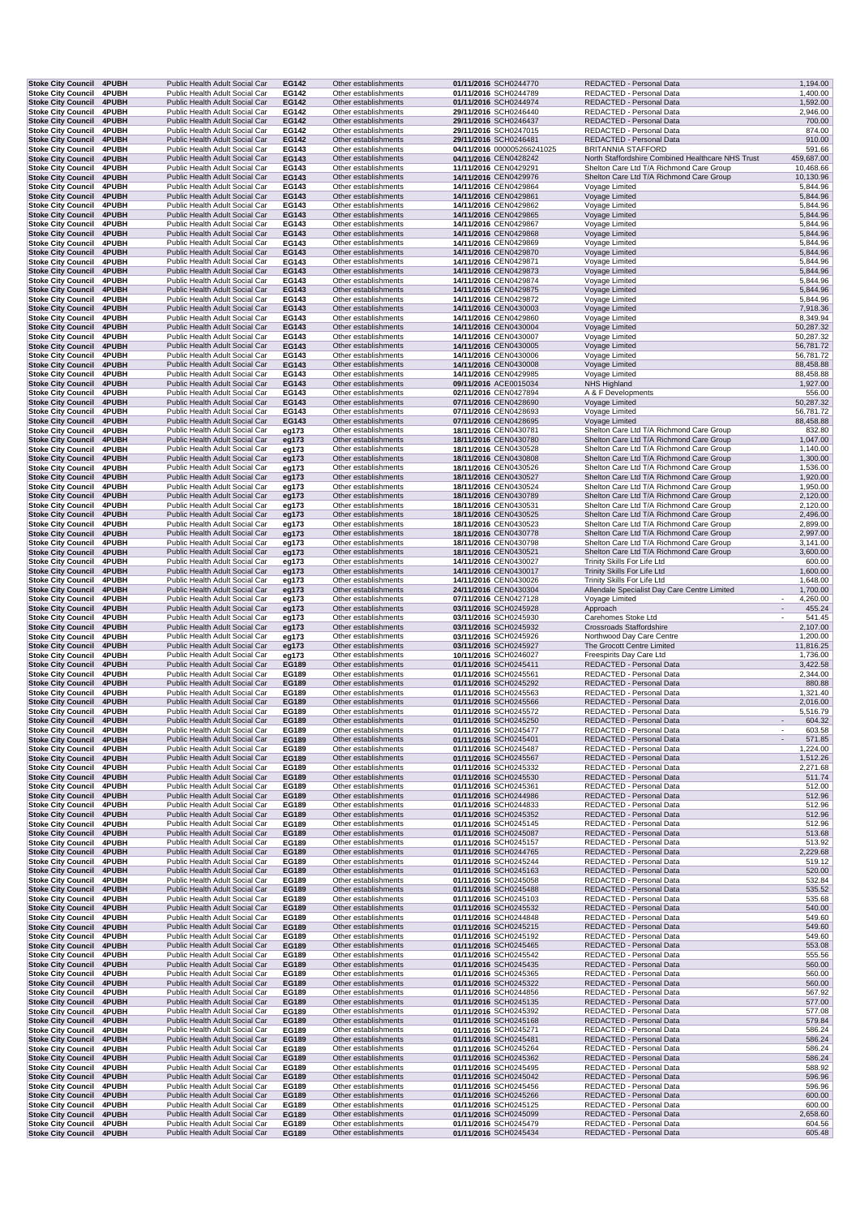| Stoke City Council | 4PUBH | Public Health Adult Social Car | EG142 | Other establishments | 01/11/2016 | SCH0244770 | REDACTED - Personal Data | 1,194.00 |
|---|---|---|---|---|---|---|---|---|
| Stoke City Council | 4PUBH | Public Health Adult Social Car | EG142 | Other establishments | 01/11/2016 | SCH0244789 | REDACTED - Personal Data | 1,400.00 |
| Stoke City Council | 4PUBH | Public Health Adult Social Car | EG142 | Other establishments | 01/11/2016 | SCH0244974 | REDACTED - Personal Data | 1,592.00 |
| Stoke City Council | 4PUBH | Public Health Adult Social Car | EG142 | Other establishments | 29/11/2016 | SCH0246440 | REDACTED - Personal Data | 2,946.00 |
| Stoke City Council | 4PUBH | Public Health Adult Social Car | EG142 | Other establishments | 29/11/2016 | SCH0246437 | REDACTED - Personal Data | 700.00 |
| Stoke City Council | 4PUBH | Public Health Adult Social Car | EG142 | Other establishments | 29/11/2016 | SCH0247015 | REDACTED - Personal Data | 874.00 |
| Stoke City Council | 4PUBH | Public Health Adult Social Car | EG142 | Other establishments | 29/11/2016 | SCH0246481 | REDACTED - Personal Data | 910.00 |
| Stoke City Council | 4PUBH | Public Health Adult Social Car | EG143 | Other establishments | 04/11/2016 | 000005266241025 | BRITANNIA STAFFORD | 591.66 |
| Stoke City Council | 4PUBH | Public Health Adult Social Car | EG143 | Other establishments | 04/11/2016 | CEN0428242 | North Staffordshire Combined Healthcare NHS Trust | 459,687.00 |
| Stoke City Council | 4PUBH | Public Health Adult Social Car | EG143 | Other establishments | 11/11/2016 | CEN0429291 | Shelton Care Ltd T/A Richmond Care Group | 10,468.66 |
| Stoke City Council | 4PUBH | Public Health Adult Social Car | EG143 | Other establishments | 14/11/2016 | CEN0429976 | Shelton Care Ltd T/A Richmond Care Group | 10,130.96 |
| Stoke City Council | 4PUBH | Public Health Adult Social Car | EG143 | Other establishments | 14/11/2016 | CEN0429864 | Voyage Limited | 5,844.96 |
| Stoke City Council | 4PUBH | Public Health Adult Social Car | EG143 | Other establishments | 14/11/2016 | CEN0429861 | Voyage Limited | 5,844.96 |
| Stoke City Council | 4PUBH | Public Health Adult Social Car | EG143 | Other establishments | 14/11/2016 | CEN0429862 | Voyage Limited | 5,844.96 |
| Stoke City Council | 4PUBH | Public Health Adult Social Car | EG143 | Other establishments | 14/11/2016 | CEN0429865 | Voyage Limited | 5,844.96 |
| Stoke City Council | 4PUBH | Public Health Adult Social Car | EG143 | Other establishments | 14/11/2016 | CEN0429867 | Voyage Limited | 5,844.96 |
| Stoke City Council | 4PUBH | Public Health Adult Social Car | EG143 | Other establishments | 14/11/2016 | CEN0429868 | Voyage Limited | 5,844.96 |
| Stoke City Council | 4PUBH | Public Health Adult Social Car | EG143 | Other establishments | 14/11/2016 | CEN0429869 | Voyage Limited | 5,844.96 |
| Stoke City Council | 4PUBH | Public Health Adult Social Car | EG143 | Other establishments | 14/11/2016 | CEN0429870 | Voyage Limited | 5,844.96 |
| Stoke City Council | 4PUBH | Public Health Adult Social Car | EG143 | Other establishments | 14/11/2016 | CEN0429871 | Voyage Limited | 5,844.96 |
| Stoke City Council | 4PUBH | Public Health Adult Social Car | EG143 | Other establishments | 14/11/2016 | CEN0429873 | Voyage Limited | 5,844.96 |
| Stoke City Council | 4PUBH | Public Health Adult Social Car | EG143 | Other establishments | 14/11/2016 | CEN0429874 | Voyage Limited | 5,844.96 |
| Stoke City Council | 4PUBH | Public Health Adult Social Car | EG143 | Other establishments | 14/11/2016 | CEN0429875 | Voyage Limited | 5,844.96 |
| Stoke City Council | 4PUBH | Public Health Adult Social Car | EG143 | Other establishments | 14/11/2016 | CEN0429872 | Voyage Limited | 5,844.96 |
| Stoke City Council | 4PUBH | Public Health Adult Social Car | EG143 | Other establishments | 14/11/2016 | CEN0430003 | Voyage Limited | 7,918.36 |
| Stoke City Council | 4PUBH | Public Health Adult Social Car | EG143 | Other establishments | 14/11/2016 | CEN0429860 | Voyage Limited | 8,349.94 |
| Stoke City Council | 4PUBH | Public Health Adult Social Car | EG143 | Other establishments | 14/11/2016 | CEN0430004 | Voyage Limited | 50,287.32 |
| Stoke City Council | 4PUBH | Public Health Adult Social Car | EG143 | Other establishments | 14/11/2016 | CEN0430007 | Voyage Limited | 50,287.32 |
| Stoke City Council | 4PUBH | Public Health Adult Social Car | EG143 | Other establishments | 14/11/2016 | CEN0430005 | Voyage Limited | 56,781.72 |
| Stoke City Council | 4PUBH | Public Health Adult Social Car | EG143 | Other establishments | 14/11/2016 | CEN0430006 | Voyage Limited | 56,781.72 |
| Stoke City Council | 4PUBH | Public Health Adult Social Car | EG143 | Other establishments | 14/11/2016 | CEN0430008 | Voyage Limited | 88,458.88 |
| Stoke City Council | 4PUBH | Public Health Adult Social Car | EG143 | Other establishments | 14/11/2016 | CEN0429985 | Voyage Limited | 88,458.88 |
| Stoke City Council | 4PUBH | Public Health Adult Social Car | EG143 | Other establishments | 09/11/2016 | ACE0015034 | NHS Highland | 1,927.00 |
| Stoke City Council | 4PUBH | Public Health Adult Social Car | EG143 | Other establishments | 02/11/2016 | CEN0427894 | A & F Developments | 556.00 |
| Stoke City Council | 4PUBH | Public Health Adult Social Car | EG143 | Other establishments | 07/11/2016 | CEN0428690 | Voyage Limited | 50,287.32 |
| Stoke City Council | 4PUBH | Public Health Adult Social Car | EG143 | Other establishments | 07/11/2016 | CEN0428693 | Voyage Limited | 56,781.72 |
| Stoke City Council | 4PUBH | Public Health Adult Social Car | EG143 | Other establishments | 07/11/2016 | CEN0428695 | Voyage Limited | 88,458.88 |
| Stoke City Council | 4PUBH | Public Health Adult Social Car | eg173 | Other establishments | 18/11/2016 | CEN0430781 | Shelton Care Ltd T/A Richmond Care Group | 832.80 |
| Stoke City Council | 4PUBH | Public Health Adult Social Car | eg173 | Other establishments | 18/11/2016 | CEN0430780 | Shelton Care Ltd T/A Richmond Care Group | 1,047.00 |
| Stoke City Council | 4PUBH | Public Health Adult Social Car | eg173 | Other establishments | 18/11/2016 | CEN0430528 | Shelton Care Ltd T/A Richmond Care Group | 1,140.00 |
| Stoke City Council | 4PUBH | Public Health Adult Social Car | eg173 | Other establishments | 18/11/2016 | CEN0430808 | Shelton Care Ltd T/A Richmond Care Group | 1,300.00 |
| Stoke City Council | 4PUBH | Public Health Adult Social Car | eg173 | Other establishments | 18/11/2016 | CEN0430526 | Shelton Care Ltd T/A Richmond Care Group | 1,536.00 |
| Stoke City Council | 4PUBH | Public Health Adult Social Car | eg173 | Other establishments | 18/11/2016 | CEN0430527 | Shelton Care Ltd T/A Richmond Care Group | 1,920.00 |
| Stoke City Council | 4PUBH | Public Health Adult Social Car | eg173 | Other establishments | 18/11/2016 | CEN0430524 | Shelton Care Ltd T/A Richmond Care Group | 1,950.00 |
| Stoke City Council | 4PUBH | Public Health Adult Social Car | eg173 | Other establishments | 18/11/2016 | CEN0430789 | Shelton Care Ltd T/A Richmond Care Group | 2,120.00 |
| Stoke City Council | 4PUBH | Public Health Adult Social Car | eg173 | Other establishments | 18/11/2016 | CEN0430531 | Shelton Care Ltd T/A Richmond Care Group | 2,120.00 |
| Stoke City Council | 4PUBH | Public Health Adult Social Car | eg173 | Other establishments | 18/11/2016 | CEN0430525 | Shelton Care Ltd T/A Richmond Care Group | 2,496.00 |
| Stoke City Council | 4PUBH | Public Health Adult Social Car | eg173 | Other establishments | 18/11/2016 | CEN0430523 | Shelton Care Ltd T/A Richmond Care Group | 2,899.00 |
| Stoke City Council | 4PUBH | Public Health Adult Social Car | eg173 | Other establishments | 18/11/2016 | CEN0430778 | Shelton Care Ltd T/A Richmond Care Group | 2,997.00 |
| Stoke City Council | 4PUBH | Public Health Adult Social Car | eg173 | Other establishments | 18/11/2016 | CEN0430798 | Shelton Care Ltd T/A Richmond Care Group | 3,141.00 |
| Stoke City Council | 4PUBH | Public Health Adult Social Car | eg173 | Other establishments | 18/11/2016 | CEN0430521 | Shelton Care Ltd T/A Richmond Care Group | 3,600.00 |
| Stoke City Council | 4PUBH | Public Health Adult Social Car | eg173 | Other establishments | 14/11/2016 | CEN0430027 | Trinity Skills For Life Ltd | 600.00 |
| Stoke City Council | 4PUBH | Public Health Adult Social Car | eg173 | Other establishments | 14/11/2016 | CEN0430017 | Trinity Skills For Life Ltd | 1,600.00 |
| Stoke City Council | 4PUBH | Public Health Adult Social Car | eg173 | Other establishments | 14/11/2016 | CEN0430026 | Trinity Skills For Life Ltd | 1,648.00 |
| Stoke City Council | 4PUBH | Public Health Adult Social Car | eg173 | Other establishments | 24/11/2016 | CEN0430304 | Allendale Specialist Day Care Centre Limited | 1,700.00 |
| Stoke City Council | 4PUBH | Public Health Adult Social Car | eg173 | Other establishments | 07/11/2016 | CEN0427128 | Voyage Limited | - 4,260.00 |
| Stoke City Council | 4PUBH | Public Health Adult Social Car | eg173 | Other establishments | 03/11/2016 | SCH0245928 | Approach | - 455.24 |
| Stoke City Council | 4PUBH | Public Health Adult Social Car | eg173 | Other establishments | 03/11/2016 | SCH0245930 | Carehomes Stoke Ltd | - 541.45 |
| Stoke City Council | 4PUBH | Public Health Adult Social Car | eg173 | Other establishments | 03/11/2016 | SCH0245932 | Crossroads Staffordshire | 2,107.00 |
| Stoke City Council | 4PUBH | Public Health Adult Social Car | eg173 | Other establishments | 03/11/2016 | SCH0245926 | Northwood Day Care Centre | 1,200.00 |
| Stoke City Council | 4PUBH | Public Health Adult Social Car | eg173 | Other establishments | 03/11/2016 | SCH0245927 | The Grocott Centre Limited | 11,816.25 |
| Stoke City Council | 4PUBH | Public Health Adult Social Car | eg173 | Other establishments | 10/11/2016 | SCH0246027 | Freespirits Day Care Ltd | 1,736.00 |
| Stoke City Council | 4PUBH | Public Health Adult Social Car | EG189 | Other establishments | 01/11/2016 | SCH0245411 | REDACTED - Personal Data | 3,422.58 |
| Stoke City Council | 4PUBH | Public Health Adult Social Car | EG189 | Other establishments | 01/11/2016 | SCH0245561 | REDACTED - Personal Data | 2,344.00 |
| Stoke City Council | 4PUBH | Public Health Adult Social Car | EG189 | Other establishments | 01/11/2016 | SCH0245292 | REDACTED - Personal Data | 880.88 |
| Stoke City Council | 4PUBH | Public Health Adult Social Car | EG189 | Other establishments | 01/11/2016 | SCH0245563 | REDACTED - Personal Data | 1,321.40 |
| Stoke City Council | 4PUBH | Public Health Adult Social Car | EG189 | Other establishments | 01/11/2016 | SCH0245566 | REDACTED - Personal Data | 2,016.00 |
| Stoke City Council | 4PUBH | Public Health Adult Social Car | EG189 | Other establishments | 01/11/2016 | SCH0245572 | REDACTED - Personal Data | 5,516.79 |
| Stoke City Council | 4PUBH | Public Health Adult Social Car | EG189 | Other establishments | 01/11/2016 | SCH0245250 | REDACTED - Personal Data | - 604.32 |
| Stoke City Council | 4PUBH | Public Health Adult Social Car | EG189 | Other establishments | 01/11/2016 | SCH0245477 | REDACTED - Personal Data | - 603.58 |
| Stoke City Council | 4PUBH | Public Health Adult Social Car | EG189 | Other establishments | 01/11/2016 | SCH0245401 | REDACTED - Personal Data | - 571.85 |
| Stoke City Council | 4PUBH | Public Health Adult Social Car | EG189 | Other establishments | 01/11/2016 | SCH0245487 | REDACTED - Personal Data | 1,224.00 |
| Stoke City Council | 4PUBH | Public Health Adult Social Car | EG189 | Other establishments | 01/11/2016 | SCH0245567 | REDACTED - Personal Data | 1,512.26 |
| Stoke City Council | 4PUBH | Public Health Adult Social Car | EG189 | Other establishments | 01/11/2016 | SCH0245332 | REDACTED - Personal Data | 2,271.68 |
| Stoke City Council | 4PUBH | Public Health Adult Social Car | EG189 | Other establishments | 01/11/2016 | SCH0245530 | REDACTED - Personal Data | 511.74 |
| Stoke City Council | 4PUBH | Public Health Adult Social Car | EG189 | Other establishments | 01/11/2016 | SCH0245361 | REDACTED - Personal Data | 512.00 |
| Stoke City Council | 4PUBH | Public Health Adult Social Car | EG189 | Other establishments | 01/11/2016 | SCH0244986 | REDACTED - Personal Data | 512.96 |
| Stoke City Council | 4PUBH | Public Health Adult Social Car | EG189 | Other establishments | 01/11/2016 | SCH0244833 | REDACTED - Personal Data | 512.96 |
| Stoke City Council | 4PUBH | Public Health Adult Social Car | EG189 | Other establishments | 01/11/2016 | SCH0245352 | REDACTED - Personal Data | 512.96 |
| Stoke City Council | 4PUBH | Public Health Adult Social Car | EG189 | Other establishments | 01/11/2016 | SCH0245145 | REDACTED - Personal Data | 512.96 |
| Stoke City Council | 4PUBH | Public Health Adult Social Car | EG189 | Other establishments | 01/11/2016 | SCH0245087 | REDACTED - Personal Data | 513.68 |
| Stoke City Council | 4PUBH | Public Health Adult Social Car | EG189 | Other establishments | 01/11/2016 | SCH0245157 | REDACTED - Personal Data | 513.92 |
| Stoke City Council | 4PUBH | Public Health Adult Social Car | EG189 | Other establishments | 01/11/2016 | SCH0244765 | REDACTED - Personal Data | 2,229.68 |
| Stoke City Council | 4PUBH | Public Health Adult Social Car | EG189 | Other establishments | 01/11/2016 | SCH0245244 | REDACTED - Personal Data | 519.12 |
| Stoke City Council | 4PUBH | Public Health Adult Social Car | EG189 | Other establishments | 01/11/2016 | SCH0245163 | REDACTED - Personal Data | 520.00 |
| Stoke City Council | 4PUBH | Public Health Adult Social Car | EG189 | Other establishments | 01/11/2016 | SCH0245058 | REDACTED - Personal Data | 532.84 |
| Stoke City Council | 4PUBH | Public Health Adult Social Car | EG189 | Other establishments | 01/11/2016 | SCH0245488 | REDACTED - Personal Data | 535.52 |
| Stoke City Council | 4PUBH | Public Health Adult Social Car | EG189 | Other establishments | 01/11/2016 | SCH0245103 | REDACTED - Personal Data | 535.68 |
| Stoke City Council | 4PUBH | Public Health Adult Social Car | EG189 | Other establishments | 01/11/2016 | SCH0245532 | REDACTED - Personal Data | 540.00 |
| Stoke City Council | 4PUBH | Public Health Adult Social Car | EG189 | Other establishments | 01/11/2016 | SCH0244848 | REDACTED - Personal Data | 549.60 |
| Stoke City Council | 4PUBH | Public Health Adult Social Car | EG189 | Other establishments | 01/11/2016 | SCH0245215 | REDACTED - Personal Data | 549.60 |
| Stoke City Council | 4PUBH | Public Health Adult Social Car | EG189 | Other establishments | 01/11/2016 | SCH0245192 | REDACTED - Personal Data | 549.60 |
| Stoke City Council | 4PUBH | Public Health Adult Social Car | EG189 | Other establishments | 01/11/2016 | SCH0245465 | REDACTED - Personal Data | 553.08 |
| Stoke City Council | 4PUBH | Public Health Adult Social Car | EG189 | Other establishments | 01/11/2016 | SCH0245542 | REDACTED - Personal Data | 555.56 |
| Stoke City Council | 4PUBH | Public Health Adult Social Car | EG189 | Other establishments | 01/11/2016 | SCH0245435 | REDACTED - Personal Data | 560.00 |
| Stoke City Council | 4PUBH | Public Health Adult Social Car | EG189 | Other establishments | 01/11/2016 | SCH0245365 | REDACTED - Personal Data | 560.00 |
| Stoke City Council | 4PUBH | Public Health Adult Social Car | EG189 | Other establishments | 01/11/2016 | SCH0245322 | REDACTED - Personal Data | 560.00 |
| Stoke City Council | 4PUBH | Public Health Adult Social Car | EG189 | Other establishments | 01/11/2016 | SCH0244856 | REDACTED - Personal Data | 567.92 |
| Stoke City Council | 4PUBH | Public Health Adult Social Car | EG189 | Other establishments | 01/11/2016 | SCH0245135 | REDACTED - Personal Data | 577.00 |
| Stoke City Council | 4PUBH | Public Health Adult Social Car | EG189 | Other establishments | 01/11/2016 | SCH0245392 | REDACTED - Personal Data | 577.08 |
| Stoke City Council | 4PUBH | Public Health Adult Social Car | EG189 | Other establishments | 01/11/2016 | SCH0245168 | REDACTED - Personal Data | 579.84 |
| Stoke City Council | 4PUBH | Public Health Adult Social Car | EG189 | Other establishments | 01/11/2016 | SCH0245271 | REDACTED - Personal Data | 586.24 |
| Stoke City Council | 4PUBH | Public Health Adult Social Car | EG189 | Other establishments | 01/11/2016 | SCH0245481 | REDACTED - Personal Data | 586.24 |
| Stoke City Council | 4PUBH | Public Health Adult Social Car | EG189 | Other establishments | 01/11/2016 | SCH0245264 | REDACTED - Personal Data | 586.24 |
| Stoke City Council | 4PUBH | Public Health Adult Social Car | EG189 | Other establishments | 01/11/2016 | SCH0245362 | REDACTED - Personal Data | 586.24 |
| Stoke City Council | 4PUBH | Public Health Adult Social Car | EG189 | Other establishments | 01/11/2016 | SCH0245495 | REDACTED - Personal Data | 588.92 |
| Stoke City Council | 4PUBH | Public Health Adult Social Car | EG189 | Other establishments | 01/11/2016 | SCH0245042 | REDACTED - Personal Data | 596.96 |
| Stoke City Council | 4PUBH | Public Health Adult Social Car | EG189 | Other establishments | 01/11/2016 | SCH0245456 | REDACTED - Personal Data | 596.96 |
| Stoke City Council | 4PUBH | Public Health Adult Social Car | EG189 | Other establishments | 01/11/2016 | SCH0245266 | REDACTED - Personal Data | 600.00 |
| Stoke City Council | 4PUBH | Public Health Adult Social Car | EG189 | Other establishments | 01/11/2016 | SCH0245125 | REDACTED - Personal Data | 600.00 |
| Stoke City Council | 4PUBH | Public Health Adult Social Car | EG189 | Other establishments | 01/11/2016 | SCH0245099 | REDACTED - Personal Data | 2,658.60 |
| Stoke City Council | 4PUBH | Public Health Adult Social Car | EG189 | Other establishments | 01/11/2016 | SCH0245479 | REDACTED - Personal Data | 604.56 |
| Stoke City Council | 4PUBH | Public Health Adult Social Car | EG189 | Other establishments | 01/11/2016 | SCH0245434 | REDACTED - Personal Data | 605.48 |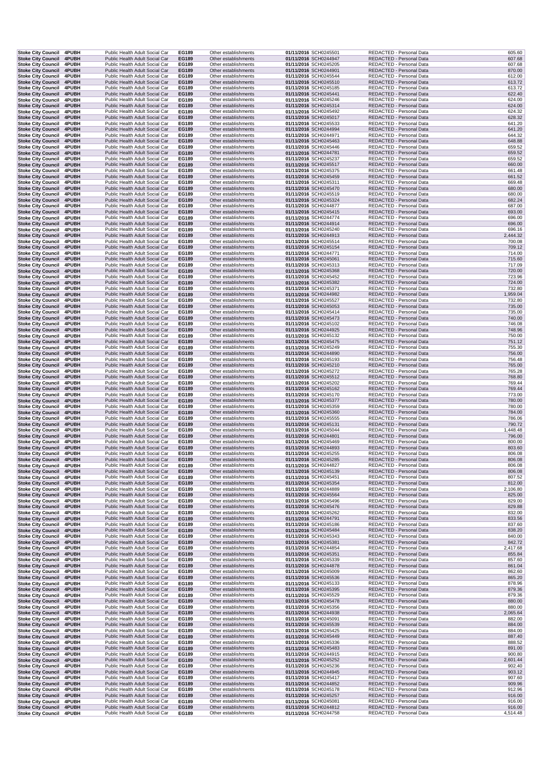| | | | | | | | | |
|---|---|---|---|---|---|---|---|---|
| Stoke City Council | 4PUBH | Public Health Adult Social Car | EG189 | Other establishments | 01/11/2016 | SCH0245501 | REDACTED - Personal Data | 605.60 |
| Stoke City Council | 4PUBH | Public Health Adult Social Car | EG189 | Other establishments | 01/11/2016 | SCH0244947 | REDACTED - Personal Data | 607.68 |
| Stoke City Council | 4PUBH | Public Health Adult Social Car | EG189 | Other establishments | 01/11/2016 | SCH0245205 | REDACTED - Personal Data | 607.68 |
| Stoke City Council | 4PUBH | Public Health Adult Social Car | EG189 | Other establishments | 01/11/2016 | SCH0244901 | REDACTED - Personal Data | 870.00 |
| Stoke City Council | 4PUBH | Public Health Adult Social Car | EG189 | Other establishments | 01/11/2016 | SCH0245544 | REDACTED - Personal Data | 612.00 |
| Stoke City Council | 4PUBH | Public Health Adult Social Car | EG189 | Other establishments | 01/11/2016 | SCH0245510 | REDACTED - Personal Data | 613.72 |
| Stoke City Council | 4PUBH | Public Health Adult Social Car | EG189 | Other establishments | 01/11/2016 | SCH0245185 | REDACTED - Personal Data | 613.72 |
| Stoke City Council | 4PUBH | Public Health Adult Social Car | EG189 | Other establishments | 01/11/2016 | SCH0245441 | REDACTED - Personal Data | 622.40 |
| Stoke City Council | 4PUBH | Public Health Adult Social Car | EG189 | Other establishments | 01/11/2016 | SCH0245246 | REDACTED - Personal Data | 624.00 |
| Stoke City Council | 4PUBH | Public Health Adult Social Car | EG189 | Other establishments | 01/11/2016 | SCH0245314 | REDACTED - Personal Data | 624.00 |
| Stoke City Council | 4PUBH | Public Health Adult Social Car | EG189 | Other establishments | 01/11/2016 | SCH0245492 | REDACTED - Personal Data | 624.32 |
| Stoke City Council | 4PUBH | Public Health Adult Social Car | EG189 | Other establishments | 01/11/2016 | SCH0245017 | REDACTED - Personal Data | 628.32 |
| Stoke City Council | 4PUBH | Public Health Adult Social Car | EG189 | Other establishments | 01/11/2016 | SCH0245533 | REDACTED - Personal Data | 641.20 |
| Stoke City Council | 4PUBH | Public Health Adult Social Car | EG189 | Other establishments | 01/11/2016 | SCH0244994 | REDACTED - Personal Data | 641.20 |
| Stoke City Council | 4PUBH | Public Health Adult Social Car | EG189 | Other establishments | 01/11/2016 | SCH0244971 | REDACTED - Personal Data | 644.32 |
| Stoke City Council | 4PUBH | Public Health Adult Social Car | EG189 | Other establishments | 01/11/2016 | SCH0245463 | REDACTED - Personal Data | 648.88 |
| Stoke City Council | 4PUBH | Public Health Adult Social Car | EG189 | Other establishments | 01/11/2016 | SCH0245446 | REDACTED - Personal Data | 659.52 |
| Stoke City Council | 4PUBH | Public Health Adult Social Car | EG189 | Other establishments | 01/11/2016 | SCH0244781 | REDACTED - Personal Data | 659.52 |
| Stoke City Council | 4PUBH | Public Health Adult Social Car | EG189 | Other establishments | 01/11/2016 | SCH0245237 | REDACTED - Personal Data | 659.52 |
| Stoke City Council | 4PUBH | Public Health Adult Social Car | EG189 | Other establishments | 01/11/2016 | SCH0245517 | REDACTED - Personal Data | 660.00 |
| Stoke City Council | 4PUBH | Public Health Adult Social Car | EG189 | Other establishments | 01/11/2016 | SCH0245375 | REDACTED - Personal Data | 661.48 |
| Stoke City Council | 4PUBH | Public Health Adult Social Car | EG189 | Other establishments | 01/11/2016 | SCH0245459 | REDACTED - Personal Data | 661.52 |
| Stoke City Council | 4PUBH | Public Health Adult Social Car | EG189 | Other establishments | 01/11/2016 | SCH0245311 | REDACTED - Personal Data | 669.48 |
| Stoke City Council | 4PUBH | Public Health Adult Social Car | EG189 | Other establishments | 01/11/2016 | SCH0245470 | REDACTED - Personal Data | 680.00 |
| Stoke City Council | 4PUBH | Public Health Adult Social Car | EG189 | Other establishments | 01/11/2016 | SCH0245519 | REDACTED - Personal Data | 680.00 |
| Stoke City Council | 4PUBH | Public Health Adult Social Car | EG189 | Other establishments | 01/11/2016 | SCH0245324 | REDACTED - Personal Data | 682.24 |
| Stoke City Council | 4PUBH | Public Health Adult Social Car | EG189 | Other establishments | 01/11/2016 | SCH0244877 | REDACTED - Personal Data | 687.00 |
| Stoke City Council | 4PUBH | Public Health Adult Social Car | EG189 | Other establishments | 01/11/2016 | SCH0245415 | REDACTED - Personal Data | 693.00 |
| Stoke City Council | 4PUBH | Public Health Adult Social Car | EG189 | Other establishments | 01/11/2016 | SCH0244774 | REDACTED - Personal Data | 696.00 |
| Stoke City Council | 4PUBH | Public Health Adult Social Car | EG189 | Other establishments | 01/11/2016 | SCH0244914 | REDACTED - Personal Data | 696.00 |
| Stoke City Council | 4PUBH | Public Health Adult Social Car | EG189 | Other establishments | 01/11/2016 | SCH0245240 | REDACTED - Personal Data | 696.16 |
| Stoke City Council | 4PUBH | Public Health Adult Social Car | EG189 | Other establishments | 01/11/2016 | SCH0244913 | REDACTED - Personal Data | 2,444.32 |
| Stoke City Council | 4PUBH | Public Health Adult Social Car | EG189 | Other establishments | 01/11/2016 | SCH0245514 | REDACTED - Personal Data | 700.08 |
| Stoke City Council | 4PUBH | Public Health Adult Social Car | EG189 | Other establishments | 01/11/2016 | SCH0245154 | REDACTED - Personal Data | 709.12 |
| Stoke City Council | 4PUBH | Public Health Adult Social Car | EG189 | Other establishments | 01/11/2016 | SCH0244771 | REDACTED - Personal Data | 714.00 |
| Stoke City Council | 4PUBH | Public Health Adult Social Car | EG189 | Other establishments | 01/11/2016 | SCH0245061 | REDACTED - Personal Data | 715.60 |
| Stoke City Council | 4PUBH | Public Health Adult Social Car | EG189 | Other establishments | 01/11/2016 | SCH0245313 | REDACTED - Personal Data | 717.09 |
| Stoke City Council | 4PUBH | Public Health Adult Social Car | EG189 | Other establishments | 01/11/2016 | SCH0245368 | REDACTED - Personal Data | 720.00 |
| Stoke City Council | 4PUBH | Public Health Adult Social Car | EG189 | Other establishments | 01/11/2016 | SCH0245452 | REDACTED - Personal Data | 723.96 |
| Stoke City Council | 4PUBH | Public Health Adult Social Car | EG189 | Other establishments | 01/11/2016 | SCH0245382 | REDACTED - Personal Data | 724.00 |
| Stoke City Council | 4PUBH | Public Health Adult Social Car | EG189 | Other establishments | 01/11/2016 | SCH0245371 | REDACTED - Personal Data | 732.80 |
| Stoke City Council | 4PUBH | Public Health Adult Social Car | EG189 | Other establishments | 01/11/2016 | SCH0244982 | REDACTED - Personal Data | 1,959.04 |
| Stoke City Council | 4PUBH | Public Health Adult Social Car | EG189 | Other establishments | 01/11/2016 | SCH0245527 | REDACTED - Personal Data | 732.80 |
| Stoke City Council | 4PUBH | Public Health Adult Social Car | EG189 | Other establishments | 01/11/2016 | SCH0245053 | REDACTED - Personal Data | 735.00 |
| Stoke City Council | 4PUBH | Public Health Adult Social Car | EG189 | Other establishments | 01/11/2016 | SCH0245414 | REDACTED - Personal Data | 735.00 |
| Stoke City Council | 4PUBH | Public Health Adult Social Car | EG189 | Other establishments | 01/11/2016 | SCH0245473 | REDACTED - Personal Data | 740.00 |
| Stoke City Council | 4PUBH | Public Health Adult Social Car | EG189 | Other establishments | 01/11/2016 | SCH0245102 | REDACTED - Personal Data | 746.08 |
| Stoke City Council | 4PUBH | Public Health Adult Social Car | EG189 | Other establishments | 01/11/2016 | SCH0244925 | REDACTED - Personal Data | 748.96 |
| Stoke City Council | 4PUBH | Public Health Adult Social Car | EG189 | Other establishments | 01/11/2016 | SCH0245132 | REDACTED - Personal Data | 750.00 |
| Stoke City Council | 4PUBH | Public Health Adult Social Car | EG189 | Other establishments | 01/11/2016 | SCH0245475 | REDACTED - Personal Data | 751.12 |
| Stoke City Council | 4PUBH | Public Health Adult Social Car | EG189 | Other establishments | 01/11/2016 | SCH0245249 | REDACTED - Personal Data | 755.30 |
| Stoke City Council | 4PUBH | Public Health Adult Social Car | EG189 | Other establishments | 01/11/2016 | SCH0244890 | REDACTED - Personal Data | 756.00 |
| Stoke City Council | 4PUBH | Public Health Adult Social Car | EG189 | Other establishments | 01/11/2016 | SCH0245193 | REDACTED - Personal Data | 756.48 |
| Stoke City Council | 4PUBH | Public Health Adult Social Car | EG189 | Other establishments | 01/11/2016 | SCH0245210 | REDACTED - Personal Data | 765.00 |
| Stoke City Council | 4PUBH | Public Health Adult Social Car | EG189 | Other establishments | 01/11/2016 | SCH0245272 | REDACTED - Personal Data | 765.28 |
| Stoke City Council | 4PUBH | Public Health Adult Social Car | EG189 | Other establishments | 01/11/2016 | SCH0245512 | REDACTED - Personal Data | 768.80 |
| Stoke City Council | 4PUBH | Public Health Adult Social Car | EG189 | Other establishments | 01/11/2016 | SCH0245202 | REDACTED - Personal Data | 769.44 |
| Stoke City Council | 4PUBH | Public Health Adult Social Car | EG189 | Other establishments | 01/11/2016 | SCH0245162 | REDACTED - Personal Data | 769.44 |
| Stoke City Council | 4PUBH | Public Health Adult Social Car | EG189 | Other establishments | 01/11/2016 | SCH0245170 | REDACTED - Personal Data | 773.00 |
| Stoke City Council | 4PUBH | Public Health Adult Social Car | EG189 | Other establishments | 01/11/2016 | SCH0245377 | REDACTED - Personal Data | 780.00 |
| Stoke City Council | 4PUBH | Public Health Adult Social Car | EG189 | Other establishments | 01/11/2016 | SCH0245359 | REDACTED - Personal Data | 780.00 |
| Stoke City Council | 4PUBH | Public Health Adult Social Car | EG189 | Other establishments | 01/11/2016 | SCH0245360 | REDACTED - Personal Data | 784.00 |
| Stoke City Council | 4PUBH | Public Health Adult Social Car | EG189 | Other establishments | 01/11/2016 | SCH0245555 | REDACTED - Personal Data | 786.06 |
| Stoke City Council | 4PUBH | Public Health Adult Social Car | EG189 | Other establishments | 01/11/2016 | SCH0245131 | REDACTED - Personal Data | 790.72 |
| Stoke City Council | 4PUBH | Public Health Adult Social Car | EG189 | Other establishments | 01/11/2016 | SCH0245044 | REDACTED - Personal Data | 1,448.48 |
| Stoke City Council | 4PUBH | Public Health Adult Social Car | EG189 | Other establishments | 01/11/2016 | SCH0244801 | REDACTED - Personal Data | 796.00 |
| Stoke City Council | 4PUBH | Public Health Adult Social Car | EG189 | Other establishments | 01/11/2016 | SCH0245469 | REDACTED - Personal Data | 800.00 |
| Stoke City Council | 4PUBH | Public Health Adult Social Car | EG189 | Other establishments | 01/11/2016 | SCH0244893 | REDACTED - Personal Data | 803.60 |
| Stoke City Council | 4PUBH | Public Health Adult Social Car | EG189 | Other establishments | 01/11/2016 | SCH0245255 | REDACTED - Personal Data | 806.08 |
| Stoke City Council | 4PUBH | Public Health Adult Social Car | EG189 | Other establishments | 01/11/2016 | SCH0245285 | REDACTED - Personal Data | 806.08 |
| Stoke City Council | 4PUBH | Public Health Adult Social Car | EG189 | Other establishments | 01/11/2016 | SCH0244827 | REDACTED - Personal Data | 806.08 |
| Stoke City Council | 4PUBH | Public Health Adult Social Car | EG189 | Other establishments | 01/11/2016 | SCH0245139 | REDACTED - Personal Data | 806.08 |
| Stoke City Council | 4PUBH | Public Health Adult Social Car | EG189 | Other establishments | 01/11/2016 | SCH0245451 | REDACTED - Personal Data | 807.52 |
| Stoke City Council | 4PUBH | Public Health Adult Social Car | EG189 | Other establishments | 01/11/2016 | SCH0245354 | REDACTED - Personal Data | 812.00 |
| Stoke City Council | 4PUBH | Public Health Adult Social Car | EG189 | Other establishments | 01/11/2016 | SCH0244889 | REDACTED - Personal Data | 2,106.80 |
| Stoke City Council | 4PUBH | Public Health Adult Social Car | EG189 | Other establishments | 01/11/2016 | SCH0245564 | REDACTED - Personal Data | 825.00 |
| Stoke City Council | 4PUBH | Public Health Adult Social Car | EG189 | Other establishments | 01/11/2016 | SCH0245496 | REDACTED - Personal Data | 829.00 |
| Stoke City Council | 4PUBH | Public Health Adult Social Car | EG189 | Other establishments | 01/11/2016 | SCH0245476 | REDACTED - Personal Data | 829.88 |
| Stoke City Council | 4PUBH | Public Health Adult Social Car | EG189 | Other establishments | 01/11/2016 | SCH0245262 | REDACTED - Personal Data | 832.00 |
| Stoke City Council | 4PUBH | Public Health Adult Social Car | EG189 | Other establishments | 01/11/2016 | SCH0244791 | REDACTED - Personal Data | 833.56 |
| Stoke City Council | 4PUBH | Public Health Adult Social Car | EG189 | Other establishments | 01/11/2016 | SCH0245186 | REDACTED - Personal Data | 837.60 |
| Stoke City Council | 4PUBH | Public Health Adult Social Car | EG189 | Other establishments | 01/11/2016 | SCH0245484 | REDACTED - Personal Data | 838.20 |
| Stoke City Council | 4PUBH | Public Health Adult Social Car | EG189 | Other establishments | 01/11/2016 | SCH0245343 | REDACTED - Personal Data | 840.00 |
| Stoke City Council | 4PUBH | Public Health Adult Social Car | EG189 | Other establishments | 01/11/2016 | SCH0245381 | REDACTED - Personal Data | 842.72 |
| Stoke City Council | 4PUBH | Public Health Adult Social Car | EG189 | Other establishments | 01/11/2016 | SCH0244854 | REDACTED - Personal Data | 2,417.68 |
| Stoke City Council | 4PUBH | Public Health Adult Social Car | EG189 | Other establishments | 01/11/2016 | SCH0245351 | REDACTED - Personal Data | 855.84 |
| Stoke City Council | 4PUBH | Public Health Adult Social Car | EG189 | Other establishments | 01/11/2016 | SCH0245339 | REDACTED - Personal Data | 857.60 |
| Stoke City Council | 4PUBH | Public Health Adult Social Car | EG189 | Other establishments | 01/11/2016 | SCH0244878 | REDACTED - Personal Data | 861.04 |
| Stoke City Council | 4PUBH | Public Health Adult Social Car | EG189 | Other establishments | 01/11/2016 | SCH0245009 | REDACTED - Personal Data | 862.60 |
| Stoke City Council | 4PUBH | Public Health Adult Social Car | EG189 | Other establishments | 01/11/2016 | SCH0245536 | REDACTED - Personal Data | 865.20 |
| Stoke City Council | 4PUBH | Public Health Adult Social Car | EG189 | Other establishments | 01/11/2016 | SCH0245133 | REDACTED - Personal Data | 878.96 |
| Stoke City Council | 4PUBH | Public Health Adult Social Car | EG189 | Other establishments | 01/11/2016 | SCH0245395 | REDACTED - Personal Data | 879.36 |
| Stoke City Council | 4PUBH | Public Health Adult Social Car | EG189 | Other establishments | 01/11/2016 | SCH0245529 | REDACTED - Personal Data | 879.36 |
| Stoke City Council | 4PUBH | Public Health Adult Social Car | EG189 | Other establishments | 01/11/2016 | SCH0245478 | REDACTED - Personal Data | 880.00 |
| Stoke City Council | 4PUBH | Public Health Adult Social Car | EG189 | Other establishments | 01/11/2016 | SCH0245356 | REDACTED - Personal Data | 880.00 |
| Stoke City Council | 4PUBH | Public Health Adult Social Car | EG189 | Other establishments | 01/11/2016 | SCH0244938 | REDACTED - Personal Data | 2,065.64 |
| Stoke City Council | 4PUBH | Public Health Adult Social Car | EG189 | Other establishments | 01/11/2016 | SCH0245091 | REDACTED - Personal Data | 882.00 |
| Stoke City Council | 4PUBH | Public Health Adult Social Car | EG189 | Other establishments | 01/11/2016 | SCH0245539 | REDACTED - Personal Data | 884.00 |
| Stoke City Council | 4PUBH | Public Health Adult Social Car | EG189 | Other establishments | 01/11/2016 | SCH0245425 | REDACTED - Personal Data | 884.00 |
| Stoke City Council | 4PUBH | Public Health Adult Social Car | EG189 | Other establishments | 01/11/2016 | SCH0245449 | REDACTED - Personal Data | 887.40 |
| Stoke City Council | 4PUBH | Public Health Adult Social Car | EG189 | Other establishments | 01/11/2016 | SCH0245336 | REDACTED - Personal Data | 888.52 |
| Stoke City Council | 4PUBH | Public Health Adult Social Car | EG189 | Other establishments | 01/11/2016 | SCH0245483 | REDACTED - Personal Data | 891.00 |
| Stoke City Council | 4PUBH | Public Health Adult Social Car | EG189 | Other establishments | 01/11/2016 | SCH0244915 | REDACTED - Personal Data | 900.80 |
| Stoke City Council | 4PUBH | Public Health Adult Social Car | EG189 | Other establishments | 01/11/2016 | SCH0245252 | REDACTED - Personal Data | 2,601.44 |
| Stoke City Council | 4PUBH | Public Health Adult Social Car | EG189 | Other establishments | 01/11/2016 | SCH0245236 | REDACTED - Personal Data | 902.40 |
| Stoke City Council | 4PUBH | Public Health Adult Social Car | EG189 | Other establishments | 01/11/2016 | SCH0244945 | REDACTED - Personal Data | 903.12 |
| Stoke City Council | 4PUBH | Public Health Adult Social Car | EG189 | Other establishments | 01/11/2016 | SCH0245417 | REDACTED - Personal Data | 907.60 |
| Stoke City Council | 4PUBH | Public Health Adult Social Car | EG189 | Other establishments | 01/11/2016 | SCH0244852 | REDACTED - Personal Data | 909.96 |
| Stoke City Council | 4PUBH | Public Health Adult Social Car | EG189 | Other establishments | 01/11/2016 | SCH0245178 | REDACTED - Personal Data | 912.96 |
| Stoke City Council | 4PUBH | Public Health Adult Social Car | EG189 | Other establishments | 01/11/2016 | SCH0245257 | REDACTED - Personal Data | 916.00 |
| Stoke City Council | 4PUBH | Public Health Adult Social Car | EG189 | Other establishments | 01/11/2016 | SCH0245081 | REDACTED - Personal Data | 916.00 |
| Stoke City Council | 4PUBH | Public Health Adult Social Car | EG189 | Other establishments | 01/11/2016 | SCH0244812 | REDACTED - Personal Data | 916.00 |
| Stoke City Council | 4PUBH | Public Health Adult Social Car | EG189 | Other establishments | 01/11/2016 | SCH0244758 | REDACTED - Personal Data | 4,514.48 |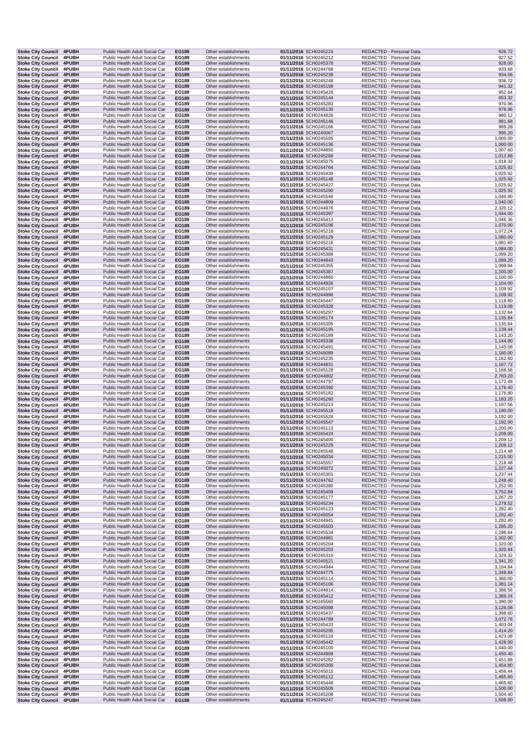| | | | | | | | | |
|---|---|---|---|---|---|---|---|---|
| Stoke City Council | 4PUBH | Public Health Adult Social Car | EG189 | Other establishments | 01/11/2016 | SCH0245224 | REDACTED - Personal Data | 926.72 |
| Stoke City Council | 4PUBH | Public Health Adult Social Car | EG189 | Other establishments | 01/11/2016 | SCH0245212 | REDACTED - Personal Data | 927.52 |
| Stoke City Council | 4PUBH | Public Health Adult Social Car | EG189 | Other establishments | 01/11/2016 | SCH0245378 | REDACTED - Personal Data | 928.00 |
| Stoke City Council | 4PUBH | Public Health Adult Social Car | EG189 | Other establishments | 01/11/2016 | SCH0244768 | REDACTED - Personal Data | 933.68 |
| Stoke City Council | 4PUBH | Public Health Adult Social Car | EG189 | Other establishments | 01/11/2016 | SCH0245238 | REDACTED - Personal Data | 934.56 |
| Stoke City Council | 4PUBH | Public Health Adult Social Car | EG189 | Other establishments | 01/11/2016 | SCH0245248 | REDACTED - Personal Data | 936.72 |
| Stoke City Council | 4PUBH | Public Health Adult Social Car | EG189 | Other establishments | 01/11/2016 | SCH0245198 | REDACTED - Personal Data | 941.32 |
| Stoke City Council | 4PUBH | Public Health Adult Social Car | EG189 | Other establishments | 01/11/2016 | SCH0245426 | REDACTED - Personal Data | 952.64 |
| Stoke City Council | 4PUBH | Public Health Adult Social Car | EG189 | Other establishments | 01/11/2016 | SCH0245144 | REDACTED - Personal Data | 953.32 |
| Stoke City Council | 4PUBH | Public Health Adult Social Car | EG189 | Other establishments | 01/11/2016 | SCH0245283 | REDACTED - Personal Data | 970.96 |
| Stoke City Council | 4PUBH | Public Health Adult Social Car | EG189 | Other establishments | 01/11/2016 | SCH0245130 | REDACTED - Personal Data | 978.96 |
| Stoke City Council | 4PUBH | Public Health Adult Social Car | EG189 | Other establishments | 01/11/2016 | SCH0244826 | REDACTED - Personal Data | 980.12 |
| Stoke City Council | 4PUBH | Public Health Adult Social Car | EG189 | Other establishments | 01/11/2016 | SCH0245146 | REDACTED - Personal Data | 981.68 |
| Stoke City Council | 4PUBH | Public Health Adult Social Car | EG189 | Other establishments | 01/11/2016 | SCH0245166 | REDACTED - Personal Data | 989.28 |
| Stoke City Council | 4PUBH | Public Health Adult Social Car | EG189 | Other establishments | 01/11/2016 | SCH0245067 | REDACTED - Personal Data | 995.20 |
| Stoke City Council | 4PUBH | Public Health Adult Social Car | EG189 | Other establishments | 01/11/2016 | SCH0245505 | REDACTED - Personal Data | 1,000.00 |
| Stoke City Council | 4PUBH | Public Health Adult Social Car | EG189 | Other establishments | 01/11/2016 | SCH0245136 | REDACTED - Personal Data | 1,000.00 |
| Stoke City Council | 4PUBH | Public Health Adult Social Car | EG189 | Other establishments | 01/11/2016 | SCH0244850 | REDACTED - Personal Data | 1,007.60 |
| Stoke City Council | 4PUBH | Public Health Adult Social Car | EG189 | Other establishments | 01/11/2016 | SCH0245268 | REDACTED - Personal Data | 1,012.88 |
| Stoke City Council | 4PUBH | Public Health Adult Social Car | EG189 | Other establishments | 01/11/2016 | SCH0245075 | REDACTED - Personal Data | 1,018.32 |
| Stoke City Council | 4PUBH | Public Health Adult Social Car | EG189 | Other establishments | 01/11/2016 | SCH0244764 | REDACTED - Personal Data | 1,025.92 |
| Stoke City Council | 4PUBH | Public Health Adult Social Car | EG189 | Other establishments | 01/11/2016 | SCH0245439 | REDACTED - Personal Data | 1,025.92 |
| Stoke City Council | 4PUBH | Public Health Adult Social Car | EG189 | Other establishments | 01/11/2016 | SCH0245148 | REDACTED - Personal Data | 1,025.92 |
| Stoke City Council | 4PUBH | Public Health Adult Social Car | EG189 | Other establishments | 01/11/2016 | SCH0245427 | REDACTED - Personal Data | 1,025.92 |
| Stoke City Council | 4PUBH | Public Health Adult Social Car | EG189 | Other establishments | 01/11/2016 | SCH0245290 | REDACTED - Personal Data | 1,025.92 |
| Stoke City Council | 4PUBH | Public Health Adult Social Car | EG189 | Other establishments | 01/11/2016 | SCH0245546 | REDACTED - Personal Data | 1,040.00 |
| Stoke City Council | 4PUBH | Public Health Adult Social Car | EG189 | Other establishments | 01/11/2016 | SCH0244809 | REDACTED - Personal Data | 1,040.00 |
| Stoke City Council | 4PUBH | Public Health Adult Social Car | EG189 | Other establishments | 01/11/2016 | SCH0244976 | REDACTED - Personal Data | 2,320.12 |
| Stoke City Council | 4PUBH | Public Health Adult Social Car | EG189 | Other establishments | 01/11/2016 | SCH0245397 | REDACTED - Personal Data | 1,044.00 |
| Stoke City Council | 4PUBH | Public Health Adult Social Car | EG189 | Other establishments | 01/11/2016 | SCH0245413 | REDACTED - Personal Data | 1,046.36 |
| Stoke City Council | 4PUBH | Public Health Adult Social Car | EG189 | Other establishments | 01/11/2016 | SCH0245196 | REDACTED - Personal Data | 1,070.00 |
| Stoke City Council | 4PUBH | Public Health Adult Social Car | EG189 | Other establishments | 01/11/2016 | SCH0245218 | REDACTED - Personal Data | 1,072.24 |
| Stoke City Council | 4PUBH | Public Health Adult Social Car | EG189 | Other establishments | 01/11/2016 | SCH0245129 | REDACTED - Personal Data | 1,080.00 |
| Stoke City Council | 4PUBH | Public Health Adult Social Car | EG189 | Other establishments | 01/11/2016 | SCH0245216 | REDACTED - Personal Data | 1,081.60 |
| Stoke City Council | 4PUBH | Public Health Adult Social Car | EG189 | Other establishments | 01/11/2016 | SCH0245431 | REDACTED - Personal Data | 1,084.00 |
| Stoke City Council | 4PUBH | Public Health Adult Social Car | EG189 | Other establishments | 01/11/2016 | SCH0245388 | REDACTED - Personal Data | 1,099.20 |
| Stoke City Council | 4PUBH | Public Health Adult Social Car | EG189 | Other establishments | 01/11/2016 | SCH0244843 | REDACTED - Personal Data | 1,099.20 |
| Stoke City Council | 4PUBH | Public Health Adult Social Car | EG189 | Other establishments | 01/11/2016 | SCH0245355 | REDACTED - Personal Data | 1,099.84 |
| Stoke City Council | 4PUBH | Public Health Adult Social Car | EG189 | Other establishments | 01/11/2016 | SCH0245387 | REDACTED - Personal Data | 1,100.00 |
| Stoke City Council | 4PUBH | Public Health Adult Social Car | EG189 | Other establishments | 01/11/2016 | SCH0244860 | REDACTED - Personal Data | 1,100.00 |
| Stoke City Council | 4PUBH | Public Health Adult Social Car | EG189 | Other establishments | 01/11/2016 | SCH0244926 | REDACTED - Personal Data | 1,104.00 |
| Stoke City Council | 4PUBH | Public Health Adult Social Car | EG189 | Other establishments | 01/11/2016 | SCH0245107 | REDACTED - Personal Data | 1,109.92 |
| Stoke City Council | 4PUBH | Public Health Adult Social Car | EG189 | Other establishments | 01/11/2016 | SCH0244996 | REDACTED - Personal Data | 1,109.92 |
| Stoke City Council | 4PUBH | Public Health Adult Social Car | EG189 | Other establishments | 01/11/2016 | SCH0245447 | REDACTED - Personal Data | 1,118.80 |
| Stoke City Council | 4PUBH | Public Health Adult Social Car | EG189 | Other establishments | 01/11/2016 | SCH0245328 | REDACTED - Personal Data | 1,119.08 |
| Stoke City Council | 4PUBH | Public Health Adult Social Car | EG189 | Other establishments | 01/11/2016 | SCH0245297 | REDACTED - Personal Data | 1,132.64 |
| Stoke City Council | 4PUBH | Public Health Adult Social Car | EG189 | Other establishments | 01/11/2016 | SCH0245174 | REDACTED - Personal Data | 1,135.84 |
| Stoke City Council | 4PUBH | Public Health Adult Social Car | EG189 | Other establishments | 01/11/2016 | SCH0245305 | REDACTED - Personal Data | 1,135.84 |
| Stoke City Council | 4PUBH | Public Health Adult Social Car | EG189 | Other establishments | 01/11/2016 | SCH0245195 | REDACTED - Personal Data | 1,139.44 |
| Stoke City Council | 4PUBH | Public Health Adult Social Car | EG189 | Other establishments | 01/11/2016 | SCH0245189 | REDACTED - Personal Data | 1,143.20 |
| Stoke City Council | 4PUBH | Public Health Adult Social Car | EG189 | Other establishments | 01/11/2016 | SCH0245338 | REDACTED - Personal Data | 1,144.80 |
| Stoke City Council | 4PUBH | Public Health Adult Social Car | EG189 | Other establishments | 01/11/2016 | SCH0245491 | REDACTED - Personal Data | 1,145.08 |
| Stoke City Council | 4PUBH | Public Health Adult Social Car | EG189 | Other establishments | 01/11/2016 | SCH0245089 | REDACTED - Personal Data | 1,160.00 |
| Stoke City Council | 4PUBH | Public Health Adult Social Car | EG189 | Other establishments | 01/11/2016 | SCH0245235 | REDACTED - Personal Data | 1,162.60 |
| Stoke City Council | 4PUBH | Public Health Adult Social Car | EG189 | Other establishments | 01/11/2016 | SCH0244831 | REDACTED - Personal Data | 1,167.72 |
| Stoke City Council | 4PUBH | Public Health Adult Social Car | EG189 | Other establishments | 01/11/2016 | SCH0245128 | REDACTED - Personal Data | 1,168.56 |
| Stoke City Council | 4PUBH | Public Health Adult Social Car | EG189 | Other establishments | 01/11/2016 | SCH0244802 | REDACTED - Personal Data | 2,783.20 |
| Stoke City Council | 4PUBH | Public Health Adult Social Car | EG189 | Other establishments | 01/11/2016 | SCH0244797 | REDACTED - Personal Data | 1,172.48 |
| Stoke City Council | 4PUBH | Public Health Adult Social Car | EG189 | Other establishments | 01/11/2016 | SCH0245390 | REDACTED - Personal Data | 1,176.40 |
| Stoke City Council | 4PUBH | Public Health Adult Social Car | EG189 | Other establishments | 01/11/2016 | SCH0245182 | REDACTED - Personal Data | 1,176.80 |
| Stoke City Council | 4PUBH | Public Health Adult Social Car | EG189 | Other establishments | 01/11/2016 | SCH0245260 | REDACTED - Personal Data | 1,183.20 |
| Stoke City Council | 4PUBH | Public Health Adult Social Car | EG189 | Other establishments | 01/11/2016 | SCH0245213 | REDACTED - Personal Data | 1,187.56 |
| Stoke City Council | 4PUBH | Public Health Adult Social Car | EG189 | Other establishments | 01/11/2016 | SCH0245518 | REDACTED - Personal Data | 1,190.00 |
| Stoke City Council | 4PUBH | Public Health Adult Social Car | EG189 | Other establishments | 01/11/2016 | SCH0245528 | REDACTED - Personal Data | 1,192.00 |
| Stoke City Council | 4PUBH | Public Health Adult Social Car | EG189 | Other establishments | 01/11/2016 | SCH0245547 | REDACTED - Personal Data | 1,192.00 |
| Stoke City Council | 4PUBH | Public Health Adult Social Car | EG189 | Other establishments | 01/11/2016 | SCH0245113 | REDACTED - Personal Data | 1,200.00 |
| Stoke City Council | 4PUBH | Public Health Adult Social Car | EG189 | Other establishments | 01/11/2016 | SCH0245424 | REDACTED - Personal Data | 1,209.00 |
| Stoke City Council | 4PUBH | Public Health Adult Social Car | EG189 | Other establishments | 01/11/2016 | SCH0245400 | REDACTED - Personal Data | 1,209.12 |
| Stoke City Council | 4PUBH | Public Health Adult Social Car | EG189 | Other establishments | 01/11/2016 | SCH0245229 | REDACTED - Personal Data | 1,209.12 |
| Stoke City Council | 4PUBH | Public Health Adult Social Car | EG189 | Other establishments | 01/11/2016 | SCH0245548 | REDACTED - Personal Data | 1,214.48 |
| Stoke City Council | 4PUBH | Public Health Adult Social Car | EG189 | Other establishments | 01/11/2016 | SCH0245034 | REDACTED - Personal Data | 1,215.00 |
| Stoke City Council | 4PUBH | Public Health Adult Social Car | EG189 | Other establishments | 01/11/2016 | SCH0245557 | REDACTED - Personal Data | 1,218.48 |
| Stoke City Council | 4PUBH | Public Health Adult Social Car | EG189 | Other establishments | 01/11/2016 | SCH0245072 | REDACTED - Personal Data | 1,227.44 |
| Stoke City Council | 4PUBH | Public Health Adult Social Car | EG189 | Other establishments | 01/11/2016 | SCH0245301 | REDACTED - Personal Data | 1,237.44 |
| Stoke City Council | 4PUBH | Public Health Adult Social Car | EG189 | Other establishments | 01/11/2016 | SCH0244762 | REDACTED - Personal Data | 1,248.40 |
| Stoke City Council | 4PUBH | Public Health Adult Social Car | EG189 | Other establishments | 01/11/2016 | SCH0245380 | REDACTED - Personal Data | 1,252.00 |
| Stoke City Council | 4PUBH | Public Health Adult Social Car | EG189 | Other establishments | 01/11/2016 | SCH0245409 | REDACTED - Personal Data | 3,752.84 |
| Stoke City Council | 4PUBH | Public Health Adult Social Car | EG189 | Other establishments | 01/11/2016 | SCH0245177 | REDACTED - Personal Data | 1,267.20 |
| Stoke City Council | 4PUBH | Public Health Adult Social Car | EG189 | Other establishments | 01/11/2016 | SCH0245234 | REDACTED - Personal Data | 1,278.52 |
| Stoke City Council | 4PUBH | Public Health Adult Social Car | EG189 | Other establishments | 01/11/2016 | SCH0245123 | REDACTED - Personal Data | 1,282.40 |
| Stoke City Council | 4PUBH | Public Health Adult Social Car | EG189 | Other establishments | 01/11/2016 | SCH0245054 | REDACTED - Personal Data | 1,282.40 |
| Stoke City Council | 4PUBH | Public Health Adult Social Car | EG189 | Other establishments | 01/11/2016 | SCH0244941 | REDACTED - Personal Data | 1,282.40 |
| Stoke City Council | 4PUBH | Public Health Adult Social Car | EG189 | Other establishments | 01/11/2016 | SCH0245503 | REDACTED - Personal Data | 1,285.20 |
| Stoke City Council | 4PUBH | Public Health Adult Social Car | EG189 | Other establishments | 01/11/2016 | SCH0245534 | REDACTED - Personal Data | 1,298.64 |
| Stoke City Council | 4PUBH | Public Health Adult Social Car | EG189 | Other establishments | 01/11/2016 | SCH0244981 | REDACTED - Personal Data | 1,302.00 |
| Stoke City Council | 4PUBH | Public Health Adult Social Car | EG189 | Other establishments | 01/11/2016 | SCH0245204 | REDACTED - Personal Data | 1,320.00 |
| Stoke City Council | 4PUBH | Public Health Adult Social Car | EG189 | Other establishments | 01/11/2016 | SCH0245203 | REDACTED - Personal Data | 1,320.44 |
| Stoke City Council | 4PUBH | Public Health Adult Social Car | EG189 | Other establishments | 01/11/2016 | SCH0245310 | REDACTED - Personal Data | 1,329.32 |
| Stoke City Council | 4PUBH | Public Health Adult Social Car | EG189 | Other establishments | 01/11/2016 | SCH0245521 | REDACTED - Personal Data | 1,341.20 |
| Stoke City Council | 4PUBH | Public Health Adult Social Car | EG189 | Other establishments | 01/11/2016 | SCH0244944 | REDACTED - Personal Data | 3,104.84 |
| Stoke City Council | 4PUBH | Public Health Adult Social Car | EG189 | Other establishments | 01/11/2016 | SCH0244775 | REDACTED - Personal Data | 1,349.84 |
| Stoke City Council | 4PUBH | Public Health Adult Social Car | EG189 | Other establishments | 01/11/2016 | SCH0245114 | REDACTED - Personal Data | 1,360.00 |
| Stoke City Council | 4PUBH | Public Health Adult Social Car | EG189 | Other establishments | 01/11/2016 | SCH0245106 | REDACTED - Personal Data | 1,381.14 |
| Stoke City Council | 4PUBH | Public Health Adult Social Car | EG189 | Other establishments | 01/11/2016 | SCH0244814 | REDACTED - Personal Data | 1,386.56 |
| Stoke City Council | 4PUBH | Public Health Adult Social Car | EG189 | Other establishments | 01/11/2016 | SCH0245412 | REDACTED - Personal Data | 1,389.24 |
| Stoke City Council | 4PUBH | Public Health Adult Social Car | EG189 | Other establishments | 01/11/2016 | SCH0245560 | REDACTED - Personal Data | 1,390.00 |
| Stoke City Council | 4PUBH | Public Health Adult Social Car | EG189 | Other establishments | 01/11/2016 | SCH0245098 | REDACTED - Personal Data | 3,126.08 |
| Stoke City Council | 4PUBH | Public Health Adult Social Car | EG189 | Other establishments | 01/11/2016 | SCH0245437 | REDACTED - Personal Data | 1,398.60 |
| Stoke City Council | 4PUBH | Public Health Adult Social Car | EG189 | Other establishments | 01/11/2016 | SCH0244789 | REDACTED - Personal Data | 3,072.76 |
| Stoke City Council | 4PUBH | Public Health Adult Social Car | EG189 | Other establishments | 01/11/2016 | SCH0245433 | REDACTED - Personal Data | 1,403.04 |
| Stoke City Council | 4PUBH | Public Health Adult Social Car | EG189 | Other establishments | 01/11/2016 | SCH0245295 | REDACTED - Personal Data | 1,414.20 |
| Stoke City Council | 4PUBH | Public Health Adult Social Car | EG189 | Other establishments | 01/11/2016 | SCH0245124 | REDACTED - Personal Data | 1,423.08 |
| Stoke City Council | 4PUBH | Public Health Adult Social Car | EG189 | Other establishments | 01/11/2016 | SCH0245442 | REDACTED - Personal Data | 1,428.00 |
| Stoke City Council | 4PUBH | Public Health Adult Social Car | EG189 | Other establishments | 01/11/2016 | SCH0245100 | REDACTED - Personal Data | 1,440.00 |
| Stoke City Council | 4PUBH | Public Health Adult Social Car | EG189 | Other establishments | 01/11/2016 | SCH0244908 | REDACTED - Personal Data | 1,450.40 |
| Stoke City Council | 4PUBH | Public Health Adult Social Car | EG189 | Other establishments | 01/11/2016 | SCH0245282 | REDACTED - Personal Data | 1,451.88 |
| Stoke City Council | 4PUBH | Public Health Adult Social Car | EG189 | Other establishments | 01/11/2016 | SCH0245300 | REDACTED - Personal Data | 1,454.80 |
| Stoke City Council | 4PUBH | Public Health Adult Social Car | EG189 | Other establishments | 01/11/2016 | SCH0245015 | REDACTED - Personal Data | 1,456.44 |
| Stoke City Council | 4PUBH | Public Health Adult Social Car | EG189 | Other establishments | 01/11/2016 | SCH0245112 | REDACTED - Personal Data | 1,465.60 |
| Stoke City Council | 4PUBH | Public Health Adult Social Car | EG189 | Other establishments | 01/11/2016 | SCH0245448 | REDACTED - Personal Data | 1,465.60 |
| Stoke City Council | 4PUBH | Public Health Adult Social Car | EG189 | Other establishments | 01/11/2016 | SCH0245508 | REDACTED - Personal Data | 1,500.00 |
| Stoke City Council | 4PUBH | Public Health Adult Social Car | EG189 | Other establishments | 01/11/2016 | SCH0245208 | REDACTED - Personal Data | 1,504.40 |
| Stoke City Council | 4PUBH | Public Health Adult Social Car | EG189 | Other establishments | 01/11/2016 | SCH0245247 | REDACTED - Personal Data | 1,508.00 |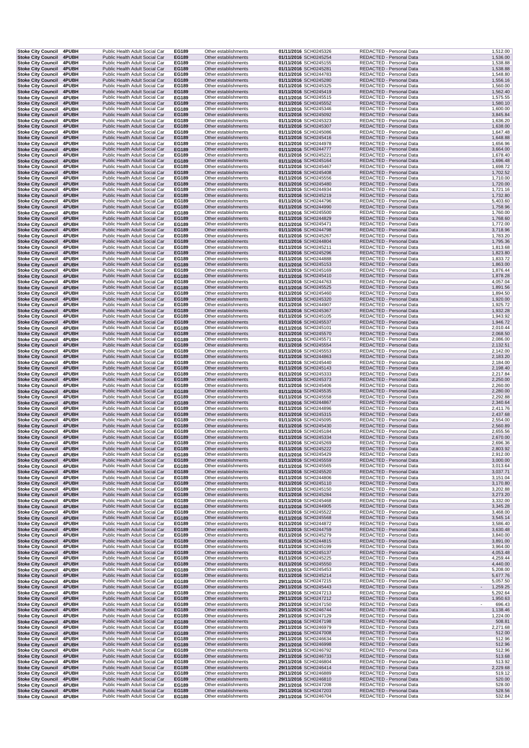| Stoke City Council | 4PUBH | Public Health Adult Social Car | EG189 | Other establishments | 01/11/2016 | SCH0245326 | REDACTED - Personal Data | 1,512.00 |
|---|---|---|---|---|---|---|---|---|
| Stoke City Council | 4PUBH | Public Health Adult Social Car | EG189 | Other establishments | 01/11/2016 | SCH0245254 | REDACTED - Personal Data | 1,536.00 |
| Stoke City Council | 4PUBH | Public Health Adult Social Car | EG189 | Other establishments | 01/11/2016 | SCH0245155 | REDACTED - Personal Data | 1,538.88 |
| Stoke City Council | 4PUBH | Public Health Adult Social Car | EG189 | Other establishments | 01/11/2016 | SCH0245281 | REDACTED - Personal Data | 1,538.88 |
| Stoke City Council | 4PUBH | Public Health Adult Social Car | EG189 | Other establishments | 01/11/2016 | SCH0244783 | REDACTED - Personal Data | 1,548.80 |
| Stoke City Council | 4PUBH | Public Health Adult Social Car | EG189 | Other establishments | 01/11/2016 | SCH0245280 | REDACTED - Personal Data | 1,556.16 |
| Stoke City Council | 4PUBH | Public Health Adult Social Car | EG189 | Other establishments | 01/11/2016 | SCH0245325 | REDACTED - Personal Data | 1,560.00 |
| Stoke City Council | 4PUBH | Public Health Adult Social Car | EG189 | Other establishments | 01/11/2016 | SCH0245419 | REDACTED - Personal Data | 1,562.40 |
| Stoke City Council | 4PUBH | Public Health Adult Social Car | EG189 | Other establishments | 01/11/2016 | SCH0245515 | REDACTED - Personal Data | 1,575.55 |
| Stoke City Council | 4PUBH | Public Health Adult Social Car | EG189 | Other establishments | 01/11/2016 | SCH0245552 | REDACTED - Personal Data | 1,580.10 |
| Stoke City Council | 4PUBH | Public Health Adult Social Car | EG189 | Other establishments | 01/11/2016 | SCH0245346 | REDACTED - Personal Data | 1,600.00 |
| Stoke City Council | 4PUBH | Public Health Adult Social Car | EG189 | Other establishments | 01/11/2016 | SCH0245092 | REDACTED - Personal Data | 3,845.84 |
| Stoke City Council | 4PUBH | Public Health Adult Social Car | EG189 | Other establishments | 01/11/2016 | SCH0245323 | REDACTED - Personal Data | 1,636.20 |
| Stoke City Council | 4PUBH | Public Health Adult Social Car | EG189 | Other establishments | 01/11/2016 | SCH0245307 | REDACTED - Personal Data | 1,638.00 |
| Stoke City Council | 4PUBH | Public Health Adult Social Car | EG189 | Other establishments | 01/11/2016 | SCH0245086 | REDACTED - Personal Data | 1,647.48 |
| Stoke City Council | 4PUBH | Public Health Adult Social Car | EG189 | Other establishments | 01/11/2016 | SCH0245416 | REDACTED - Personal Data | 1,648.88 |
| Stoke City Council | 4PUBH | Public Health Adult Social Car | EG189 | Other establishments | 01/11/2016 | SCH0244978 | REDACTED - Personal Data | 1,656.96 |
| Stoke City Council | 4PUBH | Public Health Adult Social Car | EG189 | Other establishments | 01/11/2016 | SCH0244777 | REDACTED - Personal Data | 3,664.00 |
| Stoke City Council | 4PUBH | Public Health Adult Social Car | EG189 | Other establishments | 01/11/2016 | SCH0245221 | REDACTED - Personal Data | 1,678.40 |
| Stoke City Council | 4PUBH | Public Health Adult Social Car | EG189 | Other establishments | 01/11/2016 | SCH0245164 | REDACTED - Personal Data | 1,696.48 |
| Stoke City Council | 4PUBH | Public Health Adult Social Car | EG189 | Other establishments | 01/11/2016 | SCH0245467 | REDACTED - Personal Data | 1,698.72 |
| Stoke City Council | 4PUBH | Public Health Adult Social Car | EG189 | Other establishments | 01/11/2016 | SCH0245408 | REDACTED - Personal Data | 1,702.52 |
| Stoke City Council | 4PUBH | Public Health Adult Social Car | EG189 | Other establishments | 01/11/2016 | SCH0245556 | REDACTED - Personal Data | 1,710.00 |
| Stoke City Council | 4PUBH | Public Health Adult Social Car | EG189 | Other establishments | 01/11/2016 | SCH0245480 | REDACTED - Personal Data | 1,720.00 |
| Stoke City Council | 4PUBH | Public Health Adult Social Car | EG189 | Other establishments | 01/11/2016 | SCH0244934 | REDACTED - Personal Data | 1,721.16 |
| Stoke City Council | 4PUBH | Public Health Adult Social Car | EG189 | Other establishments | 01/11/2016 | SCH0245219 | REDACTED - Personal Data | 1,732.80 |
| Stoke City Council | 4PUBH | Public Health Adult Social Car | EG189 | Other establishments | 01/11/2016 | SCH0244796 | REDACTED - Personal Data | 5,403.60 |
| Stoke City Council | 4PUBH | Public Health Adult Social Car | EG189 | Other establishments | 01/11/2016 | SCH0244990 | REDACTED - Personal Data | 1,758.96 |
| Stoke City Council | 4PUBH | Public Health Adult Social Car | EG189 | Other establishments | 01/11/2016 | SCH0245500 | REDACTED - Personal Data | 1,760.00 |
| Stoke City Council | 4PUBH | Public Health Adult Social Car | EG189 | Other establishments | 01/11/2016 | SCH0244829 | REDACTED - Personal Data | 1,768.60 |
| Stoke City Council | 4PUBH | Public Health Adult Social Car | EG189 | Other establishments | 01/11/2016 | SCH0245471 | REDACTED - Personal Data | 1,772.00 |
| Stoke City Council | 4PUBH | Public Health Adult Social Car | EG189 | Other establishments | 01/11/2016 | SCH0244798 | REDACTED - Personal Data | 3,718.96 |
| Stoke City Council | 4PUBH | Public Health Adult Social Car | EG189 | Other establishments | 01/11/2016 | SCH0245267 | REDACTED - Personal Data | 1,783.20 |
| Stoke City Council | 4PUBH | Public Health Adult Social Car | EG189 | Other establishments | 01/11/2016 | SCH0244804 | REDACTED - Personal Data | 1,795.36 |
| Stoke City Council | 4PUBH | Public Health Adult Social Car | EG189 | Other establishments | 01/11/2016 | SCH0245211 | REDACTED - Personal Data | 1,813.68 |
| Stoke City Council | 4PUBH | Public Health Adult Social Car | EG189 | Other establishments | 01/11/2016 | SCH0245296 | REDACTED - Personal Data | 1,823.80 |
| Stoke City Council | 4PUBH | Public Health Adult Social Car | EG189 | Other establishments | 01/11/2016 | SCH0244888 | REDACTED - Personal Data | 1,833.72 |
| Stoke City Council | 4PUBH | Public Health Adult Social Car | EG189 | Other establishments | 01/11/2016 | SCH0245153 | REDACTED - Personal Data | 1,863.00 |
| Stoke City Council | 4PUBH | Public Health Adult Social Car | EG189 | Other establishments | 01/11/2016 | SCH0245169 | REDACTED - Personal Data | 1,876.44 |
| Stoke City Council | 4PUBH | Public Health Adult Social Car | EG189 | Other establishments | 01/11/2016 | SCH0245410 | REDACTED - Personal Data | 1,878.28 |
| Stoke City Council | 4PUBH | Public Health Adult Social Car | EG189 | Other establishments | 01/11/2016 | SCH0244763 | REDACTED - Personal Data | 4,057.04 |
| Stoke City Council | 4PUBH | Public Health Adult Social Car | EG189 | Other establishments | 01/11/2016 | SCH0245525 | REDACTED - Personal Data | 1,891.56 |
| Stoke City Council | 4PUBH | Public Health Adult Social Car | EG189 | Other establishments | 01/11/2016 | SCH0245460 | REDACTED - Personal Data | 1,894.50 |
| Stoke City Council | 4PUBH | Public Health Adult Social Car | EG189 | Other establishments | 01/11/2016 | SCH0245320 | REDACTED - Personal Data | 1,920.00 |
| Stoke City Council | 4PUBH | Public Health Adult Social Car | EG189 | Other establishments | 01/11/2016 | SCH0244907 | REDACTED - Personal Data | 1,925.72 |
| Stoke City Council | 4PUBH | Public Health Adult Social Car | EG189 | Other establishments | 01/11/2016 | SCH0245367 | REDACTED - Personal Data | 1,932.28 |
| Stoke City Council | 4PUBH | Public Health Adult Social Car | EG189 | Other establishments | 01/11/2016 | SCH0245105 | REDACTED - Personal Data | 1,943.92 |
| Stoke City Council | 4PUBH | Public Health Adult Social Car | EG189 | Other establishments | 01/11/2016 | SCH0245537 | REDACTED - Personal Data | 1,946.72 |
| Stoke City Council | 4PUBH | Public Health Adult Social Car | EG189 | Other establishments | 01/11/2016 | SCH0245101 | REDACTED - Personal Data | 2,010.44 |
| Stoke City Council | 4PUBH | Public Health Adult Social Car | EG189 | Other establishments | 01/11/2016 | SCH0245570 | REDACTED - Personal Data | 2,068.50 |
| Stoke City Council | 4PUBH | Public Health Adult Social Car | EG189 | Other establishments | 01/11/2016 | SCH0245571 | REDACTED - Personal Data | 2,086.00 |
| Stoke City Council | 4PUBH | Public Health Adult Social Car | EG189 | Other establishments | 01/11/2016 | SCH0245554 | REDACTED - Personal Data | 2,132.51 |
| Stoke City Council | 4PUBH | Public Health Adult Social Car | EG189 | Other establishments | 01/11/2016 | SCH0245553 | REDACTED - Personal Data | 2,142.00 |
| Stoke City Council | 4PUBH | Public Health Adult Social Car | EG189 | Other establishments | 01/11/2016 | SCH0244863 | REDACTED - Personal Data | 2,183.20 |
| Stoke City Council | 4PUBH | Public Health Adult Social Car | EG189 | Other establishments | 01/11/2016 | SCH0245440 | REDACTED - Personal Data | 2,184.00 |
| Stoke City Council | 4PUBH | Public Health Adult Social Car | EG189 | Other establishments | 01/11/2016 | SCH0245143 | REDACTED - Personal Data | 2,198.40 |
| Stoke City Council | 4PUBH | Public Health Adult Social Car | EG189 | Other establishments | 01/11/2016 | SCH0245333 | REDACTED - Personal Data | 2,217.84 |
| Stoke City Council | 4PUBH | Public Health Adult Social Car | EG189 | Other establishments | 01/11/2016 | SCH0245373 | REDACTED - Personal Data | 2,250.00 |
| Stoke City Council | 4PUBH | Public Health Adult Social Car | EG189 | Other establishments | 01/11/2016 | SCH0245406 | REDACTED - Personal Data | 2,260.00 |
| Stoke City Council | 4PUBH | Public Health Adult Social Car | EG189 | Other establishments | 01/11/2016 | SCH0245535 | REDACTED - Personal Data | 2,280.00 |
| Stoke City Council | 4PUBH | Public Health Adult Social Car | EG189 | Other establishments | 01/11/2016 | SCH0245558 | REDACTED - Personal Data | 2,292.88 |
| Stoke City Council | 4PUBH | Public Health Adult Social Car | EG189 | Other establishments | 01/11/2016 | SCH0244867 | REDACTED - Personal Data | 2,340.64 |
| Stoke City Council | 4PUBH | Public Health Adult Social Car | EG189 | Other establishments | 01/11/2016 | SCH0244896 | REDACTED - Personal Data | 2,411.76 |
| Stoke City Council | 4PUBH | Public Health Adult Social Car | EG189 | Other establishments | 01/11/2016 | SCH0245315 | REDACTED - Personal Data | 2,437.68 |
| Stoke City Council | 4PUBH | Public Health Adult Social Car | EG189 | Other establishments | 01/11/2016 | SCH0245095 | REDACTED - Personal Data | 2,554.00 |
| Stoke City Council | 4PUBH | Public Health Adult Social Car | EG189 | Other establishments | 01/11/2016 | SCH0245430 | REDACTED - Personal Data | 2,560.89 |
| Stoke City Council | 4PUBH | Public Health Adult Social Car | EG189 | Other establishments | 01/11/2016 | SCH0245184 | REDACTED - Personal Data | 2,655.56 |
| Stoke City Council | 4PUBH | Public Health Adult Social Car | EG189 | Other establishments | 01/11/2016 | SCH0245334 | REDACTED - Personal Data | 2,670.00 |
| Stoke City Council | 4PUBH | Public Health Adult Social Car | EG189 | Other establishments | 01/11/2016 | SCH0245269 | REDACTED - Personal Data | 2,696.36 |
| Stoke City Council | 4PUBH | Public Health Adult Social Car | EG189 | Other establishments | 01/11/2016 | SCH0245222 | REDACTED - Personal Data | 2,803.92 |
| Stoke City Council | 4PUBH | Public Health Adult Social Car | EG189 | Other establishments | 01/11/2016 | SCH0245429 | REDACTED - Personal Data | 2,912.00 |
| Stoke City Council | 4PUBH | Public Health Adult Social Car | EG189 | Other establishments | 01/11/2016 | SCH0245559 | REDACTED - Personal Data | 3,000.00 |
| Stoke City Council | 4PUBH | Public Health Adult Social Car | EG189 | Other establishments | 01/11/2016 | SCH0245565 | REDACTED - Personal Data | 3,013.64 |
| Stoke City Council | 4PUBH | Public Health Adult Social Car | EG189 | Other establishments | 01/11/2016 | SCH0245520 | REDACTED - Personal Data | 3,037.71 |
| Stoke City Council | 4PUBH | Public Health Adult Social Car | EG189 | Other establishments | 01/11/2016 | SCH0244806 | REDACTED - Personal Data | 3,151.04 |
| Stoke City Council | 4PUBH | Public Health Adult Social Car | EG189 | Other establishments | 01/11/2016 | SCH0245110 | REDACTED - Personal Data | 3,170.80 |
| Stoke City Council | 4PUBH | Public Health Adult Social Car | EG189 | Other establishments | 01/11/2016 | SCH0245150 | REDACTED - Personal Data | 3,202.88 |
| Stoke City Council | 4PUBH | Public Health Adult Social Car | EG189 | Other establishments | 01/11/2016 | SCH0245284 | REDACTED - Personal Data | 3,273.20 |
| Stoke City Council | 4PUBH | Public Health Adult Social Car | EG189 | Other establishments | 01/11/2016 | SCH0245468 | REDACTED - Personal Data | 3,332.00 |
| Stoke City Council | 4PUBH | Public Health Adult Social Car | EG189 | Other establishments | 01/11/2016 | SCH0244905 | REDACTED - Personal Data | 3,345.28 |
| Stoke City Council | 4PUBH | Public Health Adult Social Car | EG189 | Other establishments | 01/11/2016 | SCH0245522 | REDACTED - Personal Data | 3,468.00 |
| Stoke City Council | 4PUBH | Public Health Adult Social Car | EG189 | Other establishments | 01/11/2016 | SCH0245568 | REDACTED - Personal Data | 3,545.14 |
| Stoke City Council | 4PUBH | Public Health Adult Social Car | EG189 | Other establishments | 01/11/2016 | SCH0244872 | REDACTED - Personal Data | 3,586.40 |
| Stoke City Council | 4PUBH | Public Health Adult Social Car | EG189 | Other establishments | 01/11/2016 | SCH0244759 | REDACTED - Personal Data | 3,630.48 |
| Stoke City Council | 4PUBH | Public Health Adult Social Car | EG189 | Other establishments | 01/11/2016 | SCH0245279 | REDACTED - Personal Data | 3,840.00 |
| Stoke City Council | 4PUBH | Public Health Adult Social Car | EG189 | Other establishments | 01/11/2016 | SCH0244815 | REDACTED - Personal Data | 3,891.00 |
| Stoke City Council | 4PUBH | Public Health Adult Social Car | EG189 | Other establishments | 01/11/2016 | SCH0245199 | REDACTED - Personal Data | 3,964.00 |
| Stoke City Council | 4PUBH | Public Health Adult Social Car | EG189 | Other establishments | 01/11/2016 | SCH0245137 | REDACTED - Personal Data | 4,053.48 |
| Stoke City Council | 4PUBH | Public Health Adult Social Car | EG189 | Other establishments | 01/11/2016 | SCH0245225 | REDACTED - Personal Data | 4,259.44 |
| Stoke City Council | 4PUBH | Public Health Adult Social Car | EG189 | Other establishments | 01/11/2016 | SCH0245550 | REDACTED - Personal Data | 4,440.00 |
| Stoke City Council | 4PUBH | Public Health Adult Social Car | EG189 | Other establishments | 01/11/2016 | SCH0245453 | REDACTED - Personal Data | 5,208.00 |
| Stoke City Council | 4PUBH | Public Health Adult Social Car | EG189 | Other establishments | 01/11/2016 | SCH0245214 | REDACTED - Personal Data | 5,677.76 |
| Stoke City Council | 4PUBH | Public Health Adult Social Car | EG189 | Other establishments | 29/11/2016 | SCH0247215 | REDACTED - Personal Data | 5,057.50 |
| Stoke City Council | 4PUBH | Public Health Adult Social Car | EG189 | Other establishments | 29/11/2016 | SCH0245443 | REDACTED - Personal Data | - 1,259.25 |
| Stoke City Council | 4PUBH | Public Health Adult Social Car | EG189 | Other establishments | 29/11/2016 | SCH0247213 | REDACTED - Personal Data | 5,292.64 |
| Stoke City Council | 4PUBH | Public Health Adult Social Car | EG189 | Other establishments | 29/11/2016 | SCH0247212 | REDACTED - Personal Data | 1,950.63 |
| Stoke City Council | 4PUBH | Public Health Adult Social Car | EG189 | Other establishments | 29/11/2016 | SCH0247150 | REDACTED - Personal Data | - 696.43 |
| Stoke City Council | 4PUBH | Public Health Adult Social Car | EG189 | Other establishments | 29/11/2016 | SCH0246744 | REDACTED - Personal Data | 1,138.46 |
| Stoke City Council | 4PUBH | Public Health Adult Social Car | EG189 | Other establishments | 29/11/2016 | SCH0247129 | REDACTED - Personal Data | 1,224.00 |
| Stoke City Council | 4PUBH | Public Health Adult Social Car | EG189 | Other establishments | 29/11/2016 | SCH0247198 | REDACTED - Personal Data | 508.81 |
| Stoke City Council | 4PUBH | Public Health Adult Social Car | EG189 | Other establishments | 29/11/2016 | SCH0246979 | REDACTED - Personal Data | 2,271.68 |
| Stoke City Council | 4PUBH | Public Health Adult Social Car | EG189 | Other establishments | 29/11/2016 | SCH0247008 | REDACTED - Personal Data | 512.00 |
| Stoke City Council | 4PUBH | Public Health Adult Social Car | EG189 | Other establishments | 29/11/2016 | SCH0246634 | REDACTED - Personal Data | 512.96 |
| Stoke City Council | 4PUBH | Public Health Adult Social Car | EG189 | Other establishments | 29/11/2016 | SCH0246998 | REDACTED - Personal Data | 512.96 |
| Stoke City Council | 4PUBH | Public Health Adult Social Car | EG189 | Other establishments | 29/11/2016 | SCH0246792 | REDACTED - Personal Data | 512.96 |
| Stoke City Council | 4PUBH | Public Health Adult Social Car | EG189 | Other establishments | 29/11/2016 | SCH0246733 | REDACTED - Personal Data | 513.68 |
| Stoke City Council | 4PUBH | Public Health Adult Social Car | EG189 | Other establishments | 29/11/2016 | SCH0246804 | REDACTED - Personal Data | 513.92 |
| Stoke City Council | 4PUBH | Public Health Adult Social Car | EG189 | Other establishments | 29/11/2016 | SCH0246414 | REDACTED - Personal Data | 2,229.68 |
| Stoke City Council | 4PUBH | Public Health Adult Social Car | EG189 | Other establishments | 29/11/2016 | SCH0246889 | REDACTED - Personal Data | 519.12 |
| Stoke City Council | 4PUBH | Public Health Adult Social Car | EG189 | Other establishments | 29/11/2016 | SCH0246810 | REDACTED - Personal Data | 520.00 |
| Stoke City Council | 4PUBH | Public Health Adult Social Car | EG189 | Other establishments | 29/11/2016 | SCH0247208 | REDACTED - Personal Data | 528.00 |
| Stoke City Council | 4PUBH | Public Health Adult Social Car | EG189 | Other establishments | 29/11/2016 | SCH0247203 | REDACTED - Personal Data | 528.56 |
| Stoke City Council | 4PUBH | Public Health Adult Social Car | EG189 | Other establishments | 29/11/2016 | SCH0246704 | REDACTED - Personal Data | 532.84 |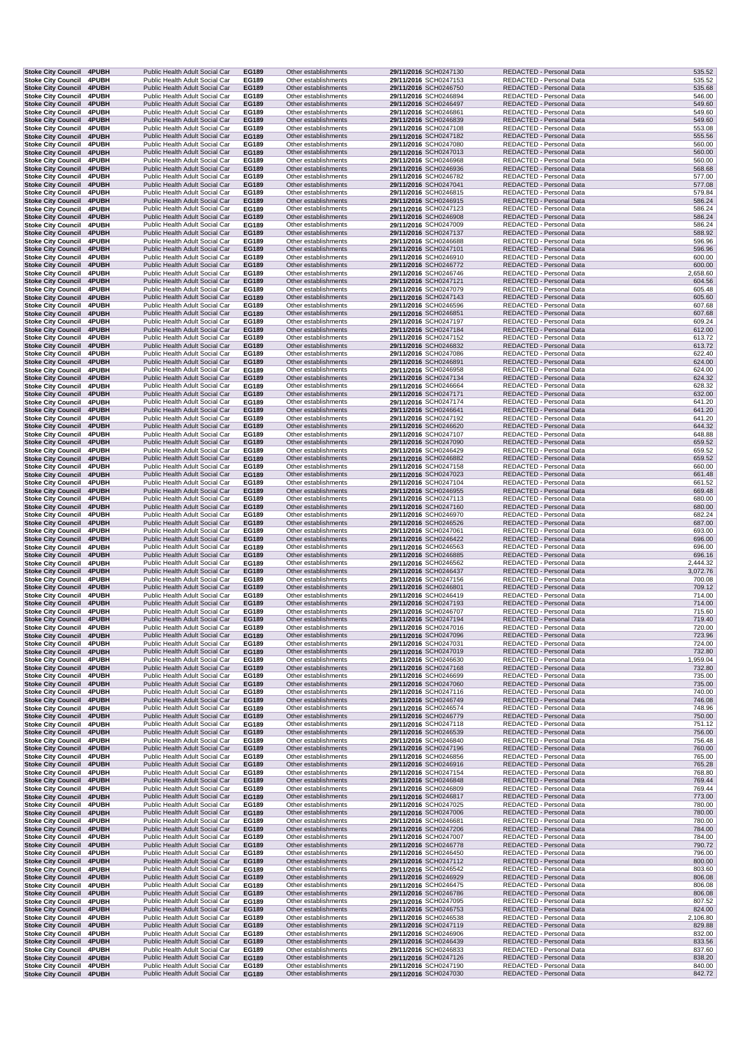| | | | | | | | | |
|---|---|---|---|---|---|---|---|---|
| Stoke City Council | 4PUBH | Public Health Adult Social Car | EG189 | Other establishments | 29/11/2016 | SCH0247130 | REDACTED - Personal Data | 535.52 |
| Stoke City Council | 4PUBH | Public Health Adult Social Car | EG189 | Other establishments | 29/11/2016 | SCH0247153 | REDACTED - Personal Data | 535.52 |
| Stoke City Council | 4PUBH | Public Health Adult Social Car | EG189 | Other establishments | 29/11/2016 | SCH0246750 | REDACTED - Personal Data | 535.68 |
| Stoke City Council | 4PUBH | Public Health Adult Social Car | EG189 | Other establishments | 29/11/2016 | SCH0246894 | REDACTED - Personal Data | 546.00 |
| Stoke City Council | 4PUBH | Public Health Adult Social Car | EG189 | Other establishments | 29/11/2016 | SCH0246497 | REDACTED - Personal Data | 549.60 |
| Stoke City Council | 4PUBH | Public Health Adult Social Car | EG189 | Other establishments | 29/11/2016 | SCH0246861 | REDACTED - Personal Data | 549.60 |
| Stoke City Council | 4PUBH | Public Health Adult Social Car | EG189 | Other establishments | 29/11/2016 | SCH0246839 | REDACTED - Personal Data | 549.60 |
| Stoke City Council | 4PUBH | Public Health Adult Social Car | EG189 | Other establishments | 29/11/2016 | SCH0247108 | REDACTED - Personal Data | 553.08 |
| Stoke City Council | 4PUBH | Public Health Adult Social Car | EG189 | Other establishments | 29/11/2016 | SCH0247182 | REDACTED - Personal Data | 555.56 |
| Stoke City Council | 4PUBH | Public Health Adult Social Car | EG189 | Other establishments | 29/11/2016 | SCH0247080 | REDACTED - Personal Data | 560.00 |
| Stoke City Council | 4PUBH | Public Health Adult Social Car | EG189 | Other establishments | 29/11/2016 | SCH0247013 | REDACTED - Personal Data | 560.00 |
| Stoke City Council | 4PUBH | Public Health Adult Social Car | EG189 | Other establishments | 29/11/2016 | SCH0246968 | REDACTED - Personal Data | 560.00 |
| Stoke City Council | 4PUBH | Public Health Adult Social Car | EG189 | Other establishments | 29/11/2016 | SCH0246936 | REDACTED - Personal Data | 568.68 |
| Stoke City Council | 4PUBH | Public Health Adult Social Car | EG189 | Other establishments | 29/11/2016 | SCH0246782 | REDACTED - Personal Data | 577.00 |
| Stoke City Council | 4PUBH | Public Health Adult Social Car | EG189 | Other establishments | 29/11/2016 | SCH0247041 | REDACTED - Personal Data | 577.08 |
| Stoke City Council | 4PUBH | Public Health Adult Social Car | EG189 | Other establishments | 29/11/2016 | SCH0246815 | REDACTED - Personal Data | 579.84 |
| Stoke City Council | 4PUBH | Public Health Adult Social Car | EG189 | Other establishments | 29/11/2016 | SCH0246915 | REDACTED - Personal Data | 586.24 |
| Stoke City Council | 4PUBH | Public Health Adult Social Car | EG189 | Other establishments | 29/11/2016 | SCH0247123 | REDACTED - Personal Data | 586.24 |
| Stoke City Council | 4PUBH | Public Health Adult Social Car | EG189 | Other establishments | 29/11/2016 | SCH0246908 | REDACTED - Personal Data | 586.24 |
| Stoke City Council | 4PUBH | Public Health Adult Social Car | EG189 | Other establishments | 29/11/2016 | SCH0247009 | REDACTED - Personal Data | 586.24 |
| Stoke City Council | 4PUBH | Public Health Adult Social Car | EG189 | Other establishments | 29/11/2016 | SCH0247137 | REDACTED - Personal Data | 588.92 |
| Stoke City Council | 4PUBH | Public Health Adult Social Car | EG189 | Other establishments | 29/11/2016 | SCH0246688 | REDACTED - Personal Data | 596.96 |
| Stoke City Council | 4PUBH | Public Health Adult Social Car | EG189 | Other establishments | 29/11/2016 | SCH0247101 | REDACTED - Personal Data | 596.96 |
| Stoke City Council | 4PUBH | Public Health Adult Social Car | EG189 | Other establishments | 29/11/2016 | SCH0246910 | REDACTED - Personal Data | 600.00 |
| Stoke City Council | 4PUBH | Public Health Adult Social Car | EG189 | Other establishments | 29/11/2016 | SCH0246772 | REDACTED - Personal Data | 600.00 |
| Stoke City Council | 4PUBH | Public Health Adult Social Car | EG189 | Other establishments | 29/11/2016 | SCH0246746 | REDACTED - Personal Data | 2,658.60 |
| Stoke City Council | 4PUBH | Public Health Adult Social Car | EG189 | Other establishments | 29/11/2016 | SCH0247121 | REDACTED - Personal Data | 604.56 |
| Stoke City Council | 4PUBH | Public Health Adult Social Car | EG189 | Other establishments | 29/11/2016 | SCH0247079 | REDACTED - Personal Data | 605.48 |
| Stoke City Council | 4PUBH | Public Health Adult Social Car | EG189 | Other establishments | 29/11/2016 | SCH0247143 | REDACTED - Personal Data | 605.60 |
| Stoke City Council | 4PUBH | Public Health Adult Social Car | EG189 | Other establishments | 29/11/2016 | SCH0246596 | REDACTED - Personal Data | 607.68 |
| Stoke City Council | 4PUBH | Public Health Adult Social Car | EG189 | Other establishments | 29/11/2016 | SCH0246851 | REDACTED - Personal Data | 607.68 |
| Stoke City Council | 4PUBH | Public Health Adult Social Car | EG189 | Other establishments | 29/11/2016 | SCH0247197 | REDACTED - Personal Data | 609.24 |
| Stoke City Council | 4PUBH | Public Health Adult Social Car | EG189 | Other establishments | 29/11/2016 | SCH0247184 | REDACTED - Personal Data | 612.00 |
| Stoke City Council | 4PUBH | Public Health Adult Social Car | EG189 | Other establishments | 29/11/2016 | SCH0247152 | REDACTED - Personal Data | 613.72 |
| Stoke City Council | 4PUBH | Public Health Adult Social Car | EG189 | Other establishments | 29/11/2016 | SCH0246832 | REDACTED - Personal Data | 613.72 |
| Stoke City Council | 4PUBH | Public Health Adult Social Car | EG189 | Other establishments | 29/11/2016 | SCH0247086 | REDACTED - Personal Data | 622.40 |
| Stoke City Council | 4PUBH | Public Health Adult Social Car | EG189 | Other establishments | 29/11/2016 | SCH0246891 | REDACTED - Personal Data | 624.00 |
| Stoke City Council | 4PUBH | Public Health Adult Social Car | EG189 | Other establishments | 29/11/2016 | SCH0246958 | REDACTED - Personal Data | 624.00 |
| Stoke City Council | 4PUBH | Public Health Adult Social Car | EG189 | Other establishments | 29/11/2016 | SCH0247134 | REDACTED - Personal Data | 624.32 |
| Stoke City Council | 4PUBH | Public Health Adult Social Car | EG189 | Other establishments | 29/11/2016 | SCH0246664 | REDACTED - Personal Data | 628.32 |
| Stoke City Council | 4PUBH | Public Health Adult Social Car | EG189 | Other establishments | 29/11/2016 | SCH0247171 | REDACTED - Personal Data | 632.00 |
| Stoke City Council | 4PUBH | Public Health Adult Social Car | EG189 | Other establishments | 29/11/2016 | SCH0247174 | REDACTED - Personal Data | 641.20 |
| Stoke City Council | 4PUBH | Public Health Adult Social Car | EG189 | Other establishments | 29/11/2016 | SCH0246641 | REDACTED - Personal Data | 641.20 |
| Stoke City Council | 4PUBH | Public Health Adult Social Car | EG189 | Other establishments | 29/11/2016 | SCH0247192 | REDACTED - Personal Data | 641.20 |
| Stoke City Council | 4PUBH | Public Health Adult Social Car | EG189 | Other establishments | 29/11/2016 | SCH0246620 | REDACTED - Personal Data | 644.32 |
| Stoke City Council | 4PUBH | Public Health Adult Social Car | EG189 | Other establishments | 29/11/2016 | SCH0247107 | REDACTED - Personal Data | 648.88 |
| Stoke City Council | 4PUBH | Public Health Adult Social Car | EG189 | Other establishments | 29/11/2016 | SCH0247090 | REDACTED - Personal Data | 659.52 |
| Stoke City Council | 4PUBH | Public Health Adult Social Car | EG189 | Other establishments | 29/11/2016 | SCH0246429 | REDACTED - Personal Data | 659.52 |
| Stoke City Council | 4PUBH | Public Health Adult Social Car | EG189 | Other establishments | 29/11/2016 | SCH0246882 | REDACTED - Personal Data | 659.52 |
| Stoke City Council | 4PUBH | Public Health Adult Social Car | EG189 | Other establishments | 29/11/2016 | SCH0247158 | REDACTED - Personal Data | 660.00 |
| Stoke City Council | 4PUBH | Public Health Adult Social Car | EG189 | Other establishments | 29/11/2016 | SCH0247023 | REDACTED - Personal Data | 661.48 |
| Stoke City Council | 4PUBH | Public Health Adult Social Car | EG189 | Other establishments | 29/11/2016 | SCH0247104 | REDACTED - Personal Data | 661.52 |
| Stoke City Council | 4PUBH | Public Health Adult Social Car | EG189 | Other establishments | 29/11/2016 | SCH0246955 | REDACTED - Personal Data | 669.48 |
| Stoke City Council | 4PUBH | Public Health Adult Social Car | EG189 | Other establishments | 29/11/2016 | SCH0247113 | REDACTED - Personal Data | 680.00 |
| Stoke City Council | 4PUBH | Public Health Adult Social Car | EG189 | Other establishments | 29/11/2016 | SCH0247160 | REDACTED - Personal Data | 680.00 |
| Stoke City Council | 4PUBH | Public Health Adult Social Car | EG189 | Other establishments | 29/11/2016 | SCH0246970 | REDACTED - Personal Data | 682.24 |
| Stoke City Council | 4PUBH | Public Health Adult Social Car | EG189 | Other establishments | 29/11/2016 | SCH0246526 | REDACTED - Personal Data | 687.00 |
| Stoke City Council | 4PUBH | Public Health Adult Social Car | EG189 | Other establishments | 29/11/2016 | SCH0247061 | REDACTED - Personal Data | 693.00 |
| Stoke City Council | 4PUBH | Public Health Adult Social Car | EG189 | Other establishments | 29/11/2016 | SCH0246422 | REDACTED - Personal Data | 696.00 |
| Stoke City Council | 4PUBH | Public Health Adult Social Car | EG189 | Other establishments | 29/11/2016 | SCH0246563 | REDACTED - Personal Data | 696.00 |
| Stoke City Council | 4PUBH | Public Health Adult Social Car | EG189 | Other establishments | 29/11/2016 | SCH0246885 | REDACTED - Personal Data | 696.16 |
| Stoke City Council | 4PUBH | Public Health Adult Social Car | EG189 | Other establishments | 29/11/2016 | SCH0246562 | REDACTED - Personal Data | 2,444.32 |
| Stoke City Council | 4PUBH | Public Health Adult Social Car | EG189 | Other establishments | 29/11/2016 | SCH0246437 | REDACTED - Personal Data | 3,072.76 |
| Stoke City Council | 4PUBH | Public Health Adult Social Car | EG189 | Other establishments | 29/11/2016 | SCH0247156 | REDACTED - Personal Data | 700.08 |
| Stoke City Council | 4PUBH | Public Health Adult Social Car | EG189 | Other establishments | 29/11/2016 | SCH0246801 | REDACTED - Personal Data | 709.12 |
| Stoke City Council | 4PUBH | Public Health Adult Social Car | EG189 | Other establishments | 29/11/2016 | SCH0246419 | REDACTED - Personal Data | 714.00 |
| Stoke City Council | 4PUBH | Public Health Adult Social Car | EG189 | Other establishments | 29/11/2016 | SCH0247193 | REDACTED - Personal Data | 714.00 |
| Stoke City Council | 4PUBH | Public Health Adult Social Car | EG189 | Other establishments | 29/11/2016 | SCH0246707 | REDACTED - Personal Data | 715.60 |
| Stoke City Council | 4PUBH | Public Health Adult Social Car | EG189 | Other establishments | 29/11/2016 | SCH0247194 | REDACTED - Personal Data | 719.40 |
| Stoke City Council | 4PUBH | Public Health Adult Social Car | EG189 | Other establishments | 29/11/2016 | SCH0247016 | REDACTED - Personal Data | 720.00 |
| Stoke City Council | 4PUBH | Public Health Adult Social Car | EG189 | Other establishments | 29/11/2016 | SCH0247096 | REDACTED - Personal Data | 723.96 |
| Stoke City Council | 4PUBH | Public Health Adult Social Car | EG189 | Other establishments | 29/11/2016 | SCH0247031 | REDACTED - Personal Data | 724.00 |
| Stoke City Council | 4PUBH | Public Health Adult Social Car | EG189 | Other establishments | 29/11/2016 | SCH0247019 | REDACTED - Personal Data | 732.80 |
| Stoke City Council | 4PUBH | Public Health Adult Social Car | EG189 | Other establishments | 29/11/2016 | SCH0246630 | REDACTED - Personal Data | 1,959.04 |
| Stoke City Council | 4PUBH | Public Health Adult Social Car | EG189 | Other establishments | 29/11/2016 | SCH0247168 | REDACTED - Personal Data | 732.80 |
| Stoke City Council | 4PUBH | Public Health Adult Social Car | EG189 | Other establishments | 29/11/2016 | SCH0246699 | REDACTED - Personal Data | 735.00 |
| Stoke City Council | 4PUBH | Public Health Adult Social Car | EG189 | Other establishments | 29/11/2016 | SCH0247060 | REDACTED - Personal Data | 735.00 |
| Stoke City Council | 4PUBH | Public Health Adult Social Car | EG189 | Other establishments | 29/11/2016 | SCH0247116 | REDACTED - Personal Data | 740.00 |
| Stoke City Council | 4PUBH | Public Health Adult Social Car | EG189 | Other establishments | 29/11/2016 | SCH0246749 | REDACTED - Personal Data | 746.08 |
| Stoke City Council | 4PUBH | Public Health Adult Social Car | EG189 | Other establishments | 29/11/2016 | SCH0246574 | REDACTED - Personal Data | 748.96 |
| Stoke City Council | 4PUBH | Public Health Adult Social Car | EG189 | Other establishments | 29/11/2016 | SCH0246779 | REDACTED - Personal Data | 750.00 |
| Stoke City Council | 4PUBH | Public Health Adult Social Car | EG189 | Other establishments | 29/11/2016 | SCH0247118 | REDACTED - Personal Data | 751.12 |
| Stoke City Council | 4PUBH | Public Health Adult Social Car | EG189 | Other establishments | 29/11/2016 | SCH0246539 | REDACTED - Personal Data | 756.00 |
| Stoke City Council | 4PUBH | Public Health Adult Social Car | EG189 | Other establishments | 29/11/2016 | SCH0246840 | REDACTED - Personal Data | 756.48 |
| Stoke City Council | 4PUBH | Public Health Adult Social Car | EG189 | Other establishments | 29/11/2016 | SCH0247196 | REDACTED - Personal Data | 760.00 |
| Stoke City Council | 4PUBH | Public Health Adult Social Car | EG189 | Other establishments | 29/11/2016 | SCH0246856 | REDACTED - Personal Data | 765.00 |
| Stoke City Council | 4PUBH | Public Health Adult Social Car | EG189 | Other establishments | 29/11/2016 | SCH0246916 | REDACTED - Personal Data | 765.28 |
| Stoke City Council | 4PUBH | Public Health Adult Social Car | EG189 | Other establishments | 29/11/2016 | SCH0247154 | REDACTED - Personal Data | 768.80 |
| Stoke City Council | 4PUBH | Public Health Adult Social Car | EG189 | Other establishments | 29/11/2016 | SCH0246848 | REDACTED - Personal Data | 769.44 |
| Stoke City Council | 4PUBH | Public Health Adult Social Car | EG189 | Other establishments | 29/11/2016 | SCH0246809 | REDACTED - Personal Data | 769.44 |
| Stoke City Council | 4PUBH | Public Health Adult Social Car | EG189 | Other establishments | 29/11/2016 | SCH0246817 | REDACTED - Personal Data | 773.00 |
| Stoke City Council | 4PUBH | Public Health Adult Social Car | EG189 | Other establishments | 29/11/2016 | SCH0247025 | REDACTED - Personal Data | 780.00 |
| Stoke City Council | 4PUBH | Public Health Adult Social Car | EG189 | Other establishments | 29/11/2016 | SCH0247006 | REDACTED - Personal Data | 780.00 |
| Stoke City Council | 4PUBH | Public Health Adult Social Car | EG189 | Other establishments | 29/11/2016 | SCH0246681 | REDACTED - Personal Data | 780.00 |
| Stoke City Council | 4PUBH | Public Health Adult Social Car | EG189 | Other establishments | 29/11/2016 | SCH0247206 | REDACTED - Personal Data | 784.00 |
| Stoke City Council | 4PUBH | Public Health Adult Social Car | EG189 | Other establishments | 29/11/2016 | SCH0247007 | REDACTED - Personal Data | 784.00 |
| Stoke City Council | 4PUBH | Public Health Adult Social Car | EG189 | Other establishments | 29/11/2016 | SCH0246778 | REDACTED - Personal Data | 790.72 |
| Stoke City Council | 4PUBH | Public Health Adult Social Car | EG189 | Other establishments | 29/11/2016 | SCH0246450 | REDACTED - Personal Data | 796.00 |
| Stoke City Council | 4PUBH | Public Health Adult Social Car | EG189 | Other establishments | 29/11/2016 | SCH0247112 | REDACTED - Personal Data | 800.00 |
| Stoke City Council | 4PUBH | Public Health Adult Social Car | EG189 | Other establishments | 29/11/2016 | SCH0246542 | REDACTED - Personal Data | 803.60 |
| Stoke City Council | 4PUBH | Public Health Adult Social Car | EG189 | Other establishments | 29/11/2016 | SCH0246929 | REDACTED - Personal Data | 806.08 |
| Stoke City Council | 4PUBH | Public Health Adult Social Car | EG189 | Other establishments | 29/11/2016 | SCH0246475 | REDACTED - Personal Data | 806.08 |
| Stoke City Council | 4PUBH | Public Health Adult Social Car | EG189 | Other establishments | 29/11/2016 | SCH0246786 | REDACTED - Personal Data | 806.08 |
| Stoke City Council | 4PUBH | Public Health Adult Social Car | EG189 | Other establishments | 29/11/2016 | SCH0247095 | REDACTED - Personal Data | 807.52 |
| Stoke City Council | 4PUBH | Public Health Adult Social Car | EG189 | Other establishments | 29/11/2016 | SCH0246753 | REDACTED - Personal Data | 824.00 |
| Stoke City Council | 4PUBH | Public Health Adult Social Car | EG189 | Other establishments | 29/11/2016 | SCH0246538 | REDACTED - Personal Data | 2,106.80 |
| Stoke City Council | 4PUBH | Public Health Adult Social Car | EG189 | Other establishments | 29/11/2016 | SCH0247119 | REDACTED - Personal Data | 829.88 |
| Stoke City Council | 4PUBH | Public Health Adult Social Car | EG189 | Other establishments | 29/11/2016 | SCH0246906 | REDACTED - Personal Data | 832.00 |
| Stoke City Council | 4PUBH | Public Health Adult Social Car | EG189 | Other establishments | 29/11/2016 | SCH0246439 | REDACTED - Personal Data | 833.56 |
| Stoke City Council | 4PUBH | Public Health Adult Social Car | EG189 | Other establishments | 29/11/2016 | SCH0246833 | REDACTED - Personal Data | 837.60 |
| Stoke City Council | 4PUBH | Public Health Adult Social Car | EG189 | Other establishments | 29/11/2016 | SCH0247126 | REDACTED - Personal Data | 838.20 |
| Stoke City Council | 4PUBH | Public Health Adult Social Car | EG189 | Other establishments | 29/11/2016 | SCH0247190 | REDACTED - Personal Data | 840.00 |
| Stoke City Council | 4PUBH | Public Health Adult Social Car | EG189 | Other establishments | 29/11/2016 | SCH0247030 | REDACTED - Personal Data | 842.72 |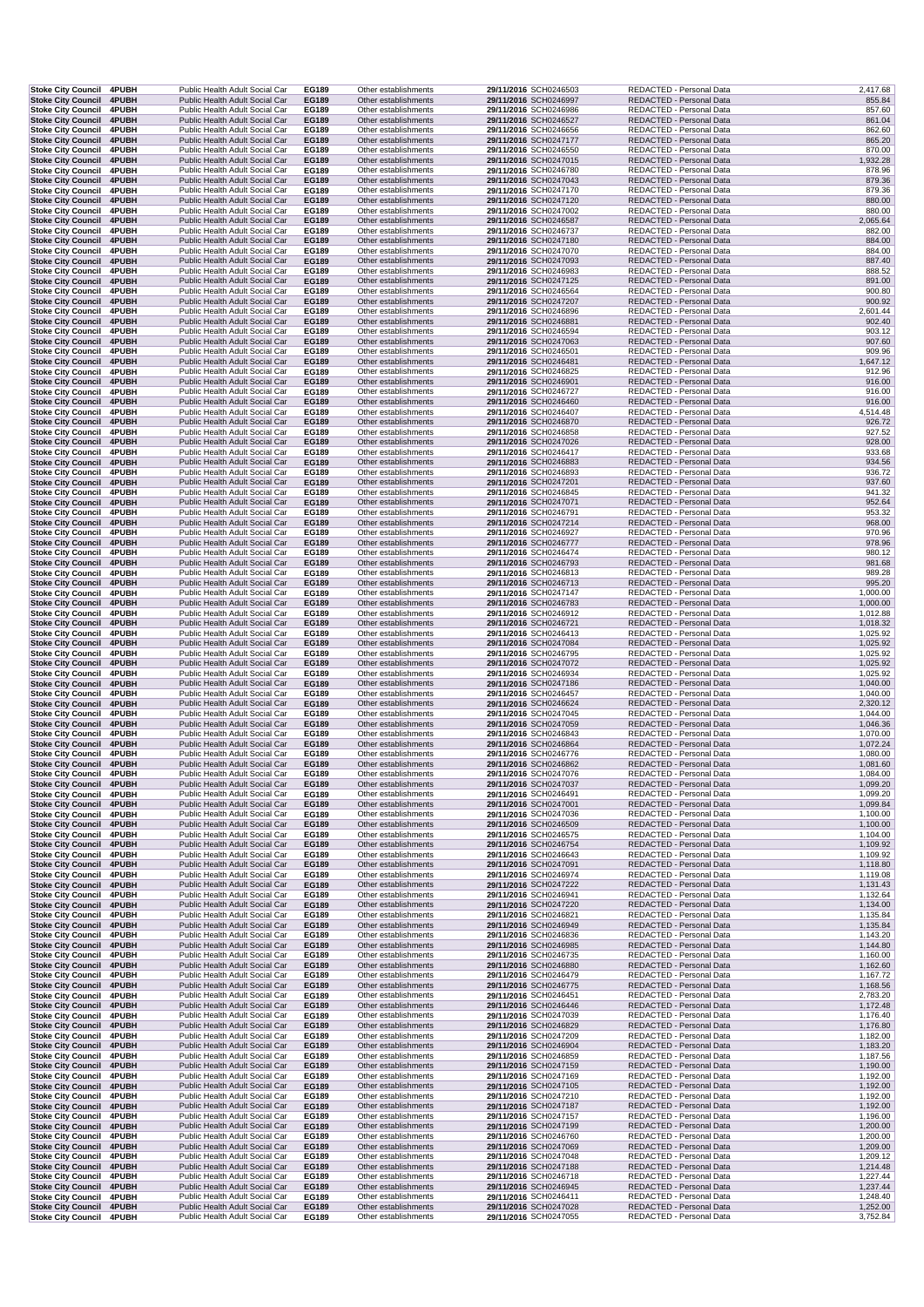| | | | | | | | | |
|---|---|---|---|---|---|---|---|---|
| Stoke City Council | 4PUBH | Public Health Adult Social Car | EG189 | Other establishments | 29/11/2016 | SCH0246503 | REDACTED - Personal Data | 2,417.68 |
| Stoke City Council | 4PUBH | Public Health Adult Social Car | EG189 | Other establishments | 29/11/2016 | SCH0246997 | REDACTED - Personal Data | 855.84 |
| Stoke City Council | 4PUBH | Public Health Adult Social Car | EG189 | Other establishments | 29/11/2016 | SCH0246986 | REDACTED - Personal Data | 857.60 |
| Stoke City Council | 4PUBH | Public Health Adult Social Car | EG189 | Other establishments | 29/11/2016 | SCH0246527 | REDACTED - Personal Data | 861.04 |
| Stoke City Council | 4PUBH | Public Health Adult Social Car | EG189 | Other establishments | 29/11/2016 | SCH0246656 | REDACTED - Personal Data | 862.60 |
| Stoke City Council | 4PUBH | Public Health Adult Social Car | EG189 | Other establishments | 29/11/2016 | SCH0247177 | REDACTED - Personal Data | 865.20 |
| Stoke City Council | 4PUBH | Public Health Adult Social Car | EG189 | Other establishments | 29/11/2016 | SCH0246550 | REDACTED - Personal Data | 870.00 |
| Stoke City Council | 4PUBH | Public Health Adult Social Car | EG189 | Other establishments | 29/11/2016 | SCH0247015 | REDACTED - Personal Data | 1,932.28 |
| Stoke City Council | 4PUBH | Public Health Adult Social Car | EG189 | Other establishments | 29/11/2016 | SCH0246780 | REDACTED - Personal Data | 878.96 |
| Stoke City Council | 4PUBH | Public Health Adult Social Car | EG189 | Other establishments | 29/11/2016 | SCH0247043 | REDACTED - Personal Data | 879.36 |
| Stoke City Council | 4PUBH | Public Health Adult Social Car | EG189 | Other establishments | 29/11/2016 | SCH0247170 | REDACTED - Personal Data | 879.36 |
| Stoke City Council | 4PUBH | Public Health Adult Social Car | EG189 | Other establishments | 29/11/2016 | SCH0247120 | REDACTED - Personal Data | 880.00 |
| Stoke City Council | 4PUBH | Public Health Adult Social Car | EG189 | Other establishments | 29/11/2016 | SCH0247002 | REDACTED - Personal Data | 880.00 |
| Stoke City Council | 4PUBH | Public Health Adult Social Car | EG189 | Other establishments | 29/11/2016 | SCH0246587 | REDACTED - Personal Data | 2,065.64 |
| Stoke City Council | 4PUBH | Public Health Adult Social Car | EG189 | Other establishments | 29/11/2016 | SCH0246737 | REDACTED - Personal Data | 882.00 |
| Stoke City Council | 4PUBH | Public Health Adult Social Car | EG189 | Other establishments | 29/11/2016 | SCH0247180 | REDACTED - Personal Data | 884.00 |
| Stoke City Council | 4PUBH | Public Health Adult Social Car | EG189 | Other establishments | 29/11/2016 | SCH0247070 | REDACTED - Personal Data | 884.00 |
| Stoke City Council | 4PUBH | Public Health Adult Social Car | EG189 | Other establishments | 29/11/2016 | SCH0247093 | REDACTED - Personal Data | 887.40 |
| Stoke City Council | 4PUBH | Public Health Adult Social Car | EG189 | Other establishments | 29/11/2016 | SCH0246983 | REDACTED - Personal Data | 888.52 |
| Stoke City Council | 4PUBH | Public Health Adult Social Car | EG189 | Other establishments | 29/11/2016 | SCH0247125 | REDACTED - Personal Data | 891.00 |
| Stoke City Council | 4PUBH | Public Health Adult Social Car | EG189 | Other establishments | 29/11/2016 | SCH0246564 | REDACTED - Personal Data | 900.80 |
| Stoke City Council | 4PUBH | Public Health Adult Social Car | EG189 | Other establishments | 29/11/2016 | SCH0247207 | REDACTED - Personal Data | 900.92 |
| Stoke City Council | 4PUBH | Public Health Adult Social Car | EG189 | Other establishments | 29/11/2016 | SCH0246896 | REDACTED - Personal Data | 2,601.44 |
| Stoke City Council | 4PUBH | Public Health Adult Social Car | EG189 | Other establishments | 29/11/2016 | SCH0246881 | REDACTED - Personal Data | 902.40 |
| Stoke City Council | 4PUBH | Public Health Adult Social Car | EG189 | Other establishments | 29/11/2016 | SCH0246594 | REDACTED - Personal Data | 903.12 |
| Stoke City Council | 4PUBH | Public Health Adult Social Car | EG189 | Other establishments | 29/11/2016 | SCH0247063 | REDACTED - Personal Data | 907.60 |
| Stoke City Council | 4PUBH | Public Health Adult Social Car | EG189 | Other establishments | 29/11/2016 | SCH0246501 | REDACTED - Personal Data | 909.96 |
| Stoke City Council | 4PUBH | Public Health Adult Social Car | EG189 | Other establishments | 29/11/2016 | SCH0246481 | REDACTED - Personal Data | 1,647.12 |
| Stoke City Council | 4PUBH | Public Health Adult Social Car | EG189 | Other establishments | 29/11/2016 | SCH0246825 | REDACTED - Personal Data | 912.96 |
| Stoke City Council | 4PUBH | Public Health Adult Social Car | EG189 | Other establishments | 29/11/2016 | SCH0246901 | REDACTED - Personal Data | 916.00 |
| Stoke City Council | 4PUBH | Public Health Adult Social Car | EG189 | Other establishments | 29/11/2016 | SCH0246727 | REDACTED - Personal Data | 916.00 |
| Stoke City Council | 4PUBH | Public Health Adult Social Car | EG189 | Other establishments | 29/11/2016 | SCH0246460 | REDACTED - Personal Data | 916.00 |
| Stoke City Council | 4PUBH | Public Health Adult Social Car | EG189 | Other establishments | 29/11/2016 | SCH0246407 | REDACTED - Personal Data | 4,514.48 |
| Stoke City Council | 4PUBH | Public Health Adult Social Car | EG189 | Other establishments | 29/11/2016 | SCH0246870 | REDACTED - Personal Data | 926.72 |
| Stoke City Council | 4PUBH | Public Health Adult Social Car | EG189 | Other establishments | 29/11/2016 | SCH0246858 | REDACTED - Personal Data | 927.52 |
| Stoke City Council | 4PUBH | Public Health Adult Social Car | EG189 | Other establishments | 29/11/2016 | SCH0247026 | REDACTED - Personal Data | 928.00 |
| Stoke City Council | 4PUBH | Public Health Adult Social Car | EG189 | Other establishments | 29/11/2016 | SCH0246417 | REDACTED - Personal Data | 933.68 |
| Stoke City Council | 4PUBH | Public Health Adult Social Car | EG189 | Other establishments | 29/11/2016 | SCH0246883 | REDACTED - Personal Data | 934.56 |
| Stoke City Council | 4PUBH | Public Health Adult Social Car | EG189 | Other establishments | 29/11/2016 | SCH0246893 | REDACTED - Personal Data | 936.72 |
| Stoke City Council | 4PUBH | Public Health Adult Social Car | EG189 | Other establishments | 29/11/2016 | SCH0247201 | REDACTED - Personal Data | 937.60 |
| Stoke City Council | 4PUBH | Public Health Adult Social Car | EG189 | Other establishments | 29/11/2016 | SCH0246845 | REDACTED - Personal Data | 941.32 |
| Stoke City Council | 4PUBH | Public Health Adult Social Car | EG189 | Other establishments | 29/11/2016 | SCH0247071 | REDACTED - Personal Data | 952.64 |
| Stoke City Council | 4PUBH | Public Health Adult Social Car | EG189 | Other establishments | 29/11/2016 | SCH0246791 | REDACTED - Personal Data | 953.32 |
| Stoke City Council | 4PUBH | Public Health Adult Social Car | EG189 | Other establishments | 29/11/2016 | SCH0247214 | REDACTED - Personal Data | 968.00 |
| Stoke City Council | 4PUBH | Public Health Adult Social Car | EG189 | Other establishments | 29/11/2016 | SCH0246927 | REDACTED - Personal Data | 970.96 |
| Stoke City Council | 4PUBH | Public Health Adult Social Car | EG189 | Other establishments | 29/11/2016 | SCH0246777 | REDACTED - Personal Data | 978.96 |
| Stoke City Council | 4PUBH | Public Health Adult Social Car | EG189 | Other establishments | 29/11/2016 | SCH0246474 | REDACTED - Personal Data | 980.12 |
| Stoke City Council | 4PUBH | Public Health Adult Social Car | EG189 | Other establishments | 29/11/2016 | SCH0246793 | REDACTED - Personal Data | 981.68 |
| Stoke City Council | 4PUBH | Public Health Adult Social Car | EG189 | Other establishments | 29/11/2016 | SCH0246813 | REDACTED - Personal Data | 989.28 |
| Stoke City Council | 4PUBH | Public Health Adult Social Car | EG189 | Other establishments | 29/11/2016 | SCH0246713 | REDACTED - Personal Data | 995.20 |
| Stoke City Council | 4PUBH | Public Health Adult Social Car | EG189 | Other establishments | 29/11/2016 | SCH0247147 | REDACTED - Personal Data | 1,000.00 |
| Stoke City Council | 4PUBH | Public Health Adult Social Car | EG189 | Other establishments | 29/11/2016 | SCH0246783 | REDACTED - Personal Data | 1,000.00 |
| Stoke City Council | 4PUBH | Public Health Adult Social Car | EG189 | Other establishments | 29/11/2016 | SCH0246912 | REDACTED - Personal Data | 1,012.88 |
| Stoke City Council | 4PUBH | Public Health Adult Social Car | EG189 | Other establishments | 29/11/2016 | SCH0246721 | REDACTED - Personal Data | 1,018.32 |
| Stoke City Council | 4PUBH | Public Health Adult Social Car | EG189 | Other establishments | 29/11/2016 | SCH0246413 | REDACTED - Personal Data | 1,025.92 |
| Stoke City Council | 4PUBH | Public Health Adult Social Car | EG189 | Other establishments | 29/11/2016 | SCH0247084 | REDACTED - Personal Data | 1,025.92 |
| Stoke City Council | 4PUBH | Public Health Adult Social Car | EG189 | Other establishments | 29/11/2016 | SCH0246795 | REDACTED - Personal Data | 1,025.92 |
| Stoke City Council | 4PUBH | Public Health Adult Social Car | EG189 | Other establishments | 29/11/2016 | SCH0247072 | REDACTED - Personal Data | 1,025.92 |
| Stoke City Council | 4PUBH | Public Health Adult Social Car | EG189 | Other establishments | 29/11/2016 | SCH0246934 | REDACTED - Personal Data | 1,025.92 |
| Stoke City Council | 4PUBH | Public Health Adult Social Car | EG189 | Other establishments | 29/11/2016 | SCH0247186 | REDACTED - Personal Data | 1,040.00 |
| Stoke City Council | 4PUBH | Public Health Adult Social Car | EG189 | Other establishments | 29/11/2016 | SCH0246457 | REDACTED - Personal Data | 1,040.00 |
| Stoke City Council | 4PUBH | Public Health Adult Social Car | EG189 | Other establishments | 29/11/2016 | SCH0246624 | REDACTED - Personal Data | 2,320.12 |
| Stoke City Council | 4PUBH | Public Health Adult Social Car | EG189 | Other establishments | 29/11/2016 | SCH0247045 | REDACTED - Personal Data | 1,044.00 |
| Stoke City Council | 4PUBH | Public Health Adult Social Car | EG189 | Other establishments | 29/11/2016 | SCH0247059 | REDACTED - Personal Data | 1,046.36 |
| Stoke City Council | 4PUBH | Public Health Adult Social Car | EG189 | Other establishments | 29/11/2016 | SCH0246843 | REDACTED - Personal Data | 1,070.00 |
| Stoke City Council | 4PUBH | Public Health Adult Social Car | EG189 | Other establishments | 29/11/2016 | SCH0246864 | REDACTED - Personal Data | 1,072.24 |
| Stoke City Council | 4PUBH | Public Health Adult Social Car | EG189 | Other establishments | 29/11/2016 | SCH0246776 | REDACTED - Personal Data | 1,080.00 |
| Stoke City Council | 4PUBH | Public Health Adult Social Car | EG189 | Other establishments | 29/11/2016 | SCH0246862 | REDACTED - Personal Data | 1,081.60 |
| Stoke City Council | 4PUBH | Public Health Adult Social Car | EG189 | Other establishments | 29/11/2016 | SCH0247076 | REDACTED - Personal Data | 1,084.00 |
| Stoke City Council | 4PUBH | Public Health Adult Social Car | EG189 | Other establishments | 29/11/2016 | SCH0247037 | REDACTED - Personal Data | 1,099.20 |
| Stoke City Council | 4PUBH | Public Health Adult Social Car | EG189 | Other establishments | 29/11/2016 | SCH0246491 | REDACTED - Personal Data | 1,099.20 |
| Stoke City Council | 4PUBH | Public Health Adult Social Car | EG189 | Other establishments | 29/11/2016 | SCH0247001 | REDACTED - Personal Data | 1,099.84 |
| Stoke City Council | 4PUBH | Public Health Adult Social Car | EG189 | Other establishments | 29/11/2016 | SCH0247036 | REDACTED - Personal Data | 1,100.00 |
| Stoke City Council | 4PUBH | Public Health Adult Social Car | EG189 | Other establishments | 29/11/2016 | SCH0246509 | REDACTED - Personal Data | 1,100.00 |
| Stoke City Council | 4PUBH | Public Health Adult Social Car | EG189 | Other establishments | 29/11/2016 | SCH0246575 | REDACTED - Personal Data | 1,104.00 |
| Stoke City Council | 4PUBH | Public Health Adult Social Car | EG189 | Other establishments | 29/11/2016 | SCH0246754 | REDACTED - Personal Data | 1,109.92 |
| Stoke City Council | 4PUBH | Public Health Adult Social Car | EG189 | Other establishments | 29/11/2016 | SCH0246643 | REDACTED - Personal Data | 1,109.92 |
| Stoke City Council | 4PUBH | Public Health Adult Social Car | EG189 | Other establishments | 29/11/2016 | SCH0247091 | REDACTED - Personal Data | 1,118.80 |
| Stoke City Council | 4PUBH | Public Health Adult Social Car | EG189 | Other establishments | 29/11/2016 | SCH0246974 | REDACTED - Personal Data | 1,119.08 |
| Stoke City Council | 4PUBH | Public Health Adult Social Car | EG189 | Other establishments | 29/11/2016 | SCH0247222 | REDACTED - Personal Data | 1,131.43 |
| Stoke City Council | 4PUBH | Public Health Adult Social Car | EG189 | Other establishments | 29/11/2016 | SCH0246941 | REDACTED - Personal Data | 1,132.64 |
| Stoke City Council | 4PUBH | Public Health Adult Social Car | EG189 | Other establishments | 29/11/2016 | SCH0247220 | REDACTED - Personal Data | 1,134.00 |
| Stoke City Council | 4PUBH | Public Health Adult Social Car | EG189 | Other establishments | 29/11/2016 | SCH0246821 | REDACTED - Personal Data | 1,135.84 |
| Stoke City Council | 4PUBH | Public Health Adult Social Car | EG189 | Other establishments | 29/11/2016 | SCH0246949 | REDACTED - Personal Data | 1,135.84 |
| Stoke City Council | 4PUBH | Public Health Adult Social Car | EG189 | Other establishments | 29/11/2016 | SCH0246836 | REDACTED - Personal Data | 1,143.20 |
| Stoke City Council | 4PUBH | Public Health Adult Social Car | EG189 | Other establishments | 29/11/2016 | SCH0246985 | REDACTED - Personal Data | 1,144.80 |
| Stoke City Council | 4PUBH | Public Health Adult Social Car | EG189 | Other establishments | 29/11/2016 | SCH0246735 | REDACTED - Personal Data | 1,160.00 |
| Stoke City Council | 4PUBH | Public Health Adult Social Car | EG189 | Other establishments | 29/11/2016 | SCH0246880 | REDACTED - Personal Data | 1,162.60 |
| Stoke City Council | 4PUBH | Public Health Adult Social Car | EG189 | Other establishments | 29/11/2016 | SCH0246479 | REDACTED - Personal Data | 1,167.72 |
| Stoke City Council | 4PUBH | Public Health Adult Social Car | EG189 | Other establishments | 29/11/2016 | SCH0246775 | REDACTED - Personal Data | 1,168.56 |
| Stoke City Council | 4PUBH | Public Health Adult Social Car | EG189 | Other establishments | 29/11/2016 | SCH0246451 | REDACTED - Personal Data | 2,783.20 |
| Stoke City Council | 4PUBH | Public Health Adult Social Car | EG189 | Other establishments | 29/11/2016 | SCH0246446 | REDACTED - Personal Data | 1,172.48 |
| Stoke City Council | 4PUBH | Public Health Adult Social Car | EG189 | Other establishments | 29/11/2016 | SCH0247039 | REDACTED - Personal Data | 1,176.40 |
| Stoke City Council | 4PUBH | Public Health Adult Social Car | EG189 | Other establishments | 29/11/2016 | SCH0246829 | REDACTED - Personal Data | 1,176.80 |
| Stoke City Council | 4PUBH | Public Health Adult Social Car | EG189 | Other establishments | 29/11/2016 | SCH0247209 | REDACTED - Personal Data | 1,182.00 |
| Stoke City Council | 4PUBH | Public Health Adult Social Car | EG189 | Other establishments | 29/11/2016 | SCH0246904 | REDACTED - Personal Data | 1,183.20 |
| Stoke City Council | 4PUBH | Public Health Adult Social Car | EG189 | Other establishments | 29/11/2016 | SCH0246859 | REDACTED - Personal Data | 1,187.56 |
| Stoke City Council | 4PUBH | Public Health Adult Social Car | EG189 | Other establishments | 29/11/2016 | SCH0247159 | REDACTED - Personal Data | 1,190.00 |
| Stoke City Council | 4PUBH | Public Health Adult Social Car | EG189 | Other establishments | 29/11/2016 | SCH0247169 | REDACTED - Personal Data | 1,192.00 |
| Stoke City Council | 4PUBH | Public Health Adult Social Car | EG189 | Other establishments | 29/11/2016 | SCH0247105 | REDACTED - Personal Data | 1,192.00 |
| Stoke City Council | 4PUBH | Public Health Adult Social Car | EG189 | Other establishments | 29/11/2016 | SCH0247210 | REDACTED - Personal Data | 1,192.00 |
| Stoke City Council | 4PUBH | Public Health Adult Social Car | EG189 | Other establishments | 29/11/2016 | SCH0247187 | REDACTED - Personal Data | 1,192.00 |
| Stoke City Council | 4PUBH | Public Health Adult Social Car | EG189 | Other establishments | 29/11/2016 | SCH0247157 | REDACTED - Personal Data | 1,196.00 |
| Stoke City Council | 4PUBH | Public Health Adult Social Car | EG189 | Other establishments | 29/11/2016 | SCH0247199 | REDACTED - Personal Data | 1,200.00 |
| Stoke City Council | 4PUBH | Public Health Adult Social Car | EG189 | Other establishments | 29/11/2016 | SCH0246760 | REDACTED - Personal Data | 1,200.00 |
| Stoke City Council | 4PUBH | Public Health Adult Social Car | EG189 | Other establishments | 29/11/2016 | SCH0247069 | REDACTED - Personal Data | 1,209.00 |
| Stoke City Council | 4PUBH | Public Health Adult Social Car | EG189 | Other establishments | 29/11/2016 | SCH0247048 | REDACTED - Personal Data | 1,209.12 |
| Stoke City Council | 4PUBH | Public Health Adult Social Car | EG189 | Other establishments | 29/11/2016 | SCH0247188 | REDACTED - Personal Data | 1,214.48 |
| Stoke City Council | 4PUBH | Public Health Adult Social Car | EG189 | Other establishments | 29/11/2016 | SCH0246718 | REDACTED - Personal Data | 1,227.44 |
| Stoke City Council | 4PUBH | Public Health Adult Social Car | EG189 | Other establishments | 29/11/2016 | SCH0246945 | REDACTED - Personal Data | 1,237.44 |
| Stoke City Council | 4PUBH | Public Health Adult Social Car | EG189 | Other establishments | 29/11/2016 | SCH0246411 | REDACTED - Personal Data | 1,248.40 |
| Stoke City Council | 4PUBH | Public Health Adult Social Car | EG189 | Other establishments | 29/11/2016 | SCH0247028 | REDACTED - Personal Data | 1,252.00 |
| Stoke City Council | 4PUBH | Public Health Adult Social Car | EG189 | Other establishments | 29/11/2016 | SCH0247055 | REDACTED - Personal Data | 3,752.84 |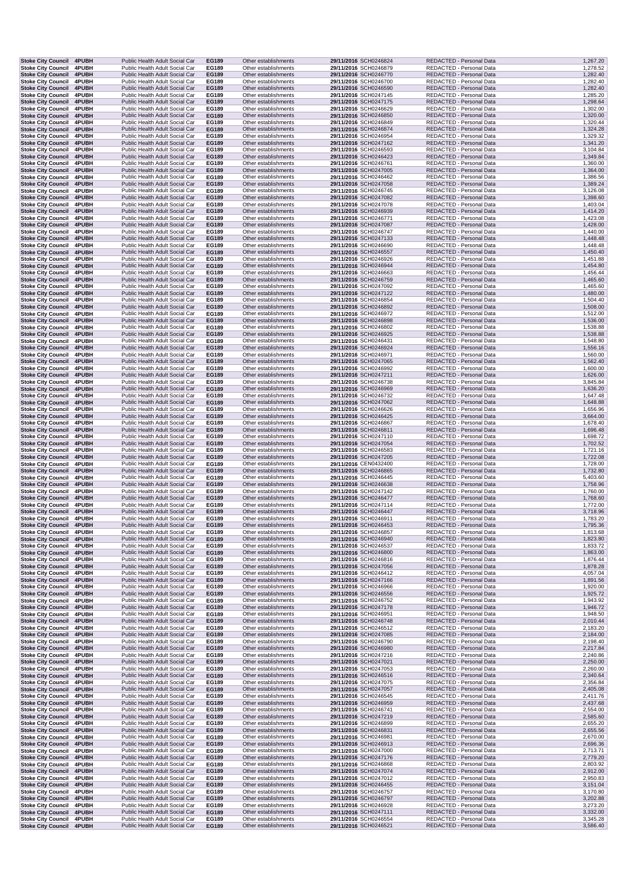| Stoke City Council | 4PUBH | Public Health Adult Social Car | EG189 | Other establishments | 29/11/2016 | SCH0246824 | REDACTED - Personal Data | 1,267.20 |
|---|---|---|---|---|---|---|---|---|
| Stoke City Council | 4PUBH | Public Health Adult Social Car | EG189 | Other establishments | 29/11/2016 | SCH0246879 | REDACTED - Personal Data | 1,278.52 |
| Stoke City Council | 4PUBH | Public Health Adult Social Car | EG189 | Other establishments | 29/11/2016 | SCH0246770 | REDACTED - Personal Data | 1,282.40 |
| Stoke City Council | 4PUBH | Public Health Adult Social Car | EG189 | Other establishments | 29/11/2016 | SCH0246700 | REDACTED - Personal Data | 1,282.40 |
| Stoke City Council | 4PUBH | Public Health Adult Social Car | EG189 | Other establishments | 29/11/2016 | SCH0246590 | REDACTED - Personal Data | 1,282.40 |
| Stoke City Council | 4PUBH | Public Health Adult Social Car | EG189 | Other establishments | 29/11/2016 | SCH0247145 | REDACTED - Personal Data | 1,285.20 |
| Stoke City Council | 4PUBH | Public Health Adult Social Car | EG189 | Other establishments | 29/11/2016 | SCH0247175 | REDACTED - Personal Data | 1,298.64 |
| Stoke City Council | 4PUBH | Public Health Adult Social Car | EG189 | Other establishments | 29/11/2016 | SCH0246629 | REDACTED - Personal Data | 1,302.00 |
| Stoke City Council | 4PUBH | Public Health Adult Social Car | EG189 | Other establishments | 29/11/2016 | SCH0246850 | REDACTED - Personal Data | 1,320.00 |
| Stoke City Council | 4PUBH | Public Health Adult Social Car | EG189 | Other establishments | 29/11/2016 | SCH0246849 | REDACTED - Personal Data | 1,320.44 |
| Stoke City Council | 4PUBH | Public Health Adult Social Car | EG189 | Other establishments | 29/11/2016 | SCH0246874 | REDACTED - Personal Data | 1,324.28 |
| Stoke City Council | 4PUBH | Public Health Adult Social Car | EG189 | Other establishments | 29/11/2016 | SCH0246954 | REDACTED - Personal Data | 1,329.32 |
| Stoke City Council | 4PUBH | Public Health Adult Social Car | EG189 | Other establishments | 29/11/2016 | SCH0247162 | REDACTED - Personal Data | 1,341.20 |
| Stoke City Council | 4PUBH | Public Health Adult Social Car | EG189 | Other establishments | 29/11/2016 | SCH0246593 | REDACTED - Personal Data | 3,104.84 |
| Stoke City Council | 4PUBH | Public Health Adult Social Car | EG189 | Other establishments | 29/11/2016 | SCH0246423 | REDACTED - Personal Data | 1,349.84 |
| Stoke City Council | 4PUBH | Public Health Adult Social Car | EG189 | Other establishments | 29/11/2016 | SCH0246761 | REDACTED - Personal Data | 1,360.00 |
| Stoke City Council | 4PUBH | Public Health Adult Social Car | EG189 | Other establishments | 29/11/2016 | SCH0247005 | REDACTED - Personal Data | 1,364.00 |
| Stoke City Council | 4PUBH | Public Health Adult Social Car | EG189 | Other establishments | 29/11/2016 | SCH0246462 | REDACTED - Personal Data | 1,386.56 |
| Stoke City Council | 4PUBH | Public Health Adult Social Car | EG189 | Other establishments | 29/11/2016 | SCH0247058 | REDACTED - Personal Data | 1,389.24 |
| Stoke City Council | 4PUBH | Public Health Adult Social Car | EG189 | Other establishments | 29/11/2016 | SCH0246745 | REDACTED - Personal Data | 3,126.08 |
| Stoke City Council | 4PUBH | Public Health Adult Social Car | EG189 | Other establishments | 29/11/2016 | SCH0247082 | REDACTED - Personal Data | 1,398.60 |
| Stoke City Council | 4PUBH | Public Health Adult Social Car | EG189 | Other establishments | 29/11/2016 | SCH0247078 | REDACTED - Personal Data | 1,403.04 |
| Stoke City Council | 4PUBH | Public Health Adult Social Car | EG189 | Other establishments | 29/11/2016 | SCH0246939 | REDACTED - Personal Data | 1,414.20 |
| Stoke City Council | 4PUBH | Public Health Adult Social Car | EG189 | Other establishments | 29/11/2016 | SCH0246771 | REDACTED - Personal Data | 1,423.08 |
| Stoke City Council | 4PUBH | Public Health Adult Social Car | EG189 | Other establishments | 29/11/2016 | SCH0247087 | REDACTED - Personal Data | 1,428.00 |
| Stoke City Council | 4PUBH | Public Health Adult Social Car | EG189 | Other establishments | 29/11/2016 | SCH0246747 | REDACTED - Personal Data | 1,440.00 |
| Stoke City Council | 4PUBH | Public Health Adult Social Car | EG189 | Other establishments | 29/11/2016 | SCH0247133 | REDACTED - Personal Data | 1,448.48 |
| Stoke City Council | 4PUBH | Public Health Adult Social Car | EG189 | Other establishments | 29/11/2016 | SCH0246690 | REDACTED - Personal Data | 1,448.48 |
| Stoke City Council | 4PUBH | Public Health Adult Social Car | EG189 | Other establishments | 29/11/2016 | SCH0246557 | REDACTED - Personal Data | 1,450.40 |
| Stoke City Council | 4PUBH | Public Health Adult Social Car | EG189 | Other establishments | 29/11/2016 | SCH0246926 | REDACTED - Personal Data | 1,451.88 |
| Stoke City Council | 4PUBH | Public Health Adult Social Car | EG189 | Other establishments | 29/11/2016 | SCH0246944 | REDACTED - Personal Data | 1,454.80 |
| Stoke City Council | 4PUBH | Public Health Adult Social Car | EG189 | Other establishments | 29/11/2016 | SCH0246663 | REDACTED - Personal Data | 1,456.44 |
| Stoke City Council | 4PUBH | Public Health Adult Social Car | EG189 | Other establishments | 29/11/2016 | SCH0246759 | REDACTED - Personal Data | 1,465.60 |
| Stoke City Council | 4PUBH | Public Health Adult Social Car | EG189 | Other establishments | 29/11/2016 | SCH0247092 | REDACTED - Personal Data | 1,465.60 |
| Stoke City Council | 4PUBH | Public Health Adult Social Car | EG189 | Other establishments | 29/11/2016 | SCH0247122 | REDACTED - Personal Data | 1,480.00 |
| Stoke City Council | 4PUBH | Public Health Adult Social Car | EG189 | Other establishments | 29/11/2016 | SCH0246854 | REDACTED - Personal Data | 1,504.40 |
| Stoke City Council | 4PUBH | Public Health Adult Social Car | EG189 | Other establishments | 29/11/2016 | SCH0246892 | REDACTED - Personal Data | 1,508.00 |
| Stoke City Council | 4PUBH | Public Health Adult Social Car | EG189 | Other establishments | 29/11/2016 | SCH0246972 | REDACTED - Personal Data | 1,512.00 |
| Stoke City Council | 4PUBH | Public Health Adult Social Car | EG189 | Other establishments | 29/11/2016 | SCH0246898 | REDACTED - Personal Data | 1,536.00 |
| Stoke City Council | 4PUBH | Public Health Adult Social Car | EG189 | Other establishments | 29/11/2016 | SCH0246802 | REDACTED - Personal Data | 1,538.88 |
| Stoke City Council | 4PUBH | Public Health Adult Social Car | EG189 | Other establishments | 29/11/2016 | SCH0246925 | REDACTED - Personal Data | 1,538.88 |
| Stoke City Council | 4PUBH | Public Health Adult Social Car | EG189 | Other establishments | 29/11/2016 | SCH0246431 | REDACTED - Personal Data | 1,548.80 |
| Stoke City Council | 4PUBH | Public Health Adult Social Car | EG189 | Other establishments | 29/11/2016 | SCH0246924 | REDACTED - Personal Data | 1,556.16 |
| Stoke City Council | 4PUBH | Public Health Adult Social Car | EG189 | Other establishments | 29/11/2016 | SCH0246971 | REDACTED - Personal Data | 1,560.00 |
| Stoke City Council | 4PUBH | Public Health Adult Social Car | EG189 | Other establishments | 29/11/2016 | SCH0247065 | REDACTED - Personal Data | 1,562.40 |
| Stoke City Council | 4PUBH | Public Health Adult Social Car | EG189 | Other establishments | 29/11/2016 | SCH0246992 | REDACTED - Personal Data | 1,600.00 |
| Stoke City Council | 4PUBH | Public Health Adult Social Car | EG189 | Other establishments | 29/11/2016 | SCH0247211 | REDACTED - Personal Data | 1,626.00 |
| Stoke City Council | 4PUBH | Public Health Adult Social Car | EG189 | Other establishments | 29/11/2016 | SCH0246738 | REDACTED - Personal Data | 3,845.84 |
| Stoke City Council | 4PUBH | Public Health Adult Social Car | EG189 | Other establishments | 29/11/2016 | SCH0246969 | REDACTED - Personal Data | 1,636.20 |
| Stoke City Council | 4PUBH | Public Health Adult Social Car | EG189 | Other establishments | 29/11/2016 | SCH0246732 | REDACTED - Personal Data | 1,647.48 |
| Stoke City Council | 4PUBH | Public Health Adult Social Car | EG189 | Other establishments | 29/11/2016 | SCH0247062 | REDACTED - Personal Data | 1,648.88 |
| Stoke City Council | 4PUBH | Public Health Adult Social Car | EG189 | Other establishments | 29/11/2016 | SCH0246626 | REDACTED - Personal Data | 1,656.96 |
| Stoke City Council | 4PUBH | Public Health Adult Social Car | EG189 | Other establishments | 29/11/2016 | SCH0246425 | REDACTED - Personal Data | 3,664.00 |
| Stoke City Council | 4PUBH | Public Health Adult Social Car | EG189 | Other establishments | 29/11/2016 | SCH0246867 | REDACTED - Personal Data | 1,678.40 |
| Stoke City Council | 4PUBH | Public Health Adult Social Car | EG189 | Other establishments | 29/11/2016 | SCH0246811 | REDACTED - Personal Data | 1,696.48 |
| Stoke City Council | 4PUBH | Public Health Adult Social Car | EG189 | Other establishments | 29/11/2016 | SCH0247110 | REDACTED - Personal Data | 1,698.72 |
| Stoke City Council | 4PUBH | Public Health Adult Social Car | EG189 | Other establishments | 29/11/2016 | SCH0247054 | REDACTED - Personal Data | 1,702.52 |
| Stoke City Council | 4PUBH | Public Health Adult Social Car | EG189 | Other establishments | 29/11/2016 | SCH0246583 | REDACTED - Personal Data | 1,721.16 |
| Stoke City Council | 4PUBH | Public Health Adult Social Car | EG189 | Other establishments | 29/11/2016 | SCH0247205 | REDACTED - Personal Data | 1,722.08 |
| Stoke City Council | 4PUBH | Public Health Adult Social Car | EG189 | Other establishments | 29/11/2016 | CEN0432400 | REDACTED - Personal Data | 1,728.00 |
| Stoke City Council | 4PUBH | Public Health Adult Social Car | EG189 | Other establishments | 29/11/2016 | SCH0246865 | REDACTED - Personal Data | 1,732.80 |
| Stoke City Council | 4PUBH | Public Health Adult Social Car | EG189 | Other establishments | 29/11/2016 | SCH0246445 | REDACTED - Personal Data | 5,403.60 |
| Stoke City Council | 4PUBH | Public Health Adult Social Car | EG189 | Other establishments | 29/11/2016 | SCH0246638 | REDACTED - Personal Data | 1,758.96 |
| Stoke City Council | 4PUBH | Public Health Adult Social Car | EG189 | Other establishments | 29/11/2016 | SCH0247142 | REDACTED - Personal Data | 1,760.00 |
| Stoke City Council | 4PUBH | Public Health Adult Social Car | EG189 | Other establishments | 29/11/2016 | SCH0246477 | REDACTED - Personal Data | 1,768.60 |
| Stoke City Council | 4PUBH | Public Health Adult Social Car | EG189 | Other establishments | 29/11/2016 | SCH0247114 | REDACTED - Personal Data | 1,772.00 |
| Stoke City Council | 4PUBH | Public Health Adult Social Car | EG189 | Other establishments | 29/11/2016 | SCH0246447 | REDACTED - Personal Data | 3,718.96 |
| Stoke City Council | 4PUBH | Public Health Adult Social Car | EG189 | Other establishments | 29/11/2016 | SCH0246911 | REDACTED - Personal Data | 1,783.20 |
| Stoke City Council | 4PUBH | Public Health Adult Social Car | EG189 | Other establishments | 29/11/2016 | SCH0246453 | REDACTED - Personal Data | 1,795.36 |
| Stoke City Council | 4PUBH | Public Health Adult Social Car | EG189 | Other establishments | 29/11/2016 | SCH0246857 | REDACTED - Personal Data | 1,813.68 |
| Stoke City Council | 4PUBH | Public Health Adult Social Car | EG189 | Other establishments | 29/11/2016 | SCH0246940 | REDACTED - Personal Data | 1,823.80 |
| Stoke City Council | 4PUBH | Public Health Adult Social Car | EG189 | Other establishments | 29/11/2016 | SCH0246537 | REDACTED - Personal Data | 1,833.72 |
| Stoke City Council | 4PUBH | Public Health Adult Social Car | EG189 | Other establishments | 29/11/2016 | SCH0246800 | REDACTED - Personal Data | 1,863.00 |
| Stoke City Council | 4PUBH | Public Health Adult Social Car | EG189 | Other establishments | 29/11/2016 | SCH0246816 | REDACTED - Personal Data | 1,876.44 |
| Stoke City Council | 4PUBH | Public Health Adult Social Car | EG189 | Other establishments | 29/11/2016 | SCH0247056 | REDACTED - Personal Data | 1,878.28 |
| Stoke City Council | 4PUBH | Public Health Adult Social Car | EG189 | Other establishments | 29/11/2016 | SCH0246412 | REDACTED - Personal Data | 4,057.04 |
| Stoke City Council | 4PUBH | Public Health Adult Social Car | EG189 | Other establishments | 29/11/2016 | SCH0247166 | REDACTED - Personal Data | 1,891.56 |
| Stoke City Council | 4PUBH | Public Health Adult Social Car | EG189 | Other establishments | 29/11/2016 | SCH0246966 | REDACTED - Personal Data | 1,920.00 |
| Stoke City Council | 4PUBH | Public Health Adult Social Car | EG189 | Other establishments | 29/11/2016 | SCH0246556 | REDACTED - Personal Data | 1,925.72 |
| Stoke City Council | 4PUBH | Public Health Adult Social Car | EG189 | Other establishments | 29/11/2016 | SCH0246752 | REDACTED - Personal Data | 1,943.92 |
| Stoke City Council | 4PUBH | Public Health Adult Social Car | EG189 | Other establishments | 29/11/2016 | SCH0247178 | REDACTED - Personal Data | 1,946.72 |
| Stoke City Council | 4PUBH | Public Health Adult Social Car | EG189 | Other establishments | 29/11/2016 | SCH0246951 | REDACTED - Personal Data | 1,948.50 |
| Stoke City Council | 4PUBH | Public Health Adult Social Car | EG189 | Other establishments | 29/11/2016 | SCH0246748 | REDACTED - Personal Data | 2,010.44 |
| Stoke City Council | 4PUBH | Public Health Adult Social Car | EG189 | Other establishments | 29/11/2016 | SCH0246512 | REDACTED - Personal Data | 2,183.20 |
| Stoke City Council | 4PUBH | Public Health Adult Social Car | EG189 | Other establishments | 29/11/2016 | SCH0247085 | REDACTED - Personal Data | 2,184.00 |
| Stoke City Council | 4PUBH | Public Health Adult Social Car | EG189 | Other establishments | 29/11/2016 | SCH0246790 | REDACTED - Personal Data | 2,198.40 |
| Stoke City Council | 4PUBH | Public Health Adult Social Car | EG189 | Other establishments | 29/11/2016 | SCH0246980 | REDACTED - Personal Data | 2,217.84 |
| Stoke City Council | 4PUBH | Public Health Adult Social Car | EG189 | Other establishments | 29/11/2016 | SCH0247216 | REDACTED - Personal Data | 2,240.86 |
| Stoke City Council | 4PUBH | Public Health Adult Social Car | EG189 | Other establishments | 29/11/2016 | SCH0247021 | REDACTED - Personal Data | 2,250.00 |
| Stoke City Council | 4PUBH | Public Health Adult Social Car | EG189 | Other establishments | 29/11/2016 | SCH0247053 | REDACTED - Personal Data | 2,260.00 |
| Stoke City Council | 4PUBH | Public Health Adult Social Car | EG189 | Other establishments | 29/11/2016 | SCH0246516 | REDACTED - Personal Data | 2,340.64 |
| Stoke City Council | 4PUBH | Public Health Adult Social Car | EG189 | Other establishments | 29/11/2016 | SCH0247075 | REDACTED - Personal Data | 2,356.84 |
| Stoke City Council | 4PUBH | Public Health Adult Social Car | EG189 | Other establishments | 29/11/2016 | SCH0247057 | REDACTED - Personal Data | 2,405.08 |
| Stoke City Council | 4PUBH | Public Health Adult Social Car | EG189 | Other establishments | 29/11/2016 | SCH0246545 | REDACTED - Personal Data | 2,411.76 |
| Stoke City Council | 4PUBH | Public Health Adult Social Car | EG189 | Other establishments | 29/11/2016 | SCH0246959 | REDACTED - Personal Data | 2,437.68 |
| Stoke City Council | 4PUBH | Public Health Adult Social Car | EG189 | Other establishments | 29/11/2016 | SCH0246741 | REDACTED - Personal Data | 2,554.00 |
| Stoke City Council | 4PUBH | Public Health Adult Social Car | EG189 | Other establishments | 29/11/2016 | SCH0247219 | REDACTED - Personal Data | 2,585.60 |
| Stoke City Council | 4PUBH | Public Health Adult Social Car | EG189 | Other establishments | 29/11/2016 | SCH0246899 | REDACTED - Personal Data | 2,655.20 |
| Stoke City Council | 4PUBH | Public Health Adult Social Car | EG189 | Other establishments | 29/11/2016 | SCH0246831 | REDACTED - Personal Data | 2,655.56 |
| Stoke City Council | 4PUBH | Public Health Adult Social Car | EG189 | Other establishments | 29/11/2016 | SCH0246981 | REDACTED - Personal Data | 2,670.00 |
| Stoke City Council | 4PUBH | Public Health Adult Social Car | EG189 | Other establishments | 29/11/2016 | SCH0246913 | REDACTED - Personal Data | 2,696.36 |
| Stoke City Council | 4PUBH | Public Health Adult Social Car | EG189 | Other establishments | 29/11/2016 | SCH0247000 | REDACTED - Personal Data | 2,713.71 |
| Stoke City Council | 4PUBH | Public Health Adult Social Car | EG189 | Other establishments | 29/11/2016 | SCH0247176 | REDACTED - Personal Data | 2,779.20 |
| Stoke City Council | 4PUBH | Public Health Adult Social Car | EG189 | Other establishments | 29/11/2016 | SCH0246868 | REDACTED - Personal Data | 2,803.92 |
| Stoke City Council | 4PUBH | Public Health Adult Social Car | EG189 | Other establishments | 29/11/2016 | SCH0247074 | REDACTED - Personal Data | 2,912.00 |
| Stoke City Council | 4PUBH | Public Health Adult Social Car | EG189 | Other establishments | 29/11/2016 | SCH0247012 | REDACTED - Personal Data | 2,950.83 |
| Stoke City Council | 4PUBH | Public Health Adult Social Car | EG189 | Other establishments | 29/11/2016 | SCH0246455 | REDACTED - Personal Data | 3,151.04 |
| Stoke City Council | 4PUBH | Public Health Adult Social Car | EG189 | Other establishments | 29/11/2016 | SCH0246757 | REDACTED - Personal Data | 3,170.80 |
| Stoke City Council | 4PUBH | Public Health Adult Social Car | EG189 | Other establishments | 29/11/2016 | SCH0246797 | REDACTED - Personal Data | 3,202.88 |
| Stoke City Council | 4PUBH | Public Health Adult Social Car | EG189 | Other establishments | 29/11/2016 | SCH0246928 | REDACTED - Personal Data | 3,273.20 |
| Stoke City Council | 4PUBH | Public Health Adult Social Car | EG189 | Other establishments | 29/11/2016 | SCH0247111 | REDACTED - Personal Data | 3,332.00 |
| Stoke City Council | 4PUBH | Public Health Adult Social Car | EG189 | Other establishments | 29/11/2016 | SCH0246554 | REDACTED - Personal Data | 3,345.28 |
| Stoke City Council | 4PUBH | Public Health Adult Social Car | EG189 | Other establishments | 29/11/2016 | SCH0246521 | REDACTED - Personal Data | 3,586.40 |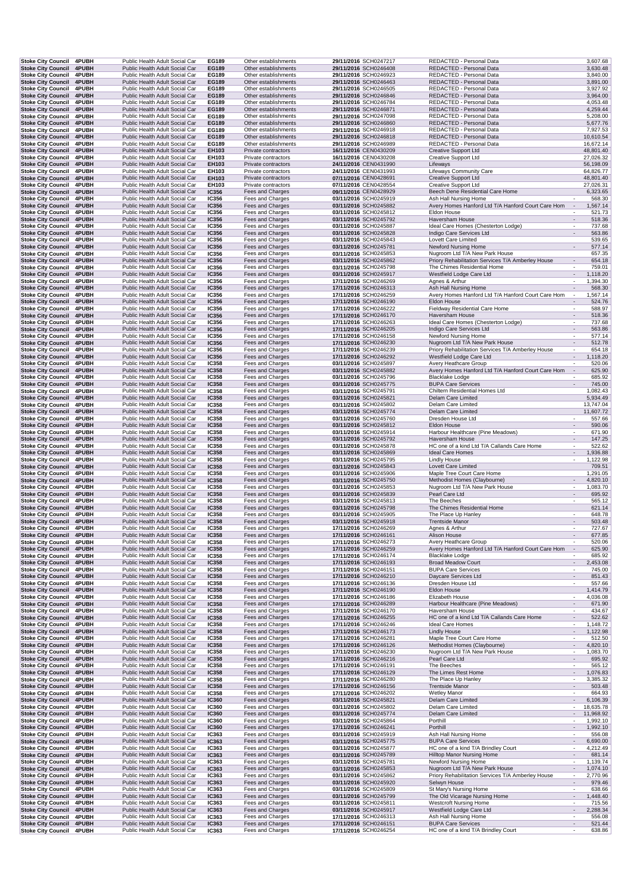| | | | | | | | | |
|---|---|---|---|---|---|---|---|---|
| Stoke City Council | 4PUBH | Public Health Adult Social Car | EG189 | Other establishments | 29/11/2016 | SCH0247217 | REDACTED - Personal Data | 3,607.68 |
| Stoke City Council | 4PUBH | Public Health Adult Social Car | EG189 | Other establishments | 29/11/2016 | SCH0246408 | REDACTED - Personal Data | 3,630.48 |
| Stoke City Council | 4PUBH | Public Health Adult Social Car | EG189 | Other establishments | 29/11/2016 | SCH0246923 | REDACTED - Personal Data | 3,840.00 |
| Stoke City Council | 4PUBH | Public Health Adult Social Car | EG189 | Other establishments | 29/11/2016 | SCH0246463 | REDACTED - Personal Data | 3,891.00 |
| Stoke City Council | 4PUBH | Public Health Adult Social Car | EG189 | Other establishments | 29/11/2016 | SCH0246505 | REDACTED - Personal Data | 3,927.92 |
| Stoke City Council | 4PUBH | Public Health Adult Social Car | EG189 | Other establishments | 29/11/2016 | SCH0246846 | REDACTED - Personal Data | 3,964.00 |
| Stoke City Council | 4PUBH | Public Health Adult Social Car | EG189 | Other establishments | 29/11/2016 | SCH0246784 | REDACTED - Personal Data | 4,053.48 |
| Stoke City Council | 4PUBH | Public Health Adult Social Car | EG189 | Other establishments | 29/11/2016 | SCH0246871 | REDACTED - Personal Data | 4,259.44 |
| Stoke City Council | 4PUBH | Public Health Adult Social Car | EG189 | Other establishments | 29/11/2016 | SCH0247098 | REDACTED - Personal Data | 5,208.00 |
| Stoke City Council | 4PUBH | Public Health Adult Social Car | EG189 | Other establishments | 29/11/2016 | SCH0246860 | REDACTED - Personal Data | 5,677.76 |
| Stoke City Council | 4PUBH | Public Health Adult Social Car | EG189 | Other establishments | 29/11/2016 | SCH0246918 | REDACTED - Personal Data | 7,927.53 |
| Stoke City Council | 4PUBH | Public Health Adult Social Car | EG189 | Other establishments | 29/11/2016 | SCH0246818 | REDACTED - Personal Data | 10,610.54 |
| Stoke City Council | 4PUBH | Public Health Adult Social Car | EG189 | Other establishments | 29/11/2016 | SCH0246989 | REDACTED - Personal Data | 16,672.14 |
| Stoke City Council | 4PUBH | Public Health Adult Social Car | EH103 | Private contractors | 16/11/2016 | CEN0430209 | Creative Support Ltd | 48,801.40 |
| Stoke City Council | 4PUBH | Public Health Adult Social Car | EH103 | Private contractors | 16/11/2016 | CEN0430208 | Creative Support Ltd | 27,026.32 |
| Stoke City Council | 4PUBH | Public Health Adult Social Car | EH103 | Private contractors | 24/11/2016 | CEN0431990 | Lifeways | 56,198.09 |
| Stoke City Council | 4PUBH | Public Health Adult Social Car | EH103 | Private contractors | 24/11/2016 | CEN0431993 | Lifeways Community Care | 64,826.77 |
| Stoke City Council | 4PUBH | Public Health Adult Social Car | EH103 | Private contractors | 07/11/2016 | CEN0428691 | Creative Support Ltd | 48,801.40 |
| Stoke City Council | 4PUBH | Public Health Adult Social Car | EH103 | Private contractors | 07/11/2016 | CEN0428554 | Creative Support Ltd | 27,026.31 |
| Stoke City Council | 4PUBH | Public Health Adult Social Car | IC356 | Fees and Charges | 09/11/2016 | CEN0428929 | Beech Dene Residential Care Home | 6,323.65 |
| Stoke City Council | 4PUBH | Public Health Adult Social Car | IC356 | Fees and Charges | 03/11/2016 | SCH0245919 | Ash Hall Nursing Home | - 568.30 |
| Stoke City Council | 4PUBH | Public Health Adult Social Car | IC356 | Fees and Charges | 03/11/2016 | SCH0245882 | Avery Homes Hanford Ltd T/A Hanford Court Care Hom | - 1,567.14 |
| Stoke City Council | 4PUBH | Public Health Adult Social Car | IC356 | Fees and Charges | 03/11/2016 | SCH0245812 | Eldon House | - 521.73 |
| Stoke City Council | 4PUBH | Public Health Adult Social Car | IC356 | Fees and Charges | 03/11/2016 | SCH0245792 | Haversham House | - 518.36 |
| Stoke City Council | 4PUBH | Public Health Adult Social Car | IC356 | Fees and Charges | 03/11/2016 | SCH0245887 | Ideal Care Homes (Chesterton Lodge) | - 737.68 |
| Stoke City Council | 4PUBH | Public Health Adult Social Car | IC356 | Fees and Charges | 03/11/2016 | SCH0245828 | Indigo Care Services Ltd | - 563.86 |
| Stoke City Council | 4PUBH | Public Health Adult Social Car | IC356 | Fees and Charges | 03/11/2016 | SCH0245843 | Lovett Care Limited | 539.65 |
| Stoke City Council | 4PUBH | Public Health Adult Social Car | IC356 | Fees and Charges | 03/11/2016 | SCH0245781 | Newford Nursing Home | - 577.14 |
| Stoke City Council | 4PUBH | Public Health Adult Social Car | IC356 | Fees and Charges | 03/11/2016 | SCH0245853 | Nugroom Ltd T/A New Park House | 657.35 |
| Stoke City Council | 4PUBH | Public Health Adult Social Car | IC356 | Fees and Charges | 03/11/2016 | SCH0245862 | Priory Rehabilitation Services T/A Amberley House | - 654.18 |
| Stoke City Council | 4PUBH | Public Health Adult Social Car | IC356 | Fees and Charges | 03/11/2016 | SCH0245798 | The Chimes Residential Home | - 759.01 |
| Stoke City Council | 4PUBH | Public Health Adult Social Car | IC356 | Fees and Charges | 03/11/2016 | SCH0245917 | Westfield Lodge Care Ltd | - 1,118.20 |
| Stoke City Council | 4PUBH | Public Health Adult Social Car | IC356 | Fees and Charges | 17/11/2016 | SCH0246269 | Agnes & Arthur | - 1,394.30 |
| Stoke City Council | 4PUBH | Public Health Adult Social Car | IC356 | Fees and Charges | 17/11/2016 | SCH0246313 | Ash Hall Nursing Home | - 568.30 |
| Stoke City Council | 4PUBH | Public Health Adult Social Car | IC356 | Fees and Charges | 17/11/2016 | SCH0246259 | Avery Homes Hanford Ltd T/A Hanford Court Care Hom | - 1,567.14 |
| Stoke City Council | 4PUBH | Public Health Adult Social Car | IC356 | Fees and Charges | 17/11/2016 | SCH0246190 | Eldon House | - 524.76 |
| Stoke City Council | 4PUBH | Public Health Adult Social Car | IC356 | Fees and Charges | 17/11/2016 | SCH0246222 | Fieldway Residential Care Home | - 588.97 |
| Stoke City Council | 4PUBH | Public Health Adult Social Car | IC356 | Fees and Charges | 17/11/2016 | SCH0246170 | Haversham House | - 518.36 |
| Stoke City Council | 4PUBH | Public Health Adult Social Car | IC356 | Fees and Charges | 17/11/2016 | SCH0246263 | Ideal Care Homes (Chesterton Lodge) | - 737.68 |
| Stoke City Council | 4PUBH | Public Health Adult Social Car | IC356 | Fees and Charges | 17/11/2016 | SCH0246205 | Indigo Care Services Ltd | - 563.86 |
| Stoke City Council | 4PUBH | Public Health Adult Social Car | IC356 | Fees and Charges | 17/11/2016 | SCH0246158 | Newford Nursing Home | - 577.14 |
| Stoke City Council | 4PUBH | Public Health Adult Social Car | IC356 | Fees and Charges | 17/11/2016 | SCH0246230 | Nugroom Ltd T/A New Park House | - 512.78 |
| Stoke City Council | 4PUBH | Public Health Adult Social Car | IC356 | Fees and Charges | 17/11/2016 | SCH0246239 | Priory Rehabilitation Services T/A Amberley House | - 654.18 |
| Stoke City Council | 4PUBH | Public Health Adult Social Car | IC356 | Fees and Charges | 17/11/2016 | SCH0246292 | Westfield Lodge Care Ltd | - 1,118.20 |
| Stoke City Council | 4PUBH | Public Health Adult Social Car | IC358 | Fees and Charges | 03/11/2016 | SCH0245897 | Avery Heathcare Group | - 520.06 |
| Stoke City Council | 4PUBH | Public Health Adult Social Car | IC358 | Fees and Charges | 03/11/2016 | SCH0245882 | Avery Homes Hanford Ltd T/A Hanford Court Care Hom | - 625.90 |
| Stoke City Council | 4PUBH | Public Health Adult Social Car | IC358 | Fees and Charges | 03/11/2016 | SCH0245796 | Blacklake Lodge | - 685.92 |
| Stoke City Council | 4PUBH | Public Health Adult Social Car | IC358 | Fees and Charges | 03/11/2016 | SCH0245775 | BUPA Care Services | - 745.00 |
| Stoke City Council | 4PUBH | Public Health Adult Social Car | IC358 | Fees and Charges | 03/11/2016 | SCH0245791 | Chiltern Residential Homes Ltd | 1,082.43 |
| Stoke City Council | 4PUBH | Public Health Adult Social Car | IC358 | Fees and Charges | 03/11/2016 | SCH0245821 | Delam Care Limited | 5,934.49 |
| Stoke City Council | 4PUBH | Public Health Adult Social Car | IC358 | Fees and Charges | 03/11/2016 | SCH0245802 | Delam Care Limited | 13,747.04 |
| Stoke City Council | 4PUBH | Public Health Adult Social Car | IC358 | Fees and Charges | 03/11/2016 | SCH0245774 | Delam Care Limited | 11,607.72 |
| Stoke City Council | 4PUBH | Public Health Adult Social Car | IC358 | Fees and Charges | 03/11/2016 | SCH0245760 | Dresden House Ltd | - 557.66 |
| Stoke City Council | 4PUBH | Public Health Adult Social Car | IC358 | Fees and Charges | 03/11/2016 | SCH0245812 | Eldon House | - 590.06 |
| Stoke City Council | 4PUBH | Public Health Adult Social Car | IC358 | Fees and Charges | 03/11/2016 | SCH0245914 | Harbour Healthcare (Pine Meadows) | - 671.90 |
| Stoke City Council | 4PUBH | Public Health Adult Social Car | IC358 | Fees and Charges | 03/11/2016 | SCH0245792 | Haversham House | - 147.25 |
| Stoke City Council | 4PUBH | Public Health Adult Social Car | IC358 | Fees and Charges | 03/11/2016 | SCH0245878 | HC one of a kind Ltd T/A Callands Care Home | - 522.62 |
| Stoke City Council | 4PUBH | Public Health Adult Social Car | IC358 | Fees and Charges | 03/11/2016 | SCH0245869 | Ideal Care Homes | - 1,936.88 |
| Stoke City Council | 4PUBH | Public Health Adult Social Car | IC358 | Fees and Charges | 03/11/2016 | SCH0245795 | Lindly House | - 1,122.98 |
| Stoke City Council | 4PUBH | Public Health Adult Social Car | IC358 | Fees and Charges | 03/11/2016 | SCH0245843 | Lovett Care Limited | 709.51 |
| Stoke City Council | 4PUBH | Public Health Adult Social Car | IC358 | Fees and Charges | 03/11/2016 | SCH0245906 | Maple Tree Court Care Home | 1,291.05 |
| Stoke City Council | 4PUBH | Public Health Adult Social Car | IC358 | Fees and Charges | 03/11/2016 | SCH0245750 | Methodist Homes (Claybourne) | - 4,820.10 |
| Stoke City Council | 4PUBH | Public Health Adult Social Car | IC358 | Fees and Charges | 03/11/2016 | SCH0245853 | Nugroom Ltd T/A New Park House | - 1,083.70 |
| Stoke City Council | 4PUBH | Public Health Adult Social Car | IC358 | Fees and Charges | 03/11/2016 | SCH0245839 | Pearl Care Ltd | - 695.92 |
| Stoke City Council | 4PUBH | Public Health Adult Social Car | IC358 | Fees and Charges | 03/11/2016 | SCH0245813 | The Beeches | - 565.12 |
| Stoke City Council | 4PUBH | Public Health Adult Social Car | IC358 | Fees and Charges | 03/11/2016 | SCH0245798 | The Chimes Residential Home | 621.14 |
| Stoke City Council | 4PUBH | Public Health Adult Social Car | IC358 | Fees and Charges | 03/11/2016 | SCH0245905 | The Place Up Hanley | - 648.78 |
| Stoke City Council | 4PUBH | Public Health Adult Social Car | IC358 | Fees and Charges | 03/11/2016 | SCH0245918 | Trentside Manor | - 503.48 |
| Stoke City Council | 4PUBH | Public Health Adult Social Car | IC358 | Fees and Charges | 17/11/2016 | SCH0246269 | Agnes & Arthur | - 727.67 |
| Stoke City Council | 4PUBH | Public Health Adult Social Car | IC358 | Fees and Charges | 17/11/2016 | SCH0246161 | Alison House | - 677.85 |
| Stoke City Council | 4PUBH | Public Health Adult Social Car | IC358 | Fees and Charges | 17/11/2016 | SCH0246273 | Avery Heathcare Group | - 520.06 |
| Stoke City Council | 4PUBH | Public Health Adult Social Car | IC358 | Fees and Charges | 17/11/2016 | SCH0246259 | Avery Homes Hanford Ltd T/A Hanford Court Care Hom | - 625.90 |
| Stoke City Council | 4PUBH | Public Health Adult Social Car | IC358 | Fees and Charges | 17/11/2016 | SCH0246174 | Blacklake Lodge | - 685.92 |
| Stoke City Council | 4PUBH | Public Health Adult Social Car | IC358 | Fees and Charges | 17/11/2016 | SCH0246193 | Broad Meadow Court | - 2,453.08 |
| Stoke City Council | 4PUBH | Public Health Adult Social Car | IC358 | Fees and Charges | 17/11/2016 | SCH0246151 | BUPA Care Services | - 745.00 |
| Stoke City Council | 4PUBH | Public Health Adult Social Car | IC358 | Fees and Charges | 17/11/2016 | SCH0246210 | Daycare Services Ltd | - 851.43 |
| Stoke City Council | 4PUBH | Public Health Adult Social Car | IC358 | Fees and Charges | 17/11/2016 | SCH0246136 | Dresden House Ltd | - 557.66 |
| Stoke City Council | 4PUBH | Public Health Adult Social Car | IC358 | Fees and Charges | 17/11/2016 | SCH0246190 | Eldon House | 1,414.79 |
| Stoke City Council | 4PUBH | Public Health Adult Social Car | IC358 | Fees and Charges | 17/11/2016 | SCH0246186 | Elizabeth House | - 4,036.08 |
| Stoke City Council | 4PUBH | Public Health Adult Social Car | IC358 | Fees and Charges | 17/11/2016 | SCH0246289 | Harbour Healthcare (Pine Meadows) | - 671.90 |
| Stoke City Council | 4PUBH | Public Health Adult Social Car | IC358 | Fees and Charges | 17/11/2016 | SCH0246170 | Haversham House | - 434.67 |
| Stoke City Council | 4PUBH | Public Health Adult Social Car | IC358 | Fees and Charges | 17/11/2016 | SCH0246255 | HC one of a kind Ltd T/A Callands Care Home | - 522.62 |
| Stoke City Council | 4PUBH | Public Health Adult Social Car | IC358 | Fees and Charges | 17/11/2016 | SCH0246246 | Ideal Care Homes | - 1,148.72 |
| Stoke City Council | 4PUBH | Public Health Adult Social Car | IC358 | Fees and Charges | 17/11/2016 | SCH0246173 | Lindly House | - 1,122.98 |
| Stoke City Council | 4PUBH | Public Health Adult Social Car | IC358 | Fees and Charges | 17/11/2016 | SCH0246281 | Maple Tree Court Care Home | - 512.50 |
| Stoke City Council | 4PUBH | Public Health Adult Social Car | IC358 | Fees and Charges | 17/11/2016 | SCH0246126 | Methodist Homes (Claybourne) | - 4,820.10 |
| Stoke City Council | 4PUBH | Public Health Adult Social Car | IC358 | Fees and Charges | 17/11/2016 | SCH0246230 | Nugroom Ltd T/A New Park House | - 1,083.70 |
| Stoke City Council | 4PUBH | Public Health Adult Social Car | IC358 | Fees and Charges | 17/11/2016 | SCH0246216 | Pearl Care Ltd | - 695.92 |
| Stoke City Council | 4PUBH | Public Health Adult Social Car | IC358 | Fees and Charges | 17/11/2016 | SCH0246191 | The Beeches | - 565.12 |
| Stoke City Council | 4PUBH | Public Health Adult Social Car | IC358 | Fees and Charges | 17/11/2016 | SCH0246129 | The Limes Rest Home | - 1,076.83 |
| Stoke City Council | 4PUBH | Public Health Adult Social Car | IC358 | Fees and Charges | 17/11/2016 | SCH0246280 | The Place Up Hanley | - 3,385.32 |
| Stoke City Council | 4PUBH | Public Health Adult Social Car | IC358 | Fees and Charges | 17/11/2016 | SCH0246156 | Trentside Manor | - 503.48 |
| Stoke City Council | 4PUBH | Public Health Adult Social Car | IC358 | Fees and Charges | 17/11/2016 | SCH0246202 | Wetley Manor | - 664.93 |
| Stoke City Council | 4PUBH | Public Health Adult Social Car | IC360 | Fees and Charges | 03/11/2016 | SCH0245821 | Delam Care Limited | - 6,106.39 |
| Stoke City Council | 4PUBH | Public Health Adult Social Car | IC360 | Fees and Charges | 03/11/2016 | SCH0245802 | Delam Care Limited | - 18,635.78 |
| Stoke City Council | 4PUBH | Public Health Adult Social Car | IC360 | Fees and Charges | 03/11/2016 | SCH0245774 | Delam Care Limited | - 11,968.92 |
| Stoke City Council | 4PUBH | Public Health Adult Social Car | IC360 | Fees and Charges | 03/11/2016 | SCH0245864 | Porthill | - 1,992.10 |
| Stoke City Council | 4PUBH | Public Health Adult Social Car | IC360 | Fees and Charges | 17/11/2016 | SCH0246241 | Porthill | - 1,992.10 |
| Stoke City Council | 4PUBH | Public Health Adult Social Car | IC363 | Fees and Charges | 03/11/2016 | SCH0245919 | Ash Hall Nursing Home | - 556.08 |
| Stoke City Council | 4PUBH | Public Health Adult Social Car | IC363 | Fees and Charges | 03/11/2016 | SCH0245775 | BUPA Care Services | - 6,690.00 |
| Stoke City Council | 4PUBH | Public Health Adult Social Car | IC363 | Fees and Charges | 03/11/2016 | SCH0245877 | HC one of a kind T/A Brindley Court | - 4,212.49 |
| Stoke City Council | 4PUBH | Public Health Adult Social Car | IC363 | Fees and Charges | 03/11/2016 | SCH0245789 | Hilltop Manor Nursing Home | - 681.14 |
| Stoke City Council | 4PUBH | Public Health Adult Social Car | IC363 | Fees and Charges | 03/11/2016 | SCH0245781 | Newford Nursing Home | - 1,139.74 |
| Stoke City Council | 4PUBH | Public Health Adult Social Car | IC363 | Fees and Charges | 03/11/2016 | SCH0245853 | Nugroom Ltd T/A New Park House | - 1,074.10 |
| Stoke City Council | 4PUBH | Public Health Adult Social Car | IC363 | Fees and Charges | 03/11/2016 | SCH0245862 | Priory Rehabilitation Services T/A Amberley House | - 2,770.96 |
| Stoke City Council | 4PUBH | Public Health Adult Social Car | IC363 | Fees and Charges | 03/11/2016 | SCH0245920 | Selwyn House | - 979.46 |
| Stoke City Council | 4PUBH | Public Health Adult Social Car | IC363 | Fees and Charges | 03/11/2016 | SCH0245809 | St Mary's Nursing Home | - 638.66 |
| Stoke City Council | 4PUBH | Public Health Adult Social Car | IC363 | Fees and Charges | 03/11/2016 | SCH0245799 | The Old Vicarage Nursing Home | - 1,448.40 |
| Stoke City Council | 4PUBH | Public Health Adult Social Car | IC363 | Fees and Charges | 03/11/2016 | SCH0245811 | Westcroft Nursing Home | - 715.56 |
| Stoke City Council | 4PUBH | Public Health Adult Social Car | IC363 | Fees and Charges | 03/11/2016 | SCH0245917 | Westfield Lodge Care Ltd | - 2,288.34 |
| Stoke City Council | 4PUBH | Public Health Adult Social Car | IC363 | Fees and Charges | 17/11/2016 | SCH0246313 | Ash Hall Nursing Home | - 556.08 |
| Stoke City Council | 4PUBH | Public Health Adult Social Car | IC363 | Fees and Charges | 17/11/2016 | SCH0246151 | BUPA Care Services | - 521.44 |
| Stoke City Council | 4PUBH | Public Health Adult Social Car | IC363 | Fees and Charges | 17/11/2016 | SCH0246254 | HC one of a kind T/A Brindley Court | - 638.86 |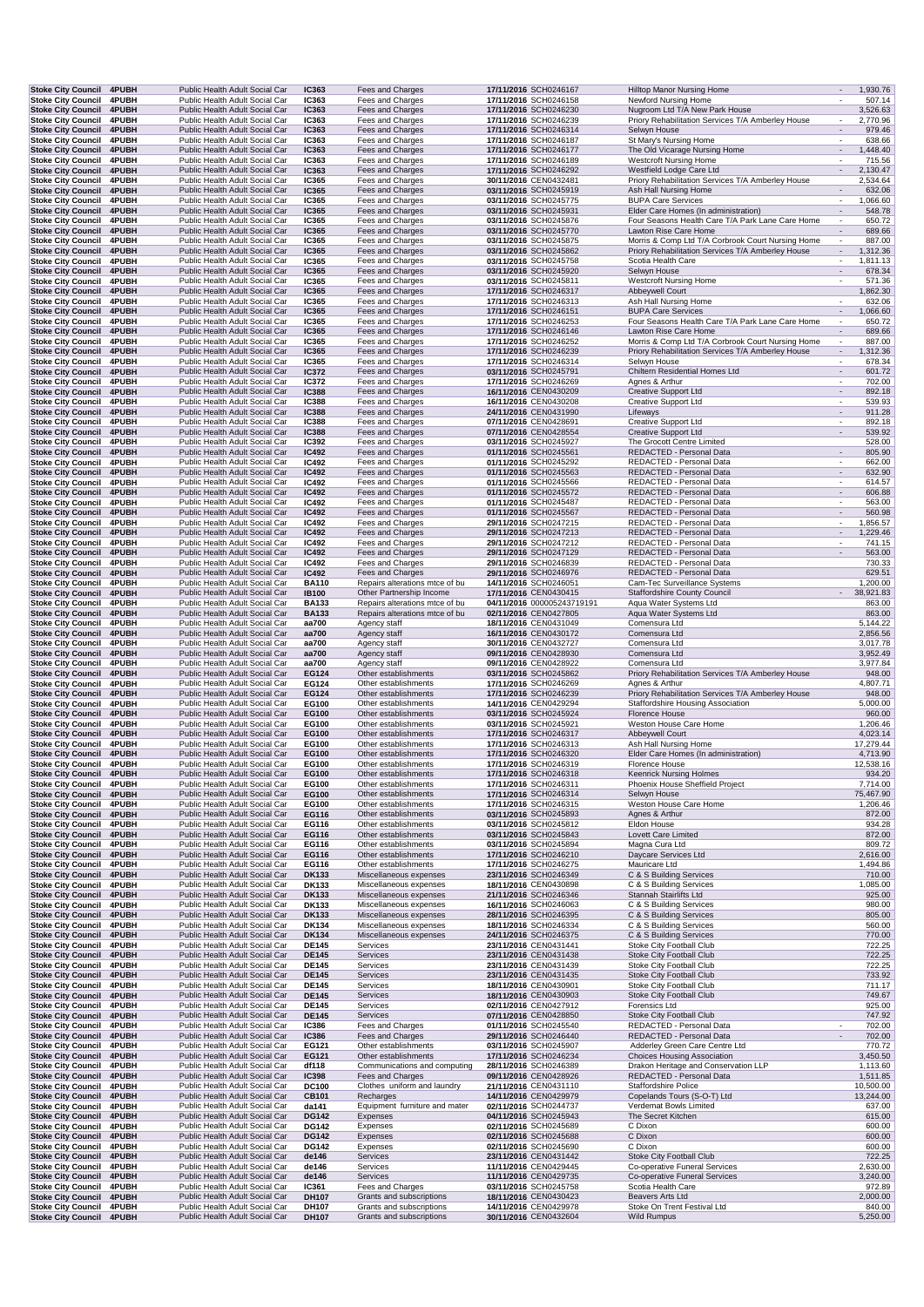| Stoke City Council | 4PUBH | Public Health Adult Social Car | IC363 | Fees and Charges | 17/11/2016 | SCH0246167 | Hilltop Manor Nursing Home | - | 1,930.76 |
|---|---|---|---|---|---|---|---|---|---|
| Stoke City Council | 4PUBH | Public Health Adult Social Car | IC363 | Fees and Charges | 17/11/2016 | SCH0246158 | Newford Nursing Home | - | 507.14 |
| Stoke City Council | 4PUBH | Public Health Adult Social Car | IC363 | Fees and Charges | 17/11/2016 | SCH0246230 | Nugroom Ltd T/A New Park House | | 3,526.63 |
| Stoke City Council | 4PUBH | Public Health Adult Social Car | IC363 | Fees and Charges | 17/11/2016 | SCH0246239 | Priory Rehabilitation Services T/A Amberley House | - | 2,770.96 |
| Stoke City Council | 4PUBH | Public Health Adult Social Car | IC363 | Fees and Charges | 17/11/2016 | SCH0246314 | Selwyn House | - | 979.46 |
| Stoke City Council | 4PUBH | Public Health Adult Social Car | IC363 | Fees and Charges | 17/11/2016 | SCH0246187 | St Mary's Nursing Home | - | 638.66 |
| Stoke City Council | 4PUBH | Public Health Adult Social Car | IC363 | Fees and Charges | 17/11/2016 | SCH0246177 | The Old Vicarage Nursing Home | - | 1,448.40 |
| Stoke City Council | 4PUBH | Public Health Adult Social Car | IC363 | Fees and Charges | 17/11/2016 | SCH0246189 | Westcroft Nursing Home | - | 715.56 |
| Stoke City Council | 4PUBH | Public Health Adult Social Car | IC363 | Fees and Charges | 17/11/2016 | SCH0246292 | Westfield Lodge Care Ltd | - | 2,130.47 |
| Stoke City Council | 4PUBH | Public Health Adult Social Car | IC365 | Fees and Charges | 30/11/2016 | CEN0432481 | Priory Rehabilitation Services T/A Amberley House | | 2,534.64 |
| Stoke City Council | 4PUBH | Public Health Adult Social Car | IC365 | Fees and Charges | 03/11/2016 | SCH0245919 | Ash Hall Nursing Home | - | 632.06 |
| Stoke City Council | 4PUBH | Public Health Adult Social Car | IC365 | Fees and Charges | 03/11/2016 | SCH0245775 | BUPA Care Services | - | 1,066.60 |
| Stoke City Council | 4PUBH | Public Health Adult Social Car | IC365 | Fees and Charges | 03/11/2016 | SCH0245931 | Elder Care Homes (In administration) | - | 548.78 |
| Stoke City Council | 4PUBH | Public Health Adult Social Car | IC365 | Fees and Charges | 03/11/2016 | SCH0245876 | Four Seasons Health Care T/A Park Lane Care Home | - | 650.72 |
| Stoke City Council | 4PUBH | Public Health Adult Social Car | IC365 | Fees and Charges | 03/11/2016 | SCH0245770 | Lawton Rise Care Home | - | 689.66 |
| Stoke City Council | 4PUBH | Public Health Adult Social Car | IC365 | Fees and Charges | 03/11/2016 | SCH0245875 | Morris & Comp Ltd T/A Corbrook Court Nursing Home | - | 887.00 |
| Stoke City Council | 4PUBH | Public Health Adult Social Car | IC365 | Fees and Charges | 03/11/2016 | SCH0245862 | Priory Rehabilitation Services T/A Amberley House | - | 1,312.36 |
| Stoke City Council | 4PUBH | Public Health Adult Social Car | IC365 | Fees and Charges | 03/11/2016 | SCH0245758 | Scotia Health Care | - | 1,811.13 |
| Stoke City Council | 4PUBH | Public Health Adult Social Car | IC365 | Fees and Charges | 03/11/2016 | SCH0245920 | Selwyn House | - | 678.34 |
| Stoke City Council | 4PUBH | Public Health Adult Social Car | IC365 | Fees and Charges | 03/11/2016 | SCH0245811 | Westcroft Nursing Home | - | 571.36 |
| Stoke City Council | 4PUBH | Public Health Adult Social Car | IC365 | Fees and Charges | 17/11/2016 | SCH0246317 | Abbeywell Court | | 1,862.30 |
| Stoke City Council | 4PUBH | Public Health Adult Social Car | IC365 | Fees and Charges | 17/11/2016 | SCH0246313 | Ash Hall Nursing Home | - | 632.06 |
| Stoke City Council | 4PUBH | Public Health Adult Social Car | IC365 | Fees and Charges | 17/11/2016 | SCH0246151 | BUPA Care Services | - | 1,066.60 |
| Stoke City Council | 4PUBH | Public Health Adult Social Car | IC365 | Fees and Charges | 17/11/2016 | SCH0246253 | Four Seasons Health Care T/A Park Lane Care Home | - | 650.72 |
| Stoke City Council | 4PUBH | Public Health Adult Social Car | IC365 | Fees and Charges | 17/11/2016 | SCH0246146 | Lawton Rise Care Home | - | 689.66 |
| Stoke City Council | 4PUBH | Public Health Adult Social Car | IC365 | Fees and Charges | 17/11/2016 | SCH0246252 | Morris & Comp Ltd T/A Corbrook Court Nursing Home | - | 887.00 |
| Stoke City Council | 4PUBH | Public Health Adult Social Car | IC365 | Fees and Charges | 17/11/2016 | SCH0246239 | Priory Rehabilitation Services T/A Amberley House | - | 1,312.36 |
| Stoke City Council | 4PUBH | Public Health Adult Social Car | IC365 | Fees and Charges | 17/11/2016 | SCH0246314 | Selwyn House | - | 678.34 |
| Stoke City Council | 4PUBH | Public Health Adult Social Car | IC372 | Fees and Charges | 03/11/2016 | SCH0245791 | Chiltern Residential Homes Ltd | - | 601.72 |
| Stoke City Council | 4PUBH | Public Health Adult Social Car | IC372 | Fees and Charges | 17/11/2016 | SCH0246269 | Agnes & Arthur | - | 702.00 |
| Stoke City Council | 4PUBH | Public Health Adult Social Car | IC388 | Fees and Charges | 16/11/2016 | CEN0430209 | Creative Support Ltd | - | 892.18 |
| Stoke City Council | 4PUBH | Public Health Adult Social Car | IC388 | Fees and Charges | 16/11/2016 | CEN0430208 | Creative Support Ltd | - | 539.93 |
| Stoke City Council | 4PUBH | Public Health Adult Social Car | IC388 | Fees and Charges | 24/11/2016 | CEN0431990 | Lifeways | - | 911.28 |
| Stoke City Council | 4PUBH | Public Health Adult Social Car | IC388 | Fees and Charges | 07/11/2016 | CEN0428691 | Creative Support Ltd | - | 892.18 |
| Stoke City Council | 4PUBH | Public Health Adult Social Car | IC388 | Fees and Charges | 07/11/2016 | CEN0428554 | Creative Support Ltd | - | 539.92 |
| Stoke City Council | 4PUBH | Public Health Adult Social Car | IC392 | Fees and Charges | 03/11/2016 | SCH0245927 | The Grocott Centre Limited | | 528.00 |
| Stoke City Council | 4PUBH | Public Health Adult Social Car | IC492 | Fees and Charges | 01/11/2016 | SCH0245561 | REDACTED - Personal Data | - | 805.90 |
| Stoke City Council | 4PUBH | Public Health Adult Social Car | IC492 | Fees and Charges | 01/11/2016 | SCH0245292 | REDACTED - Personal Data | - | 662.00 |
| Stoke City Council | 4PUBH | Public Health Adult Social Car | IC492 | Fees and Charges | 01/11/2016 | SCH0245563 | REDACTED - Personal Data | - | 632.90 |
| Stoke City Council | 4PUBH | Public Health Adult Social Car | IC492 | Fees and Charges | 01/11/2016 | SCH0245566 | REDACTED - Personal Data | - | 614.57 |
| Stoke City Council | 4PUBH | Public Health Adult Social Car | IC492 | Fees and Charges | 01/11/2016 | SCH0245572 | REDACTED - Personal Data | - | 606.88 |
| Stoke City Council | 4PUBH | Public Health Adult Social Car | IC492 | Fees and Charges | 01/11/2016 | SCH0245487 | REDACTED - Personal Data | - | 563.00 |
| Stoke City Council | 4PUBH | Public Health Adult Social Car | IC492 | Fees and Charges | 01/11/2016 | SCH0245567 | REDACTED - Personal Data | - | 560.98 |
| Stoke City Council | 4PUBH | Public Health Adult Social Car | IC492 | Fees and Charges | 29/11/2016 | SCH0247215 | REDACTED - Personal Data | - | 1,856.57 |
| Stoke City Council | 4PUBH | Public Health Adult Social Car | IC492 | Fees and Charges | 29/11/2016 | SCH0247213 | REDACTED - Personal Data | - | 1,229.46 |
| Stoke City Council | 4PUBH | Public Health Adult Social Car | IC492 | Fees and Charges | 29/11/2016 | SCH0247212 | REDACTED - Personal Data | - | 741.15 |
| Stoke City Council | 4PUBH | Public Health Adult Social Car | IC492 | Fees and Charges | 29/11/2016 | SCH0247129 | REDACTED - Personal Data | - | 563.00 |
| Stoke City Council | 4PUBH | Public Health Adult Social Car | IC492 | Fees and Charges | 29/11/2016 | SCH0246839 | REDACTED - Personal Data | | 730.33 |
| Stoke City Council | 4PUBH | Public Health Adult Social Car | IC492 | Fees and Charges | 29/11/2016 | SCH0246976 | REDACTED - Personal Data | | 629.51 |
| Stoke City Council | 4PUBH | Public Health Adult Social Car | BA110 | Repairs alterations mtce of bu | 14/11/2016 | SCH0246051 | Cam-Tec Surveillance Systems | | 1,200.00 |
| Stoke City Council | 4PUBH | Public Health Adult Social Car | IB100 | Other Partnership Income | 17/11/2016 | CEN0430415 | Staffordshire County Council | - | 38,921.83 |
| Stoke City Council | 4PUBH | Public Health Adult Social Car | BA133 | Repairs alterations mtce of bu | 04/11/2016 | 000005243719191 | Aqua Water Systems Ltd | | 863.00 |
| Stoke City Council | 4PUBH | Public Health Adult Social Car | BA133 | Repairs alterations mtce of bu | 02/11/2016 | CEN0427805 | Aqua Water Systems Ltd | | 863.00 |
| Stoke City Council | 4PUBH | Public Health Adult Social Car | aa700 | Agency staff | 18/11/2016 | CEN0431049 | Comensura Ltd | | 5,144.22 |
| Stoke City Council | 4PUBH | Public Health Adult Social Car | aa700 | Agency staff | 16/11/2016 | CEN0430172 | Comensura Ltd | | 2,856.56 |
| Stoke City Council | 4PUBH | Public Health Adult Social Car | aa700 | Agency staff | 30/11/2016 | CEN0432727 | Comensura Ltd | | 3,017.78 |
| Stoke City Council | 4PUBH | Public Health Adult Social Car | aa700 | Agency staff | 09/11/2016 | CEN0428930 | Comensura Ltd | | 3,952.49 |
| Stoke City Council | 4PUBH | Public Health Adult Social Car | aa700 | Agency staff | 09/11/2016 | CEN0428922 | Comensura Ltd | | 3,977.84 |
| Stoke City Council | 4PUBH | Public Health Adult Social Car | EG124 | Other establishments | 03/11/2016 | SCH0245862 | Priory Rehabilitation Services T/A Amberley House | | 948.00 |
| Stoke City Council | 4PUBH | Public Health Adult Social Car | EG124 | Other establishments | 17/11/2016 | SCH0246269 | Agnes & Arthur | | 4,807.71 |
| Stoke City Council | 4PUBH | Public Health Adult Social Car | EG124 | Other establishments | 17/11/2016 | SCH0246239 | Priory Rehabilitation Services T/A Amberley House | | 948.00 |
| Stoke City Council | 4PUBH | Public Health Adult Social Car | EG100 | Other establishments | 14/11/2016 | CEN0429294 | Staffordshire Housing Association | | 5,000.00 |
| Stoke City Council | 4PUBH | Public Health Adult Social Car | EG100 | Other establishments | 03/11/2016 | SCH0245924 | Florence House | | 960.00 |
| Stoke City Council | 4PUBH | Public Health Adult Social Car | EG100 | Other establishments | 03/11/2016 | SCH0245921 | Weston House Care Home | | 1,206.46 |
| Stoke City Council | 4PUBH | Public Health Adult Social Car | EG100 | Other establishments | 17/11/2016 | SCH0246317 | Abbeywell Court | | 4,023.14 |
| Stoke City Council | 4PUBH | Public Health Adult Social Car | EG100 | Other establishments | 17/11/2016 | SCH0246313 | Ash Hall Nursing Home | | 17,279.44 |
| Stoke City Council | 4PUBH | Public Health Adult Social Car | EG100 | Other establishments | 17/11/2016 | SCH0246320 | Elder Care Homes (In administration) | | 4,713.90 |
| Stoke City Council | 4PUBH | Public Health Adult Social Car | EG100 | Other establishments | 17/11/2016 | SCH0246319 | Florence House | | 12,538.16 |
| Stoke City Council | 4PUBH | Public Health Adult Social Car | EG100 | Other establishments | 17/11/2016 | SCH0246318 | Keenrick Nursing Holmes | | 934.20 |
| Stoke City Council | 4PUBH | Public Health Adult Social Car | EG100 | Other establishments | 17/11/2016 | SCH0246311 | Phoenix House Sheffield Project | | 7,714.00 |
| Stoke City Council | 4PUBH | Public Health Adult Social Car | EG100 | Other establishments | 17/11/2016 | SCH0246314 | Selwyn House | | 75,467.90 |
| Stoke City Council | 4PUBH | Public Health Adult Social Car | EG100 | Other establishments | 17/11/2016 | SCH0246315 | Weston House Care Home | | 1,206.46 |
| Stoke City Council | 4PUBH | Public Health Adult Social Car | EG116 | Other establishments | 03/11/2016 | SCH0245893 | Agnes & Arthur | | 872.00 |
| Stoke City Council | 4PUBH | Public Health Adult Social Car | EG116 | Other establishments | 03/11/2016 | SCH0245812 | Eldon House | | 934.28 |
| Stoke City Council | 4PUBH | Public Health Adult Social Car | EG116 | Other establishments | 03/11/2016 | SCH0245843 | Lovett Care Limited | | 872.00 |
| Stoke City Council | 4PUBH | Public Health Adult Social Car | EG116 | Other establishments | 03/11/2016 | SCH0245894 | Magna Cura Ltd | | 809.72 |
| Stoke City Council | 4PUBH | Public Health Adult Social Car | EG116 | Other establishments | 17/11/2016 | SCH0246210 | Daycare Services Ltd | | 2,616.00 |
| Stoke City Council | 4PUBH | Public Health Adult Social Car | EG116 | Other establishments | 17/11/2016 | SCH0246275 | Mauricare Ltd | | 1,494.86 |
| Stoke City Council | 4PUBH | Public Health Adult Social Car | DK133 | Miscellaneous expenses | 23/11/2016 | SCH0246349 | C & S Building Services | | 710.00 |
| Stoke City Council | 4PUBH | Public Health Adult Social Car | DK133 | Miscellaneous expenses | 18/11/2016 | CEN0430898 | C & S Building Services | | 1,085.00 |
| Stoke City Council | 4PUBH | Public Health Adult Social Car | DK133 | Miscellaneous expenses | 21/11/2016 | SCH0246346 | Stannah Stairlifts Ltd | | 925.00 |
| Stoke City Council | 4PUBH | Public Health Adult Social Car | DK133 | Miscellaneous expenses | 16/11/2016 | SCH0246063 | C & S Building Services | | 980.00 |
| Stoke City Council | 4PUBH | Public Health Adult Social Car | DK133 | Miscellaneous expenses | 28/11/2016 | SCH0246395 | C & S Building Services | | 805.00 |
| Stoke City Council | 4PUBH | Public Health Adult Social Car | DK134 | Miscellaneous expenses | 18/11/2016 | SCH0246334 | C & S Building Services | | 560.00 |
| Stoke City Council | 4PUBH | Public Health Adult Social Car | DK134 | Miscellaneous expenses | 24/11/2016 | SCH0246375 | C & S Building Services | | 770.00 |
| Stoke City Council | 4PUBH | Public Health Adult Social Car | DE145 | Services | 23/11/2016 | CEN0431441 | Stoke City Football Club | | 722.25 |
| Stoke City Council | 4PUBH | Public Health Adult Social Car | DE145 | Services | 23/11/2016 | CEN0431438 | Stoke City Football Club | | 722.25 |
| Stoke City Council | 4PUBH | Public Health Adult Social Car | DE145 | Services | 23/11/2016 | CEN0431439 | Stoke City Football Club | | 722.25 |
| Stoke City Council | 4PUBH | Public Health Adult Social Car | DE145 | Services | 23/11/2016 | CEN0431435 | Stoke City Football Club | | 733.92 |
| Stoke City Council | 4PUBH | Public Health Adult Social Car | DE145 | Services | 18/11/2016 | CEN0430901 | Stoke City Football Club | | 711.17 |
| Stoke City Council | 4PUBH | Public Health Adult Social Car | DE145 | Services | 18/11/2016 | CEN0430903 | Stoke City Football Club | | 749.67 |
| Stoke City Council | 4PUBH | Public Health Adult Social Car | DE145 | Services | 02/11/2016 | CEN0427912 | Forensics Ltd | | 925.00 |
| Stoke City Council | 4PUBH | Public Health Adult Social Car | DE145 | Services | 07/11/2016 | CEN0428850 | Stoke City Football Club | | 747.92 |
| Stoke City Council | 4PUBH | Public Health Adult Social Car | IC386 | Fees and Charges | 01/11/2016 | SCH0245540 | REDACTED - Personal Data | - | 702.00 |
| Stoke City Council | 4PUBH | Public Health Adult Social Car | IC386 | Fees and Charges | 29/11/2016 | SCH0246440 | REDACTED - Personal Data | - | 702.00 |
| Stoke City Council | 4PUBH | Public Health Adult Social Car | EG121 | Other establishments | 03/11/2016 | SCH0245907 | Adderley Green Care Centre Ltd | | 770.72 |
| Stoke City Council | 4PUBH | Public Health Adult Social Car | EG121 | Other establishments | 17/11/2016 | SCH0246234 | Choices Housing Association | | 3,450.50 |
| Stoke City Council | 4PUBH | Public Health Adult Social Car | df118 | Communications and computing | 28/11/2016 | SCH0246389 | Drakon Heritage and Conservation LLP | | 1,113.60 |
| Stoke City Council | 4PUBH | Public Health Adult Social Car | IC398 | Fees and Charges | 09/11/2016 | CEN0428926 | REDACTED - Personal Data | | 1,511.85 |
| Stoke City Council | 4PUBH | Public Health Adult Social Car | DC100 | Clothes uniform and laundry | 21/11/2016 | CEN0431110 | Staffordshire Police | | 10,500.00 |
| Stoke City Council | 4PUBH | Public Health Adult Social Car | CB101 | Recharges | 14/11/2016 | CEN0429979 | Copelands Tours (S-O-T) Ltd | | 13,244.00 |
| Stoke City Council | 4PUBH | Public Health Adult Social Car | da141 | Equipment furniture and mater | 02/11/2016 | SCH0244737 | Verdemat Bowls Limited | | 637.00 |
| Stoke City Council | 4PUBH | Public Health Adult Social Car | DG142 | Expenses | 04/11/2016 | SCH0245943 | The Secret Kitchen | | 615.00 |
| Stoke City Council | 4PUBH | Public Health Adult Social Car | DG142 | Expenses | 02/11/2016 | SCH0245689 | C Dixon | | 600.00 |
| Stoke City Council | 4PUBH | Public Health Adult Social Car | DG142 | Expenses | 02/11/2016 | SCH0245688 | C Dixon | | 600.00 |
| Stoke City Council | 4PUBH | Public Health Adult Social Car | DG142 | Expenses | 02/11/2016 | SCH0245690 | C Dixon | | 600.00 |
| Stoke City Council | 4PUBH | Public Health Adult Social Car | de146 | Services | 23/11/2016 | CEN0431442 | Stoke City Football Club | | 722.25 |
| Stoke City Council | 4PUBH | Public Health Adult Social Car | de146 | Services | 11/11/2016 | CEN0429445 | Co-operative Funeral Services | | 2,630.00 |
| Stoke City Council | 4PUBH | Public Health Adult Social Car | de146 | Services | 11/11/2016 | CEN0429735 | Co-operative Funeral Services | | 3,240.00 |
| Stoke City Council | 4PUBH | Public Health Adult Social Car | IC361 | Fees and Charges | 03/11/2016 | SCH0245758 | Scotia Health Care | | 972.89 |
| Stoke City Council | 4PUBH | Public Health Adult Social Car | DH107 | Grants and subscriptions | 18/11/2016 | CEN0430423 | Beavers Arts Ltd | | 2,000.00 |
| Stoke City Council | 4PUBH | Public Health Adult Social Car | DH107 | Grants and subscriptions | 14/11/2016 | CEN0429978 | Stoke On Trent Festival Ltd | | 840.00 |
| Stoke City Council | 4PUBH | Public Health Adult Social Car | DH107 | Grants and subscriptions | 30/11/2016 | CEN0432604 | Wild Rumpus | | 5,250.00 |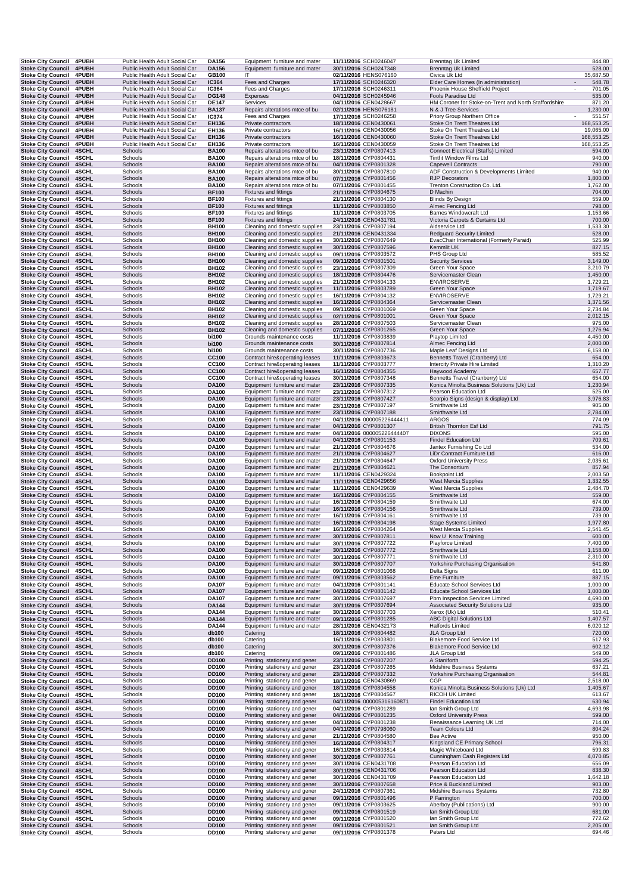| | | | | | | | | |
|---|---|---|---|---|---|---|---|---|
| Stoke City Council | 4PUBH | Public Health Adult Social Car | DA156 | Equipment furniture and mater | 11/11/2016 | SCH0246047 | Brenntag Uk Limited | 844.80 |
| Stoke City Council | 4PUBH | Public Health Adult Social Car | DA156 | Equipment furniture and mater | 30/11/2016 | SCH0247348 | Brenntag Uk Limited | 528.00 |
| Stoke City Council | 4PUBH | Public Health Adult Social Car | GB100 | IT | 02/11/2016 | HENS076160 | Civica Uk Ltd | 35,687.50 |
| Stoke City Council | 4PUBH | Public Health Adult Social Car | IC364 | Fees and Charges | 17/11/2016 | SCH0246320 | Elder Care Homes (In administration) | - 548.78 |
| Stoke City Council | 4PUBH | Public Health Adult Social Car | IC364 | Fees and Charges | 17/11/2016 | SCH0246311 | Phoenix House Sheffield Project | - 701.05 |
| Stoke City Council | 4PUBH | Public Health Adult Social Car | DG148 | Expenses | 04/11/2016 | SCH0245946 | Fools Paradise Ltd | 535.00 |
| Stoke City Council | 4PUBH | Public Health Adult Social Car | DE147 | Services | 04/11/2016 | CEN0428667 | HM Coroner for Stoke-on-Trent and North Staffordshire | 871.20 |
| Stoke City Council | 4PUBH | Public Health Adult Social Car | BA137 | Repairs alterations mtce of bu | 02/11/2016 | HENS076181 | N & J Tree Services | 1,230.00 |
| Stoke City Council | 4PUBH | Public Health Adult Social Car | IC374 | Fees and Charges | 17/11/2016 | SCH0246258 | Priory Group Northern Office | - 551.57 |
| Stoke City Council | 4PUBH | Public Health Adult Social Car | EH136 | Private contractors | 18/11/2016 | CEN0430061 | Stoke On Trent Theatres Ltd | 168,553.25 |
| Stoke City Council | 4PUBH | Public Health Adult Social Car | EH136 | Private contractors | 16/11/2016 | CEN0430056 | Stoke On Trent Theatres Ltd | 19,065.00 |
| Stoke City Council | 4PUBH | Public Health Adult Social Car | EH136 | Private contractors | 16/11/2016 | CEN0430060 | Stoke On Trent Theatres Ltd | 168,553.25 |
| Stoke City Council | 4PUBH | Public Health Adult Social Car | EH136 | Private contractors | 16/11/2016 | CEN0430059 | Stoke On Trent Theatres Ltd | 168,553.25 |
| Stoke City Council | 4SCHL | Schools | BA100 | Repairs alterations mtce of bu | 23/11/2016 | CYP0807413 | Connect Electrical (Staffs) Limited | 594.00 |
| Stoke City Council | 4SCHL | Schools | BA100 | Repairs alterations mtce of bu | 18/11/2016 | CYP0804431 | Tintfit Window Films Ltd | 940.00 |
| Stoke City Council | 4SCHL | Schools | BA100 | Repairs alterations mtce of bu | 04/11/2016 | CYP0801328 | Capewell Contracts | 790.00 |
| Stoke City Council | 4SCHL | Schools | BA100 | Repairs alterations mtce of bu | 30/11/2016 | CYP0807810 | ADF Construction & Developments Limited | 940.00 |
| Stoke City Council | 4SCHL | Schools | BA100 | Repairs alterations mtce of bu | 07/11/2016 | CYP0801456 | RJP Decorators | 1,800.00 |
| Stoke City Council | 4SCHL | Schools | BA100 | Repairs alterations mtce of bu | 07/11/2016 | CYP0801455 | Trenton Construction Co. Ltd. | 1,762.00 |
| Stoke City Council | 4SCHL | Schools | BF100 | Fixtures and fittings | 21/11/2016 | CYP0804675 | D Machin | 704.00 |
| Stoke City Council | 4SCHL | Schools | BF100 | Fixtures and fittings | 21/11/2016 | CYP0804130 | Blinds By Design | 559.00 |
| Stoke City Council | 4SCHL | Schools | BF100 | Fixtures and fittings | 11/11/2016 | CYP0803850 | Almec Fencing Ltd | 798.00 |
| Stoke City Council | 4SCHL | Schools | BF100 | Fixtures and fittings | 11/11/2016 | CYP0803705 | Barnes Windowcraft Ltd | 1,153.66 |
| Stoke City Council | 4SCHL | Schools | BF100 | Fixtures and fittings | 24/11/2016 | CEN0431781 | Victoria Carpets & Curtains Ltd | 700.00 |
| Stoke City Council | 4SCHL | Schools | BH100 | Cleaning and domestic supplies | 23/11/2016 | CYP0807194 | Aidservice Ltd | 1,533.30 |
| Stoke City Council | 4SCHL | Schools | BH100 | Cleaning and domestic supplies | 21/11/2016 | CEN0431334 | Redguard Security Limited | 528.00 |
| Stoke City Council | 4SCHL | Schools | BH100 | Cleaning and domestic supplies | 30/11/2016 | CYP0807649 | EvacChair International (Formerly Paraid) | 525.99 |
| Stoke City Council | 4SCHL | Schools | BH100 | Cleaning and domestic supplies | 30/11/2016 | CYP0807596 | Kemmlit UK | 827.15 |
| Stoke City Council | 4SCHL | Schools | BH100 | Cleaning and domestic supplies | 09/11/2016 | CYP0803572 | PHS Group Ltd | 585.52 |
| Stoke City Council | 4SCHL | Schools | BH100 | Cleaning and domestic supplies | 09/11/2016 | CYP0801501 | Security Services | 3,149.00 |
| Stoke City Council | 4SCHL | Schools | BH102 | Cleaning and domestic supplies | 23/11/2016 | CYP0807309 | Green Your Space | 3,210.79 |
| Stoke City Council | 4SCHL | Schools | BH102 | Cleaning and domestic supplies | 18/11/2016 | CYP0804476 | Servicemaster Clean | 1,450.00 |
| Stoke City Council | 4SCHL | Schools | BH102 | Cleaning and domestic supplies | 21/11/2016 | CYP0804133 | ENVIROSERVE | 1,729.21 |
| Stoke City Council | 4SCHL | Schools | BH102 | Cleaning and domestic supplies | 11/11/2016 | CYP0803789 | Green Your Space | 1,719.67 |
| Stoke City Council | 4SCHL | Schools | BH102 | Cleaning and domestic supplies | 16/11/2016 | CYP0804132 | ENVIROSERVE | 1,729.21 |
| Stoke City Council | 4SCHL | Schools | BH102 | Cleaning and domestic supplies | 16/11/2016 | CYP0804364 | Servicemaster Clean | 1,371.56 |
| Stoke City Council | 4SCHL | Schools | BH102 | Cleaning and domestic supplies | 09/11/2016 | CYP0801069 | Green Your Space | 2,734.84 |
| Stoke City Council | 4SCHL | Schools | BH102 | Cleaning and domestic supplies | 02/11/2016 | CYP0801001 | Green Your Space | 2,012.15 |
| Stoke City Council | 4SCHL | Schools | BH102 | Cleaning and domestic supplies | 28/11/2016 | CYP0807503 | Servicemaster Clean | 975.00 |
| Stoke City Council | 4SCHL | Schools | BH102 | Cleaning and domestic supplies | 07/11/2016 | CYP0801265 | Green Your Space | 1,276.94 |
| Stoke City Council | 4SCHL | Schools | bi100 | Grounds maintenance costs | 11/11/2016 | CYP0803839 | Playtop Limited | 4,450.00 |
| Stoke City Council | 4SCHL | Schools | bi100 | Grounds maintenance costs | 30/11/2016 | CYP0807814 | Almec Fencing Ltd | 2,000.00 |
| Stoke City Council | 4SCHL | Schools | bi100 | Grounds maintenance costs | 30/11/2016 | CYP0807736 | Maple Leaf Designs Ltd | 6,158.00 |
| Stoke City Council | 4SCHL | Schools | CC100 | Contract hire&operating leases | 11/11/2016 | CYP0803673 | Bennetts Travel (Cranberry) Ltd | 654.00 |
| Stoke City Council | 4SCHL | Schools | CC100 | Contract hire&operating leases | 11/11/2016 | CYP0803777 | Intercity Private Hire Limited | 1,310.20 |
| Stoke City Council | 4SCHL | Schools | CC100 | Contract hire&operating leases | 16/11/2016 | CYP0804355 | Haywood Academy | 657.77 |
| Stoke City Council | 4SCHL | Schools | CC100 | Contract hire&operating leases | 30/11/2016 | CYP0807348 | Bennetts Travel (Cranberry) Ltd | 654.00 |
| Stoke City Council | 4SCHL | Schools | DA100 | Equipment furniture and mater | 23/11/2016 | CYP0807335 | Konica Minolta Business Solutions (Uk) Ltd | 1,230.94 |
| Stoke City Council | 4SCHL | Schools | DA100 | Equipment furniture and mater | 23/11/2016 | CYP0807312 | Pearson Education Ltd | 525.00 |
| Stoke City Council | 4SCHL | Schools | DA100 | Equipment furniture and mater | 23/11/2016 | CYP0807427 | Scorpio Signs (design & display) Ltd | 3,976.83 |
| Stoke City Council | 4SCHL | Schools | DA100 | Equipment furniture and mater | 23/11/2016 | CYP0807197 | Smirthwaite Ltd | 905.00 |
| Stoke City Council | 4SCHL | Schools | DA100 | Equipment furniture and mater | 23/11/2016 | CYP0807188 | Smirthwaite Ltd | 2,784.00 |
| Stoke City Council | 4SCHL | Schools | DA100 | Equipment furniture and mater | 04/11/2016 | 000005226444411 | ARGOS | 774.09 |
| Stoke City Council | 4SCHL | Schools | DA100 | Equipment furniture and mater | 04/11/2016 | CYP0801307 | British Thornton Esf Ltd | 791.75 |
| Stoke City Council | 4SCHL | Schools | DA100 | Equipment furniture and mater | 04/11/2016 | 000005226444407 | DIXONS | 595.00 |
| Stoke City Council | 4SCHL | Schools | DA100 | Equipment furniture and mater | 04/11/2016 | CYP0801153 | Findel Education Ltd | 709.61 |
| Stoke City Council | 4SCHL | Schools | DA100 | Equipment furniture and mater | 21/11/2016 | CYP0804676 | Jantex Furnishing Co Ltd | 534.00 |
| Stoke City Council | 4SCHL | Schools | DA100 | Equipment furniture and mater | 21/11/2016 | CYP0804627 | LiDr Contract Furniture Ltd | 616.00 |
| Stoke City Council | 4SCHL | Schools | DA100 | Equipment furniture and mater | 21/11/2016 | CYP0804647 | Oxford University Press | 2,035.61 |
| Stoke City Council | 4SCHL | Schools | DA100 | Equipment furniture and mater | 21/11/2016 | CYP0804621 | The Consortium | 857.94 |
| Stoke City Council | 4SCHL | Schools | DA100 | Equipment furniture and mater | 11/11/2016 | CEN0429324 | Bookpoint Ltd | 2,003.50 |
| Stoke City Council | 4SCHL | Schools | DA100 | Equipment furniture and mater | 11/11/2016 | CEN0429656 | West Mercia Supplies | 1,332.55 |
| Stoke City Council | 4SCHL | Schools | DA100 | Equipment furniture and mater | 11/11/2016 | CEN0429639 | West Mercia Supplies | 2,484.70 |
| Stoke City Council | 4SCHL | Schools | DA100 | Equipment furniture and mater | 16/11/2016 | CYP0804155 | Smirthwaite Ltd | 559.00 |
| Stoke City Council | 4SCHL | Schools | DA100 | Equipment furniture and mater | 16/11/2016 | CYP0804159 | Smirthwaite Ltd | 674.00 |
| Stoke City Council | 4SCHL | Schools | DA100 | Equipment furniture and mater | 16/11/2016 | CYP0804156 | Smirthwaite Ltd | 739.00 |
| Stoke City Council | 4SCHL | Schools | DA100 | Equipment furniture and mater | 16/11/2016 | CYP0804161 | Smirthwaite Ltd | 739.00 |
| Stoke City Council | 4SCHL | Schools | DA100 | Equipment furniture and mater | 16/11/2016 | CYP0804198 | Stage Systems Limited | 1,977.80 |
| Stoke City Council | 4SCHL | Schools | DA100 | Equipment furniture and mater | 16/11/2016 | CYP0804264 | West Mercia Supplies | 2,541.45 |
| Stoke City Council | 4SCHL | Schools | DA100 | Equipment furniture and mater | 30/11/2016 | CYP0807811 | Now U Know Training | 600.00 |
| Stoke City Council | 4SCHL | Schools | DA100 | Equipment furniture and mater | 30/11/2016 | CYP0807722 | Playforce Limited | 7,400.00 |
| Stoke City Council | 4SCHL | Schools | DA100 | Equipment furniture and mater | 30/11/2016 | CYP0807772 | Smirthwaite Ltd | 1,158.00 |
| Stoke City Council | 4SCHL | Schools | DA100 | Equipment furniture and mater | 30/11/2016 | CYP0807771 | Smirthwaite Ltd | 2,310.00 |
| Stoke City Council | 4SCHL | Schools | DA100 | Equipment furniture and mater | 30/11/2016 | CYP0807707 | Yorkshire Purchasing Organisation | 541.80 |
| Stoke City Council | 4SCHL | Schools | DA100 | Equipment furniture and mater | 09/11/2016 | CYP0801068 | Delta Signs | 611.00 |
| Stoke City Council | 4SCHL | Schools | DA100 | Equipment furniture and mater | 09/11/2016 | CYP0803562 | Eme Furniture | 887.15 |
| Stoke City Council | 4SCHL | Schools | DA107 | Equipment furniture and mater | 04/11/2016 | CYP0801141 | Educate School Services Ltd | 1,000.00 |
| Stoke City Council | 4SCHL | Schools | DA107 | Equipment furniture and mater | 04/11/2016 | CYP0801142 | Educate School Services Ltd | 1,000.00 |
| Stoke City Council | 4SCHL | Schools | DA107 | Equipment furniture and mater | 30/11/2016 | CYP0807697 | Pbm Inspection Services Limited | 4,690.00 |
| Stoke City Council | 4SCHL | Schools | DA144 | Equipment furniture and mater | 30/11/2016 | CYP0807694 | Associated Security Solutions Ltd | 935.00 |
| Stoke City Council | 4SCHL | Schools | DA144 | Equipment furniture and mater | 30/11/2016 | CYP0807703 | Xerox (Uk) Ltd | 510.41 |
| Stoke City Council | 4SCHL | Schools | DA144 | Equipment furniture and mater | 09/11/2016 | CYP0801285 | ABC Digital Solutions Ltd | 1,407.57 |
| Stoke City Council | 4SCHL | Schools | DA144 | Equipment furniture and mater | 28/11/2016 | CEN0432173 | Halfords Limited | 6,020.12 |
| Stoke City Council | 4SCHL | Schools | db100 | Catering | 18/11/2016 | CYP0804482 | JLA Group Ltd | 720.00 |
| Stoke City Council | 4SCHL | Schools | db100 | Catering | 16/11/2016 | CYP0803801 | Blakemore Food Service Ltd | 517.93 |
| Stoke City Council | 4SCHL | Schools | db100 | Catering | 30/11/2016 | CYP0807376 | Blakemore Food Service Ltd | 602.12 |
| Stoke City Council | 4SCHL | Schools | db100 | Catering | 09/11/2016 | CYP0801486 | JLA Group Ltd | 549.00 |
| Stoke City Council | 4SCHL | Schools | DD100 | Printing stationery and gener | 23/11/2016 | CYP0807207 | A Staniforth | 594.25 |
| Stoke City Council | 4SCHL | Schools | DD100 | Printing stationery and gener | 23/11/2016 | CYP0807265 | Midshire Business Systems | 637.21 |
| Stoke City Council | 4SCHL | Schools | DD100 | Printing stationery and gener | 23/11/2016 | CYP0807332 | Yorkshire Purchasing Organisation | 544.81 |
| Stoke City Council | 4SCHL | Schools | DD100 | Printing stationery and gener | 18/11/2016 | CEN0430869 | CGP | 2,518.00 |
| Stoke City Council | 4SCHL | Schools | DD100 | Printing stationery and gener | 18/11/2016 | CYP0804558 | Konica Minolta Business Solutions (Uk) Ltd | 1,405.67 |
| Stoke City Council | 4SCHL | Schools | DD100 | Printing stationery and gener | 18/11/2016 | CYP0804567 | RICOH UK Limited | 613.67 |
| Stoke City Council | 4SCHL | Schools | DD100 | Printing stationery and gener | 04/11/2016 | 000005316160871 | Findel Education Ltd | 630.98 |
| Stoke City Council | 4SCHL | Schools | DD100 | Printing stationery and gener | 04/11/2016 | CYP0801289 | Ian Smith Group Ltd | 4,693.98 |
| Stoke City Council | 4SCHL | Schools | DD100 | Printing stationery and gener | 04/11/2016 | CYP0801235 | Oxford University Press | 599.00 |
| Stoke City Council | 4SCHL | Schools | DD100 | Printing stationery and gener | 04/11/2016 | CYP0801238 | Renaissance Learning UK Ltd | 714.00 |
| Stoke City Council | 4SCHL | Schools | DD100 | Printing stationery and gener | 04/11/2016 | CYP0798060 | Team Colours Ltd | 804.24 |
| Stoke City Council | 4SCHL | Schools | DD100 | Printing stationery and gener | 21/11/2016 | CYP0804580 | Bee Active | 950.00 |
| Stoke City Council | 4SCHL | Schools | DD100 | Printing stationery and gener | 16/11/2016 | CYP0804317 | Kingsland CE Primary School | 796.31 |
| Stoke City Council | 4SCHL | Schools | DD100 | Printing stationery and gener | 16/11/2016 | CYP0803814 | Magic Whiteboard Ltd | 599.83 |
| Stoke City Council | 4SCHL | Schools | DD100 | Printing stationery and gener | 30/11/2016 | CYP0807761 | Cunningham Cash Registers Ltd | 4,070.85 |
| Stoke City Council | 4SCHL | Schools | DD100 | Printing stationery and gener | 30/11/2016 | CEN0431708 | Pearson Education Ltd | 656.09 |
| Stoke City Council | 4SCHL | Schools | DD100 | Printing stationery and gener | 30/11/2016 | CEN0431706 | Pearson Education Ltd | 838.30 |
| Stoke City Council | 4SCHL | Schools | DD100 | Printing stationery and gener | 30/11/2016 | CEN0431709 | Pearson Education Ltd | 1,642.18 |
| Stoke City Council | 4SCHL | Schools | DD100 | Printing stationery and gener | 30/11/2016 | CYP0807658 | Price & Buckland Limited | 903.00 |
| Stoke City Council | 4SCHL | Schools | DD100 | Printing stationery and gener | 24/11/2016 | CYP0807361 | Midshire Business Systems | 732.80 |
| Stoke City Council | 4SCHL | Schools | DD100 | Printing stationery and gener | 09/11/2016 | CYP0801496 | P Farrington | 700.00 |
| Stoke City Council | 4SCHL | Schools | DD100 | Printing stationery and gener | 09/11/2016 | CYP0803625 | Aberboy (Publications) Ltd | 900.00 |
| Stoke City Council | 4SCHL | Schools | DD100 | Printing stationery and gener | 09/11/2016 | CYP0801519 | Ian Smith Group Ltd | 681.00 |
| Stoke City Council | 4SCHL | Schools | DD100 | Printing stationery and gener | 09/11/2016 | CYP0801520 | Ian Smith Group Ltd | 772.62 |
| Stoke City Council | 4SCHL | Schools | DD100 | Printing stationery and gener | 09/11/2016 | CYP0801521 | Ian Smith Group Ltd | 2,205.00 |
| Stoke City Council | 4SCHL | Schools | DD100 | Printing stationery and gener | 09/11/2016 | CYP0801378 | Peters Ltd | 694.46 |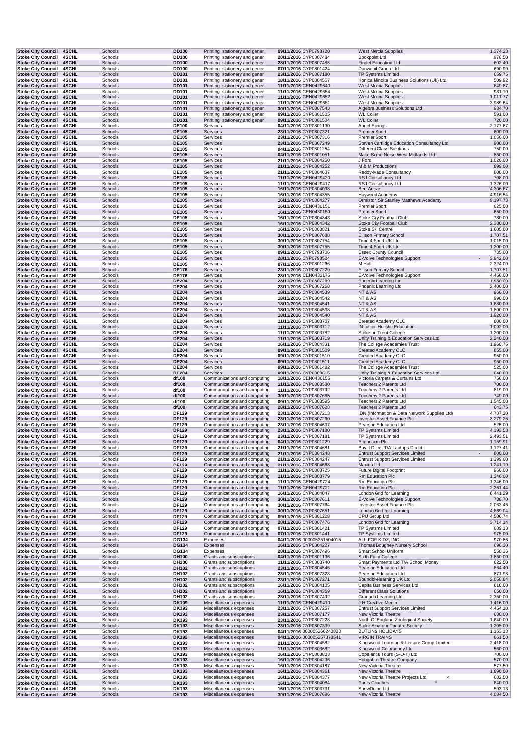| | | | | | | | | |
|---|---|---|---|---|---|---|---|---|
| Stoke City Council | 4SCHL | Schools | DD100 | Printing stationery and gener | 09/11/2016 | CYP0798720 | West Mercia Supplies | 1,374.28 |
| Stoke City Council | 4SCHL | Schools | DD100 | Printing stationery and gener | 28/11/2016 | CYP0807484 | Bookpoint Ltd | 978.50 |
| Stoke City Council | 4SCHL | Schools | DD100 | Printing stationery and gener | 28/11/2016 | CYP0807485 | Findel Education Ltd | 602.40 |
| Stoke City Council | 4SCHL | Schools | DD100 | Printing stationery and gener | 07/11/2016 | CYP0801424 | Danwood Group Ltd | 690.99 |
| Stoke City Council | 4SCHL | Schools | DD101 | Printing stationery and gener | 23/11/2016 | CYP0807180 | TP Systems Limited | 659.75 |
| Stoke City Council | 4SCHL | Schools | DD101 | Printing stationery and gener | 18/11/2016 | CYP0804557 | Konica Minolta Business Solutions (Uk) Ltd | 509.92 |
| Stoke City Council | 4SCHL | Schools | DD101 | Printing stationery and gener | 11/11/2016 | CEN0429640 | West Mercia Supplies | 649.87 |
| Stoke City Council | 4SCHL | Schools | DD101 | Printing stationery and gener | 11/11/2016 | CEN0429654 | West Mercia Supplies | 931.10 |
| Stoke City Council | 4SCHL | Schools | DD101 | Printing stationery and gener | 11/11/2016 | CEN0429652 | West Mercia Supplies | 1,011.77 |
| Stoke City Council | 4SCHL | Schools | DD101 | Printing stationery and gener | 11/11/2016 | CEN0429651 | West Mercia Supplies | 3,989.64 |
| Stoke City Council | 4SCHL | Schools | DD101 | Printing stationery and gener | 30/11/2016 | CYP0807543 | Algebra Business Solutions Ltd | 934.70 |
| Stoke City Council | 4SCHL | Schools | DD101 | Printing stationery and gener | 09/11/2016 | CYP0801505 | WL Coller | 591.00 |
| Stoke City Council | 4SCHL | Schools | DD101 | Printing stationery and gener | 09/11/2016 | CYP0801504 | WL Coller | 720.00 |
| Stoke City Council | 4SCHL | Schools | DE100 | Services | 04/11/2016 | CYP0801130 | Angel Springs | 2,177.67 |
| Stoke City Council | 4SCHL | Schools | DE105 | Services | 23/11/2016 | CYP0807321 | Premier Sport | 600.00 |
| Stoke City Council | 4SCHL | Schools | DE105 | Services | 23/11/2016 | CYP0807316 | Premier Sport | 1,050.00 |
| Stoke City Council | 4SCHL | Schools | DE105 | Services | 23/11/2016 | CYP0807249 | Steven Cartlidge Education Consultancy Ltd | 900.00 |
| Stoke City Council | 4SCHL | Schools | DE105 | Services | 04/11/2016 | CYP0801254 | Different Class Solutions | 750.00 |
| Stoke City Council | 4SCHL | Schools | DE105 | Services | 04/11/2016 | CYP0801051 | Make Some Noise West Midlands Ltd | 850.00 |
| Stoke City Council | 4SCHL | Schools | DE105 | Services | 21/11/2016 | CYP0804250 | J Ford | 1,020.00 |
| Stoke City Council | 4SCHL | Schools | DE105 | Services | 21/11/2016 | CYP0804252 | M & M Productions | 899.00 |
| Stoke City Council | 4SCHL | Schools | DE105 | Services | 21/11/2016 | CYP0804637 | Reddy-Made Consultancy | 800.00 |
| Stoke City Council | 4SCHL | Schools | DE105 | Services | 11/11/2016 | CEN0429420 | RSJ Consultancy Ltd | 708.00 |
| Stoke City Council | 4SCHL | Schools | DE105 | Services | 11/11/2016 | CEN0429417 | RSJ Consultancy Ltd | 1,326.00 |
| Stoke City Council | 4SCHL | Schools | DE105 | Services | 16/11/2016 | CYP0804038 | Bee Active | 4,306.67 |
| Stoke City Council | 4SCHL | Schools | DE105 | Services | 16/11/2016 | CYP0804355 | Haywood Academy | 4,916.54 |
| Stoke City Council | 4SCHL | Schools | DE105 | Services | 16/11/2016 | CYP0804277 | Ormiston Sir Stanley Matthews Academy | 9,197.73 |
| Stoke City Council | 4SCHL | Schools | DE105 | Services | 16/11/2016 | CEN0430151 | Premier Sport | 625.00 |
| Stoke City Council | 4SCHL | Schools | DE105 | Services | 16/11/2016 | CEN0430150 | Premier Sport | 650.00 |
| Stoke City Council | 4SCHL | Schools | DE105 | Services | 16/11/2016 | CYP0804343 | Stoke City Football Club | 780.00 |
| Stoke City Council | 4SCHL | Schools | DE105 | Services | 16/11/2016 | CYP0804342 | Stoke City Football Club | 2,380.00 |
| Stoke City Council | 4SCHL | Schools | DE105 | Services | 16/11/2016 | CYP0803821 | Stoke Ski Centre | 1,605.00 |
| Stoke City Council | 4SCHL | Schools | DE105 | Services | 30/11/2016 | CYP0807688 | Ellison Primary School | 1,707.51 |
| Stoke City Council | 4SCHL | Schools | DE105 | Services | 30/11/2016 | CYP0807754 | Time 4 Sport UK Ltd | 1,015.00 |
| Stoke City Council | 4SCHL | Schools | DE105 | Services | 30/11/2016 | CYP0807755 | Time 4 Sport UK Ltd | 1,200.00 |
| Stoke City Council | 4SCHL | Schools | DE105 | Services | 09/11/2016 | CYP0798706 | Essex County Council | 735.00 |
| Stoke City Council | 4SCHL | Schools | DE105 | Services | 28/11/2016 | CYP0798524 | E-Volve Technologies Support | - 3,942.00 |
| Stoke City Council | 4SCHL | Schools | DE105 | Services | 07/11/2016 | CYP0801266 | M Hall | 2,324.00 |
| Stoke City Council | 4SCHL | Schools | DE176 | Services | 23/11/2016 | CYP0807229 | Ellison Primary School | 1,707.51 |
| Stoke City Council | 4SCHL | Schools | DE176 | Services | 28/11/2016 | CEN0432176 | E-Volve Technologies Support | 4,450.00 |
| Stoke City Council | 4SCHL | Schools | DE204 | Services | 23/11/2016 | CYP0807269 | Phoenix Learning Ltd | 1,950.00 |
| Stoke City Council | 4SCHL | Schools | DE204 | Services | 23/11/2016 | CYP0807268 | Phoenix Learning Ltd | 2,400.00 |
| Stoke City Council | 4SCHL | Schools | DE204 | Services | 18/11/2016 | CYP0804539 | NT & AS | 960.00 |
| Stoke City Council | 4SCHL | Schools | DE204 | Services | 18/11/2016 | CYP0804542 | NT & AS | 990.00 |
| Stoke City Council | 4SCHL | Schools | DE204 | Services | 18/11/2016 | CYP0804541 | NT & AS | 1,680.00 |
| Stoke City Council | 4SCHL | Schools | DE204 | Services | 18/11/2016 | CYP0804538 | NT & AS | 1,800.00 |
| Stoke City Council | 4SCHL | Schools | DE204 | Services | 18/11/2016 | CYP0804540 | NT & AS | 1,920.00 |
| Stoke City Council | 4SCHL | Schools | DE204 | Services | 11/11/2016 | CYP0803707 | Created Academy CLC | 800.00 |
| Stoke City Council | 4SCHL | Schools | DE204 | Services | 11/11/2016 | CYP0803712 | IN-tuition Holistic Education | 1,092.00 |
| Stoke City Council | 4SCHL | Schools | DE204 | Services | 11/11/2016 | CYP0803782 | Stoke on Trent College | 1,200.00 |
| Stoke City Council | 4SCHL | Schools | DE204 | Services | 11/11/2016 | CYP0803719 | Unity Training & Education Services Ltd | 2,240.00 |
| Stoke City Council | 4SCHL | Schools | DE204 | Services | 16/11/2016 | CYP0804331 | The College Academies Trust | 1,968.75 |
| Stoke City Council | 4SCHL | Schools | DE204 | Services | 09/11/2016 | CYP0801509 | Created Academy CLC | 855.00 |
| Stoke City Council | 4SCHL | Schools | DE204 | Services | 09/11/2016 | CYP0801510 | Created Academy CLC | 950.00 |
| Stoke City Council | 4SCHL | Schools | DE204 | Services | 09/11/2016 | CYP0801511 | Created Academy CLC | 950.00 |
| Stoke City Council | 4SCHL | Schools | DE204 | Services | 09/11/2016 | CYP0801482 | The College Academies Trust | 525.00 |
| Stoke City Council | 4SCHL | Schools | DE204 | Services | 09/11/2016 | CYP0803615 | Unity Training & Education Services Ltd | 640.00 |
| Stoke City Council | 4SCHL | Schools | df100 | Communications and computing | 18/11/2016 | CEN0430156 | Victoria Carpets & Curtains Ltd | 750.00 |
| Stoke City Council | 4SCHL | Schools | df100 | Communications and computing | 11/11/2016 | CYP0803580 | Teachers 2 Parents Ltd | 700.00 |
| Stoke City Council | 4SCHL | Schools | df100 | Communications and computing | 11/11/2016 | CYP0803792 | Teachers 2 Parents Ltd | 819.00 |
| Stoke City Council | 4SCHL | Schools | df100 | Communications and computing | 30/11/2016 | CYP0807665 | Teachers 2 Parents Ltd | 749.00 |
| Stoke City Council | 4SCHL | Schools | df100 | Communications and computing | 09/11/2016 | CYP0803595 | Teachers 2 Parents Ltd | 1,545.00 |
| Stoke City Council | 4SCHL | Schools | df100 | Communications and computing | 28/11/2016 | CYP0807628 | Teachers 2 Parents Ltd | 643.75 |
| Stoke City Council | 4SCHL | Schools | DF129 | Communications and computing | 23/11/2016 | CYP0807213 | IDN (Information & Data Network Supplies Ltd) | 4,787.20 |
| Stoke City Council | 4SCHL | Schools | DF129 | Communications and computing | 23/11/2016 | CYP0807260 | Investec Asset Finance Plc | 3,279.25 |
| Stoke City Council | 4SCHL | Schools | DF129 | Communications and computing | 23/11/2016 | CYP0804607 | Pearson Education Ltd | 525.00 |
| Stoke City Council | 4SCHL | Schools | DF129 | Communications and computing | 23/11/2016 | CYP0807180 | TP Systems Limited | 4,193.53 |
| Stoke City Council | 4SCHL | Schools | DF129 | Communications and computing | 23/11/2016 | CYP0807181 | TP Systems Limited | 2,493.51 |
| Stoke City Council | 4SCHL | Schools | DF129 | Communications and computing | 04/11/2016 | CYP0801229 | Econocom Plc | 1,159.91 |
| Stoke City Council | 4SCHL | Schools | DF129 | Communications and computing | 21/11/2016 | CYP0804681 | Buy it Direct T/A Laptops Direct | 1,127.41 |
| Stoke City Council | 4SCHL | Schools | DF129 | Communications and computing | 21/11/2016 | CYP0804248 | Entrust Support Services Limited | - 800.00 |
| Stoke City Council | 4SCHL | Schools | DF129 | Communications and computing | 21/11/2016 | CYP0804247 | Entrust Support Services Limited | 1,399.00 |
| Stoke City Council | 4SCHL | Schools | DF129 | Communications and computing | 21/11/2016 | CYP0804668 | Maxxia Ltd | 1,241.19 |
| Stoke City Council | 4SCHL | Schools | DF129 | Communications and computing | 11/11/2016 | CYP0803725 | Future Digital Footprint | 960.00 |
| Stoke City Council | 4SCHL | Schools | DF129 | Communications and computing | 11/11/2016 | CYP0803779 | Rm Education Plc | 1,346.00 |
| Stoke City Council | 4SCHL | Schools | DF129 | Communications and computing | 11/11/2016 | CEN0429724 | Rm Education Plc | 1,346.00 |
| Stoke City Council | 4SCHL | Schools | DF129 | Communications and computing | 11/11/2016 | CEN0429721 | Rm Education Plc | 2,251.44 |
| Stoke City Council | 4SCHL | Schools | DF129 | Communications and computing | 16/11/2016 | CYP0804047 | London Grid for Learning | 6,441.29 |
| Stoke City Council | 4SCHL | Schools | DF129 | Communications and computing | 30/11/2016 | CYP0807611 | E-Volve Technologies Support | 738.70 |
| Stoke City Council | 4SCHL | Schools | DF129 | Communications and computing | 30/11/2016 | CYP0807764 | Investec Asset Finance Plc | 2,063.46 |
| Stoke City Council | 4SCHL | Schools | DF129 | Communications and computing | 30/11/2016 | CYP0807651 | London Grid for Learning | 4,869.04 |
| Stoke City Council | 4SCHL | Schools | DF129 | Communications and computing | 09/11/2016 | CYP0801228 | CPU Group Ltd | 4,586.74 |
| Stoke City Council | 4SCHL | Schools | DF129 | Communications and computing | 28/11/2016 | CYP0807476 | London Grid for Learning | 3,714.14 |
| Stoke City Council | 4SCHL | Schools | DF129 | Communications and computing | 07/11/2016 | CYP0801421 | TP Systems Limited | 689.13 |
| Stoke City Council | 4SCHL | Schools | DF129 | Communications and computing | 07/11/2016 | CYP0801441 | TP Systems Limited | 975.00 |
| Stoke City Council | 4SCHL | Schools | DG134 | Expenses | 04/11/2016 | 000005251504015 | ALL FOR KIDZ, INC. | 970.86 |
| Stoke City Council | 4SCHL | Schools | DG134 | Expenses | 16/11/2016 | CYP0804227 | Thomas Boughey Nursery School | 696.30 |
| Stoke City Council | 4SCHL | Schools | DG134 | Expenses | 28/11/2016 | CYP0807496 | Smart School Uniform | 558.36 |
| Stoke City Council | 4SCHL | Schools | DH100 | Grants and subscriptions | 04/11/2016 | CYP0801136 | Sixth Form College | 1,850.00 |
| Stoke City Council | 4SCHL | Schools | DH100 | Grants and subscriptions | 11/11/2016 | CYP0803740 | Smart Payments Ltd T/A School Money | 622.50 |
| Stoke City Council | 4SCHL | Schools | DH102 | Grants and subscriptions | 23/11/2016 | CYP0804545 | Pearson Education Ltd | 864.40 |
| Stoke City Council | 4SCHL | Schools | DH102 | Grants and subscriptions | 23/11/2016 | CYP0807328 | Pearson Education Ltd | 871.98 |
| Stoke City Council | 4SCHL | Schools | DH102 | Grants and subscriptions | 23/11/2016 | CYP0807271 | Soundbitelearning UK Ltd | 2,058.84 |
| Stoke City Council | 4SCHL | Schools | DH102 | Grants and subscriptions | 16/11/2016 | CYP0804105 | Capita Business Services Ltd | 610.00 |
| Stoke City Council | 4SCHL | Schools | DH102 | Grants and subscriptions | 16/11/2016 | CYP0804369 | Different Class Solutions | 650.00 |
| Stoke City Council | 4SCHL | Schools | DH102 | Grants and subscriptions | 28/11/2016 | CYP0807492 | Granada Learning Ltd | 2,350.00 |
| Stoke City Council | 4SCHL | Schools | DK109 | Miscellaneous expenses | 11/11/2016 | CEN0429410 | J H Creative Media | 1,416.00 |
| Stoke City Council | 4SCHL | Schools | DK193 | Miscellaneous expenses | 23/11/2016 | CYP0807257 | Entrust Support Services Limited | 4,454.10 |
| Stoke City Council | 4SCHL | Schools | DK193 | Miscellaneous expenses | 23/11/2016 | CYP0807177 | New Victoria Theatre | 630.00 |
| Stoke City Council | 4SCHL | Schools | DK193 | Miscellaneous expenses | 23/11/2016 | CYP0807223 | North Of England Zoological Society | 1,640.00 |
| Stoke City Council | 4SCHL | Schools | DK193 | Miscellaneous expenses | 23/11/2016 | CYP0807339 | Stoke Amateur Theatre Society | 1,205.00 |
| Stoke City Council | 4SCHL | Schools | DK193 | Miscellaneous expenses | 04/11/2016 | 000005266240823 | BUTLINS HOLIDAYS | 1,153.13 |
| Stoke City Council | 4SCHL | Schools | DK193 | Miscellaneous expenses | 04/11/2016 | 000005257378541 | VIRGIN TRAINS | 661.50 |
| Stoke City Council | 4SCHL | Schools | DK193 | Miscellaneous expenses | 21/11/2016 | CYP0804582 | Kingswood Learning & Leisure Group Limited | 2,418.00 |
| Stoke City Council | 4SCHL | Schools | DK193 | Miscellaneous expenses | 11/11/2016 | CYP0803682 | Kingswood Colomendy Ltd | 560.00 |
| Stoke City Council | 4SCHL | Schools | DK193 | Miscellaneous expenses | 16/11/2016 | CYP0803803 | Copelands Tours (S-O-T) Ltd | 700.00 |
| Stoke City Council | 4SCHL | Schools | DK193 | Miscellaneous expenses | 16/11/2016 | CYP0804236 | Hobgoblin Theatre Company | 570.00 |
| Stoke City Council | 4SCHL | Schools | DK193 | Miscellaneous expenses | 16/11/2016 | CYP0804187 | New Victoria Theatre | 577.50 |
| Stoke City Council | 4SCHL | Schools | DK193 | Miscellaneous expenses | 16/11/2016 | CYP0804361 | New Victoria Theatre | 1,890.00 |
| Stoke City Council | 4SCHL | Schools | DK193 | Miscellaneous expenses | 16/11/2016 | CYP0804377 | New Victoria Theatre Projects Ltd < | 682.50 |
| Stoke City Council | 4SCHL | Schools | DK193 | Miscellaneous expenses | 16/11/2016 | CYP0804084 | Pauls Coaches * | 840.00 |
| Stoke City Council | 4SCHL | Schools | DK193 | Miscellaneous expenses | 11/11/2016 | CYP0803791 | SnowDome Ltd | 593.13 |
| Stoke City Council | 4SCHL | Schools | DK193 | Miscellaneous expenses | 30/11/2016 | CYP0807696 | New Victoria Theatre | 4,084.50 |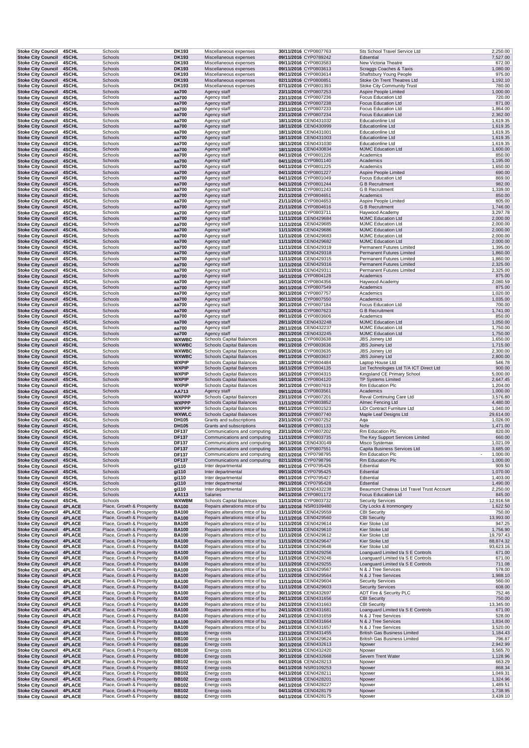| | | | | | | | | |
|---|---|---|---|---|---|---|---|---|
| Stoke City Council | 4SCHL | Schools | DK193 | Miscellaneous expenses | 30/11/2016 | CYP0807763 | Sts School Travel Service Ltd | 2,250.00 |
| Stoke City Council | 4SCHL | Schools | DK193 | Miscellaneous expenses | 09/11/2016 | CYP0789242 | Edsential | 7,527.00 |
| Stoke City Council | 4SCHL | Schools | DK193 | Miscellaneous expenses | 09/11/2016 | CYP0803583 | New Victoria Theatre | 672.00 |
| Stoke City Council | 4SCHL | Schools | DK193 | Miscellaneous expenses | 09/11/2016 | CYP0803613 | Scraggs Coaches & Taxis | 1,080.00 |
| Stoke City Council | 4SCHL | Schools | DK193 | Miscellaneous expenses | 09/11/2016 | CYP0803614 | Shaftsbury Young People | 975.00 |
| Stoke City Council | 4SCHL | Schools | DK193 | Miscellaneous expenses | 02/11/2016 | CYP0800851 | Stoke On Trent Theatres Ltd | 1,192.10 |
| Stoke City Council | 4SCHL | Schools | DK193 | Miscellaneous expenses | 07/11/2016 | CYP0801393 | Stoke City Community Trust | 780.00 |
| Stoke City Council | 4SCHL | Schools | aa700 | Agency staff | 23/11/2016 | CYP0807253 | Aspire People Limited | 1,000.00 |
| Stoke City Council | 4SCHL | Schools | aa700 | Agency staff | 23/11/2016 | CYP0807236 | Focus Education Ltd | 720.00 |
| Stoke City Council | 4SCHL | Schools | aa700 | Agency staff | 23/11/2016 | CYP0807238 | Focus Education Ltd | 871.00 |
| Stoke City Council | 4SCHL | Schools | aa700 | Agency staff | 23/11/2016 | CYP0807233 | Focus Education Ltd | 1,864.00 |
| Stoke City Council | 4SCHL | Schools | aa700 | Agency staff | 23/11/2016 | CYP0807234 | Focus Education Ltd | 2,362.00 |
| Stoke City Council | 4SCHL | Schools | aa700 | Agency staff | 18/11/2016 | CEN0431032 | Educationline Ltd | 1,619.35 |
| Stoke City Council | 4SCHL | Schools | aa700 | Agency staff | 18/11/2016 | CEN0430999 | Educationline Ltd | 1,619.35 |
| Stoke City Council | 4SCHL | Schools | aa700 | Agency staff | 18/11/2016 | CEN0431001 | Educationline Ltd | 1,619.35 |
| Stoke City Council | 4SCHL | Schools | aa700 | Agency staff | 18/11/2016 | CEN0431003 | Educationline Ltd | 1,619.35 |
| Stoke City Council | 4SCHL | Schools | aa700 | Agency staff | 18/11/2016 | CEN0431030 | Educationline Ltd | 1,619.35 |
| Stoke City Council | 4SCHL | Schools | aa700 | Agency staff | 18/11/2016 | CEN0430834 | MJMC Education Ltd | 1,600.00 |
| Stoke City Council | 4SCHL | Schools | aa700 | Agency staff | 04/11/2016 | CYP0801226 | Academics | 850.00 |
| Stoke City Council | 4SCHL | Schools | aa700 | Agency staff | 04/11/2016 | CYP0801140 | Academics | 1,195.00 |
| Stoke City Council | 4SCHL | Schools | aa700 | Agency staff | 04/11/2016 | CYP0801225 | Academics | 1,650.00 |
| Stoke City Council | 4SCHL | Schools | aa700 | Agency staff | 04/11/2016 | CYP0801227 | Aspire People Limited | 690.00 |
| Stoke City Council | 4SCHL | Schools | aa700 | Agency staff | 04/11/2016 | CYP0801049 | Focus Education Ltd | 869.00 |
| Stoke City Council | 4SCHL | Schools | aa700 | Agency staff | 04/11/2016 | CYP0801244 | G B Recruitment | 982.00 |
| Stoke City Council | 4SCHL | Schools | aa700 | Agency staff | 04/11/2016 | CYP0801243 | G B Recruitment | 1,339.00 |
| Stoke City Council | 4SCHL | Schools | aa700 | Agency staff | 21/11/2016 | CYP0804651 | Academics | 850.00 |
| Stoke City Council | 4SCHL | Schools | aa700 | Agency staff | 21/11/2016 | CYP0804653 | Aspire People Limited | 805.00 |
| Stoke City Council | 4SCHL | Schools | aa700 | Agency staff | 21/11/2016 | CYP0804616 | G B Recruitment | 1,746.00 |
| Stoke City Council | 4SCHL | Schools | aa700 | Agency staff | 11/11/2016 | CYP0803711 | Haywood Academy | 3,297.78 |
| Stoke City Council | 4SCHL | Schools | aa700 | Agency staff | 11/11/2016 | CEN0429684 | MJMC Education Ltd | 2,000.00 |
| Stoke City Council | 4SCHL | Schools | aa700 | Agency staff | 11/11/2016 | CEN0429685 | MJMC Education Ltd | 2,000.00 |
| Stoke City Council | 4SCHL | Schools | aa700 | Agency staff | 11/11/2016 | CEN0429686 | MJMC Education Ltd | 2,000.00 |
| Stoke City Council | 4SCHL | Schools | aa700 | Agency staff | 11/11/2016 | CEN0429683 | MJMC Education Ltd | 2,000.00 |
| Stoke City Council | 4SCHL | Schools | aa700 | Agency staff | 11/11/2016 | CEN0429682 | MJMC Education Ltd | 2,000.00 |
| Stoke City Council | 4SCHL | Schools | aa700 | Agency staff | 11/11/2016 | CEN0429319 | Permanent Futures Limited | 1,395.00 |
| Stoke City Council | 4SCHL | Schools | aa700 | Agency staff | 11/11/2016 | CEN0429318 | Permanent Futures Limited | 1,860.00 |
| Stoke City Council | 4SCHL | Schools | aa700 | Agency staff | 11/11/2016 | CEN0429315 | Permanent Futures Limited | 1,860.00 |
| Stoke City Council | 4SCHL | Schools | aa700 | Agency staff | 11/11/2016 | CEN0429316 | Permanent Futures Limited | 2,325.00 |
| Stoke City Council | 4SCHL | Schools | aa700 | Agency staff | 11/11/2016 | CEN0429311 | Permanent Futures Limited | 2,325.00 |
| Stoke City Council | 4SCHL | Schools | aa700 | Agency staff | 16/11/2016 | CYP0804128 | Academics | 875.00 |
| Stoke City Council | 4SCHL | Schools | aa700 | Agency staff | 16/11/2016 | CYP0804356 | Haywood Academy | 2,080.59 |
| Stoke City Council | 4SCHL | Schools | aa700 | Agency staff | 30/11/2016 | CYP0807549 | Academics | 875.00 |
| Stoke City Council | 4SCHL | Schools | aa700 | Agency staff | 30/11/2016 | CYP0807757 | Academics | 1,020.00 |
| Stoke City Council | 4SCHL | Schools | aa700 | Agency staff | 30/11/2016 | CYP0807550 | Academics | 1,035.00 |
| Stoke City Council | 4SCHL | Schools | aa700 | Agency staff | 30/11/2016 | CYP0807184 | Focus Education Ltd | 700.00 |
| Stoke City Council | 4SCHL | Schools | aa700 | Agency staff | 30/11/2016 | CYP0807623 | G B Recruitment | 1,741.00 |
| Stoke City Council | 4SCHL | Schools | aa700 | Agency staff | 09/11/2016 | CYP0803606 | Academics | 850.00 |
| Stoke City Council | 4SCHL | Schools | aa700 | Agency staff | 28/11/2016 | CEN0432248 | MJMC Education Ltd | 1,050.00 |
| Stoke City Council | 4SCHL | Schools | aa700 | Agency staff | 28/11/2016 | CEN0432237 | MJMC Education Ltd | 1,750.00 |
| Stoke City Council | 4SCHL | Schools | aa700 | Agency staff | 28/11/2016 | CEN0432245 | MJMC Education Ltd | 1,750.00 |
| Stoke City Council | 4SCHL | Schools | WXWBC | Schools Capital Balances | 09/11/2016 | CYP0803638 | JBS Joinery Ltd | 1,650.00 |
| Stoke City Council | 4SCHL | Schools | WXWBC | Schools Capital Balances | 09/11/2016 | CYP0803636 | JBS Joinery Ltd | 1,715.00 |
| Stoke City Council | 4SCHL | Schools | WXWBC | Schools Capital Balances | 09/11/2016 | CYP0803635 | JBS Joinery Ltd | 2,300.00 |
| Stoke City Council | 4SCHL | Schools | WXWBC | Schools Capital Balances | 09/11/2016 | CYP0803637 | JBS Joinery Ltd | 2,800.00 |
| Stoke City Council | 4SCHL | Schools | WXPIP | Schools Capital Balances | 18/11/2016 | CYP0804484 | Laptop House Ltd | 546.78 |
| Stoke City Council | 4SCHL | Schools | WXPIP | Schools Capital Balances | 16/11/2016 | CYP0804135 | 1st Technologies Ltd T/A ICT Direct Ltd | 900.00 |
| Stoke City Council | 4SCHL | Schools | WXPIP | Schools Capital Balances | 16/11/2016 | CYP0804315 | Kingsland CE Primary School | 5,000.00 |
| Stoke City Council | 4SCHL | Schools | WXPIP | Schools Capital Balances | 16/11/2016 | CYP0804120 | TP Systems Limited | 2,647.45 |
| Stoke City Council | 4SCHL | Schools | WXPIP | Schools Capital Balances | 30/11/2016 | CYP0807619 | Rm Education Plc | 1,204.00 |
| Stoke City Council | 4SCHL | Schools | AA713 | Agency staff | 09/11/2016 | CYP0803561 | Academics | 1,000.00 |
| Stoke City Council | 4SCHL | Schools | WXPPP | Schools Capital Balances | 23/11/2016 | CYP0807201 | Reval Continuing Care Ltd | 3,576.80 |
| Stoke City Council | 4SCHL | Schools | WXPPP | Schools Capital Balances | 11/11/2016 | CYP0803852 | Almec Fencing Ltd | 4,480.00 |
| Stoke City Council | 4SCHL | Schools | WXPPP | Schools Capital Balances | 09/11/2016 | CYP0801523 | LiDr Contract Furniture Ltd | 1,040.00 |
| Stoke City Council | 4SCHL | Schools | WXWLC | Schools Capital Balances | 30/11/2016 | CYP0807740 | Maple Leaf Designs Ltd | 29,614.00 |
| Stoke City Council | 4SCHL | Schools | DH105 | Grants and subscriptions | 23/11/2016 | CYP0807252 | Aqa | 1,026.00 |
| Stoke City Council | 4SCHL | Schools | DH105 | Grants and subscriptions | 04/11/2016 | CYP0801133 | Ncfe | 1,471.00 |
| Stoke City Council | 4SCHL | Schools | DF137 | Communications and computing | 23/11/2016 | CYP0807202 | Rm Education Plc | 820.00 |
| Stoke City Council | 4SCHL | Schools | DF137 | Communications and computing | 11/11/2016 | CYP0803735 | The Key Support Services Limited | 660.00 |
| Stoke City Council | 4SCHL | Schools | DF137 | Communications and computing | 16/11/2016 | CEN0430149 | Misco Systemax | 1,021.09 |
| Stoke City Council | 4SCHL | Schools | DF137 | Communications and computing | 30/11/2016 | CYP0807551 | Capita Business Services Ltd | 3,685.00 |
| Stoke City Council | 4SCHL | Schools | DF137 | Communications and computing | 02/11/2016 | CYP0798795 | Rm Education Plc | - 1,000.00 |
| Stoke City Council | 4SCHL | Schools | DF137 | Communications and computing | 02/11/2016 | CYP0798796 | Rm Education Plc | 1,000.00 |
| Stoke City Council | 4SCHL | Schools | gi110 | Inter departmental | 09/11/2016 | CYP0795426 | Edsential | 909.50 |
| Stoke City Council | 4SCHL | Schools | gi110 | Inter departmental | 09/11/2016 | CYP0795425 | Edsential | 1,070.00 |
| Stoke City Council | 4SCHL | Schools | gi110 | Inter departmental | 09/11/2016 | CYP0795427 | Edsential | 1,403.00 |
| Stoke City Council | 4SCHL | Schools | gi110 | Inter departmental | 09/11/2016 | CYP0795428 | Edsential | 1,490.00 |
| Stoke City Council | 4SCHL | Schools | gi110 | Inter departmental | 28/11/2016 | CEN0432238 | Beaumont Chateau Ltd Travel Trust Account | 2,250.00 |
| Stoke City Council | 4SCHL | Schools | AA113 | Salaries | 04/11/2016 | CYP0801172 | Focus Education Ltd | 845.00 |
| Stoke City Council | 4SCHL | Schools | WXWBM | Schools Capital Balances | 11/11/2016 | CYP0803732 | Security Services | 12,916.58 |
| Stoke City Council | 4PLACE | Place, Growth & Prosperity | BA100 | Repairs alterations mtce of bu | 18/11/2016 | NSR0109480 | City Locks & Ironmongery | 1,622.50 |
| Stoke City Council | 4PLACE | Place, Growth & Prosperity | BA100 | Repairs alterations mtce of bu | 11/11/2016 | CEN0429559 | CBI Security | 750.00 |
| Stoke City Council | 4PLACE | Place, Growth & Prosperity | BA100 | Repairs alterations mtce of bu | 11/11/2016 | CEN0429560 | CBI Security | 13,993.00 |
| Stoke City Council | 4PLACE | Place, Growth & Prosperity | BA100 | Repairs alterations mtce of bu | 11/11/2016 | CEN0429614 | Kier Stoke Ltd | 947.25 |
| Stoke City Council | 4PLACE | Place, Growth & Prosperity | BA100 | Repairs alterations mtce of bu | 11/11/2016 | CEN0429610 | Kier Stoke Ltd | 1,756.90 |
| Stoke City Council | 4PLACE | Place, Growth & Prosperity | BA100 | Repairs alterations mtce of bu | 11/11/2016 | CEN0429612 | Kier Stoke Ltd | 19,797.43 |
| Stoke City Council | 4PLACE | Place, Growth & Prosperity | BA100 | Repairs alterations mtce of bu | 11/11/2016 | CEN0429647 | Kier Stoke Ltd | 88,874.32 |
| Stoke City Council | 4PLACE | Place, Growth & Prosperity | BA100 | Repairs alterations mtce of bu | 11/11/2016 | CEN0429646 | Kier Stoke Ltd | 93,623.16 |
| Stoke City Council | 4PLACE | Place, Growth & Prosperity | BA100 | Repairs alterations mtce of bu | 11/11/2016 | CEN0429256 | Loanguard Limited t/a S E Controls | 671.00 |
| Stoke City Council | 4PLACE | Place, Growth & Prosperity | BA100 | Repairs alterations mtce of bu | 11/11/2016 | CEN0429246 | Loanguard Limited t/a S E Controls | 671.00 |
| Stoke City Council | 4PLACE | Place, Growth & Prosperity | BA100 | Repairs alterations mtce of bu | 11/11/2016 | CEN0429255 | Loanguard Limited t/a S E Controls | 711.08 |
| Stoke City Council | 4PLACE | Place, Growth & Prosperity | BA100 | Repairs alterations mtce of bu | 11/11/2016 | CEN0429567 | N & J Tree Services | 578.00 |
| Stoke City Council | 4PLACE | Place, Growth & Prosperity | BA100 | Repairs alterations mtce of bu | 11/11/2016 | CEN0429564 | N & J Tree Services | 1,988.10 |
| Stoke City Council | 4PLACE | Place, Growth & Prosperity | BA100 | Repairs alterations mtce of bu | 11/11/2016 | CEN0429604 | Security Services | 560.00 |
| Stoke City Council | 4PLACE | Place, Growth & Prosperity | BA100 | Repairs alterations mtce of bu | 11/11/2016 | CEN0429603 | Security Services | 608.00 |
| Stoke City Council | 4PLACE | Place, Growth & Prosperity | BA100 | Repairs alterations mtce of bu | 30/11/2016 | CEN0432697 | ADT Fire & Security PLC | 752.46 |
| Stoke City Council | 4PLACE | Place, Growth & Prosperity | BA100 | Repairs alterations mtce of bu | 24/11/2016 | CEN0431656 | CBI Security | 750.00 |
| Stoke City Council | 4PLACE | Place, Growth & Prosperity | BA100 | Repairs alterations mtce of bu | 24/11/2016 | CEN0431663 | CBI Security | 13,345.00 |
| Stoke City Council | 4PLACE | Place, Growth & Prosperity | BA100 | Repairs alterations mtce of bu | 24/11/2016 | CEN0431681 | Loanguard Limited t/a S E Controls | 671.00 |
| Stoke City Council | 4PLACE | Place, Growth & Prosperity | BA100 | Repairs alterations mtce of bu | 24/11/2016 | CEN0431659 | N & J Tree Services | 528.00 |
| Stoke City Council | 4PLACE | Place, Growth & Prosperity | BA100 | Repairs alterations mtce of bu | 24/11/2016 | CEN0431664 | N & J Tree Services | 1,834.00 |
| Stoke City Council | 4PLACE | Place, Growth & Prosperity | BA100 | Repairs alterations mtce of bu | 24/11/2016 | CEN0431657 | N & J Tree Services | 3,520.00 |
| Stoke City Council | 4PLACE | Place, Growth & Prosperity | BB100 | Energy costs | 23/11/2016 | CEN0431455 | British Gas Business Limited | 1,184.43 |
| Stoke City Council | 4PLACE | Place, Growth & Prosperity | BB100 | Energy costs | 11/11/2016 | CEN0429624 | British Gas Business Limited | 796.87 |
| Stoke City Council | 4PLACE | Place, Growth & Prosperity | BB100 | Energy costs | 30/11/2016 | CEN0432613 | Npower | 2,942.99 |
| Stoke City Council | 4PLACE | Place, Growth & Prosperity | BB100 | Energy costs | 30/11/2016 | CEN0432420 | Npower | 3,565.70 |
| Stoke City Council | 4PLACE | Place, Growth & Prosperity | BB100 | Energy costs | 30/11/2016 | CEN0432668 | Severn Trent Water | 1,128.96 |
| Stoke City Council | 4PLACE | Place, Growth & Prosperity | BB102 | Energy costs | 04/11/2016 | CEN0428213 | Npower | 663.29 |
| Stoke City Council | 4PLACE | Place, Growth & Prosperity | BB102 | Energy costs | 04/11/2016 | NSR0109253 | Npower | 868.34 |
| Stoke City Council | 4PLACE | Place, Growth & Prosperity | BB102 | Energy costs | 04/11/2016 | CEN0428211 | Npower | 1,049.31 |
| Stoke City Council | 4PLACE | Place, Growth & Prosperity | BB102 | Energy costs | 04/11/2016 | CEN0428201 | Npower | 1,324.96 |
| Stoke City Council | 4PLACE | Place, Growth & Prosperity | BB102 | Energy costs | 04/11/2016 | CEN0428227 | Npower | 1,489.51 |
| Stoke City Council | 4PLACE | Place, Growth & Prosperity | BB102 | Energy costs | 04/11/2016 | CEN0428179 | Npower | 1,738.95 |
| Stoke City Council | 4PLACE | Place, Growth & Prosperity | BB102 | Energy costs | 04/11/2016 | CEN0428175 | Npower | 3,439.10 |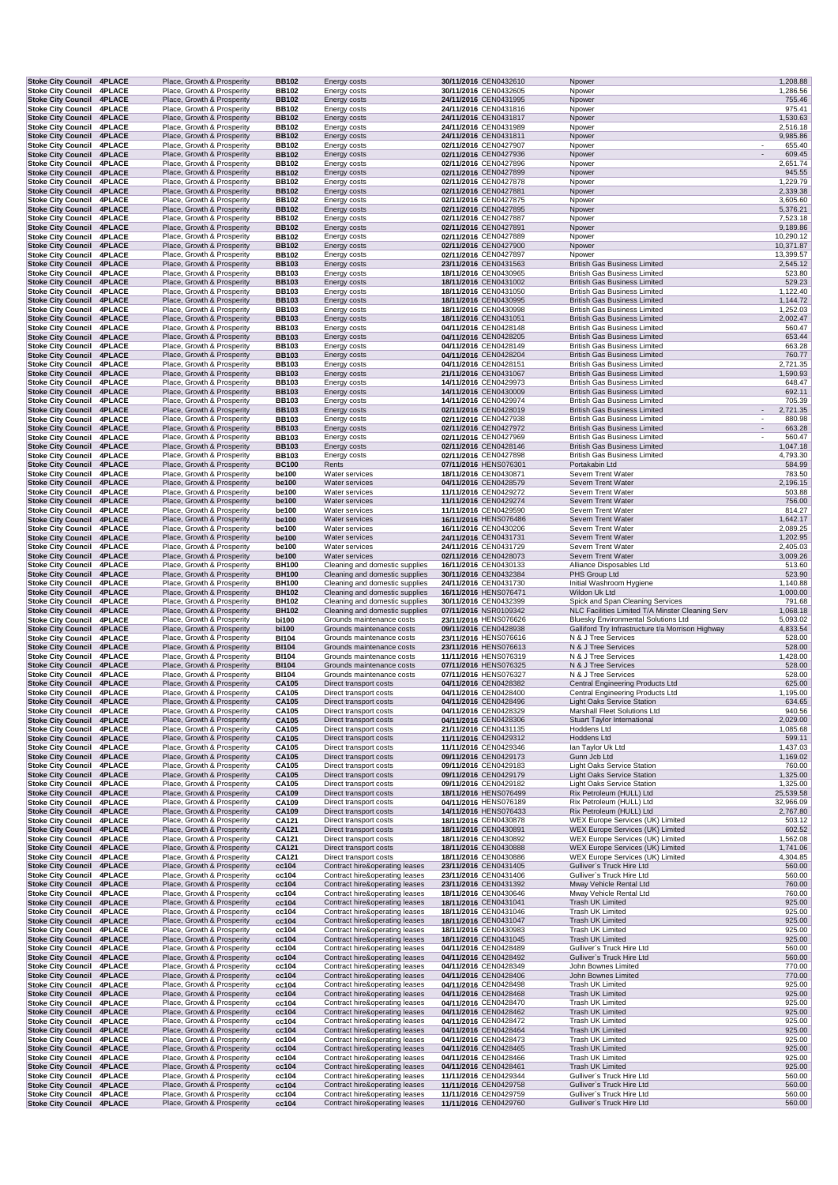| | | | | | | | | |
|---|---|---|---|---|---|---|---|---|
| Stoke City Council | 4PLACE | Place, Growth & Prosperity | BB102 | Energy costs | 30/11/2016 | CEN0432610 | Npower | 1,208.88 |
| Stoke City Council | 4PLACE | Place, Growth & Prosperity | BB102 | Energy costs | 30/11/2016 | CEN0432605 | Npower | 1,286.56 |
| Stoke City Council | 4PLACE | Place, Growth & Prosperity | BB102 | Energy costs | 24/11/2016 | CEN0431995 | Npower | 755.46 |
| Stoke City Council | 4PLACE | Place, Growth & Prosperity | BB102 | Energy costs | 24/11/2016 | CEN0431816 | Npower | 975.41 |
| Stoke City Council | 4PLACE | Place, Growth & Prosperity | BB102 | Energy costs | 24/11/2016 | CEN0431817 | Npower | 1,530.63 |
| Stoke City Council | 4PLACE | Place, Growth & Prosperity | BB102 | Energy costs | 24/11/2016 | CEN0431989 | Npower | 2,516.18 |
| Stoke City Council | 4PLACE | Place, Growth & Prosperity | BB102 | Energy costs | 24/11/2016 | CEN0431811 | Npower | 9,985.86 |
| Stoke City Council | 4PLACE | Place, Growth & Prosperity | BB102 | Energy costs | 02/11/2016 | CEN0427907 | Npower | - 655.40 |
| Stoke City Council | 4PLACE | Place, Growth & Prosperity | BB102 | Energy costs | 02/11/2016 | CEN0427936 | Npower | - 609.45 |
| Stoke City Council | 4PLACE | Place, Growth & Prosperity | BB102 | Energy costs | 02/11/2016 | CEN0427896 | Npower | 2,651.74 |
| Stoke City Council | 4PLACE | Place, Growth & Prosperity | BB102 | Energy costs | 02/11/2016 | CEN0427899 | Npower | 945.55 |
| Stoke City Council | 4PLACE | Place, Growth & Prosperity | BB102 | Energy costs | 02/11/2016 | CEN0427878 | Npower | 1,229.79 |
| Stoke City Council | 4PLACE | Place, Growth & Prosperity | BB102 | Energy costs | 02/11/2016 | CEN0427881 | Npower | 2,339.38 |
| Stoke City Council | 4PLACE | Place, Growth & Prosperity | BB102 | Energy costs | 02/11/2016 | CEN0427875 | Npower | 3,605.60 |
| Stoke City Council | 4PLACE | Place, Growth & Prosperity | BB102 | Energy costs | 02/11/2016 | CEN0427895 | Npower | 5,376.21 |
| Stoke City Council | 4PLACE | Place, Growth & Prosperity | BB102 | Energy costs | 02/11/2016 | CEN0427887 | Npower | 7,523.18 |
| Stoke City Council | 4PLACE | Place, Growth & Prosperity | BB102 | Energy costs | 02/11/2016 | CEN0427891 | Npower | 9,189.86 |
| Stoke City Council | 4PLACE | Place, Growth & Prosperity | BB102 | Energy costs | 02/11/2016 | CEN0427889 | Npower | 10,290.12 |
| Stoke City Council | 4PLACE | Place, Growth & Prosperity | BB102 | Energy costs | 02/11/2016 | CEN0427900 | Npower | 10,371.87 |
| Stoke City Council | 4PLACE | Place, Growth & Prosperity | BB102 | Energy costs | 02/11/2016 | CEN0427897 | Npower | 13,399.57 |
| Stoke City Council | 4PLACE | Place, Growth & Prosperity | BB103 | Energy costs | 23/11/2016 | CEN0431563 | British Gas Business Limited | 2,545.12 |
| Stoke City Council | 4PLACE | Place, Growth & Prosperity | BB103 | Energy costs | 18/11/2016 | CEN0430965 | British Gas Business Limited | 523.80 |
| Stoke City Council | 4PLACE | Place, Growth & Prosperity | BB103 | Energy costs | 18/11/2016 | CEN0431002 | British Gas Business Limited | 529.23 |
| Stoke City Council | 4PLACE | Place, Growth & Prosperity | BB103 | Energy costs | 18/11/2016 | CEN0431050 | British Gas Business Limited | 1,122.40 |
| Stoke City Council | 4PLACE | Place, Growth & Prosperity | BB103 | Energy costs | 18/11/2016 | CEN0430995 | British Gas Business Limited | 1,144.72 |
| Stoke City Council | 4PLACE | Place, Growth & Prosperity | BB103 | Energy costs | 18/11/2016 | CEN0430998 | British Gas Business Limited | 1,252.03 |
| Stoke City Council | 4PLACE | Place, Growth & Prosperity | BB103 | Energy costs | 18/11/2016 | CEN0431051 | British Gas Business Limited | 2,002.47 |
| Stoke City Council | 4PLACE | Place, Growth & Prosperity | BB103 | Energy costs | 04/11/2016 | CEN0428148 | British Gas Business Limited | 560.47 |
| Stoke City Council | 4PLACE | Place, Growth & Prosperity | BB103 | Energy costs | 04/11/2016 | CEN0428205 | British Gas Business Limited | 653.44 |
| Stoke City Council | 4PLACE | Place, Growth & Prosperity | BB103 | Energy costs | 04/11/2016 | CEN0428149 | British Gas Business Limited | 663.28 |
| Stoke City Council | 4PLACE | Place, Growth & Prosperity | BB103 | Energy costs | 04/11/2016 | CEN0428204 | British Gas Business Limited | 760.77 |
| Stoke City Council | 4PLACE | Place, Growth & Prosperity | BB103 | Energy costs | 04/11/2016 | CEN0428151 | British Gas Business Limited | 2,721.35 |
| Stoke City Council | 4PLACE | Place, Growth & Prosperity | BB103 | Energy costs | 21/11/2016 | CEN0431067 | British Gas Business Limited | 1,590.93 |
| Stoke City Council | 4PLACE | Place, Growth & Prosperity | BB103 | Energy costs | 14/11/2016 | CEN0429973 | British Gas Business Limited | 648.47 |
| Stoke City Council | 4PLACE | Place, Growth & Prosperity | BB103 | Energy costs | 14/11/2016 | CEN0430009 | British Gas Business Limited | 692.11 |
| Stoke City Council | 4PLACE | Place, Growth & Prosperity | BB103 | Energy costs | 14/11/2016 | CEN0429974 | British Gas Business Limited | 705.39 |
| Stoke City Council | 4PLACE | Place, Growth & Prosperity | BB103 | Energy costs | 02/11/2016 | CEN0428019 | British Gas Business Limited | - 2,721.35 |
| Stoke City Council | 4PLACE | Place, Growth & Prosperity | BB103 | Energy costs | 02/11/2016 | CEN0427938 | British Gas Business Limited | - 880.98 |
| Stoke City Council | 4PLACE | Place, Growth & Prosperity | BB103 | Energy costs | 02/11/2016 | CEN0427972 | British Gas Business Limited | - 663.28 |
| Stoke City Council | 4PLACE | Place, Growth & Prosperity | BB103 | Energy costs | 02/11/2016 | CEN0427969 | British Gas Business Limited | - 560.47 |
| Stoke City Council | 4PLACE | Place, Growth & Prosperity | BB103 | Energy costs | 02/11/2016 | CEN0428146 | British Gas Business Limited | 1,047.18 |
| Stoke City Council | 4PLACE | Place, Growth & Prosperity | BB103 | Energy costs | 02/11/2016 | CEN0427898 | British Gas Business Limited | 4,793.30 |
| Stoke City Council | 4PLACE | Place, Growth & Prosperity | BC100 | Rents | 07/11/2016 | HENS076301 | Portakabin Ltd | 584.99 |
| Stoke City Council | 4PLACE | Place, Growth & Prosperity | be100 | Water services | 18/11/2016 | CEN0430871 | Severn Trent Water | 783.50 |
| Stoke City Council | 4PLACE | Place, Growth & Prosperity | be100 | Water services | 04/11/2016 | CEN0428579 | Severn Trent Water | 2,196.15 |
| Stoke City Council | 4PLACE | Place, Growth & Prosperity | be100 | Water services | 11/11/2016 | CEN0429272 | Severn Trent Water | 503.88 |
| Stoke City Council | 4PLACE | Place, Growth & Prosperity | be100 | Water services | 11/11/2016 | CEN0429274 | Severn Trent Water | 756.00 |
| Stoke City Council | 4PLACE | Place, Growth & Prosperity | be100 | Water services | 11/11/2016 | CEN0429590 | Severn Trent Water | 814.27 |
| Stoke City Council | 4PLACE | Place, Growth & Prosperity | be100 | Water services | 16/11/2016 | HENS076486 | Severn Trent Water | 1,642.17 |
| Stoke City Council | 4PLACE | Place, Growth & Prosperity | be100 | Water services | 16/11/2016 | CEN0430206 | Severn Trent Water | 2,089.25 |
| Stoke City Council | 4PLACE | Place, Growth & Prosperity | be100 | Water services | 24/11/2016 | CEN0431731 | Severn Trent Water | 1,202.95 |
| Stoke City Council | 4PLACE | Place, Growth & Prosperity | be100 | Water services | 24/11/2016 | CEN0431729 | Severn Trent Water | 2,405.03 |
| Stoke City Council | 4PLACE | Place, Growth & Prosperity | be100 | Water services | 02/11/2016 | CEN0428073 | Severn Trent Water | 3,009.26 |
| Stoke City Council | 4PLACE | Place, Growth & Prosperity | BH100 | Cleaning and domestic supplies | 16/11/2016 | CEN0430133 | Alliance Disposables Ltd | 513.60 |
| Stoke City Council | 4PLACE | Place, Growth & Prosperity | BH100 | Cleaning and domestic supplies | 30/11/2016 | CEN0432384 | PHS Group Ltd | 523.90 |
| Stoke City Council | 4PLACE | Place, Growth & Prosperity | BH100 | Cleaning and domestic supplies | 24/11/2016 | CEN0431730 | Initial Washroom Hygiene | 1,140.88 |
| Stoke City Council | 4PLACE | Place, Growth & Prosperity | BH102 | Cleaning and domestic supplies | 16/11/2016 | HENS076471 | Wildon Uk Ltd | 1,000.00 |
| Stoke City Council | 4PLACE | Place, Growth & Prosperity | BH102 | Cleaning and domestic supplies | 30/11/2016 | CEN0432399 | Spick and Span Cleaning Services | 791.68 |
| Stoke City Council | 4PLACE | Place, Growth & Prosperity | BH102 | Cleaning and domestic supplies | 07/11/2016 | NSR0109342 | NLC Facilities Limited T/A Minster Cleaning Serv | 1,068.18 |
| Stoke City Council | 4PLACE | Place, Growth & Prosperity | bi100 | Grounds maintenance costs | 23/11/2016 | HENS076626 | Bluesky Environmental Solutions Ltd | 5,093.02 |
| Stoke City Council | 4PLACE | Place, Growth & Prosperity | bi100 | Grounds maintenance costs | 09/11/2016 | CEN0428938 | Galliford Try Infrastructure t/a Morrison Highway | 4,833.54 |
| Stoke City Council | 4PLACE | Place, Growth & Prosperity | BI104 | Grounds maintenance costs | 23/11/2016 | HENS076616 | N & J Tree Services | 528.00 |
| Stoke City Council | 4PLACE | Place, Growth & Prosperity | BI104 | Grounds maintenance costs | 23/11/2016 | HENS076613 | N & J Tree Services | 528.00 |
| Stoke City Council | 4PLACE | Place, Growth & Prosperity | BI104 | Grounds maintenance costs | 11/11/2016 | HENS076319 | N & J Tree Services | 1,428.00 |
| Stoke City Council | 4PLACE | Place, Growth & Prosperity | BI104 | Grounds maintenance costs | 07/11/2016 | HENS076325 | N & J Tree Services | 528.00 |
| Stoke City Council | 4PLACE | Place, Growth & Prosperity | BI104 | Grounds maintenance costs | 07/11/2016 | HENS076327 | N & J Tree Services | 528.00 |
| Stoke City Council | 4PLACE | Place, Growth & Prosperity | CA105 | Direct transport costs | 04/11/2016 | CEN0428382 | Central Engineering Products Ltd | 625.00 |
| Stoke City Council | 4PLACE | Place, Growth & Prosperity | CA105 | Direct transport costs | 04/11/2016 | CEN0428400 | Central Engineering Products Ltd | 1,195.00 |
| Stoke City Council | 4PLACE | Place, Growth & Prosperity | CA105 | Direct transport costs | 04/11/2016 | CEN0428496 | Light Oaks Service Station | 634.65 |
| Stoke City Council | 4PLACE | Place, Growth & Prosperity | CA105 | Direct transport costs | 04/11/2016 | CEN0428329 | Marshall Fleet Solutions Ltd | 940.56 |
| Stoke City Council | 4PLACE | Place, Growth & Prosperity | CA105 | Direct transport costs | 04/11/2016 | CEN0428306 | Stuart Taylor International | 2,029.00 |
| Stoke City Council | 4PLACE | Place, Growth & Prosperity | CA105 | Direct transport costs | 21/11/2016 | CEN0431135 | Hoddens Ltd | 1,085.68 |
| Stoke City Council | 4PLACE | Place, Growth & Prosperity | CA105 | Direct transport costs | 11/11/2016 | CEN0429312 | Hoddens Ltd | 599.11 |
| Stoke City Council | 4PLACE | Place, Growth & Prosperity | CA105 | Direct transport costs | 11/11/2016 | CEN0429346 | Ian Taylor Uk Ltd | 1,437.03 |
| Stoke City Council | 4PLACE | Place, Growth & Prosperity | CA105 | Direct transport costs | 09/11/2016 | CEN0429173 | Gunn Jcb Ltd | 1,169.02 |
| Stoke City Council | 4PLACE | Place, Growth & Prosperity | CA105 | Direct transport costs | 09/11/2016 | CEN0429183 | Light Oaks Service Station | 760.00 |
| Stoke City Council | 4PLACE | Place, Growth & Prosperity | CA105 | Direct transport costs | 09/11/2016 | CEN0429179 | Light Oaks Service Station | 1,325.00 |
| Stoke City Council | 4PLACE | Place, Growth & Prosperity | CA105 | Direct transport costs | 09/11/2016 | CEN0429182 | Light Oaks Service Station | 1,325.00 |
| Stoke City Council | 4PLACE | Place, Growth & Prosperity | CA109 | Direct transport costs | 18/11/2016 | HENS076499 | Rix Petroleum (HULL) Ltd | 25,539.58 |
| Stoke City Council | 4PLACE | Place, Growth & Prosperity | CA109 | Direct transport costs | 04/11/2016 | HENS076189 | Rix Petroleum (HULL) Ltd | 32,966.09 |
| Stoke City Council | 4PLACE | Place, Growth & Prosperity | CA109 | Direct transport costs | 14/11/2016 | HENS076433 | Rix Petroleum (HULL) Ltd | 2,767.80 |
| Stoke City Council | 4PLACE | Place, Growth & Prosperity | CA121 | Direct transport costs | 18/11/2016 | CEN0430878 | WEX Europe Services (UK) Limited | 503.12 |
| Stoke City Council | 4PLACE | Place, Growth & Prosperity | CA121 | Direct transport costs | 18/11/2016 | CEN0430891 | WEX Europe Services (UK) Limited | 602.52 |
| Stoke City Council | 4PLACE | Place, Growth & Prosperity | CA121 | Direct transport costs | 18/11/2016 | CEN0430892 | WEX Europe Services (UK) Limited | 1,562.08 |
| Stoke City Council | 4PLACE | Place, Growth & Prosperity | CA121 | Direct transport costs | 18/11/2016 | CEN0430888 | WEX Europe Services (UK) Limited | 1,741.06 |
| Stoke City Council | 4PLACE | Place, Growth & Prosperity | CA121 | Direct transport costs | 18/11/2016 | CEN0430886 | WEX Europe Services (UK) Limited | 4,304.85 |
| Stoke City Council | 4PLACE | Place, Growth & Prosperity | cc104 | Contract hire&operating leases | 23/11/2016 | CEN0431405 | Gulliver`s Truck Hire Ltd | 560.00 |
| Stoke City Council | 4PLACE | Place, Growth & Prosperity | cc104 | Contract hire&operating leases | 23/11/2016 | CEN0431406 | Gulliver`s Truck Hire Ltd | 560.00 |
| Stoke City Council | 4PLACE | Place, Growth & Prosperity | cc104 | Contract hire&operating leases | 23/11/2016 | CEN0431392 | Mway Vehicle Rental Ltd | 760.00 |
| Stoke City Council | 4PLACE | Place, Growth & Prosperity | cc104 | Contract hire&operating leases | 18/11/2016 | CEN0430646 | Mway Vehicle Rental Ltd | 760.00 |
| Stoke City Council | 4PLACE | Place, Growth & Prosperity | cc104 | Contract hire&operating leases | 18/11/2016 | CEN0431041 | Trash UK Limited | 925.00 |
| Stoke City Council | 4PLACE | Place, Growth & Prosperity | cc104 | Contract hire&operating leases | 18/11/2016 | CEN0431046 | Trash UK Limited | 925.00 |
| Stoke City Council | 4PLACE | Place, Growth & Prosperity | cc104 | Contract hire&operating leases | 18/11/2016 | CEN0431047 | Trash UK Limited | 925.00 |
| Stoke City Council | 4PLACE | Place, Growth & Prosperity | cc104 | Contract hire&operating leases | 18/11/2016 | CEN0430983 | Trash UK Limited | 925.00 |
| Stoke City Council | 4PLACE | Place, Growth & Prosperity | cc104 | Contract hire&operating leases | 18/11/2016 | CEN0431045 | Trash UK Limited | 925.00 |
| Stoke City Council | 4PLACE | Place, Growth & Prosperity | cc104 | Contract hire&operating leases | 04/11/2016 | CEN0428489 | Gulliver`s Truck Hire Ltd | 560.00 |
| Stoke City Council | 4PLACE | Place, Growth & Prosperity | cc104 | Contract hire&operating leases | 04/11/2016 | CEN0428492 | Gulliver`s Truck Hire Ltd | 560.00 |
| Stoke City Council | 4PLACE | Place, Growth & Prosperity | cc104 | Contract hire&operating leases | 04/11/2016 | CEN0428349 | John Bownes Limited | 770.00 |
| Stoke City Council | 4PLACE | Place, Growth & Prosperity | cc104 | Contract hire&operating leases | 04/11/2016 | CEN0428406 | John Bownes Limited | 770.00 |
| Stoke City Council | 4PLACE | Place, Growth & Prosperity | cc104 | Contract hire&operating leases | 04/11/2016 | CEN0428498 | Trash UK Limited | 925.00 |
| Stoke City Council | 4PLACE | Place, Growth & Prosperity | cc104 | Contract hire&operating leases | 04/11/2016 | CEN0428468 | Trash UK Limited | 925.00 |
| Stoke City Council | 4PLACE | Place, Growth & Prosperity | cc104 | Contract hire&operating leases | 04/11/2016 | CEN0428470 | Trash UK Limited | 925.00 |
| Stoke City Council | 4PLACE | Place, Growth & Prosperity | cc104 | Contract hire&operating leases | 04/11/2016 | CEN0428462 | Trash UK Limited | 925.00 |
| Stoke City Council | 4PLACE | Place, Growth & Prosperity | cc104 | Contract hire&operating leases | 04/11/2016 | CEN0428472 | Trash UK Limited | 925.00 |
| Stoke City Council | 4PLACE | Place, Growth & Prosperity | cc104 | Contract hire&operating leases | 04/11/2016 | CEN0428464 | Trash UK Limited | 925.00 |
| Stoke City Council | 4PLACE | Place, Growth & Prosperity | cc104 | Contract hire&operating leases | 04/11/2016 | CEN0428473 | Trash UK Limited | 925.00 |
| Stoke City Council | 4PLACE | Place, Growth & Prosperity | cc104 | Contract hire&operating leases | 04/11/2016 | CEN0428465 | Trash UK Limited | 925.00 |
| Stoke City Council | 4PLACE | Place, Growth & Prosperity | cc104 | Contract hire&operating leases | 04/11/2016 | CEN0428466 | Trash UK Limited | 925.00 |
| Stoke City Council | 4PLACE | Place, Growth & Prosperity | cc104 | Contract hire&operating leases | 04/11/2016 | CEN0428461 | Trash UK Limited | 925.00 |
| Stoke City Council | 4PLACE | Place, Growth & Prosperity | cc104 | Contract hire&operating leases | 11/11/2016 | CEN0429344 | Gulliver`s Truck Hire Ltd | 560.00 |
| Stoke City Council | 4PLACE | Place, Growth & Prosperity | cc104 | Contract hire&operating leases | 11/11/2016 | CEN0429758 | Gulliver`s Truck Hire Ltd | 560.00 |
| Stoke City Council | 4PLACE | Place, Growth & Prosperity | cc104 | Contract hire&operating leases | 11/11/2016 | CEN0429759 | Gulliver`s Truck Hire Ltd | 560.00 |
| Stoke City Council | 4PLACE | Place, Growth & Prosperity | cc104 | Contract hire&operating leases | 11/11/2016 | CEN0429760 | Gulliver`s Truck Hire Ltd | 560.00 |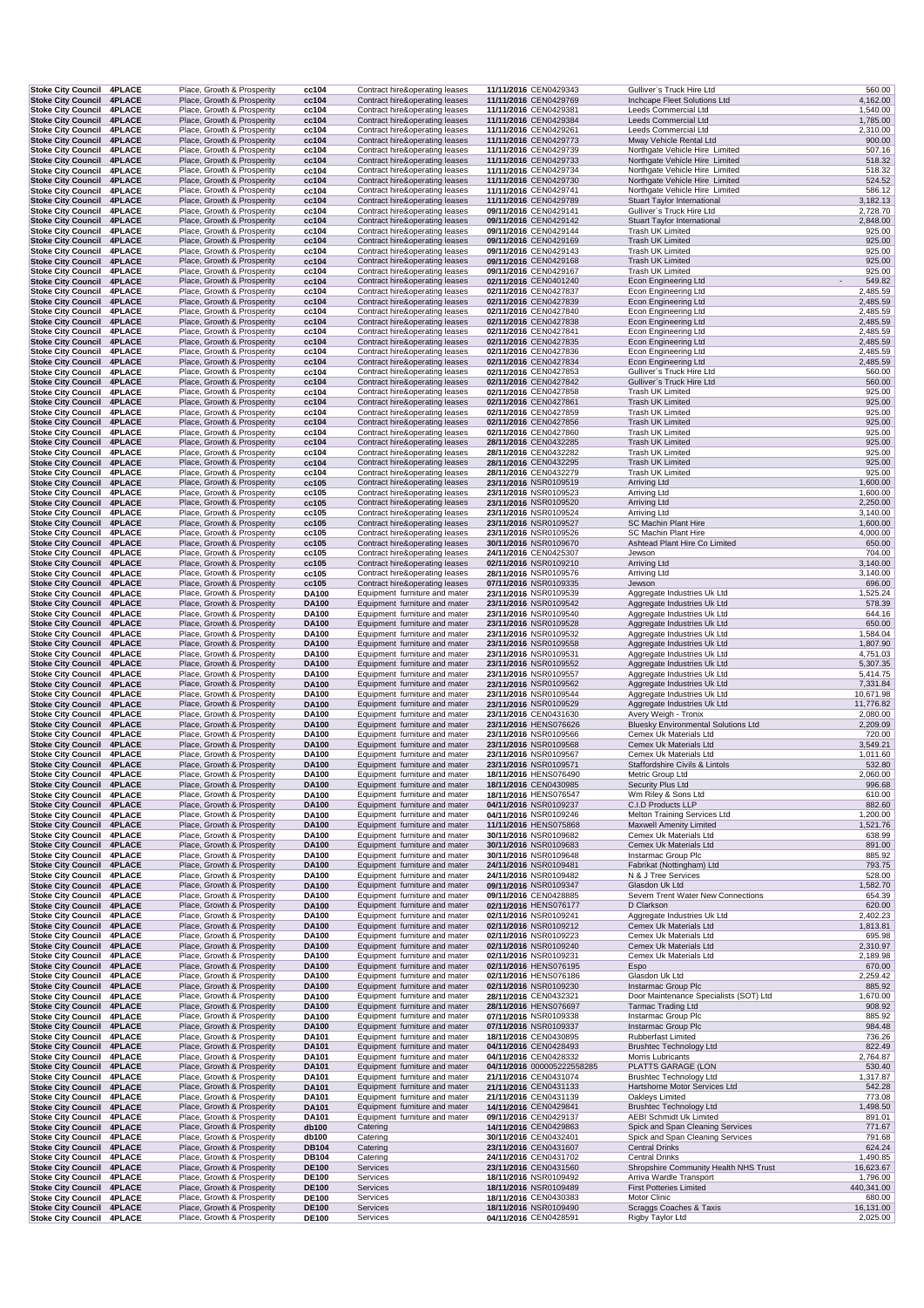| | | | | | | | | |
|---|---|---|---|---|---|---|---|---|
| Stoke City Council | 4PLACE | Place, Growth & Prosperity | cc104 | Contract hire&operating leases | 11/11/2016 | CEN0429343 | Gulliver`s Truck Hire Ltd | 560.00 |
| Stoke City Council | 4PLACE | Place, Growth & Prosperity | cc104 | Contract hire&operating leases | 11/11/2016 | CEN0429769 | Inchcape Fleet Solutions Ltd | 4,162.00 |
| Stoke City Council | 4PLACE | Place, Growth & Prosperity | cc104 | Contract hire&operating leases | 11/11/2016 | CEN0429381 | Leeds Commercial Ltd | 1,540.00 |
| Stoke City Council | 4PLACE | Place, Growth & Prosperity | cc104 | Contract hire&operating leases | 11/11/2016 | CEN0429384 | Leeds Commercial Ltd | 1,785.00 |
| Stoke City Council | 4PLACE | Place, Growth & Prosperity | cc104 | Contract hire&operating leases | 11/11/2016 | CEN0429261 | Leeds Commercial Ltd | 2,310.00 |
| Stoke City Council | 4PLACE | Place, Growth & Prosperity | cc104 | Contract hire&operating leases | 11/11/2016 | CEN0429773 | Mway Vehicle Rental Ltd | 900.00 |
| Stoke City Council | 4PLACE | Place, Growth & Prosperity | cc104 | Contract hire&operating leases | 11/11/2016 | CEN0429739 | Northgate Vehicle Hire Limited | 507.16 |
| Stoke City Council | 4PLACE | Place, Growth & Prosperity | cc104 | Contract hire&operating leases | 11/11/2016 | CEN0429733 | Northgate Vehicle Hire Limited | 518.32 |
| Stoke City Council | 4PLACE | Place, Growth & Prosperity | cc104 | Contract hire&operating leases | 11/11/2016 | CEN0429734 | Northgate Vehicle Hire Limited | 518.32 |
| Stoke City Council | 4PLACE | Place, Growth & Prosperity | cc104 | Contract hire&operating leases | 11/11/2016 | CEN0429730 | Northgate Vehicle Hire Limited | 524.52 |
| Stoke City Council | 4PLACE | Place, Growth & Prosperity | cc104 | Contract hire&operating leases | 11/11/2016 | CEN0429741 | Northgate Vehicle Hire Limited | 586.12 |
| Stoke City Council | 4PLACE | Place, Growth & Prosperity | cc104 | Contract hire&operating leases | 11/11/2016 | CEN0429789 | Stuart Taylor International | 3,182.13 |
| Stoke City Council | 4PLACE | Place, Growth & Prosperity | cc104 | Contract hire&operating leases | 09/11/2016 | CEN0429141 | Gulliver`s Truck Hire Ltd | 2,728.70 |
| Stoke City Council | 4PLACE | Place, Growth & Prosperity | cc104 | Contract hire&operating leases | 09/11/2016 | CEN0429142 | Stuart Taylor International | 2,848.00 |
| Stoke City Council | 4PLACE | Place, Growth & Prosperity | cc104 | Contract hire&operating leases | 09/11/2016 | CEN0429144 | Trash UK Limited | 925.00 |
| Stoke City Council | 4PLACE | Place, Growth & Prosperity | cc104 | Contract hire&operating leases | 09/11/2016 | CEN0429169 | Trash UK Limited | 925.00 |
| Stoke City Council | 4PLACE | Place, Growth & Prosperity | cc104 | Contract hire&operating leases | 09/11/2016 | CEN0429143 | Trash UK Limited | 925.00 |
| Stoke City Council | 4PLACE | Place, Growth & Prosperity | cc104 | Contract hire&operating leases | 09/11/2016 | CEN0429168 | Trash UK Limited | 925.00 |
| Stoke City Council | 4PLACE | Place, Growth & Prosperity | cc104 | Contract hire&operating leases | 09/11/2016 | CEN0429167 | Trash UK Limited | 925.00 |
| Stoke City Council | 4PLACE | Place, Growth & Prosperity | cc104 | Contract hire&operating leases | 02/11/2016 | CEN0401240 | Econ Engineering Ltd | - 549.82 |
| Stoke City Council | 4PLACE | Place, Growth & Prosperity | cc104 | Contract hire&operating leases | 02/11/2016 | CEN0427837 | Econ Engineering Ltd | 2,485.59 |
| Stoke City Council | 4PLACE | Place, Growth & Prosperity | cc104 | Contract hire&operating leases | 02/11/2016 | CEN0427839 | Econ Engineering Ltd | 2,485.59 |
| Stoke City Council | 4PLACE | Place, Growth & Prosperity | cc104 | Contract hire&operating leases | 02/11/2016 | CEN0427840 | Econ Engineering Ltd | 2,485.59 |
| Stoke City Council | 4PLACE | Place, Growth & Prosperity | cc104 | Contract hire&operating leases | 02/11/2016 | CEN0427838 | Econ Engineering Ltd | 2,485.59 |
| Stoke City Council | 4PLACE | Place, Growth & Prosperity | cc104 | Contract hire&operating leases | 02/11/2016 | CEN0427841 | Econ Engineering Ltd | 2,485.59 |
| Stoke City Council | 4PLACE | Place, Growth & Prosperity | cc104 | Contract hire&operating leases | 02/11/2016 | CEN0427835 | Econ Engineering Ltd | 2,485.59 |
| Stoke City Council | 4PLACE | Place, Growth & Prosperity | cc104 | Contract hire&operating leases | 02/11/2016 | CEN0427836 | Econ Engineering Ltd | 2,485.59 |
| Stoke City Council | 4PLACE | Place, Growth & Prosperity | cc104 | Contract hire&operating leases | 02/11/2016 | CEN0427834 | Econ Engineering Ltd | 2,485.59 |
| Stoke City Council | 4PLACE | Place, Growth & Prosperity | cc104 | Contract hire&operating leases | 02/11/2016 | CEN0427853 | Gulliver`s Truck Hire Ltd | 560.00 |
| Stoke City Council | 4PLACE | Place, Growth & Prosperity | cc104 | Contract hire&operating leases | 02/11/2016 | CEN0427842 | Gulliver`s Truck Hire Ltd | 560.00 |
| Stoke City Council | 4PLACE | Place, Growth & Prosperity | cc104 | Contract hire&operating leases | 02/11/2016 | CEN0427858 | Trash UK Limited | 925.00 |
| Stoke City Council | 4PLACE | Place, Growth & Prosperity | cc104 | Contract hire&operating leases | 02/11/2016 | CEN0427861 | Trash UK Limited | 925.00 |
| Stoke City Council | 4PLACE | Place, Growth & Prosperity | cc104 | Contract hire&operating leases | 02/11/2016 | CEN0427859 | Trash UK Limited | 925.00 |
| Stoke City Council | 4PLACE | Place, Growth & Prosperity | cc104 | Contract hire&operating leases | 02/11/2016 | CEN0427856 | Trash UK Limited | 925.00 |
| Stoke City Council | 4PLACE | Place, Growth & Prosperity | cc104 | Contract hire&operating leases | 02/11/2016 | CEN0427860 | Trash UK Limited | 925.00 |
| Stoke City Council | 4PLACE | Place, Growth & Prosperity | cc104 | Contract hire&operating leases | 28/11/2016 | CEN0432285 | Trash UK Limited | 925.00 |
| Stoke City Council | 4PLACE | Place, Growth & Prosperity | cc104 | Contract hire&operating leases | 28/11/2016 | CEN0432282 | Trash UK Limited | 925.00 |
| Stoke City Council | 4PLACE | Place, Growth & Prosperity | cc104 | Contract hire&operating leases | 28/11/2016 | CEN0432295 | Trash UK Limited | 925.00 |
| Stoke City Council | 4PLACE | Place, Growth & Prosperity | cc104 | Contract hire&operating leases | 28/11/2016 | CEN0432279 | Trash UK Limited | 925.00 |
| Stoke City Council | 4PLACE | Place, Growth & Prosperity | cc105 | Contract hire&operating leases | 23/11/2016 | NSR0109519 | Arriving Ltd | 1,600.00 |
| Stoke City Council | 4PLACE | Place, Growth & Prosperity | cc105 | Contract hire&operating leases | 23/11/2016 | NSR0109523 | Arriving Ltd | 1,600.00 |
| Stoke City Council | 4PLACE | Place, Growth & Prosperity | cc105 | Contract hire&operating leases | 23/11/2016 | NSR0109520 | Arriving Ltd | 2,250.00 |
| Stoke City Council | 4PLACE | Place, Growth & Prosperity | cc105 | Contract hire&operating leases | 23/11/2016 | NSR0109524 | Arriving Ltd | 3,140.00 |
| Stoke City Council | 4PLACE | Place, Growth & Prosperity | cc105 | Contract hire&operating leases | 23/11/2016 | NSR0109527 | SC Machin Plant Hire | 1,600.00 |
| Stoke City Council | 4PLACE | Place, Growth & Prosperity | cc105 | Contract hire&operating leases | 23/11/2016 | NSR0109526 | SC Machin Plant Hire | 4,000.00 |
| Stoke City Council | 4PLACE | Place, Growth & Prosperity | cc105 | Contract hire&operating leases | 30/11/2016 | NSR0109670 | Ashtead Plant Hire Co Limited | 650.00 |
| Stoke City Council | 4PLACE | Place, Growth & Prosperity | cc105 | Contract hire&operating leases | 24/11/2016 | CEN0425307 | Jewson | 704.00 |
| Stoke City Council | 4PLACE | Place, Growth & Prosperity | cc105 | Contract hire&operating leases | 02/11/2016 | NSR0109210 | Arriving Ltd | 3,140.00 |
| Stoke City Council | 4PLACE | Place, Growth & Prosperity | cc105 | Contract hire&operating leases | 28/11/2016 | NSR0109576 | Arriving Ltd | 3,140.00 |
| Stoke City Council | 4PLACE | Place, Growth & Prosperity | cc105 | Contract hire&operating leases | 07/11/2016 | NSR0109335 | Jewson | 696.00 |
| Stoke City Council | 4PLACE | Place, Growth & Prosperity | DA100 | Equipment furniture and mater | 23/11/2016 | NSR0109539 | Aggregate Industries Uk Ltd | 1,525.24 |
| Stoke City Council | 4PLACE | Place, Growth & Prosperity | DA100 | Equipment furniture and mater | 23/11/2016 | NSR0109542 | Aggregate Industries Uk Ltd | 578.39 |
| Stoke City Council | 4PLACE | Place, Growth & Prosperity | DA100 | Equipment furniture and mater | 23/11/2016 | NSR0109540 | Aggregate Industries Uk Ltd | 644.16 |
| Stoke City Council | 4PLACE | Place, Growth & Prosperity | DA100 | Equipment furniture and mater | 23/11/2016 | NSR0109528 | Aggregate Industries Uk Ltd | 650.00 |
| Stoke City Council | 4PLACE | Place, Growth & Prosperity | DA100 | Equipment furniture and mater | 23/11/2016 | NSR0109532 | Aggregate Industries Uk Ltd | 1,584.04 |
| Stoke City Council | 4PLACE | Place, Growth & Prosperity | DA100 | Equipment furniture and mater | 23/11/2016 | NSR0109558 | Aggregate Industries Uk Ltd | 1,807.90 |
| Stoke City Council | 4PLACE | Place, Growth & Prosperity | DA100 | Equipment furniture and mater | 23/11/2016 | NSR0109531 | Aggregate Industries Uk Ltd | 4,751.03 |
| Stoke City Council | 4PLACE | Place, Growth & Prosperity | DA100 | Equipment furniture and mater | 23/11/2016 | NSR0109552 | Aggregate Industries Uk Ltd | 5,307.35 |
| Stoke City Council | 4PLACE | Place, Growth & Prosperity | DA100 | Equipment furniture and mater | 23/11/2016 | NSR0109557 | Aggregate Industries Uk Ltd | 5,414.75 |
| Stoke City Council | 4PLACE | Place, Growth & Prosperity | DA100 | Equipment furniture and mater | 23/11/2016 | NSR0109562 | Aggregate Industries Uk Ltd | 7,331.84 |
| Stoke City Council | 4PLACE | Place, Growth & Prosperity | DA100 | Equipment furniture and mater | 23/11/2016 | NSR0109544 | Aggregate Industries Uk Ltd | 10,671.98 |
| Stoke City Council | 4PLACE | Place, Growth & Prosperity | DA100 | Equipment furniture and mater | 23/11/2016 | NSR0109529 | Aggregate Industries Uk Ltd | 11,776.82 |
| Stoke City Council | 4PLACE | Place, Growth & Prosperity | DA100 | Equipment furniture and mater | 23/11/2016 | CEN0431630 | Avery Weigh - Tronix | 2,080.00 |
| Stoke City Council | 4PLACE | Place, Growth & Prosperity | DA100 | Equipment furniture and mater | 23/11/2016 | HENS076626 | Bluesky Environmental Solutions Ltd | 2,209.09 |
| Stoke City Council | 4PLACE | Place, Growth & Prosperity | DA100 | Equipment furniture and mater | 23/11/2016 | NSR0109566 | Cemex Uk Materials Ltd | 720.00 |
| Stoke City Council | 4PLACE | Place, Growth & Prosperity | DA100 | Equipment furniture and mater | 23/11/2016 | NSR0109568 | Cemex Uk Materials Ltd | 3,549.21 |
| Stoke City Council | 4PLACE | Place, Growth & Prosperity | DA100 | Equipment furniture and mater | 23/11/2016 | NSR0109567 | Cemex Uk Materials Ltd | 1,011.60 |
| Stoke City Council | 4PLACE | Place, Growth & Prosperity | DA100 | Equipment furniture and mater | 23/11/2016 | NSR0109571 | Staffordshire Civils & Lintols | 532.80 |
| Stoke City Council | 4PLACE | Place, Growth & Prosperity | DA100 | Equipment furniture and mater | 18/11/2016 | HENS076490 | Metric Group Ltd | 2,060.00 |
| Stoke City Council | 4PLACE | Place, Growth & Prosperity | DA100 | Equipment furniture and mater | 18/11/2016 | CEN0430985 | Security Plus Ltd | 996.68 |
| Stoke City Council | 4PLACE | Place, Growth & Prosperity | DA100 | Equipment furniture and mater | 18/11/2016 | HENS076547 | Wm Riley & Sons Ltd | 610.00 |
| Stoke City Council | 4PLACE | Place, Growth & Prosperity | DA100 | Equipment furniture and mater | 04/11/2016 | NSR0109237 | C.I.D Products LLP | 882.60 |
| Stoke City Council | 4PLACE | Place, Growth & Prosperity | DA100 | Equipment furniture and mater | 04/11/2016 | NSR0109246 | Melton Training Services Ltd | 1,200.00 |
| Stoke City Council | 4PLACE | Place, Growth & Prosperity | DA100 | Equipment furniture and mater | 11/11/2016 | HENS075868 | Maxwell Amenity Limited | 1,521.76 |
| Stoke City Council | 4PLACE | Place, Growth & Prosperity | DA100 | Equipment furniture and mater | 30/11/2016 | NSR0109682 | Cemex Uk Materials Ltd | 638.99 |
| Stoke City Council | 4PLACE | Place, Growth & Prosperity | DA100 | Equipment furniture and mater | 30/11/2016 | NSR0109683 | Cemex Uk Materials Ltd | 891.00 |
| Stoke City Council | 4PLACE | Place, Growth & Prosperity | DA100 | Equipment furniture and mater | 30/11/2016 | NSR0109648 | Instarmac Group Plc | 885.92 |
| Stoke City Council | 4PLACE | Place, Growth & Prosperity | DA100 | Equipment furniture and mater | 24/11/2016 | NSR0109481 | Fabrikat (Nottingham) Ltd | 793.75 |
| Stoke City Council | 4PLACE | Place, Growth & Prosperity | DA100 | Equipment furniture and mater | 24/11/2016 | NSR0109482 | N & J Tree Services | 528.00 |
| Stoke City Council | 4PLACE | Place, Growth & Prosperity | DA100 | Equipment furniture and mater | 09/11/2016 | NSR0109347 | Glasdon Uk Ltd | 1,582.70 |
| Stoke City Council | 4PLACE | Place, Growth & Prosperity | DA100 | Equipment furniture and mater | 09/11/2016 | CEN0428885 | Severn Trent Water New Connections | 654.39 |
| Stoke City Council | 4PLACE | Place, Growth & Prosperity | DA100 | Equipment furniture and mater | 02/11/2016 | HENS076177 | D Clarkson | 620.00 |
| Stoke City Council | 4PLACE | Place, Growth & Prosperity | DA100 | Equipment furniture and mater | 02/11/2016 | NSR0109241 | Aggregate Industries Uk Ltd | 2,402.23 |
| Stoke City Council | 4PLACE | Place, Growth & Prosperity | DA100 | Equipment furniture and mater | 02/11/2016 | NSR0109212 | Cemex Uk Materials Ltd | 1,813.81 |
| Stoke City Council | 4PLACE | Place, Growth & Prosperity | DA100 | Equipment furniture and mater | 02/11/2016 | NSR0109223 | Cemex Uk Materials Ltd | 695.98 |
| Stoke City Council | 4PLACE | Place, Growth & Prosperity | DA100 | Equipment furniture and mater | 02/11/2016 | NSR0109240 | Cemex Uk Materials Ltd | 2,310.97 |
| Stoke City Council | 4PLACE | Place, Growth & Prosperity | DA100 | Equipment furniture and mater | 02/11/2016 | NSR0109231 | Cemex Uk Materials Ltd | 2,189.98 |
| Stoke City Council | 4PLACE | Place, Growth & Prosperity | DA100 | Equipment furniture and mater | 02/11/2016 | HENS076195 | Espo | 670.00 |
| Stoke City Council | 4PLACE | Place, Growth & Prosperity | DA100 | Equipment furniture and mater | 02/11/2016 | HENS076186 | Glasdon Uk Ltd | 2,259.42 |
| Stoke City Council | 4PLACE | Place, Growth & Prosperity | DA100 | Equipment furniture and mater | 02/11/2016 | NSR0109230 | Instarmac Group Plc | 885.92 |
| Stoke City Council | 4PLACE | Place, Growth & Prosperity | DA100 | Equipment furniture and mater | 28/11/2016 | CEN0432321 | Door Maintenance Specialists (SOT) Ltd | 1,670.00 |
| Stoke City Council | 4PLACE | Place, Growth & Prosperity | DA100 | Equipment furniture and mater | 28/11/2016 | HENS076697 | Tarmac Trading Ltd | 908.92 |
| Stoke City Council | 4PLACE | Place, Growth & Prosperity | DA100 | Equipment furniture and mater | 07/11/2016 | NSR0109338 | Instarmac Group Plc | 885.92 |
| Stoke City Council | 4PLACE | Place, Growth & Prosperity | DA100 | Equipment furniture and mater | 07/11/2016 | NSR0109337 | Instarmac Group Plc | 984.48 |
| Stoke City Council | 4PLACE | Place, Growth & Prosperity | DA101 | Equipment furniture and mater | 18/11/2016 | CEN0430895 | Rubberfast Limited | 736.26 |
| Stoke City Council | 4PLACE | Place, Growth & Prosperity | DA101 | Equipment furniture and mater | 04/11/2016 | CEN0428493 | Brushtec Technology Ltd | 822.49 |
| Stoke City Council | 4PLACE | Place, Growth & Prosperity | DA101 | Equipment furniture and mater | 04/11/2016 | CEN0428332 | Morris Lubricants | 2,764.87 |
| Stoke City Council | 4PLACE | Place, Growth & Prosperity | DA101 | Equipment furniture and mater | 04/11/2016 | 000005222558285 | PLATTS GARAGE (LON | 530.40 |
| Stoke City Council | 4PLACE | Place, Growth & Prosperity | DA101 | Equipment furniture and mater | 21/11/2016 | CEN0431074 | Brushtec Technology Ltd | 1,317.87 |
| Stoke City Council | 4PLACE | Place, Growth & Prosperity | DA101 | Equipment furniture and mater | 21/11/2016 | CEN0431133 | Hartshorne Motor Services Ltd | 542.28 |
| Stoke City Council | 4PLACE | Place, Growth & Prosperity | DA101 | Equipment furniture and mater | 21/11/2016 | CEN0431139 | Oakleys Limited | 773.08 |
| Stoke City Council | 4PLACE | Place, Growth & Prosperity | DA101 | Equipment furniture and mater | 14/11/2016 | CEN0429841 | Brushtec Technology Ltd | 1,498.50 |
| Stoke City Council | 4PLACE | Place, Growth & Prosperity | DA101 | Equipment furniture and mater | 09/11/2016 | CEN0429137 | AEBI Schmidt Uk Limited | 891.01 |
| Stoke City Council | 4PLACE | Place, Growth & Prosperity | db100 | Catering | 14/11/2016 | CEN0429863 | Spick and Span Cleaning Services | 771.67 |
| Stoke City Council | 4PLACE | Place, Growth & Prosperity | db100 | Catering | 30/11/2016 | CEN0432401 | Spick and Span Cleaning Services | 791.68 |
| Stoke City Council | 4PLACE | Place, Growth & Prosperity | DB104 | Catering | 23/11/2016 | CEN0431607 | Central Drinks | 624.24 |
| Stoke City Council | 4PLACE | Place, Growth & Prosperity | DB104 | Catering | 24/11/2016 | CEN0431702 | Central Drinks | 1,490.85 |
| Stoke City Council | 4PLACE | Place, Growth & Prosperity | DE100 | Services | 23/11/2016 | CEN0431560 | Shropshire Community Health NHS Trust | 16,623.67 |
| Stoke City Council | 4PLACE | Place, Growth & Prosperity | DE100 | Services | 18/11/2016 | NSR0109492 | Arriva Wardle Transport | 1,796.00 |
| Stoke City Council | 4PLACE | Place, Growth & Prosperity | DE100 | Services | 18/11/2016 | NSR0109489 | First Potteries Limited | 440,341.00 |
| Stoke City Council | 4PLACE | Place, Growth & Prosperity | DE100 | Services | 18/11/2016 | CEN0430383 | Motor Clinic | 680.00 |
| Stoke City Council | 4PLACE | Place, Growth & Prosperity | DE100 | Services | 18/11/2016 | NSR0109490 | Scraggs Coaches & Taxis | 16,131.00 |
| Stoke City Council | 4PLACE | Place, Growth & Prosperity | DE100 | Services | 04/11/2016 | CEN0428591 | Rigby Taylor Ltd | 2,025.00 |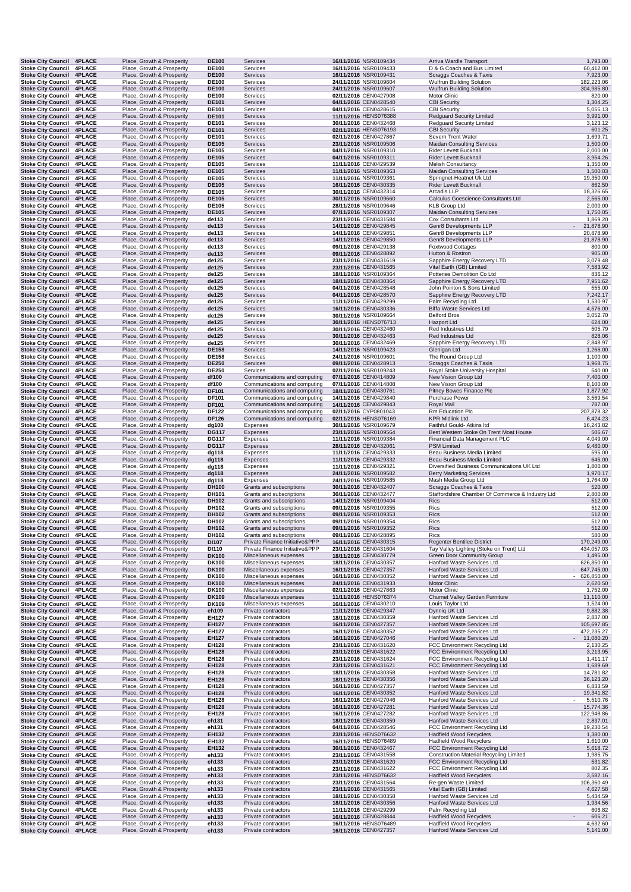| | | | | | | | | |
|---|---|---|---|---|---|---|---|---|
| Stoke City Council | 4PLACE | Place, Growth & Prosperity | DE100 | Services | 16/11/2016 | NSR0109434 | Arriva Wardle Transport | 1,793.00 |
| Stoke City Council | 4PLACE | Place, Growth & Prosperity | DE100 | Services | 16/11/2016 | NSR0109433 | D & G Coach and Bus Limited | 60,412.00 |
| Stoke City Council | 4PLACE | Place, Growth & Prosperity | DE100 | Services | 16/11/2016 | NSR0109431 | Scraggs Coaches & Taxis | 7,923.00 |
| Stoke City Council | 4PLACE | Place, Growth & Prosperity | DE100 | Services | 24/11/2016 | NSR0109604 | Wulfrun Building Solution | 182,223.06 |
| Stoke City Council | 4PLACE | Place, Growth & Prosperity | DE100 | Services | 24/11/2016 | NSR0109607 | Wulfrun Building Solution | 304,985.80 |
| Stoke City Council | 4PLACE | Place, Growth & Prosperity | DE100 | Services | 02/11/2016 | CEN0427908 | Motor Clinic | 820.00 |
| Stoke City Council | 4PLACE | Place, Growth & Prosperity | DE101 | Services | 04/11/2016 | CEN0428540 | CBI Security | 1,304.25 |
| Stoke City Council | 4PLACE | Place, Growth & Prosperity | DE101 | Services | 04/11/2016 | CEN0428615 | CBI Security | 5,055.13 |
| Stoke City Council | 4PLACE | Place, Growth & Prosperity | DE101 | Services | 11/11/2016 | HENS076388 | Redguard Security Limited | 3,991.00 |
| Stoke City Council | 4PLACE | Place, Growth & Prosperity | DE101 | Services | 30/11/2016 | CEN0432468 | Redguard Security Limited | 3,123.12 |
| Stoke City Council | 4PLACE | Place, Growth & Prosperity | DE101 | Services | 02/11/2016 | HENS076193 | CBI Security | 601.25 |
| Stoke City Council | 4PLACE | Place, Growth & Prosperity | DE101 | Services | 02/11/2016 | CEN0427867 | Severn Trent Water | 1,699.71 |
| Stoke City Council | 4PLACE | Place, Growth & Prosperity | DE105 | Services | 23/11/2016 | NSR0109506 | Maidan Consulting Services | 1,500.00 |
| Stoke City Council | 4PLACE | Place, Growth & Prosperity | DE105 | Services | 04/11/2016 | NSR0109310 | Rider Levett Bucknall | 2,000.00 |
| Stoke City Council | 4PLACE | Place, Growth & Prosperity | DE105 | Services | 04/11/2016 | NSR0109311 | Rider Levett Bucknall | 3,954.26 |
| Stoke City Council | 4PLACE | Place, Growth & Prosperity | DE105 | Services | 11/11/2016 | CEN0429539 | Melish Consultancy | 1,350.00 |
| Stoke City Council | 4PLACE | Place, Growth & Prosperity | DE105 | Services | 11/11/2016 | NSR0109363 | Maidan Consulting Services | 1,500.03 |
| Stoke City Council | 4PLACE | Place, Growth & Prosperity | DE105 | Services | 11/11/2016 | NSR0109361 | Springnet-Heatnet Uk Ltd | 19,350.00 |
| Stoke City Council | 4PLACE | Place, Growth & Prosperity | DE105 | Services | 16/11/2016 | CEN0430335 | Rider Levett Bucknall | 862.50 |
| Stoke City Council | 4PLACE | Place, Growth & Prosperity | DE105 | Services | 30/11/2016 | CEN0432314 | Arcadis LLP | 18,326.65 |
| Stoke City Council | 4PLACE | Place, Growth & Prosperity | DE105 | Services | 30/11/2016 | NSR0109660 | Calculus Goescience Consultants Ltd | 2,565.00 |
| Stoke City Council | 4PLACE | Place, Growth & Prosperity | DE105 | Services | 28/11/2016 | NSR0109646 | KLB Group Ltd | 2,000.00 |
| Stoke City Council | 4PLACE | Place, Growth & Prosperity | DE105 | Services | 07/11/2016 | NSR0109307 | Maidan Consulting Services | 1,750.05 |
| Stoke City Council | 4PLACE | Place, Growth & Prosperity | de113 | Services | 23/11/2016 | CEN0431584 | Cox Consultants Ltd | 1,869.20 |
| Stoke City Council | 4PLACE | Place, Growth & Prosperity | de113 | Services | 14/11/2016 | CEN0429845 | Genr8 Developments LLP | - 21,878.90 |
| Stoke City Council | 4PLACE | Place, Growth & Prosperity | de113 | Services | 14/11/2016 | CEN0429851 | Genr8 Developments LLP | 20,878.90 |
| Stoke City Council | 4PLACE | Place, Growth & Prosperity | de113 | Services | 14/11/2016 | CEN0429850 | Genr8 Developments LLP | 21,878.90 |
| Stoke City Council | 4PLACE | Place, Growth & Prosperity | de113 | Services | 09/11/2016 | CEN0429138 | Foxtwood Cottages | 800.00 |
| Stoke City Council | 4PLACE | Place, Growth & Prosperity | de113 | Services | 09/11/2016 | CEN0428892 | Hutton & Rostron | 905.00 |
| Stoke City Council | 4PLACE | Place, Growth & Prosperity | de125 | Services | 23/11/2016 | CEN0431619 | Sapphire Energy Recovery LTD | 3,079.48 |
| Stoke City Council | 4PLACE | Place, Growth & Prosperity | de125 | Services | 23/11/2016 | CEN0431565 | Vital Earth (GB) Limited | 7,583.92 |
| Stoke City Council | 4PLACE | Place, Growth & Prosperity | de125 | Services | 18/11/2016 | NSR0109364 | Potteries Demolition Co Ltd | 836.12 |
| Stoke City Council | 4PLACE | Place, Growth & Prosperity | de125 | Services | 18/11/2016 | CEN0430364 | Sapphire Energy Recovery LTD | 7,951.62 |
| Stoke City Council | 4PLACE | Place, Growth & Prosperity | de125 | Services | 04/11/2016 | CEN0428548 | John Pointon & Sons Limited | 555.00 |
| Stoke City Council | 4PLACE | Place, Growth & Prosperity | de125 | Services | 04/11/2016 | CEN0428570 | Sapphire Energy Recovery LTD | 7,242.17 |
| Stoke City Council | 4PLACE | Place, Growth & Prosperity | de125 | Services | 11/11/2016 | CEN0429299 | Palm Recycling Ltd | 1,530.97 |
| Stoke City Council | 4PLACE | Place, Growth & Prosperity | de125 | Services | 16/11/2016 | CEN0430336 | Biffa Waste Services Ltd | 4,576.00 |
| Stoke City Council | 4PLACE | Place, Growth & Prosperity | de125 | Services | 30/11/2016 | NSR0109664 | Belford Bros | 3,052.70 |
| Stoke City Council | 4PLACE | Place, Growth & Prosperity | de125 | Services | 30/11/2016 | HENS076713 | Hazport Ltd | 624.00 |
| Stoke City Council | 4PLACE | Place, Growth & Prosperity | de125 | Services | 30/11/2016 | CEN0432460 | Red Industries Ltd | 505.79 |
| Stoke City Council | 4PLACE | Place, Growth & Prosperity | de125 | Services | 30/11/2016 | CEN0432463 | Red Industries Ltd | 828.06 |
| Stoke City Council | 4PLACE | Place, Growth & Prosperity | de125 | Services | 30/11/2016 | CEN0432469 | Sapphire Energy Recovery LTD | 2,848.97 |
| Stoke City Council | 4PLACE | Place, Growth & Prosperity | DE158 | Services | 14/11/2016 | NSR0109423 | Glenigan Ltd | 1,266.00 |
| Stoke City Council | 4PLACE | Place, Growth & Prosperity | DE158 | Services | 24/11/2016 | NSR0109601 | The Round Group Ltd | 1,100.00 |
| Stoke City Council | 4PLACE | Place, Growth & Prosperity | DE250 | Services | 09/11/2016 | CEN0428913 | Scraggs Coaches & Taxis | 1,968.75 |
| Stoke City Council | 4PLACE | Place, Growth & Prosperity | DE250 | Services | 02/11/2016 | NSR0109243 | Royal Stoke University Hospital | 540.00 |
| Stoke City Council | 4PLACE | Place, Growth & Prosperity | df100 | Communications and computing | 07/11/2016 | CEN0414809 | New Vision Group Ltd | 7,400.00 |
| Stoke City Council | 4PLACE | Place, Growth & Prosperity | df100 | Communications and computing | 07/11/2016 | CEN0414808 | New Vision Group Ltd | 8,100.00 |
| Stoke City Council | 4PLACE | Place, Growth & Prosperity | DF101 | Communications and computing | 18/11/2016 | CEN0430761 | Pitney Bowes Finance Plc | 1,877.92 |
| Stoke City Council | 4PLACE | Place, Growth & Prosperity | DF101 | Communications and computing | 14/11/2016 | CEN0429840 | Purchase Power | 3,569.54 |
| Stoke City Council | 4PLACE | Place, Growth & Prosperity | DF101 | Communications and computing | 14/11/2016 | CEN0429843 | Royal Mail | 787.00 |
| Stoke City Council | 4PLACE | Place, Growth & Prosperity | DF122 | Communications and computing | 02/11/2016 | CYP0801043 | Rm Education Plc | 207,878.32 |
| Stoke City Council | 4PLACE | Place, Growth & Prosperity | DF126 | Communications and computing | 02/11/2016 | HENS076169 | KPR Midlink Ltd | 6,424.23 |
| Stoke City Council | 4PLACE | Place, Growth & Prosperity | dg100 | Expenses | 30/11/2016 | NSR0109679 | Faithful Gould- Atkins ltd | 16,243.82 |
| Stoke City Council | 4PLACE | Place, Growth & Prosperity | DG117 | Expenses | 23/11/2016 | NSR0109564 | Best Western Stoke On Trent Moat House | 506.67 |
| Stoke City Council | 4PLACE | Place, Growth & Prosperity | DG117 | Expenses | 11/11/2016 | NSR0109384 | Financial Data Management PLC | 4,049.00 |
| Stoke City Council | 4PLACE | Place, Growth & Prosperity | DG117 | Expenses | 28/11/2016 | CEN0432061 | PSM Limited | 9,480.00 |
| Stoke City Council | 4PLACE | Place, Growth & Prosperity | dg118 | Expenses | 11/11/2016 | CEN0429333 | Beau Business Media Limited | 595.00 |
| Stoke City Council | 4PLACE | Place, Growth & Prosperity | dg118 | Expenses | 11/11/2016 | CEN0429332 | Beau Business Media Limited | 645.00 |
| Stoke City Council | 4PLACE | Place, Growth & Prosperity | dg118 | Expenses | 11/11/2016 | CEN0429321 | Diversified Business Communications UK Ltd | 1,800.00 |
| Stoke City Council | 4PLACE | Place, Growth & Prosperity | dg118 | Expenses | 24/11/2016 | NSR0109582 | Berry Marketing Services | 1,970.17 |
| Stoke City Council | 4PLACE | Place, Growth & Prosperity | dg118 | Expenses | 24/11/2016 | NSR0109585 | Mash Media Group Ltd | 1,764.00 |
| Stoke City Council | 4PLACE | Place, Growth & Prosperity | DH100 | Grants and subscriptions | 30/11/2016 | CEN0432407 | Scraggs Coaches & Taxis | 520.00 |
| Stoke City Council | 4PLACE | Place, Growth & Prosperity | DH101 | Grants and subscriptions | 30/11/2016 | CEN0432477 | Staffordshire Chamber Of Commerce & Industry Ltd | 2,800.00 |
| Stoke City Council | 4PLACE | Place, Growth & Prosperity | DH102 | Grants and subscriptions | 14/11/2016 | NSR0109404 | Rics | 512.00 |
| Stoke City Council | 4PLACE | Place, Growth & Prosperity | DH102 | Grants and subscriptions | 09/11/2016 | NSR0109355 | Rics | 512.00 |
| Stoke City Council | 4PLACE | Place, Growth & Prosperity | DH102 | Grants and subscriptions | 09/11/2016 | NSR0109353 | Rics | 512.00 |
| Stoke City Council | 4PLACE | Place, Growth & Prosperity | DH102 | Grants and subscriptions | 09/11/2016 | NSR0109354 | Rics | 512.00 |
| Stoke City Council | 4PLACE | Place, Growth & Prosperity | DH102 | Grants and subscriptions | 09/11/2016 | NSR0109352 | Rics | 512.00 |
| Stoke City Council | 4PLACE | Place, Growth & Prosperity | DH102 | Grants and subscriptions | 09/11/2016 | CEN0428895 | Rics | 580.00 |
| Stoke City Council | 4PLACE | Place, Growth & Prosperity | DI107 | Private Finance Initiative&PPP | 16/11/2016 | CEN0430315 | Regenter Bentilee District | 170,249.00 |
| Stoke City Council | 4PLACE | Place, Growth & Prosperity | DI110 | Private Finance Initiative&PPP | 23/11/2016 | CEN0431604 | Tay Valley Lighting (Stoke on Trent) Ltd | 434,057.03 |
| Stoke City Council | 4PLACE | Place, Growth & Prosperity | DK100 | Miscellaneous expenses | 18/11/2016 | CEN0430779 | Green Door Community Group | 1,495.00 |
| Stoke City Council | 4PLACE | Place, Growth & Prosperity | DK100 | Miscellaneous expenses | 18/11/2016 | CEN0430357 | Hanford Waste Services Ltd | 626,850.00 |
| Stoke City Council | 4PLACE | Place, Growth & Prosperity | DK100 | Miscellaneous expenses | 16/11/2016 | CEN0427357 | Hanford Waste Services Ltd | - 647,745.00 |
| Stoke City Council | 4PLACE | Place, Growth & Prosperity | DK100 | Miscellaneous expenses | 16/11/2016 | CEN0430352 | Hanford Waste Services Ltd | - 626,850.00 |
| Stoke City Council | 4PLACE | Place, Growth & Prosperity | DK100 | Miscellaneous expenses | 24/11/2016 | CEN0431933 | Motor Clinic | 2,620.50 |
| Stoke City Council | 4PLACE | Place, Growth & Prosperity | DK100 | Miscellaneous expenses | 02/11/2016 | CEN0427863 | Motor Clinic | 1,752.00 |
| Stoke City Council | 4PLACE | Place, Growth & Prosperity | DK109 | Miscellaneous expenses | 11/11/2016 | HENS076374 | Churnet Valley Garden Furniture | 11,110.00 |
| Stoke City Council | 4PLACE | Place, Growth & Prosperity | DK109 | Miscellaneous expenses | 16/11/2016 | CEN0430210 | Louis Taylor Ltd | 1,524.00 |
| Stoke City Council | 4PLACE | Place, Growth & Prosperity | eh109 | Private contractors | 11/11/2016 | CEN0429347 | Dynniq UK Ltd | 9,882.38 |
| Stoke City Council | 4PLACE | Place, Growth & Prosperity | EH127 | Private contractors | 18/11/2016 | CEN0430359 | Hanford Waste Services Ltd | 2,837.00 |
| Stoke City Council | 4PLACE | Place, Growth & Prosperity | EH127 | Private contractors | 16/11/2016 | CEN0427357 | Hanford Waste Services Ltd | 105,697.85 |
| Stoke City Council | 4PLACE | Place, Growth & Prosperity | EH127 | Private contractors | 16/11/2016 | CEN0430352 | Hanford Waste Services Ltd | 472,235.27 |
| Stoke City Council | 4PLACE | Place, Growth & Prosperity | EH127 | Private contractors | 16/11/2016 | CEN0427046 | Hanford Waste Services Ltd | - 11,080.20 |
| Stoke City Council | 4PLACE | Place, Growth & Prosperity | EH128 | Private contractors | 23/11/2016 | CEN0431620 | FCC Environment Recycling Ltd | 2,130.25 |
| Stoke City Council | 4PLACE | Place, Growth & Prosperity | EH128 | Private contractors | 23/11/2016 | CEN0431622 | FCC Environment Recycling Ltd | 3,213.95 |
| Stoke City Council | 4PLACE | Place, Growth & Prosperity | EH128 | Private contractors | 23/11/2016 | CEN0431624 | FCC Environment Recycling Ltd | 1,411.17 |
| Stoke City Council | 4PLACE | Place, Growth & Prosperity | EH128 | Private contractors | 23/11/2016 | CEN0431621 | FCC Environment Recycling Ltd | 1,689.69 |
| Stoke City Council | 4PLACE | Place, Growth & Prosperity | EH128 | Private contractors | 18/11/2016 | CEN0430358 | Hanford Waste Services Ltd | 14,781.82 |
| Stoke City Council | 4PLACE | Place, Growth & Prosperity | EH128 | Private contractors | 18/11/2016 | CEN0430356 | Hanford Waste Services Ltd | 36,123.20 |
| Stoke City Council | 4PLACE | Place, Growth & Prosperity | EH128 | Private contractors | 16/11/2016 | CEN0427357 | Hanford Waste Services Ltd | 6,833.59 |
| Stoke City Council | 4PLACE | Place, Growth & Prosperity | EH128 | Private contractors | 16/11/2016 | CEN0430352 | Hanford Waste Services Ltd | 19,341.82 |
| Stoke City Council | 4PLACE | Place, Growth & Prosperity | EH128 | Private contractors | 16/11/2016 | CEN0427046 | Hanford Waste Services Ltd | - 5,510.76 |
| Stoke City Council | 4PLACE | Place, Growth & Prosperity | EH128 | Private contractors | 16/11/2016 | CEN0427281 | Hanford Waste Services Ltd | 15,774.36 |
| Stoke City Council | 4PLACE | Place, Growth & Prosperity | EH128 | Private contractors | 16/11/2016 | CEN0427282 | Hanford Waste Services Ltd | 122,948.86 |
| Stoke City Council | 4PLACE | Place, Growth & Prosperity | eh131 | Private contractors | 18/11/2016 | CEN0430359 | Hanford Waste Services Ltd | 2,837.01 |
| Stoke City Council | 4PLACE | Place, Growth & Prosperity | eh131 | Private contractors | 04/11/2016 | CEN0428546 | FCC Environment Recycling Ltd | 19,230.54 |
| Stoke City Council | 4PLACE | Place, Growth & Prosperity | EH132 | Private contractors | 23/11/2016 | HENS076632 | Hadfield Wood Recyclers | 1,380.00 |
| Stoke City Council | 4PLACE | Place, Growth & Prosperity | EH132 | Private contractors | 16/11/2016 | HENS076489 | Hadfield Wood Recyclers | 1,610.00 |
| Stoke City Council | 4PLACE | Place, Growth & Prosperity | EH132 | Private contractors | 30/11/2016 | CEN0432467 | FCC Environment Recycling Ltd | 5,618.72 |
| Stoke City Council | 4PLACE | Place, Growth & Prosperity | eh133 | Private contractors | 23/11/2016 | CEN0431558 | Construction Material Recycling Limited | 1,985.75 |
| Stoke City Council | 4PLACE | Place, Growth & Prosperity | eh133 | Private contractors | 23/11/2016 | CEN0431620 | FCC Environment Recycling Ltd | 531.82 |
| Stoke City Council | 4PLACE | Place, Growth & Prosperity | eh133 | Private contractors | 23/11/2016 | CEN0431622 | FCC Environment Recycling Ltd | 802.35 |
| Stoke City Council | 4PLACE | Place, Growth & Prosperity | eh133 | Private contractors | 23/11/2016 | HENS076632 | Hadfield Wood Recyclers | 3,582.16 |
| Stoke City Council | 4PLACE | Place, Growth & Prosperity | eh133 | Private contractors | 23/11/2016 | CEN0431564 | Re-gen Waste Limited | 106,360.49 |
| Stoke City Council | 4PLACE | Place, Growth & Prosperity | eh133 | Private contractors | 23/11/2016 | CEN0431565 | Vital Earth (GB) Limited | 4,627.58 |
| Stoke City Council | 4PLACE | Place, Growth & Prosperity | eh133 | Private contractors | 18/11/2016 | CEN0430358 | Hanford Waste Services Ltd | 5,434.59 |
| Stoke City Council | 4PLACE | Place, Growth & Prosperity | eh133 | Private contractors | 18/11/2016 | CEN0430356 | Hanford Waste Services Ltd | 1,934.56 |
| Stoke City Council | 4PLACE | Place, Growth & Prosperity | eh133 | Private contractors | 11/11/2016 | CEN0429299 | Palm Recycling Ltd | 606.82 |
| Stoke City Council | 4PLACE | Place, Growth & Prosperity | eh133 | Private contractors | 16/11/2016 | CEN0428844 | Hadfield Wood Recyclers | - 606.21 |
| Stoke City Council | 4PLACE | Place, Growth & Prosperity | eh133 | Private contractors | 16/11/2016 | HENS076489 | Hadfield Wood Recyclers | 4,632.60 |
| Stoke City Council | 4PLACE | Place, Growth & Prosperity | eh133 | Private contractors | 16/11/2016 | CEN0427357 | Hanford Waste Services Ltd | 5,141.00 |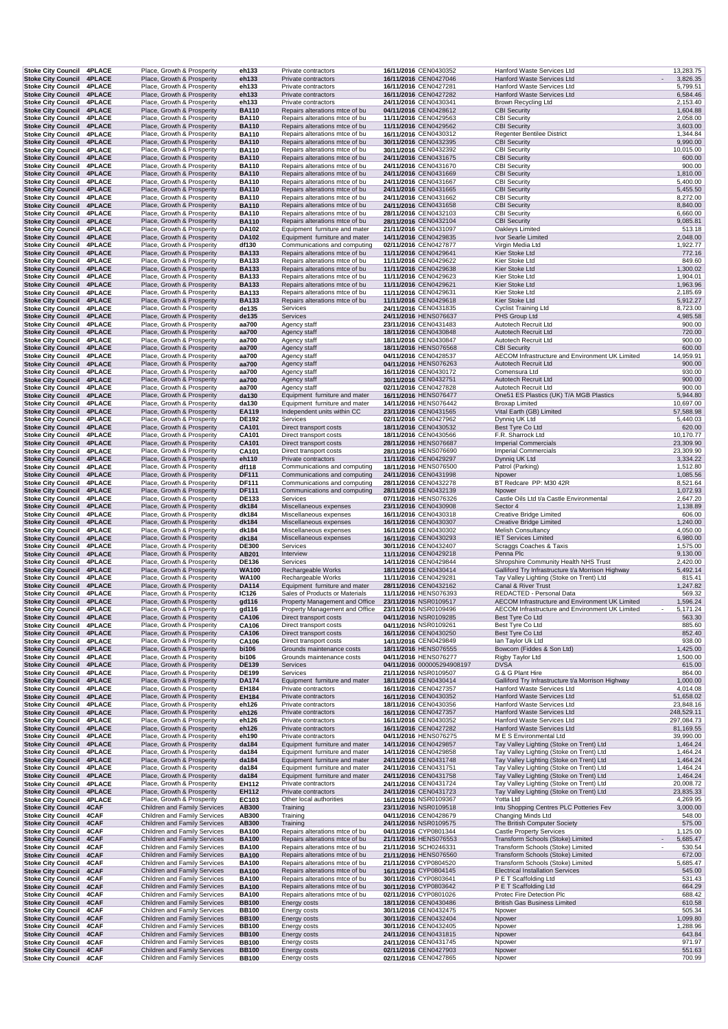| | | | | | | | | |
|---|---|---|---|---|---|---|---|---|
| Stoke City Council | 4PLACE | Place, Growth & Prosperity | eh133 | Private contractors | 16/11/2016 | CEN0430352 | Hanford Waste Services Ltd | 13,283.75 |
| Stoke City Council | 4PLACE | Place, Growth & Prosperity | eh133 | Private contractors | 16/11/2016 | CEN0427046 | Hanford Waste Services Ltd | - 3,826.35 |
| Stoke City Council | 4PLACE | Place, Growth & Prosperity | eh133 | Private contractors | 16/11/2016 | CEN0427281 | Hanford Waste Services Ltd | 5,799.51 |
| Stoke City Council | 4PLACE | Place, Growth & Prosperity | eh133 | Private contractors | 16/11/2016 | CEN0427282 | Hanford Waste Services Ltd | 6,584.46 |
| Stoke City Council | 4PLACE | Place, Growth & Prosperity | eh133 | Private contractors | 24/11/2016 | CEN0430341 | Brown Recycling Ltd | 2,153.40 |
| Stoke City Council | 4PLACE | Place, Growth & Prosperity | BA110 | Repairs alterations mtce of bu | 04/11/2016 | CEN0428612 | CBI Security | 1,604.88 |
| Stoke City Council | 4PLACE | Place, Growth & Prosperity | BA110 | Repairs alterations mtce of bu | 11/11/2016 | CEN0429563 | CBI Security | 2,058.00 |
| Stoke City Council | 4PLACE | Place, Growth & Prosperity | BA110 | Repairs alterations mtce of bu | 11/11/2016 | CEN0429562 | CBI Security | 3,603.00 |
| Stoke City Council | 4PLACE | Place, Growth & Prosperity | BA110 | Repairs alterations mtce of bu | 16/11/2016 | CEN0430312 | Regenter Bentilee District | 1,344.84 |
| Stoke City Council | 4PLACE | Place, Growth & Prosperity | BA110 | Repairs alterations mtce of bu | 30/11/2016 | CEN0432395 | CBI Security | 9,990.00 |
| Stoke City Council | 4PLACE | Place, Growth & Prosperity | BA110 | Repairs alterations mtce of bu | 30/11/2016 | CEN0432392 | CBI Security | 10,015.00 |
| Stoke City Council | 4PLACE | Place, Growth & Prosperity | BA110 | Repairs alterations mtce of bu | 24/11/2016 | CEN0431675 | CBI Security | 600.00 |
| Stoke City Council | 4PLACE | Place, Growth & Prosperity | BA110 | Repairs alterations mtce of bu | 24/11/2016 | CEN0431670 | CBI Security | 900.00 |
| Stoke City Council | 4PLACE | Place, Growth & Prosperity | BA110 | Repairs alterations mtce of bu | 24/11/2016 | CEN0431669 | CBI Security | 1,810.00 |
| Stoke City Council | 4PLACE | Place, Growth & Prosperity | BA110 | Repairs alterations mtce of bu | 24/11/2016 | CEN0431667 | CBI Security | 5,400.00 |
| Stoke City Council | 4PLACE | Place, Growth & Prosperity | BA110 | Repairs alterations mtce of bu | 24/11/2016 | CEN0431665 | CBI Security | 5,455.50 |
| Stoke City Council | 4PLACE | Place, Growth & Prosperity | BA110 | Repairs alterations mtce of bu | 24/11/2016 | CEN0431662 | CBI Security | 8,272.00 |
| Stoke City Council | 4PLACE | Place, Growth & Prosperity | BA110 | Repairs alterations mtce of bu | 24/11/2016 | CEN0431658 | CBI Security | 8,840.00 |
| Stoke City Council | 4PLACE | Place, Growth & Prosperity | BA110 | Repairs alterations mtce of bu | 28/11/2016 | CEN0432103 | CBI Security | 6,660.00 |
| Stoke City Council | 4PLACE | Place, Growth & Prosperity | BA110 | Repairs alterations mtce of bu | 28/11/2016 | CEN0432104 | CBI Security | 9,085.81 |
| Stoke City Council | 4PLACE | Place, Growth & Prosperity | DA102 | Equipment furniture and mater | 21/11/2016 | CEN0431097 | Oakleys Limited | 513.18 |
| Stoke City Council | 4PLACE | Place, Growth & Prosperity | DA102 | Equipment furniture and mater | 14/11/2016 | CEN0429835 | Ivor Searle Limited | 2,048.00 |
| Stoke City Council | 4PLACE | Place, Growth & Prosperity | df130 | Communications and computing | 02/11/2016 | CEN0427877 | Virgin Media Ltd | 1,922.77 |
| Stoke City Council | 4PLACE | Place, Growth & Prosperity | BA133 | Repairs alterations mtce of bu | 11/11/2016 | CEN0429641 | Kier Stoke Ltd | 772.16 |
| Stoke City Council | 4PLACE | Place, Growth & Prosperity | BA133 | Repairs alterations mtce of bu | 11/11/2016 | CEN0429622 | Kier Stoke Ltd | 849.60 |
| Stoke City Council | 4PLACE | Place, Growth & Prosperity | BA133 | Repairs alterations mtce of bu | 11/11/2016 | CEN0429638 | Kier Stoke Ltd | 1,300.02 |
| Stoke City Council | 4PLACE | Place, Growth & Prosperity | BA133 | Repairs alterations mtce of bu | 11/11/2016 | CEN0429623 | Kier Stoke Ltd | 1,904.01 |
| Stoke City Council | 4PLACE | Place, Growth & Prosperity | BA133 | Repairs alterations mtce of bu | 11/11/2016 | CEN0429621 | Kier Stoke Ltd | 1,963.96 |
| Stoke City Council | 4PLACE | Place, Growth & Prosperity | BA133 | Repairs alterations mtce of bu | 11/11/2016 | CEN0429631 | Kier Stoke Ltd | 2,185.69 |
| Stoke City Council | 4PLACE | Place, Growth & Prosperity | BA133 | Repairs alterations mtce of bu | 11/11/2016 | CEN0429618 | Kier Stoke Ltd | 5,912.27 |
| Stoke City Council | 4PLACE | Place, Growth & Prosperity | de135 | Services | 24/11/2016 | CEN0431835 | Cyclist Training Ltd | 8,723.00 |
| Stoke City Council | 4PLACE | Place, Growth & Prosperity | de135 | Services | 24/11/2016 | HENS076637 | PHS Group Ltd | 4,985.58 |
| Stoke City Council | 4PLACE | Place, Growth & Prosperity | aa700 | Agency staff | 23/11/2016 | CEN0431483 | Autotech Recruit Ltd | 900.00 |
| Stoke City Council | 4PLACE | Place, Growth & Prosperity | aa700 | Agency staff | 18/11/2016 | CEN0430848 | Autotech Recruit Ltd | 720.00 |
| Stoke City Council | 4PLACE | Place, Growth & Prosperity | aa700 | Agency staff | 18/11/2016 | CEN0430847 | Autotech Recruit Ltd | 900.00 |
| Stoke City Council | 4PLACE | Place, Growth & Prosperity | aa700 | Agency staff | 18/11/2016 | HENS076568 | CBI Security | 600.00 |
| Stoke City Council | 4PLACE | Place, Growth & Prosperity | aa700 | Agency staff | 04/11/2016 | CEN0428537 | AECOM Infrastructure and Environment UK Limited | 14,959.91 |
| Stoke City Council | 4PLACE | Place, Growth & Prosperity | aa700 | Agency staff | 04/11/2016 | HENS076263 | Autotech Recruit Ltd | 900.00 |
| Stoke City Council | 4PLACE | Place, Growth & Prosperity | aa700 | Agency staff | 16/11/2016 | CEN0430172 | Comensura Ltd | 930.00 |
| Stoke City Council | 4PLACE | Place, Growth & Prosperity | aa700 | Agency staff | 30/11/2016 | CEN0432751 | Autotech Recruit Ltd | 900.00 |
| Stoke City Council | 4PLACE | Place, Growth & Prosperity | aa700 | Agency staff | 02/11/2016 | CEN0427828 | Autotech Recruit Ltd | 900.00 |
| Stoke City Council | 4PLACE | Place, Growth & Prosperity | da130 | Equipment furniture and mater | 16/11/2016 | HENS076477 | One51 ES Plastics (UK) T/A MGB Plastics | 5,944.80 |
| Stoke City Council | 4PLACE | Place, Growth & Prosperity | da130 | Equipment furniture and mater | 14/11/2016 | HENS076442 | Broxap Limited | 10,697.00 |
| Stoke City Council | 4PLACE | Place, Growth & Prosperity | EA119 | Independent units within CC | 23/11/2016 | CEN0431565 | Vital Earth (GB) Limited | 57,588.98 |
| Stoke City Council | 4PLACE | Place, Growth & Prosperity | DE192 | Services | 02/11/2016 | CEN0427962 | Dynniq UK Ltd | 5,440.03 |
| Stoke City Council | 4PLACE | Place, Growth & Prosperity | CA101 | Direct transport costs | 18/11/2016 | CEN0430532 | Best Tyre Co Ltd | 620.00 |
| Stoke City Council | 4PLACE | Place, Growth & Prosperity | CA101 | Direct transport costs | 18/11/2016 | CEN0430566 | F.R. Sharrock Ltd | 10,170.77 |
| Stoke City Council | 4PLACE | Place, Growth & Prosperity | CA101 | Direct transport costs | 28/11/2016 | HENS076687 | Imperial Commercials | 23,309.90 |
| Stoke City Council | 4PLACE | Place, Growth & Prosperity | CA101 | Direct transport costs | 28/11/2016 | HENS076690 | Imperial Commercials | 23,309.90 |
| Stoke City Council | 4PLACE | Place, Growth & Prosperity | eh110 | Private contractors | 11/11/2016 | CEN0429297 | Dynniq UK Ltd | 3,334.22 |
| Stoke City Council | 4PLACE | Place, Growth & Prosperity | df118 | Communications and computing | 18/11/2016 | HENS076500 | Patrol (Parking) | 1,512.80 |
| Stoke City Council | 4PLACE | Place, Growth & Prosperity | DF111 | Communications and computing | 24/11/2016 | CEN0431998 | Npower | 1,085.56 |
| Stoke City Council | 4PLACE | Place, Growth & Prosperity | DF111 | Communications and computing | 28/11/2016 | CEN0432278 | BT Redcare PP: M30 42R | 8,521.64 |
| Stoke City Council | 4PLACE | Place, Growth & Prosperity | DF111 | Communications and computing | 28/11/2016 | CEN0432139 | Npower | 1,072.93 |
| Stoke City Council | 4PLACE | Place, Growth & Prosperity | DE133 | Services | 07/11/2016 | HENS076326 | Castle Oils Ltd t/a Castle Environmental | 2,647.20 |
| Stoke City Council | 4PLACE | Place, Growth & Prosperity | dk184 | Miscellaneous expenses | 23/11/2016 | CEN0430908 | Sector 4 | 1,138.89 |
| Stoke City Council | 4PLACE | Place, Growth & Prosperity | dk184 | Miscellaneous expenses | 16/11/2016 | CEN0430318 | Creative Bridge Limited | 606.00 |
| Stoke City Council | 4PLACE | Place, Growth & Prosperity | dk184 | Miscellaneous expenses | 16/11/2016 | CEN0430307 | Creative Bridge Limited | 1,240.00 |
| Stoke City Council | 4PLACE | Place, Growth & Prosperity | dk184 | Miscellaneous expenses | 16/11/2016 | CEN0430302 | Melish Consultancy | 4,050.00 |
| Stoke City Council | 4PLACE | Place, Growth & Prosperity | dk184 | Miscellaneous expenses | 16/11/2016 | CEN0430293 | IET Services Limited | 6,980.00 |
| Stoke City Council | 4PLACE | Place, Growth & Prosperity | DE300 | Services | 30/11/2016 | CEN0432407 | Scraggs Coaches & Taxis | 1,575.00 |
| Stoke City Council | 4PLACE | Place, Growth & Prosperity | AB201 | Interview | 11/11/2016 | CEN0429218 | Penna Plc | 9,130.00 |
| Stoke City Council | 4PLACE | Place, Growth & Prosperity | DE136 | Services | 14/11/2016 | CEN0429844 | Shropshire Community Health NHS Trust | 2,420.00 |
| Stoke City Council | 4PLACE | Place, Growth & Prosperity | WA100 | Rechargeable Works | 18/11/2016 | CEN0430414 | Galliford Try Infrastructure t/a Morrison Highway | 5,492.14 |
| Stoke City Council | 4PLACE | Place, Growth & Prosperity | WA100 | Rechargeable Works | 11/11/2016 | CEN0429281 | Tay Valley Lighting (Stoke on Trent) Ltd | 815.41 |
| Stoke City Council | 4PLACE | Place, Growth & Prosperity | DA114 | Equipment furniture and mater | 28/11/2016 | CEN0432162 | Canal & River Trust | 1,247.82 |
| Stoke City Council | 4PLACE | Place, Growth & Prosperity | IC126 | Sales of Products or Materials | 11/11/2016 | HENS076393 | REDACTED - Personal Data | 569.32 |
| Stoke City Council | 4PLACE | Place, Growth & Prosperity | gd116 | Property Management and Office | 23/11/2016 | NSR0109517 | AECOM Infrastructure and Environment UK Limited | 1,596.24 |
| Stoke City Council | 4PLACE | Place, Growth & Prosperity | gd116 | Property Management and Office | 23/11/2016 | NSR0109496 | AECOM Infrastructure and Environment UK Limited | - 5,171.24 |
| Stoke City Council | 4PLACE | Place, Growth & Prosperity | CA106 | Direct transport costs | 04/11/2016 | NSR0109285 | Best Tyre Co Ltd | 563.30 |
| Stoke City Council | 4PLACE | Place, Growth & Prosperity | CA106 | Direct transport costs | 04/11/2016 | NSR0109261 | Best Tyre Co Ltd | 885.60 |
| Stoke City Council | 4PLACE | Place, Growth & Prosperity | CA106 | Direct transport costs | 16/11/2016 | CEN0430250 | Best Tyre Co Ltd | 852.40 |
| Stoke City Council | 4PLACE | Place, Growth & Prosperity | CA106 | Direct transport costs | 14/11/2016 | CEN0429849 | Ian Taylor Uk Ltd | 938.00 |
| Stoke City Council | 4PLACE | Place, Growth & Prosperity | bi106 | Grounds maintenance costs | 18/11/2016 | HENS076555 | Bowcom (Fiddes & Son Ltd) | 1,425.00 |
| Stoke City Council | 4PLACE | Place, Growth & Prosperity | bi106 | Grounds maintenance costs | 04/11/2016 | HENS076277 | Rigby Taylor Ltd | 1,500.00 |
| Stoke City Council | 4PLACE | Place, Growth & Prosperity | DE139 | Services | 04/11/2016 | 000005294908197 | DVSA | 615.00 |
| Stoke City Council | 4PLACE | Place, Growth & Prosperity | DE199 | Services | 21/11/2016 | NSR0109507 | G & G Plant Hire | 864.00 |
| Stoke City Council | 4PLACE | Place, Growth & Prosperity | DA174 | Equipment furniture and mater | 18/11/2016 | CEN0430414 | Galliford Try Infrastructure t/a Morrison Highway | 1,000.00 |
| Stoke City Council | 4PLACE | Place, Growth & Prosperity | EH184 | Private contractors | 16/11/2016 | CEN0427357 | Hanford Waste Services Ltd | 4,014.08 |
| Stoke City Council | 4PLACE | Place, Growth & Prosperity | EH184 | Private contractors | 16/11/2016 | CEN0430352 | Hanford Waste Services Ltd | 51,658.02 |
| Stoke City Council | 4PLACE | Place, Growth & Prosperity | eh126 | Private contractors | 18/11/2016 | CEN0430356 | Hanford Waste Services Ltd | 23,848.16 |
| Stoke City Council | 4PLACE | Place, Growth & Prosperity | eh126 | Private contractors | 16/11/2016 | CEN0427357 | Hanford Waste Services Ltd | 248,529.11 |
| Stoke City Council | 4PLACE | Place, Growth & Prosperity | eh126 | Private contractors | 16/11/2016 | CEN0430352 | Hanford Waste Services Ltd | 297,084.73 |
| Stoke City Council | 4PLACE | Place, Growth & Prosperity | eh126 | Private contractors | 16/11/2016 | CEN0427282 | Hanford Waste Services Ltd | 81,169.55 |
| Stoke City Council | 4PLACE | Place, Growth & Prosperity | eh190 | Private contractors | 04/11/2016 | HENS076275 | M E S Environmental Ltd | 39,990.00 |
| Stoke City Council | 4PLACE | Place, Growth & Prosperity | da184 | Equipment furniture and mater | 14/11/2016 | CEN0429857 | Tay Valley Lighting (Stoke on Trent) Ltd | 1,464.24 |
| Stoke City Council | 4PLACE | Place, Growth & Prosperity | da184 | Equipment furniture and mater | 14/11/2016 | CEN0429858 | Tay Valley Lighting (Stoke on Trent) Ltd | 1,464.24 |
| Stoke City Council | 4PLACE | Place, Growth & Prosperity | da184 | Equipment furniture and mater | 24/11/2016 | CEN0431748 | Tay Valley Lighting (Stoke on Trent) Ltd | 1,464.24 |
| Stoke City Council | 4PLACE | Place, Growth & Prosperity | da184 | Equipment furniture and mater | 24/11/2016 | CEN0431751 | Tay Valley Lighting (Stoke on Trent) Ltd | 1,464.24 |
| Stoke City Council | 4PLACE | Place, Growth & Prosperity | da184 | Equipment furniture and mater | 24/11/2016 | CEN0431758 | Tay Valley Lighting (Stoke on Trent) Ltd | 1,464.24 |
| Stoke City Council | 4PLACE | Place, Growth & Prosperity | EH112 | Private contractors | 24/11/2016 | CEN0431724 | Tay Valley Lighting (Stoke on Trent) Ltd | 20,008.72 |
| Stoke City Council | 4PLACE | Place, Growth & Prosperity | EH112 | Private contractors | 24/11/2016 | CEN0431723 | Tay Valley Lighting (Stoke on Trent) Ltd | 23,835.33 |
| Stoke City Council | 4PLACE | Place, Growth & Prosperity | EC103 | Other local authorities | 16/11/2016 | NSR0109367 | Yotta Ltd | 4,269.95 |
| Stoke City Council | 4CAF | Children and Family Services | AB300 | Training | 23/11/2016 | NSR0109518 | Intu Shopping Centres PLC Potteries Fev | 3,000.00 |
| Stoke City Council | 4CAF | Children and Family Services | AB300 | Training | 04/11/2016 | CEN0428679 | Changing Minds Ltd | 548.00 |
| Stoke City Council | 4CAF | Children and Family Services | AB300 | Training | 24/11/2016 | NSR0109575 | The British Computer Society | 575.00 |
| Stoke City Council | 4CAF | Children and Family Services | BA100 | Repairs alterations mtce of bu | 04/11/2016 | CYP0801344 | Castle Property Services | 1,125.00 |
| Stoke City Council | 4CAF | Children and Family Services | BA100 | Repairs alterations mtce of bu | 21/11/2016 | HENS076553 | Transform Schools (Stoke) Limited | - 5,685.47 |
| Stoke City Council | 4CAF | Children and Family Services | BA100 | Repairs alterations mtce of bu | 21/11/2016 | SCH0246331 | Transform Schools (Stoke) Limited | - 530.54 |
| Stoke City Council | 4CAF | Children and Family Services | BA100 | Repairs alterations mtce of bu | 21/11/2016 | HENS076560 | Transform Schools (Stoke) Limited | 672.00 |
| Stoke City Council | 4CAF | Children and Family Services | BA100 | Repairs alterations mtce of bu | 21/11/2016 | CYP0804520 | Transform Schools (Stoke) Limited | 5,685.47 |
| Stoke City Council | 4CAF | Children and Family Services | BA100 | Repairs alterations mtce of bu | 16/11/2016 | CYP0804145 | Electrical Installation Services | 545.00 |
| Stoke City Council | 4CAF | Children and Family Services | BA100 | Repairs alterations mtce of bu | 30/11/2016 | CYP0803641 | P E T Scaffolding Ltd | 531.43 |
| Stoke City Council | 4CAF | Children and Family Services | BA100 | Repairs alterations mtce of bu | 30/11/2016 | CYP0803642 | P E T Scaffolding Ltd | 664.29 |
| Stoke City Council | 4CAF | Children and Family Services | BA100 | Repairs alterations mtce of bu | 02/11/2016 | CYP0801026 | Protec Fire Detection Plc | 688.42 |
| Stoke City Council | 4CAF | Children and Family Services | BB100 | Energy costs | 18/11/2016 | CEN0430486 | British Gas Business Limited | 610.58 |
| Stoke City Council | 4CAF | Children and Family Services | BB100 | Energy costs | 30/11/2016 | CEN0432475 | Npower | 505.34 |
| Stoke City Council | 4CAF | Children and Family Services | BB100 | Energy costs | 30/11/2016 | CEN0432404 | Npower | 1,099.80 |
| Stoke City Council | 4CAF | Children and Family Services | BB100 | Energy costs | 30/11/2016 | CEN0432405 | Npower | 1,288.96 |
| Stoke City Council | 4CAF | Children and Family Services | BB100 | Energy costs | 24/11/2016 | CEN0431815 | Npower | 643.84 |
| Stoke City Council | 4CAF | Children and Family Services | BB100 | Energy costs | 24/11/2016 | CEN0431745 | Npower | 971.97 |
| Stoke City Council | 4CAF | Children and Family Services | BB100 | Energy costs | 02/11/2016 | CEN0427903 | Npower | 551.63 |
| Stoke City Council | 4CAF | Children and Family Services | BB100 | Energy costs | 02/11/2016 | CEN0427865 | Npower | 700.99 |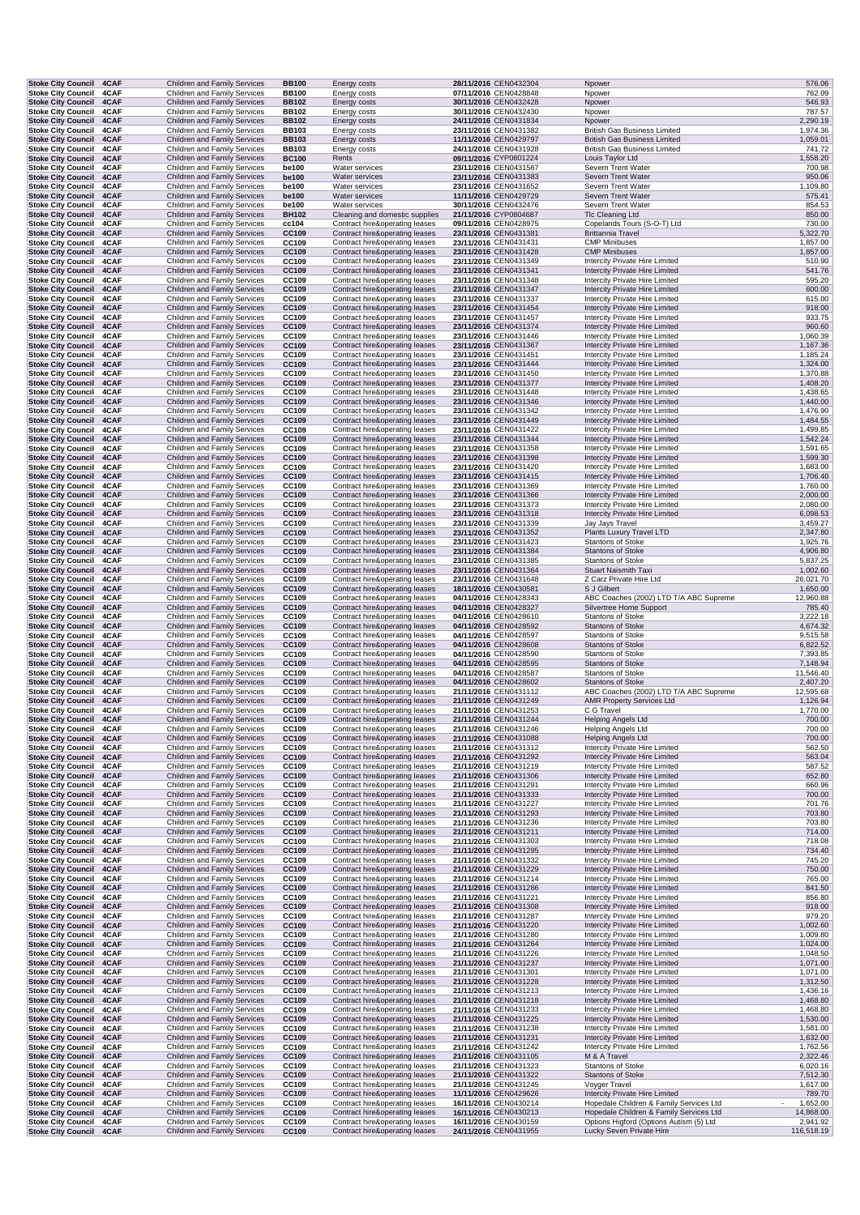| Stoke City Council | 4CAF | Children and Family Services | BB100 | Energy costs | 28/11/2016 | CEN0432304 | Npower | 576.06 |
|---|---|---|---|---|---|---|---|---|
| Stoke City Council | 4CAF | Children and Family Services | BB100 | Energy costs | 07/11/2016 | CEN0428848 | Npower | 762.09 |
| Stoke City Council | 4CAF | Children and Family Services | BB102 | Energy costs | 30/11/2016 | CEN0432428 | Npower | 546.93 |
| Stoke City Council | 4CAF | Children and Family Services | BB102 | Energy costs | 30/11/2016 | CEN0432430 | Npower | 787.57 |
| Stoke City Council | 4CAF | Children and Family Services | BB102 | Energy costs | 24/11/2016 | CEN0431834 | Npower | 2,290.19 |
| Stoke City Council | 4CAF | Children and Family Services | BB103 | Energy costs | 23/11/2016 | CEN0431382 | British Gas Business Limited | 1,974.36 |
| Stoke City Council | 4CAF | Children and Family Services | BB103 | Energy costs | 11/11/2016 | CEN0429797 | British Gas Business Limited | 1,059.01 |
| Stoke City Council | 4CAF | Children and Family Services | BB103 | Energy costs | 24/11/2016 | CEN0431928 | British Gas Business Limited | 741.72 |
| Stoke City Council | 4CAF | Children and Family Services | BC100 | Rents | 09/11/2016 | CYP0801224 | Louis Taylor Ltd | 1,558.20 |
| Stoke City Council | 4CAF | Children and Family Services | be100 | Water services | 23/11/2016 | CEN0431567 | Severn Trent Water | 700.98 |
| Stoke City Council | 4CAF | Children and Family Services | be100 | Water services | 23/11/2016 | CEN0431383 | Severn Trent Water | 950.06 |
| Stoke City Council | 4CAF | Children and Family Services | be100 | Water services | 23/11/2016 | CEN0431652 | Severn Trent Water | 1,109.80 |
| Stoke City Council | 4CAF | Children and Family Services | be100 | Water services | 11/11/2016 | CEN0429729 | Severn Trent Water | 575.41 |
| Stoke City Council | 4CAF | Children and Family Services | be100 | Water services | 30/11/2016 | CEN0432476 | Severn Trent Water | 854.53 |
| Stoke City Council | 4CAF | Children and Family Services | BH102 | Cleaning and domestic supplies | 21/11/2016 | CYP0804687 | Tlc Cleaning Ltd | 850.00 |
| Stoke City Council | 4CAF | Children and Family Services | cc104 | Contract hire&operating leases | 09/11/2016 | CEN0428975 | Copelands Tours (S-O-T) Ltd | 730.00 |
| Stoke City Council | 4CAF | Children and Family Services | CC109 | Contract hire&operating leases | 23/11/2016 | CEN0431381 | Brittannia Travel | 5,322.70 |
| Stoke City Council | 4CAF | Children and Family Services | CC109 | Contract hire&operating leases | 23/11/2016 | CEN0431431 | CMP Minibuses | 1,857.00 |
| Stoke City Council | 4CAF | Children and Family Services | CC109 | Contract hire&operating leases | 23/11/2016 | CEN0431428 | CMP Minibuses | 1,857.00 |
| Stoke City Council | 4CAF | Children and Family Services | CC109 | Contract hire&operating leases | 23/11/2016 | CEN0431349 | Intercity Private Hire Limited | 510.90 |
| Stoke City Council | 4CAF | Children and Family Services | CC109 | Contract hire&operating leases | 23/11/2016 | CEN0431341 | Intercity Private Hire Limited | 541.76 |
| Stoke City Council | 4CAF | Children and Family Services | CC109 | Contract hire&operating leases | 23/11/2016 | CEN0431348 | Intercity Private Hire Limited | 595.20 |
| Stoke City Council | 4CAF | Children and Family Services | CC109 | Contract hire&operating leases | 23/11/2016 | CEN0431347 | Intercity Private Hire Limited | 600.00 |
| Stoke City Council | 4CAF | Children and Family Services | CC109 | Contract hire&operating leases | 23/11/2016 | CEN0431337 | Intercity Private Hire Limited | 615.00 |
| Stoke City Council | 4CAF | Children and Family Services | CC109 | Contract hire&operating leases | 23/11/2016 | CEN0431454 | Intercity Private Hire Limited | 918.00 |
| Stoke City Council | 4CAF | Children and Family Services | CC109 | Contract hire&operating leases | 23/11/2016 | CEN0431457 | Intercity Private Hire Limited | 933.75 |
| Stoke City Council | 4CAF | Children and Family Services | CC109 | Contract hire&operating leases | 23/11/2016 | CEN0431374 | Intercity Private Hire Limited | 960.60 |
| Stoke City Council | 4CAF | Children and Family Services | CC109 | Contract hire&operating leases | 23/11/2016 | CEN0431446 | Intercity Private Hire Limited | 1,060.39 |
| Stoke City Council | 4CAF | Children and Family Services | CC109 | Contract hire&operating leases | 23/11/2016 | CEN0431367 | Intercity Private Hire Limited | 1,167.36 |
| Stoke City Council | 4CAF | Children and Family Services | CC109 | Contract hire&operating leases | 23/11/2016 | CEN0431451 | Intercity Private Hire Limited | 1,185.24 |
| Stoke City Council | 4CAF | Children and Family Services | CC109 | Contract hire&operating leases | 23/11/2016 | CEN0431444 | Intercity Private Hire Limited | 1,324.00 |
| Stoke City Council | 4CAF | Children and Family Services | CC109 | Contract hire&operating leases | 23/11/2016 | CEN0431450 | Intercity Private Hire Limited | 1,370.88 |
| Stoke City Council | 4CAF | Children and Family Services | CC109 | Contract hire&operating leases | 23/11/2016 | CEN0431377 | Intercity Private Hire Limited | 1,408.20 |
| Stoke City Council | 4CAF | Children and Family Services | CC109 | Contract hire&operating leases | 23/11/2016 | CEN0431448 | Intercity Private Hire Limited | 1,438.65 |
| Stoke City Council | 4CAF | Children and Family Services | CC109 | Contract hire&operating leases | 23/11/2016 | CEN0431346 | Intercity Private Hire Limited | 1,440.00 |
| Stoke City Council | 4CAF | Children and Family Services | CC109 | Contract hire&operating leases | 23/11/2016 | CEN0431342 | Intercity Private Hire Limited | 1,476.90 |
| Stoke City Council | 4CAF | Children and Family Services | CC109 | Contract hire&operating leases | 23/11/2016 | CEN0431449 | Intercity Private Hire Limited | 1,484.55 |
| Stoke City Council | 4CAF | Children and Family Services | CC109 | Contract hire&operating leases | 23/11/2016 | CEN0431422 | Intercity Private Hire Limited | 1,499.85 |
| Stoke City Council | 4CAF | Children and Family Services | CC109 | Contract hire&operating leases | 23/11/2016 | CEN0431344 | Intercity Private Hire Limited | 1,542.24 |
| Stoke City Council | 4CAF | Children and Family Services | CC109 | Contract hire&operating leases | 23/11/2016 | CEN0431358 | Intercity Private Hire Limited | 1,591.65 |
| Stoke City Council | 4CAF | Children and Family Services | CC109 | Contract hire&operating leases | 23/11/2016 | CEN0431398 | Intercity Private Hire Limited | 1,599.30 |
| Stoke City Council | 4CAF | Children and Family Services | CC109 | Contract hire&operating leases | 23/11/2016 | CEN0431420 | Intercity Private Hire Limited | 1,683.00 |
| Stoke City Council | 4CAF | Children and Family Services | CC109 | Contract hire&operating leases | 23/11/2016 | CEN0431415 | Intercity Private Hire Limited | 1,706.40 |
| Stoke City Council | 4CAF | Children and Family Services | CC109 | Contract hire&operating leases | 23/11/2016 | CEN0431369 | Intercity Private Hire Limited | 1,760.00 |
| Stoke City Council | 4CAF | Children and Family Services | CC109 | Contract hire&operating leases | 23/11/2016 | CEN0431366 | Intercity Private Hire Limited | 2,000.00 |
| Stoke City Council | 4CAF | Children and Family Services | CC109 | Contract hire&operating leases | 23/11/2016 | CEN0431373 | Intercity Private Hire Limited | 2,080.00 |
| Stoke City Council | 4CAF | Children and Family Services | CC109 | Contract hire&operating leases | 23/11/2016 | CEN0431318 | Intercity Private Hire Limited | 6,098.53 |
| Stoke City Council | 4CAF | Children and Family Services | CC109 | Contract hire&operating leases | 23/11/2016 | CEN0431339 | Jay Jays Travel | 3,459.27 |
| Stoke City Council | 4CAF | Children and Family Services | CC109 | Contract hire&operating leases | 23/11/2016 | CEN0431352 | Plants Luxury Travel LTD | 2,347.80 |
| Stoke City Council | 4CAF | Children and Family Services | CC109 | Contract hire&operating leases | 23/11/2016 | CEN0431423 | Stantons of Stoke | 1,925.76 |
| Stoke City Council | 4CAF | Children and Family Services | CC109 | Contract hire&operating leases | 23/11/2016 | CEN0431384 | Stantons of Stoke | 4,906.80 |
| Stoke City Council | 4CAF | Children and Family Services | CC109 | Contract hire&operating leases | 23/11/2016 | CEN0431385 | Stantons of Stoke | 5,837.25 |
| Stoke City Council | 4CAF | Children and Family Services | CC109 | Contract hire&operating leases | 23/11/2016 | CEN0431364 | Stuart Naismith Taxi | 1,002.60 |
| Stoke City Council | 4CAF | Children and Family Services | CC109 | Contract hire&operating leases | 23/11/2016 | CEN0431648 | Z Carz Private Hire Ltd | 26,021.70 |
| Stoke City Council | 4CAF | Children and Family Services | CC109 | Contract hire&operating leases | 18/11/2016 | CEN0430581 | S J Gilbert | 1,650.00 |
| Stoke City Council | 4CAF | Children and Family Services | CC109 | Contract hire&operating leases | 04/11/2016 | CEN0428343 | ABC Coaches (2002) LTD T/A ABC Supreme | 12,960.88 |
| Stoke City Council | 4CAF | Children and Family Services | CC109 | Contract hire&operating leases | 04/11/2016 | CEN0428327 | Silvertree Home Support | 785.40 |
| Stoke City Council | 4CAF | Children and Family Services | CC109 | Contract hire&operating leases | 04/11/2016 | CEN0428610 | Stantons of Stoke | 3,222.18 |
| Stoke City Council | 4CAF | Children and Family Services | CC109 | Contract hire&operating leases | 04/11/2016 | CEN0428592 | Stantons of Stoke | 4,674.32 |
| Stoke City Council | 4CAF | Children and Family Services | CC109 | Contract hire&operating leases | 04/11/2016 | CEN0428597 | Stantons of Stoke | 9,515.58 |
| Stoke City Council | 4CAF | Children and Family Services | CC109 | Contract hire&operating leases | 04/11/2016 | CEN0428608 | Stantons of Stoke | 6,822.52 |
| Stoke City Council | 4CAF | Children and Family Services | CC109 | Contract hire&operating leases | 04/11/2016 | CEN0428590 | Stantons of Stoke | 7,393.85 |
| Stoke City Council | 4CAF | Children and Family Services | CC109 | Contract hire&operating leases | 04/11/2016 | CEN0428595 | Stantons of Stoke | 7,148.94 |
| Stoke City Council | 4CAF | Children and Family Services | CC109 | Contract hire&operating leases | 04/11/2016 | CEN0428587 | Stantons of Stoke | 11,546.40 |
| Stoke City Council | 4CAF | Children and Family Services | CC109 | Contract hire&operating leases | 04/11/2016 | CEN0428602 | Stantons of Stoke | 2,407.20 |
| Stoke City Council | 4CAF | Children and Family Services | CC109 | Contract hire&operating leases | 21/11/2016 | CEN0431112 | ABC Coaches (2002) LTD T/A ABC Supreme | 12,595.68 |
| Stoke City Council | 4CAF | Children and Family Services | CC109 | Contract hire&operating leases | 21/11/2016 | CEN0431249 | AMR Property Services Ltd | 1,126.94 |
| Stoke City Council | 4CAF | Children and Family Services | CC109 | Contract hire&operating leases | 21/11/2016 | CEN0431253 | C G Travel | 1,770.00 |
| Stoke City Council | 4CAF | Children and Family Services | CC109 | Contract hire&operating leases | 21/11/2016 | CEN0431244 | Helping Angels Ltd | 700.00 |
| Stoke City Council | 4CAF | Children and Family Services | CC109 | Contract hire&operating leases | 21/11/2016 | CEN0431246 | Helping Angels Ltd | 700.00 |
| Stoke City Council | 4CAF | Children and Family Services | CC109 | Contract hire&operating leases | 21/11/2016 | CEN0431088 | Helping Angels Ltd | 700.00 |
| Stoke City Council | 4CAF | Children and Family Services | CC109 | Contract hire&operating leases | 21/11/2016 | CEN0431312 | Intercity Private Hire Limited | 562.50 |
| Stoke City Council | 4CAF | Children and Family Services | CC109 | Contract hire&operating leases | 21/11/2016 | CEN0431292 | Intercity Private Hire Limited | 563.04 |
| Stoke City Council | 4CAF | Children and Family Services | CC109 | Contract hire&operating leases | 21/11/2016 | CEN0431219 | Intercity Private Hire Limited | 587.52 |
| Stoke City Council | 4CAF | Children and Family Services | CC109 | Contract hire&operating leases | 21/11/2016 | CEN0431306 | Intercity Private Hire Limited | 652.80 |
| Stoke City Council | 4CAF | Children and Family Services | CC109 | Contract hire&operating leases | 21/11/2016 | CEN0431291 | Intercity Private Hire Limited | 660.96 |
| Stoke City Council | 4CAF | Children and Family Services | CC109 | Contract hire&operating leases | 21/11/2016 | CEN0431333 | Intercity Private Hire Limited | 700.00 |
| Stoke City Council | 4CAF | Children and Family Services | CC109 | Contract hire&operating leases | 21/11/2016 | CEN0431227 | Intercity Private Hire Limited | 701.76 |
| Stoke City Council | 4CAF | Children and Family Services | CC109 | Contract hire&operating leases | 21/11/2016 | CEN0431293 | Intercity Private Hire Limited | 703.80 |
| Stoke City Council | 4CAF | Children and Family Services | CC109 | Contract hire&operating leases | 21/11/2016 | CEN0431236 | Intercity Private Hire Limited | 703.80 |
| Stoke City Council | 4CAF | Children and Family Services | CC109 | Contract hire&operating leases | 21/11/2016 | CEN0431211 | Intercity Private Hire Limited | 714.00 |
| Stoke City Council | 4CAF | Children and Family Services | CC109 | Contract hire&operating leases | 21/11/2016 | CEN0431303 | Intercity Private Hire Limited | 718.08 |
| Stoke City Council | 4CAF | Children and Family Services | CC109 | Contract hire&operating leases | 21/11/2016 | CEN0431295 | Intercity Private Hire Limited | 734.40 |
| Stoke City Council | 4CAF | Children and Family Services | CC109 | Contract hire&operating leases | 21/11/2016 | CEN0431332 | Intercity Private Hire Limited | 745.20 |
| Stoke City Council | 4CAF | Children and Family Services | CC109 | Contract hire&operating leases | 21/11/2016 | CEN0431229 | Intercity Private Hire Limited | 750.00 |
| Stoke City Council | 4CAF | Children and Family Services | CC109 | Contract hire&operating leases | 21/11/2016 | CEN0431214 | Intercity Private Hire Limited | 765.00 |
| Stoke City Council | 4CAF | Children and Family Services | CC109 | Contract hire&operating leases | 21/11/2016 | CEN0431286 | Intercity Private Hire Limited | 841.50 |
| Stoke City Council | 4CAF | Children and Family Services | CC109 | Contract hire&operating leases | 21/11/2016 | CEN0431221 | Intercity Private Hire Limited | 856.80 |
| Stoke City Council | 4CAF | Children and Family Services | CC109 | Contract hire&operating leases | 21/11/2016 | CEN0431308 | Intercity Private Hire Limited | 918.00 |
| Stoke City Council | 4CAF | Children and Family Services | CC109 | Contract hire&operating leases | 21/11/2016 | CEN0431287 | Intercity Private Hire Limited | 979.20 |
| Stoke City Council | 4CAF | Children and Family Services | CC109 | Contract hire&operating leases | 21/11/2016 | CEN0431220 | Intercity Private Hire Limited | 1,002.60 |
| Stoke City Council | 4CAF | Children and Family Services | CC109 | Contract hire&operating leases | 21/11/2016 | CEN0431280 | Intercity Private Hire Limited | 1,009.80 |
| Stoke City Council | 4CAF | Children and Family Services | CC109 | Contract hire&operating leases | 21/11/2016 | CEN0431264 | Intercity Private Hire Limited | 1,024.00 |
| Stoke City Council | 4CAF | Children and Family Services | CC109 | Contract hire&operating leases | 21/11/2016 | CEN0431226 | Intercity Private Hire Limited | 1,048.50 |
| Stoke City Council | 4CAF | Children and Family Services | CC109 | Contract hire&operating leases | 21/11/2016 | CEN0431237 | Intercity Private Hire Limited | 1,071.00 |
| Stoke City Council | 4CAF | Children and Family Services | CC109 | Contract hire&operating leases | 21/11/2016 | CEN0431301 | Intercity Private Hire Limited | 1,071.00 |
| Stoke City Council | 4CAF | Children and Family Services | CC109 | Contract hire&operating leases | 21/11/2016 | CEN0431228 | Intercity Private Hire Limited | 1,312.50 |
| Stoke City Council | 4CAF | Children and Family Services | CC109 | Contract hire&operating leases | 21/11/2016 | CEN0431213 | Intercity Private Hire Limited | 1,436.16 |
| Stoke City Council | 4CAF | Children and Family Services | CC109 | Contract hire&operating leases | 21/11/2016 | CEN0431218 | Intercity Private Hire Limited | 1,468.80 |
| Stoke City Council | 4CAF | Children and Family Services | CC109 | Contract hire&operating leases | 21/11/2016 | CEN0431233 | Intercity Private Hire Limited | 1,468.80 |
| Stoke City Council | 4CAF | Children and Family Services | CC109 | Contract hire&operating leases | 21/11/2016 | CEN0431225 | Intercity Private Hire Limited | 1,530.00 |
| Stoke City Council | 4CAF | Children and Family Services | CC109 | Contract hire&operating leases | 21/11/2016 | CEN0431238 | Intercity Private Hire Limited | 1,581.00 |
| Stoke City Council | 4CAF | Children and Family Services | CC109 | Contract hire&operating leases | 21/11/2016 | CEN0431231 | Intercity Private Hire Limited | 1,632.00 |
| Stoke City Council | 4CAF | Children and Family Services | CC109 | Contract hire&operating leases | 21/11/2016 | CEN0431242 | Intercity Private Hire Limited | 1,762.56 |
| Stoke City Council | 4CAF | Children and Family Services | CC109 | Contract hire&operating leases | 21/11/2016 | CEN0431105 | M & A Travel | 2,322.46 |
| Stoke City Council | 4CAF | Children and Family Services | CC109 | Contract hire&operating leases | 21/11/2016 | CEN0431323 | Stantons of Stoke | 6,020.16 |
| Stoke City Council | 4CAF | Children and Family Services | CC109 | Contract hire&operating leases | 21/11/2016 | CEN0431322 | Stantons of Stoke | 7,512.30 |
| Stoke City Council | 4CAF | Children and Family Services | CC109 | Contract hire&operating leases | 21/11/2016 | CEN0431245 | Voyger Travel | 1,617.00 |
| Stoke City Council | 4CAF | Children and Family Services | CC109 | Contract hire&operating leases | 11/11/2016 | CEN0429626 | Intercity Private Hire Limited | 789.70 |
| Stoke City Council | 4CAF | Children and Family Services | CC109 | Contract hire&operating leases | 16/11/2016 | CEN0430214 | Hopedale Children & Family Services Ltd | - 1,652.00 |
| Stoke City Council | 4CAF | Children and Family Services | CC109 | Contract hire&operating leases | 16/11/2016 | CEN0430213 | Hopedale Children & Family Services Ltd | 14,868.00 |
| Stoke City Council | 4CAF | Children and Family Services | CC109 | Contract hire&operating leases | 16/11/2016 | CEN0430159 | Options Higford (Options Autism (5) Ltd | 2,941.92 |
| Stoke City Council | 4CAF | Children and Family Services | CC109 | Contract hire&operating leases | 24/11/2016 | CEN0431955 | Lucky Seven Private Hire | 116,518.19 |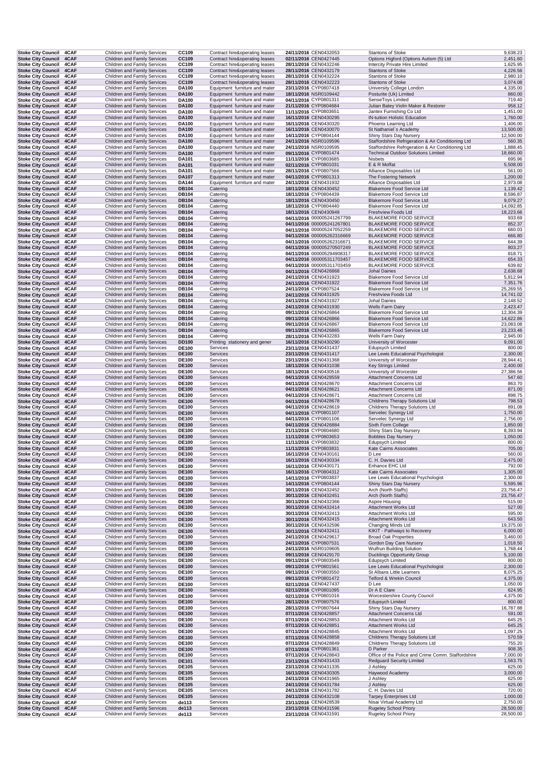| | | | | | | | | |
|---|---|---|---|---|---|---|---|---|
| Stoke City Council | 4CAF | Children and Family Services | CC109 | Contract hire&operating leases | 24/11/2016 | CEN0432053 | Stantons of Stoke | 9,638.23 |
| Stoke City Council | 4CAF | Children and Family Services | CC109 | Contract hire&operating leases | 02/11/2016 | CEN0427445 | Options Higford (Options Autism (5) Ltd | 2,451.60 |
| Stoke City Council | 4CAF | Children and Family Services | CC109 | Contract hire&operating leases | 28/11/2016 | CEN0432246 | Intercity Private Hire Limited | 1,625.95 |
| Stoke City Council | 4CAF | Children and Family Services | CC109 | Contract hire&operating leases | 28/11/2016 | CEN0432179 | Stantons of Stoke | 4,226.56 |
| Stoke City Council | 4CAF | Children and Family Services | CC109 | Contract hire&operating leases | 28/11/2016 | CEN0432224 | Stantons of Stoke | 2,980.10 |
| Stoke City Council | 4CAF | Children and Family Services | CC109 | Contract hire&operating leases | 28/11/2016 | CEN0432223 | Stantons of Stoke | 3,074.08 |
| Stoke City Council | 4CAF | Children and Family Services | DA100 | Equipment furniture and mater | 23/11/2016 | CYP0807418 | University College London | 4,335.00 |
| Stoke City Council | 4CAF | Children and Family Services | DA100 | Equipment furniture and mater | 18/11/2016 | NSR0109442 | Posturite (Uk) Limited | 860.00 |
| Stoke City Council | 4CAF | Children and Family Services | DA100 | Equipment furniture and mater | 04/11/2016 | CYP0801311 | SenseToys Limited | 719.40 |
| Stoke City Council | 4CAF | Children and Family Services | DA100 | Equipment furniture and mater | 21/11/2016 | CYP0804684 | Julian Batey Violin Maker & Restorer | 958.12 |
| Stoke City Council | 4CAF | Children and Family Services | DA100 | Equipment furniture and mater | 11/11/2016 | CYP0803651 | Jantex Furnishing Co Ltd | 1,451.00 |
| Stoke City Council | 4CAF | Children and Family Services | DA100 | Equipment furniture and mater | 16/11/2016 | CEN0430295 | IN-tuition Holistic Education | 1,760.00 |
| Stoke City Council | 4CAF | Children and Family Services | DA100 | Equipment furniture and mater | 16/11/2016 | CEN0430320 | Phoenix Learning Ltd | 1,406.00 |
| Stoke City Council | 4CAF | Children and Family Services | DA100 | Equipment furniture and mater | 16/11/2016 | CEN0430070 | St Nathaniel`s Academy | 13,500.00 |
| Stoke City Council | 4CAF | Children and Family Services | DA100 | Equipment furniture and mater | 14/11/2016 | CYP0804144 | Shiny Stars Day Nursery | 12,500.00 |
| Stoke City Council | 4CAF | Children and Family Services | DA100 | Equipment furniture and mater | 24/11/2016 | NSR0109596 | Staffordshire Refrigeration & Air Conditioning Ltd | 560.35 |
| Stoke City Council | 4CAF | Children and Family Services | DA100 | Equipment furniture and mater | 24/11/2016 | NSR0109595 | Staffordshire Refrigeration & Air Conditioning Ltd | 1,888.45 |
| Stoke City Council | 4CAF | Children and Family Services | DA100 | Equipment furniture and mater | 09/11/2016 | CYP0801474 | Technical Outdoor Solutions Limited | 18,660.00 |
| Stoke City Council | 4CAF | Children and Family Services | DA101 | Equipment furniture and mater | 11/11/2016 | CYP0803685 | Nisbets | 695.96 |
| Stoke City Council | 4CAF | Children and Family Services | DA101 | Equipment furniture and mater | 02/11/2016 | CYP0801031 | E & R Moffat | 5,508.00 |
| Stoke City Council | 4CAF | Children and Family Services | DA101 | Equipment furniture and mater | 28/11/2016 | CYP0807566 | Alliance Disposables Ltd | 561.00 |
| Stoke City Council | 4CAF | Children and Family Services | DA107 | Equipment furniture and mater | 04/11/2016 | CYP0801313 | The Fostering Network | 1,200.00 |
| Stoke City Council | 4CAF | Children and Family Services | DA144 | Equipment furniture and mater | 24/11/2016 | CEN0431932 | Alliance Disposables Ltd | 2,973.08 |
| Stoke City Council | 4CAF | Children and Family Services | DB104 | Catering | 18/11/2016 | CEN0430452 | Blakemore Food Service Ltd | 1,139.42 |
| Stoke City Council | 4CAF | Children and Family Services | DB104 | Catering | 18/11/2016 | CYP0804439 | Blakemore Food Service Ltd | 8,596.87 |
| Stoke City Council | 4CAF | Children and Family Services | DB104 | Catering | 18/11/2016 | CEN0430450 | Blakemore Food Service Ltd | 9,079.27 |
| Stoke City Council | 4CAF | Children and Family Services | DB104 | Catering | 18/11/2016 | CYP0804440 | Blakemore Food Service Ltd | 14,092.85 |
| Stoke City Council | 4CAF | Children and Family Services | DB104 | Catering | 18/11/2016 | CEN0430949 | Freshview Foods Ltd | 18,223.66 |
| Stoke City Council | 4CAF | Children and Family Services | DB104 | Catering | 04/11/2016 | 000005241267799 | BLAKEMORE FOOD SERVICE | 933.69 |
| Stoke City Council | 4CAF | Children and Family Services | DB104 | Catering | 04/11/2016 | 000005241267801 | BLAKEMORE FOOD SERVICE | 852.37 |
| Stoke City Council | 4CAF | Children and Family Services | DB104 | Catering | 04/11/2016 | 000005247052259 | BLAKEMORE FOOD SERVICE | 660.03 |
| Stoke City Council | 4CAF | Children and Family Services | DB104 | Catering | 04/11/2016 | 000005262316669 | BLAKEMORE FOOD SERVICE | 666.80 |
| Stoke City Council | 4CAF | Children and Family Services | DB104 | Catering | 04/11/2016 | 000005262316671 | BLAKEMORE FOOD SERVICE | 644.39 |
| Stoke City Council | 4CAF | Children and Family Services | DB104 | Catering | 04/11/2016 | 000005270507249 | BLAKEMORE FOOD SERVICE | 803.27 |
| Stoke City Council | 4CAF | Children and Family Services | DB104 | Catering | 04/11/2016 | 000005294908317 | BLAKEMORE FOOD SERVICE | 818.71 |
| Stoke City Council | 4CAF | Children and Family Services | DB104 | Catering | 04/11/2016 | 000005311703457 | BLAKEMORE FOOD SERVICE | 654.33 |
| Stoke City Council | 4CAF | Children and Family Services | DB104 | Catering | 04/11/2016 | 000005311703459 | BLAKEMORE FOOD SERVICE | 639.82 |
| Stoke City Council | 4CAF | Children and Family Services | DB104 | Catering | 04/11/2016 | CEN0426868 | Johal Dairies | 2,638.68 |
| Stoke City Council | 4CAF | Children and Family Services | DB104 | Catering | 24/11/2016 | CEN0431923 | Blakemore Food Service Ltd | 5,812.94 |
| Stoke City Council | 4CAF | Children and Family Services | DB104 | Catering | 24/11/2016 | CEN0431922 | Blakemore Food Service Ltd | 7,351.76 |
| Stoke City Council | 4CAF | Children and Family Services | DB104 | Catering | 24/11/2016 | CYP0807524 | Blakemore Food Service Ltd | 25,269.55 |
| Stoke City Council | 4CAF | Children and Family Services | DB104 | Catering | 24/11/2016 | CEN0431925 | Freshview Foods Ltd | 14,741.02 |
| Stoke City Council | 4CAF | Children and Family Services | DB104 | Catering | 24/11/2016 | CEN0431927 | Johal Dairies | 2,148.52 |
| Stoke City Council | 4CAF | Children and Family Services | DB104 | Catering | 24/11/2016 | CEN0431930 | Wells Farm Dairy | 2,423.47 |
| Stoke City Council | 4CAF | Children and Family Services | DB104 | Catering | 09/11/2016 | CEN0426864 | Blakemore Food Service Ltd | 12,304.39 |
| Stoke City Council | 4CAF | Children and Family Services | DB104 | Catering | 09/11/2016 | CEN0426866 | Blakemore Food Service Ltd | 14,622.86 |
| Stoke City Council | 4CAF | Children and Family Services | DB104 | Catering | 09/11/2016 | CEN0426867 | Blakemore Food Service Ltd | 23,083.08 |
| Stoke City Council | 4CAF | Children and Family Services | DB104 | Catering | 09/11/2016 | CEN0426865 | Blakemore Food Service Ltd | 23,233.46 |
| Stoke City Council | 4CAF | Children and Family Services | DB104 | Catering | 28/11/2016 | CEN0432283 | Wells Farm Dairy | 2,945.00 |
| Stoke City Council | 4CAF | Children and Family Services | DD100 | Printing stationery and gener | 16/11/2016 | CEN0430290 | University of Worcester | 9,091.00 |
| Stoke City Council | 4CAF | Children and Family Services | DE100 | Services | 23/11/2016 | CEN0431437 | Edupsych Limited | 800.00 |
| Stoke City Council | 4CAF | Children and Family Services | DE100 | Services | 23/11/2016 | CEN0431417 | Lee Lewis Educational Psychologist | 2,300.00 |
| Stoke City Council | 4CAF | Children and Family Services | DE100 | Services | 23/11/2016 | CEN0431368 | University of Worcester | 28,944.41 |
| Stoke City Council | 4CAF | Children and Family Services | DE100 | Services | 18/11/2016 | CEN0431038 | Key Strings Limited | 2,400.00 |
| Stoke City Council | 4CAF | Children and Family Services | DE100 | Services | 18/11/2016 | CEN0430516 | University of Worcester | 27,386.56 |
| Stoke City Council | 4CAF | Children and Family Services | DE100 | Services | 04/11/2016 | CEN0428559 | Attachment Concerns Ltd | 547.60 |
| Stoke City Council | 4CAF | Children and Family Services | DE100 | Services | 04/11/2016 | CEN0428670 | Attachment Concerns Ltd | 863.70 |
| Stoke City Council | 4CAF | Children and Family Services | DE100 | Services | 04/11/2016 | CEN0428621 | Attachment Concerns Ltd | 871.00 |
| Stoke City Council | 4CAF | Children and Family Services | DE100 | Services | 04/11/2016 | CEN0428671 | Attachment Concerns Ltd | 898.75 |
| Stoke City Council | 4CAF | Children and Family Services | DE100 | Services | 04/11/2016 | CEN0428678 | Childrens Therapy Solutions Ltd | 798.53 |
| Stoke City Council | 4CAF | Children and Family Services | DE100 | Services | 04/11/2016 | CEN0428619 | Childrens Therapy Solutions Ltd | 891.08 |
| Stoke City Council | 4CAF | Children and Family Services | DE100 | Services | 04/11/2016 | CYP0801107 | Servelec Synergy Ltd | 1,750.00 |
| Stoke City Council | 4CAF | Children and Family Services | DE100 | Services | 04/11/2016 | CYP0801106 | Servelec Synergy Ltd | 2,756.00 |
| Stoke City Council | 4CAF | Children and Family Services | DE100 | Services | 04/11/2016 | CEN0426884 | Sixth Form College | 1,850.00 |
| Stoke City Council | 4CAF | Children and Family Services | DE100 | Services | 21/11/2016 | CYP0804680 | Shiny Stars Day Nursery | 8,393.94 |
| Stoke City Council | 4CAF | Children and Family Services | DE100 | Services | 11/11/2016 | CYP0803653 | Bobbles Day Nursery | 1,050.00 |
| Stoke City Council | 4CAF | Children and Family Services | DE100 | Services | 11/11/2016 | CYP0803832 | Edupsych Limited | 800.00 |
| Stoke City Council | 4CAF | Children and Family Services | DE100 | Services | 11/11/2016 | CYP0803831 | Kate Cairns Associates | 705.00 |
| Stoke City Council | 4CAF | Children and Family Services | DE100 | Services | 16/11/2016 | CEN0430161 | D Lee | 560.00 |
| Stoke City Council | 4CAF | Children and Family Services | DE100 | Services | 16/11/2016 | CEN0430334 | C. H. Davies Ltd | 2,475.00 |
| Stoke City Council | 4CAF | Children and Family Services | DE100 | Services | 16/11/2016 | CEN0430171 | Enhance EHC Ltd | 792.00 |
| Stoke City Council | 4CAF | Children and Family Services | DE100 | Services | 16/11/2016 | CYP0804312 | Kate Cairns Associates | 1,305.00 |
| Stoke City Council | 4CAF | Children and Family Services | DE100 | Services | 14/11/2016 | CYP0803837 | Lee Lewis Educational Psychologist | 2,300.00 |
| Stoke City Council | 4CAF | Children and Family Services | DE100 | Services | 14/11/2016 | CYP0804144 | Shiny Stars Day Nursery | 5,595.96 |
| Stoke City Council | 4CAF | Children and Family Services | DE100 | Services | 30/11/2016 | CEN0432452 | Arch (North Staffs) | 23,756.47 |
| Stoke City Council | 4CAF | Children and Family Services | DE100 | Services | 30/11/2016 | CEN0432451 | Arch (North Staffs) | 23,756.47 |
| Stoke City Council | 4CAF | Children and Family Services | DE100 | Services | 30/11/2016 | CEN0432366 | Aspire Housing | 515.00 |
| Stoke City Council | 4CAF | Children and Family Services | DE100 | Services | 30/11/2016 | CEN0432414 | Attachment Works Ltd | 527.00 |
| Stoke City Council | 4CAF | Children and Family Services | DE100 | Services | 30/11/2016 | CEN0432413 | Attachment Works Ltd | 595.00 |
| Stoke City Council | 4CAF | Children and Family Services | DE100 | Services | 30/11/2016 | CEN0432415 | Attachment Works Ltd | 643.50 |
| Stoke City Council | 4CAF | Children and Family Services | DE100 | Services | 30/11/2016 | CEN0432596 | Changing Minds Ltd | 19,375.00 |
| Stoke City Council | 4CAF | Children and Family Services | DE100 | Services | 30/11/2016 | CEN0432411 | KIKIT - Pathways to Recovery | 6,000.00 |
| Stoke City Council | 4CAF | Children and Family Services | DE100 | Services | 24/11/2016 | CEN0429617 | Broad Oak Properties | 3,460.00 |
| Stoke City Council | 4CAF | Children and Family Services | DE100 | Services | 24/11/2016 | CYP0807531 | Gordon Day Care Nursery | 1,018.50 |
| Stoke City Council | 4CAF | Children and Family Services | DE100 | Services | 24/11/2016 | NSR0109605 | Wulfrun Building Solution | 1,768.44 |
| Stoke City Council | 4CAF | Children and Family Services | DE100 | Services | 09/11/2016 | CEN0429170 | Ducklings Opportunity Group | 5,100.00 |
| Stoke City Council | 4CAF | Children and Family Services | DE100 | Services | 09/11/2016 | CYP0803549 | Edupsych Limited | 800.00 |
| Stoke City Council | 4CAF | Children and Family Services | DE100 | Services | 09/11/2016 | CYP0801561 | Lee Lewis Educational Psychologist | 2,300.00 |
| Stoke City Council | 4CAF | Children and Family Services | DE100 | Services | 09/11/2016 | CYP0803550 | St Albans Little Learners | 8,075.25 |
| Stoke City Council | 4CAF | Children and Family Services | DE100 | Services | 09/11/2016 | CYP0801472 | Telford & Wrekin Council | 4,375.00 |
| Stoke City Council | 4CAF | Children and Family Services | DE100 | Services | 02/11/2016 | CEN0427437 | D Lee | 1,050.00 |
| Stoke City Council | 4CAF | Children and Family Services | DE100 | Services | 02/11/2016 | CYP0801095 | Dr A E Clare | 624.95 |
| Stoke City Council | 4CAF | Children and Family Services | DE100 | Services | 02/11/2016 | CYP0801016 | Worcestershire County Council | 4,375.00 |
| Stoke City Council | 4CAF | Children and Family Services | DE100 | Services | 28/11/2016 | CYP0807576 | Edupsych Limited | 800.00 |
| Stoke City Council | 4CAF | Children and Family Services | DE100 | Services | 28/11/2016 | CYP0807644 | Shiny Stars Day Nursery | 16,787.88 |
| Stoke City Council | 4CAF | Children and Family Services | DE100 | Services | 07/11/2016 | CEN0428857 | Attachment Concerns Ltd | 591.00 |
| Stoke City Council | 4CAF | Children and Family Services | DE100 | Services | 07/11/2016 | CEN0428853 | Attachment Works Ltd | 645.25 |
| Stoke City Council | 4CAF | Children and Family Services | DE100 | Services | 07/11/2016 | CEN0428851 | Attachment Works Ltd | 645.25 |
| Stoke City Council | 4CAF | Children and Family Services | DE100 | Services | 07/11/2016 | CEN0428845 | Attachment Works Ltd | 1,097.25 |
| Stoke City Council | 4CAF | Children and Family Services | DE100 | Services | 07/11/2016 | CEN0428858 | Childrens Therapy Solutions Ltd | 570.59 |
| Stoke City Council | 4CAF | Children and Family Services | DE100 | Services | 07/11/2016 | CEN0428849 | Childrens Therapy Solutions Ltd | 755.20 |
| Stoke City Council | 4CAF | Children and Family Services | DE100 | Services | 07/11/2016 | CYP0801361 | D Parker | 908.35 |
| Stoke City Council | 4CAF | Children and Family Services | DE100 | Services | 07/11/2016 | CEN0428843 | Office of the Police and Crime Comm. Staffordshire | 7,000.00 |
| Stoke City Council | 4CAF | Children and Family Services | DE101 | Services | 23/11/2016 | CEN0431433 | Redguard Security Limited | 1,563.75 |
| Stoke City Council | 4CAF | Children and Family Services | DE105 | Services | 23/11/2016 | CEN0431335 | J Ashley | 625.00 |
| Stoke City Council | 4CAF | Children and Family Services | DE105 | Services | 16/11/2016 | CEN0430305 | Haywood Academy | 3,000.00 |
| Stoke City Council | 4CAF | Children and Family Services | DE105 | Services | 24/11/2016 | CEN0431965 | J Ashley | 625.00 |
| Stoke City Council | 4CAF | Children and Family Services | DE105 | Services | 24/11/2016 | CEN0431784 | J Ashley | 625.00 |
| Stoke City Council | 4CAF | Children and Family Services | DE105 | Services | 24/11/2016 | CEN0431782 | C. H. Davies Ltd | 720.00 |
| Stoke City Council | 4CAF | Children and Family Services | DE105 | Services | 24/11/2016 | CEN0432108 | Tarpey Enterprises Ltd | 1,000.00 |
| Stoke City Council | 4CAF | Children and Family Services | de113 | Services | 23/11/2016 | CEN0428539 | Nisai Virtual Academy Ltd | 2,750.00 |
| Stoke City Council | 4CAF | Children and Family Services | de113 | Services | 23/11/2016 | CEN0431596 | Rugeley School Priory | 28,500.00 |
| Stoke City Council | 4CAF | Children and Family Services | de113 | Services | 23/11/2016 | CEN0431591 | Rugeley School Priory | 28,500.00 |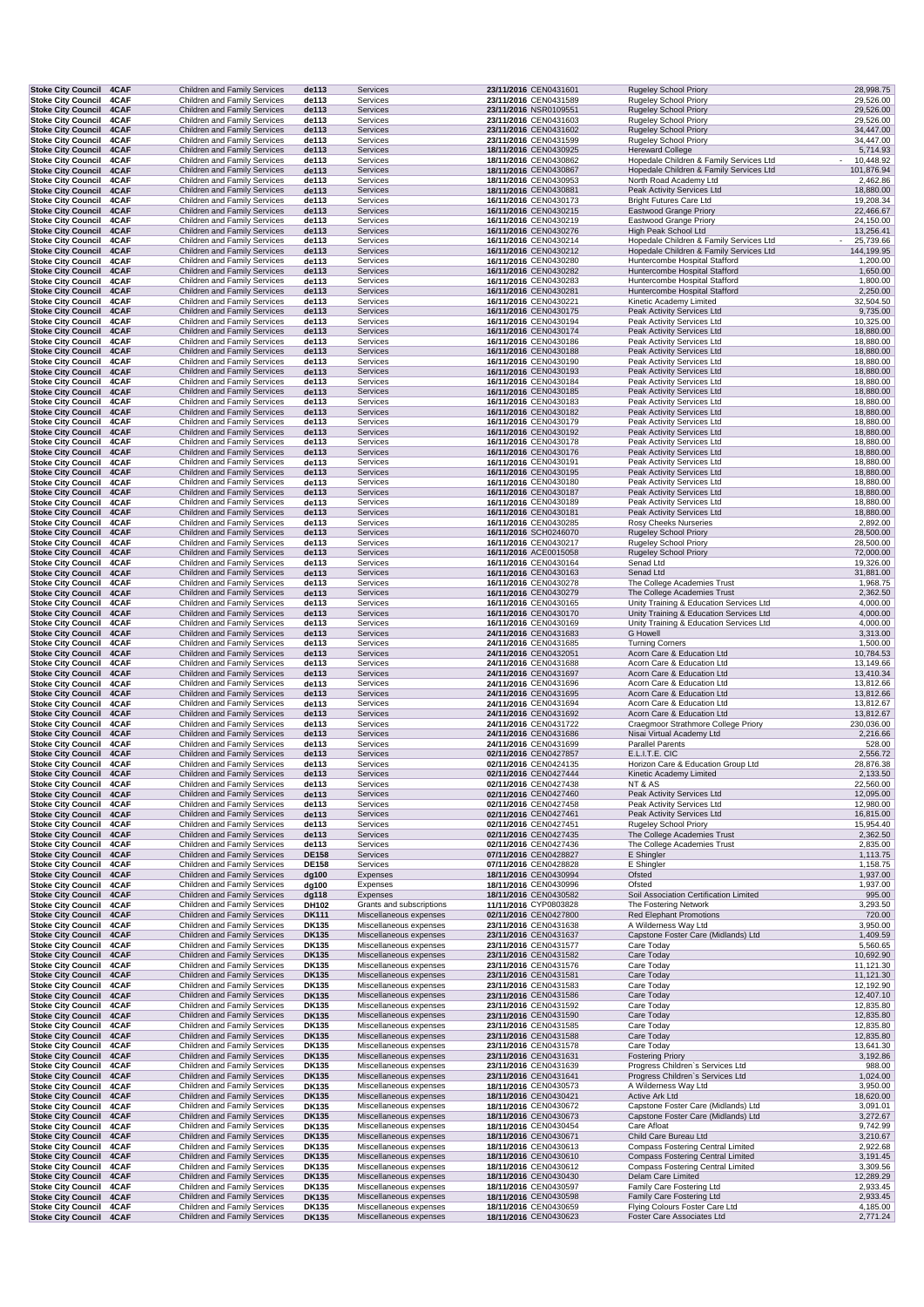| | | | | | | | | |
|---|---|---|---|---|---|---|---|---|
| Stoke City Council | 4CAF | Children and Family Services | de113 | Services | 23/11/2016 | CEN0431601 | Rugeley School Priory | 28,998.75 |
| Stoke City Council | 4CAF | Children and Family Services | de113 | Services | 23/11/2016 | CEN0431589 | Rugeley School Priory | 29,526.00 |
| Stoke City Council | 4CAF | Children and Family Services | de113 | Services | 23/11/2016 | NSR0109551 | Rugeley School Priory | 29,526.00 |
| Stoke City Council | 4CAF | Children and Family Services | de113 | Services | 23/11/2016 | CEN0431603 | Rugeley School Priory | 29,526.00 |
| Stoke City Council | 4CAF | Children and Family Services | de113 | Services | 23/11/2016 | CEN0431602 | Rugeley School Priory | 34,447.00 |
| Stoke City Council | 4CAF | Children and Family Services | de113 | Services | 23/11/2016 | CEN0431599 | Rugeley School Priory | 34,447.00 |
| Stoke City Council | 4CAF | Children and Family Services | de113 | Services | 18/11/2016 | CEN0430925 | Hereward College | 5,714.93 |
| Stoke City Council | 4CAF | Children and Family Services | de113 | Services | 18/11/2016 | CEN0430862 | Hopedale Children & Family Services Ltd | - 10,448.92 |
| Stoke City Council | 4CAF | Children and Family Services | de113 | Services | 18/11/2016 | CEN0430867 | Hopedale Children & Family Services Ltd | 101,876.94 |
| Stoke City Council | 4CAF | Children and Family Services | de113 | Services | 18/11/2016 | CEN0430953 | North Road Academy Ltd | 2,462.86 |
| Stoke City Council | 4CAF | Children and Family Services | de113 | Services | 18/11/2016 | CEN0430881 | Peak Activity Services Ltd | 18,880.00 |
| Stoke City Council | 4CAF | Children and Family Services | de113 | Services | 16/11/2016 | CEN0430173 | Bright Futures Care Ltd | 19,208.34 |
| Stoke City Council | 4CAF | Children and Family Services | de113 | Services | 16/11/2016 | CEN0430215 | Eastwood Grange Priory | 22,466.67 |
| Stoke City Council | 4CAF | Children and Family Services | de113 | Services | 16/11/2016 | CEN0430219 | Eastwood Grange Priory | 24,150.00 |
| Stoke City Council | 4CAF | Children and Family Services | de113 | Services | 16/11/2016 | CEN0430276 | High Peak School Ltd | 13,256.41 |
| Stoke City Council | 4CAF | Children and Family Services | de113 | Services | 16/11/2016 | CEN0430214 | Hopedale Children & Family Services Ltd | - 25,739.66 |
| Stoke City Council | 4CAF | Children and Family Services | de113 | Services | 16/11/2016 | CEN0430212 | Hopedale Children & Family Services Ltd | 144,199.95 |
| Stoke City Council | 4CAF | Children and Family Services | de113 | Services | 16/11/2016 | CEN0430280 | Huntercombe Hospital Stafford | 1,200.00 |
| Stoke City Council | 4CAF | Children and Family Services | de113 | Services | 16/11/2016 | CEN0430282 | Huntercombe Hospital Stafford | 1,650.00 |
| Stoke City Council | 4CAF | Children and Family Services | de113 | Services | 16/11/2016 | CEN0430283 | Huntercombe Hospital Stafford | 1,800.00 |
| Stoke City Council | 4CAF | Children and Family Services | de113 | Services | 16/11/2016 | CEN0430281 | Huntercombe Hospital Stafford | 2,250.00 |
| Stoke City Council | 4CAF | Children and Family Services | de113 | Services | 16/11/2016 | CEN0430221 | Kinetic Academy Limited | 32,504.50 |
| Stoke City Council | 4CAF | Children and Family Services | de113 | Services | 16/11/2016 | CEN0430175 | Peak Activity Services Ltd | 9,735.00 |
| Stoke City Council | 4CAF | Children and Family Services | de113 | Services | 16/11/2016 | CEN0430194 | Peak Activity Services Ltd | 10,325.00 |
| Stoke City Council | 4CAF | Children and Family Services | de113 | Services | 16/11/2016 | CEN0430174 | Peak Activity Services Ltd | 18,880.00 |
| Stoke City Council | 4CAF | Children and Family Services | de113 | Services | 16/11/2016 | CEN0430186 | Peak Activity Services Ltd | 18,880.00 |
| Stoke City Council | 4CAF | Children and Family Services | de113 | Services | 16/11/2016 | CEN0430188 | Peak Activity Services Ltd | 18,880.00 |
| Stoke City Council | 4CAF | Children and Family Services | de113 | Services | 16/11/2016 | CEN0430190 | Peak Activity Services Ltd | 18,880.00 |
| Stoke City Council | 4CAF | Children and Family Services | de113 | Services | 16/11/2016 | CEN0430193 | Peak Activity Services Ltd | 18,880.00 |
| Stoke City Council | 4CAF | Children and Family Services | de113 | Services | 16/11/2016 | CEN0430184 | Peak Activity Services Ltd | 18,880.00 |
| Stoke City Council | 4CAF | Children and Family Services | de113 | Services | 16/11/2016 | CEN0430185 | Peak Activity Services Ltd | 18,880.00 |
| Stoke City Council | 4CAF | Children and Family Services | de113 | Services | 16/11/2016 | CEN0430183 | Peak Activity Services Ltd | 18,880.00 |
| Stoke City Council | 4CAF | Children and Family Services | de113 | Services | 16/11/2016 | CEN0430182 | Peak Activity Services Ltd | 18,880.00 |
| Stoke City Council | 4CAF | Children and Family Services | de113 | Services | 16/11/2016 | CEN0430179 | Peak Activity Services Ltd | 18,880.00 |
| Stoke City Council | 4CAF | Children and Family Services | de113 | Services | 16/11/2016 | CEN0430192 | Peak Activity Services Ltd | 18,880.00 |
| Stoke City Council | 4CAF | Children and Family Services | de113 | Services | 16/11/2016 | CEN0430178 | Peak Activity Services Ltd | 18,880.00 |
| Stoke City Council | 4CAF | Children and Family Services | de113 | Services | 16/11/2016 | CEN0430176 | Peak Activity Services Ltd | 18,880.00 |
| Stoke City Council | 4CAF | Children and Family Services | de113 | Services | 16/11/2016 | CEN0430191 | Peak Activity Services Ltd | 18,880.00 |
| Stoke City Council | 4CAF | Children and Family Services | de113 | Services | 16/11/2016 | CEN0430195 | Peak Activity Services Ltd | 18,880.00 |
| Stoke City Council | 4CAF | Children and Family Services | de113 | Services | 16/11/2016 | CEN0430180 | Peak Activity Services Ltd | 18,880.00 |
| Stoke City Council | 4CAF | Children and Family Services | de113 | Services | 16/11/2016 | CEN0430187 | Peak Activity Services Ltd | 18,880.00 |
| Stoke City Council | 4CAF | Children and Family Services | de113 | Services | 16/11/2016 | CEN0430189 | Peak Activity Services Ltd | 18,880.00 |
| Stoke City Council | 4CAF | Children and Family Services | de113 | Services | 16/11/2016 | CEN0430181 | Peak Activity Services Ltd | 18,880.00 |
| Stoke City Council | 4CAF | Children and Family Services | de113 | Services | 16/11/2016 | CEN0430285 | Rosy Cheeks Nurseries | 2,892.00 |
| Stoke City Council | 4CAF | Children and Family Services | de113 | Services | 16/11/2016 | SCH0246070 | Rugeley School Priory | 28,500.00 |
| Stoke City Council | 4CAF | Children and Family Services | de113 | Services | 16/11/2016 | CEN0430217 | Rugeley School Priory | 28,500.00 |
| Stoke City Council | 4CAF | Children and Family Services | de113 | Services | 16/11/2016 | ACE0015058 | Rugeley School Priory | 72,000.00 |
| Stoke City Council | 4CAF | Children and Family Services | de113 | Services | 16/11/2016 | CEN0430164 | Senad Ltd | 19,326.00 |
| Stoke City Council | 4CAF | Children and Family Services | de113 | Services | 16/11/2016 | CEN0430163 | Senad Ltd | 31,881.00 |
| Stoke City Council | 4CAF | Children and Family Services | de113 | Services | 16/11/2016 | CEN0430278 | The College Academies Trust | 1,968.75 |
| Stoke City Council | 4CAF | Children and Family Services | de113 | Services | 16/11/2016 | CEN0430279 | The College Academies Trust | 2,362.50 |
| Stoke City Council | 4CAF | Children and Family Services | de113 | Services | 16/11/2016 | CEN0430165 | Unity Training & Education Services Ltd | 4,000.00 |
| Stoke City Council | 4CAF | Children and Family Services | de113 | Services | 16/11/2016 | CEN0430170 | Unity Training & Education Services Ltd | 4,000.00 |
| Stoke City Council | 4CAF | Children and Family Services | de113 | Services | 16/11/2016 | CEN0430169 | Unity Training & Education Services Ltd | 4,000.00 |
| Stoke City Council | 4CAF | Children and Family Services | de113 | Services | 24/11/2016 | CEN0431683 | G Howell | 3,313.00 |
| Stoke City Council | 4CAF | Children and Family Services | de113 | Services | 24/11/2016 | CEN0431685 | Turning Corners | 1,500.00 |
| Stoke City Council | 4CAF | Children and Family Services | de113 | Services | 24/11/2016 | CEN0432051 | Acorn Care & Education Ltd | 10,784.53 |
| Stoke City Council | 4CAF | Children and Family Services | de113 | Services | 24/11/2016 | CEN0431688 | Acorn Care & Education Ltd | 13,149.66 |
| Stoke City Council | 4CAF | Children and Family Services | de113 | Services | 24/11/2016 | CEN0431697 | Acorn Care & Education Ltd | 13,410.34 |
| Stoke City Council | 4CAF | Children and Family Services | de113 | Services | 24/11/2016 | CEN0431696 | Acorn Care & Education Ltd | 13,812.66 |
| Stoke City Council | 4CAF | Children and Family Services | de113 | Services | 24/11/2016 | CEN0431695 | Acorn Care & Education Ltd | 13,812.66 |
| Stoke City Council | 4CAF | Children and Family Services | de113 | Services | 24/11/2016 | CEN0431694 | Acorn Care & Education Ltd | 13,812.67 |
| Stoke City Council | 4CAF | Children and Family Services | de113 | Services | 24/11/2016 | CEN0431692 | Acorn Care & Education Ltd | 13,812.67 |
| Stoke City Council | 4CAF | Children and Family Services | de113 | Services | 24/11/2016 | CEN0431722 | Craegmoor Strathmore College Priory | 230,036.00 |
| Stoke City Council | 4CAF | Children and Family Services | de113 | Services | 24/11/2016 | CEN0431686 | Nisai Virtual Academy Ltd | 2,216.66 |
| Stoke City Council | 4CAF | Children and Family Services | de113 | Services | 24/11/2016 | CEN0431699 | Parallel Parents | 528.00 |
| Stoke City Council | 4CAF | Children and Family Services | de113 | Services | 02/11/2016 | CEN0427857 | E.L.I.T.E. CIC | 2,556.72 |
| Stoke City Council | 4CAF | Children and Family Services | de113 | Services | 02/11/2016 | CEN0424135 | Horizon Care & Education Group Ltd | 28,876.38 |
| Stoke City Council | 4CAF | Children and Family Services | de113 | Services | 02/11/2016 | CEN0427444 | Kinetic Academy Limited | 2,133.50 |
| Stoke City Council | 4CAF | Children and Family Services | de113 | Services | 02/11/2016 | CEN0427438 | NT & AS | 22,560.00 |
| Stoke City Council | 4CAF | Children and Family Services | de113 | Services | 02/11/2016 | CEN0427460 | Peak Activity Services Ltd | 12,095.00 |
| Stoke City Council | 4CAF | Children and Family Services | de113 | Services | 02/11/2016 | CEN0427458 | Peak Activity Services Ltd | 12,980.00 |
| Stoke City Council | 4CAF | Children and Family Services | de113 | Services | 02/11/2016 | CEN0427461 | Peak Activity Services Ltd | 16,815.00 |
| Stoke City Council | 4CAF | Children and Family Services | de113 | Services | 02/11/2016 | CEN0427451 | Rugeley School Priory | 15,954.40 |
| Stoke City Council | 4CAF | Children and Family Services | de113 | Services | 02/11/2016 | CEN0427435 | The College Academies Trust | 2,362.50 |
| Stoke City Council | 4CAF | Children and Family Services | de113 | Services | 02/11/2016 | CEN0427436 | The College Academies Trust | 2,835.00 |
| Stoke City Council | 4CAF | Children and Family Services | DE158 | Services | 07/11/2016 | CEN0428827 | E Shingler | 1,113.75 |
| Stoke City Council | 4CAF | Children and Family Services | DE158 | Services | 07/11/2016 | CEN0428828 | E Shingler | 1,158.75 |
| Stoke City Council | 4CAF | Children and Family Services | dg100 | Expenses | 18/11/2016 | CEN0430994 | Ofsted | 1,937.00 |
| Stoke City Council | 4CAF | Children and Family Services | dg100 | Expenses | 18/11/2016 | CEN0430996 | Ofsted | 1,937.00 |
| Stoke City Council | 4CAF | Children and Family Services | dg118 | Expenses | 18/11/2016 | CEN0430582 | Soil Association Certification Limited | 995.00 |
| Stoke City Council | 4CAF | Children and Family Services | DH102 | Grants and subscriptions | 11/11/2016 | CYP0803828 | The Fostering Network | 3,293.50 |
| Stoke City Council | 4CAF | Children and Family Services | DK111 | Miscellaneous expenses | 02/11/2016 | CEN0427800 | Red Elephant Promotions | 720.00 |
| Stoke City Council | 4CAF | Children and Family Services | DK135 | Miscellaneous expenses | 23/11/2016 | CEN0431638 | A Wilderness Way Ltd | 3,950.00 |
| Stoke City Council | 4CAF | Children and Family Services | DK135 | Miscellaneous expenses | 23/11/2016 | CEN0431637 | Capstone Foster Care (Midlands) Ltd | 1,409.59 |
| Stoke City Council | 4CAF | Children and Family Services | DK135 | Miscellaneous expenses | 23/11/2016 | CEN0431577 | Care Today | 5,560.65 |
| Stoke City Council | 4CAF | Children and Family Services | DK135 | Miscellaneous expenses | 23/11/2016 | CEN0431582 | Care Today | 10,692.90 |
| Stoke City Council | 4CAF | Children and Family Services | DK135 | Miscellaneous expenses | 23/11/2016 | CEN0431576 | Care Today | 11,121.30 |
| Stoke City Council | 4CAF | Children and Family Services | DK135 | Miscellaneous expenses | 23/11/2016 | CEN0431581 | Care Today | 11,121.30 |
| Stoke City Council | 4CAF | Children and Family Services | DK135 | Miscellaneous expenses | 23/11/2016 | CEN0431583 | Care Today | 12,192.90 |
| Stoke City Council | 4CAF | Children and Family Services | DK135 | Miscellaneous expenses | 23/11/2016 | CEN0431586 | Care Today | 12,407.10 |
| Stoke City Council | 4CAF | Children and Family Services | DK135 | Miscellaneous expenses | 23/11/2016 | CEN0431592 | Care Today | 12,835.80 |
| Stoke City Council | 4CAF | Children and Family Services | DK135 | Miscellaneous expenses | 23/11/2016 | CEN0431590 | Care Today | 12,835.80 |
| Stoke City Council | 4CAF | Children and Family Services | DK135 | Miscellaneous expenses | 23/11/2016 | CEN0431585 | Care Today | 12,835.80 |
| Stoke City Council | 4CAF | Children and Family Services | DK135 | Miscellaneous expenses | 23/11/2016 | CEN0431588 | Care Today | 12,835.80 |
| Stoke City Council | 4CAF | Children and Family Services | DK135 | Miscellaneous expenses | 23/11/2016 | CEN0431578 | Care Today | 13,641.30 |
| Stoke City Council | 4CAF | Children and Family Services | DK135 | Miscellaneous expenses | 23/11/2016 | CEN0431631 | Fostering Priory | 3,192.86 |
| Stoke City Council | 4CAF | Children and Family Services | DK135 | Miscellaneous expenses | 23/11/2016 | CEN0431639 | Progress Children`s Services Ltd | 988.00 |
| Stoke City Council | 4CAF | Children and Family Services | DK135 | Miscellaneous expenses | 23/11/2016 | CEN0431641 | Progress Children`s Services Ltd | 1,024.00 |
| Stoke City Council | 4CAF | Children and Family Services | DK135 | Miscellaneous expenses | 18/11/2016 | CEN0430573 | A Wilderness Way Ltd | 3,950.00 |
| Stoke City Council | 4CAF | Children and Family Services | DK135 | Miscellaneous expenses | 18/11/2016 | CEN0430421 | Active Ark Ltd | 18,620.00 |
| Stoke City Council | 4CAF | Children and Family Services | DK135 | Miscellaneous expenses | 18/11/2016 | CEN0430672 | Capstone Foster Care (Midlands) Ltd | 3,091.01 |
| Stoke City Council | 4CAF | Children and Family Services | DK135 | Miscellaneous expenses | 18/11/2016 | CEN0430673 | Capstone Foster Care (Midlands) Ltd | 3,272.67 |
| Stoke City Council | 4CAF | Children and Family Services | DK135 | Miscellaneous expenses | 18/11/2016 | CEN0430454 | Care Afloat | 9,742.99 |
| Stoke City Council | 4CAF | Children and Family Services | DK135 | Miscellaneous expenses | 18/11/2016 | CEN0430671 | Child Care Bureau Ltd | 3,210.67 |
| Stoke City Council | 4CAF | Children and Family Services | DK135 | Miscellaneous expenses | 18/11/2016 | CEN0430613 | Compass Fostering Central Limited | 2,922.68 |
| Stoke City Council | 4CAF | Children and Family Services | DK135 | Miscellaneous expenses | 18/11/2016 | CEN0430610 | Compass Fostering Central Limited | 3,191.45 |
| Stoke City Council | 4CAF | Children and Family Services | DK135 | Miscellaneous expenses | 18/11/2016 | CEN0430612 | Compass Fostering Central Limited | 3,309.56 |
| Stoke City Council | 4CAF | Children and Family Services | DK135 | Miscellaneous expenses | 18/11/2016 | CEN0430430 | Delam Care Limited | 12,289.29 |
| Stoke City Council | 4CAF | Children and Family Services | DK135 | Miscellaneous expenses | 18/11/2016 | CEN0430597 | Family Care Fostering Ltd | 2,933.45 |
| Stoke City Council | 4CAF | Children and Family Services | DK135 | Miscellaneous expenses | 18/11/2016 | CEN0430598 | Family Care Fostering Ltd | 2,933.45 |
| Stoke City Council | 4CAF | Children and Family Services | DK135 | Miscellaneous expenses | 18/11/2016 | CEN0430659 | Flying Colours Foster Care Ltd | 4,185.00 |
| Stoke City Council | 4CAF | Children and Family Services | DK135 | Miscellaneous expenses | 18/11/2016 | CEN0430623 | Foster Care Associates Ltd | 2,771.24 |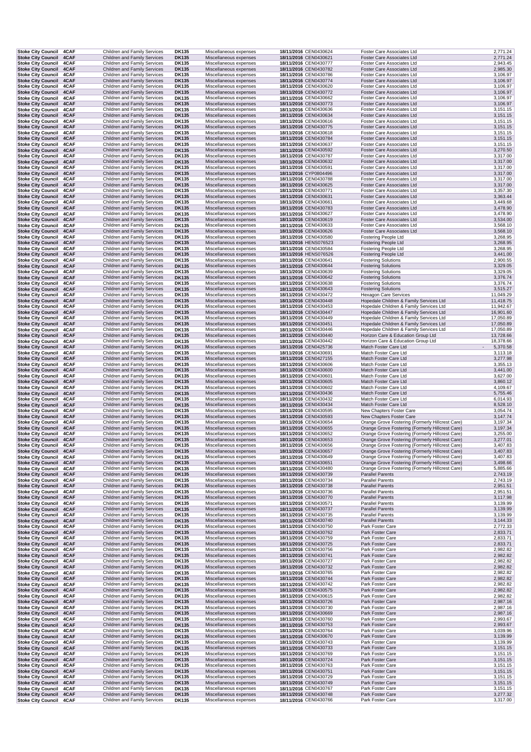| | | | | | | | | |
|---|---|---|---|---|---|---|---|---|
| Stoke City Council | 4CAF | Children and Family Services | DK135 | Miscellaneous expenses | 18/11/2016 | CEN0430624 | Foster Care Associates Ltd | 2,771.24 |
| Stoke City Council | 4CAF | Children and Family Services | DK135 | Miscellaneous expenses | 18/11/2016 | CEN0430621 | Foster Care Associates Ltd | 2,771.24 |
| Stoke City Council | 4CAF | Children and Family Services | DK135 | Miscellaneous expenses | 18/11/2016 | CEN0430777 | Foster Care Associates Ltd | 2,943.45 |
| Stoke City Council | 4CAF | Children and Family Services | DK135 | Miscellaneous expenses | 18/11/2016 | CEN0430782 | Foster Care Associates Ltd | 2,985.30 |
| Stoke City Council | 4CAF | Children and Family Services | DK135 | Miscellaneous expenses | 18/11/2016 | CEN0430786 | Foster Care Associates Ltd | 3,106.97 |
| Stoke City Council | 4CAF | Children and Family Services | DK135 | Miscellaneous expenses | 18/11/2016 | CEN0430774 | Foster Care Associates Ltd | 3,106.97 |
| Stoke City Council | 4CAF | Children and Family Services | DK135 | Miscellaneous expenses | 18/11/2016 | CEN0430620 | Foster Care Associates Ltd | 3,106.97 |
| Stoke City Council | 4CAF | Children and Family Services | DK135 | Miscellaneous expenses | 18/11/2016 | CEN0430772 | Foster Care Associates Ltd | 3,106.97 |
| Stoke City Council | 4CAF | Children and Family Services | DK135 | Miscellaneous expenses | 18/11/2016 | CEN0430662 | Foster Care Associates Ltd | 3,106.97 |
| Stoke City Council | 4CAF | Children and Family Services | DK135 | Miscellaneous expenses | 18/11/2016 | CEN0430773 | Foster Care Associates Ltd | 3,106.97 |
| Stoke City Council | 4CAF | Children and Family Services | DK135 | Miscellaneous expenses | 18/11/2016 | CEN0430636 | Foster Care Associates Ltd | 3,151.15 |
| Stoke City Council | 4CAF | Children and Family Services | DK135 | Miscellaneous expenses | 18/11/2016 | CEN0430634 | Foster Care Associates Ltd | 3,151.15 |
| Stoke City Council | 4CAF | Children and Family Services | DK135 | Miscellaneous expenses | 18/11/2016 | CEN0430616 | Foster Care Associates Ltd | 3,151.15 |
| Stoke City Council | 4CAF | Children and Family Services | DK135 | Miscellaneous expenses | 18/11/2016 | CEN0430775 | Foster Care Associates Ltd | 3,151.15 |
| Stoke City Council | 4CAF | Children and Family Services | DK135 | Miscellaneous expenses | 18/11/2016 | CEN0430618 | Foster Care Associates Ltd | 3,151.15 |
| Stoke City Council | 4CAF | Children and Family Services | DK135 | Miscellaneous expenses | 18/11/2016 | CEN0430784 | Foster Care Associates Ltd | 3,151.15 |
| Stoke City Council | 4CAF | Children and Family Services | DK135 | Miscellaneous expenses | 18/11/2016 | CEN0430637 | Foster Care Associates Ltd | 3,151.15 |
| Stoke City Council | 4CAF | Children and Family Services | DK135 | Miscellaneous expenses | 18/11/2016 | CEN0430592 | Foster Care Associates Ltd | 3,270.50 |
| Stoke City Council | 4CAF | Children and Family Services | DK135 | Miscellaneous expenses | 18/11/2016 | CEN0430787 | Foster Care Associates Ltd | 3,317.00 |
| Stoke City Council | 4CAF | Children and Family Services | DK135 | Miscellaneous expenses | 18/11/2016 | CEN0430632 | Foster Care Associates Ltd | 3,317.00 |
| Stoke City Council | 4CAF | Children and Family Services | DK135 | Miscellaneous expenses | 18/11/2016 | CEN0430591 | Foster Care Associates Ltd | 3,317.00 |
| Stoke City Council | 4CAF | Children and Family Services | DK135 | Miscellaneous expenses | 18/11/2016 | CYP0804496 | Foster Care Associates Ltd | 3,317.00 |
| Stoke City Council | 4CAF | Children and Family Services | DK135 | Miscellaneous expenses | 18/11/2016 | CEN0430788 | Foster Care Associates Ltd | 3,317.00 |
| Stoke City Council | 4CAF | Children and Family Services | DK135 | Miscellaneous expenses | 18/11/2016 | CEN0430625 | Foster Care Associates Ltd | 3,317.00 |
| Stoke City Council | 4CAF | Children and Family Services | DK135 | Miscellaneous expenses | 18/11/2016 | CEN0430771 | Foster Care Associates Ltd | 3,357.30 |
| Stoke City Council | 4CAF | Children and Family Services | DK135 | Miscellaneous expenses | 18/11/2016 | CEN0430631 | Foster Care Associates Ltd | 3,363.44 |
| Stoke City Council | 4CAF | Children and Family Services | DK135 | Miscellaneous expenses | 18/11/2016 | CEN0430661 | Foster Care Associates Ltd | 3,449.68 |
| Stoke City Council | 4CAF | Children and Family Services | DK135 | Miscellaneous expenses | 18/11/2016 | CEN0430783 | Foster Care Associates Ltd | 3,478.90 |
| Stoke City Council | 4CAF | Children and Family Services | DK135 | Miscellaneous expenses | 18/11/2016 | CEN0430627 | Foster Care Associates Ltd | 3,478.90 |
| Stoke City Council | 4CAF | Children and Family Services | DK135 | Miscellaneous expenses | 18/11/2016 | CEN0430619 | Foster Care Associates Ltd | 3,534.00 |
| Stoke City Council | 4CAF | Children and Family Services | DK135 | Miscellaneous expenses | 18/11/2016 | CEN0430633 | Foster Care Associates Ltd | 3,568.10 |
| Stoke City Council | 4CAF | Children and Family Services | DK135 | Miscellaneous expenses | 18/11/2016 | CEN0430626 | Foster Care Associates Ltd | 3,568.10 |
| Stoke City Council | 4CAF | Children and Family Services | DK135 | Miscellaneous expenses | 18/11/2016 | CEN0430580 | Fostering People Ltd | 3,268.95 |
| Stoke City Council | 4CAF | Children and Family Services | DK135 | Miscellaneous expenses | 18/11/2016 | HENS076523 | Fostering People Ltd | 3,268.95 |
| Stoke City Council | 4CAF | Children and Family Services | DK135 | Miscellaneous expenses | 18/11/2016 | CEN0430584 | Fostering People Ltd | 3,268.95 |
| Stoke City Council | 4CAF | Children and Family Services | DK135 | Miscellaneous expenses | 18/11/2016 | HENS076526 | Fostering People Ltd | 3,441.00 |
| Stoke City Council | 4CAF | Children and Family Services | DK135 | Miscellaneous expenses | 18/11/2016 | CEN0430641 | Fostering Solutions | 2,900.55 |
| Stoke City Council | 4CAF | Children and Family Services | DK135 | Miscellaneous expenses | 18/11/2016 | CEN0430644 | Fostering Solutions | 3,329.05 |
| Stoke City Council | 4CAF | Children and Family Services | DK135 | Miscellaneous expenses | 18/11/2016 | CEN0430639 | Fostering Solutions | 3,329.05 |
| Stoke City Council | 4CAF | Children and Family Services | DK135 | Miscellaneous expenses | 18/11/2016 | CEN0430642 | Fostering Solutions | 3,376.74 |
| Stoke City Council | 4CAF | Children and Family Services | DK135 | Miscellaneous expenses | 18/11/2016 | CEN0430638 | Fostering Solutions | 3,376.74 |
| Stoke City Council | 4CAF | Children and Family Services | DK135 | Miscellaneous expenses | 18/11/2016 | CEN0430643 | Fostering Solutions | 3,515.27 |
| Stoke City Council | 4CAF | Children and Family Services | DK135 | Miscellaneous expenses | 18/11/2016 | CEN0430472 | Hexagon Care Services | 11,049.29 |
| Stoke City Council | 4CAF | Children and Family Services | DK135 | Miscellaneous expenses | 18/11/2016 | CEN0430448 | Hopedale Children & Family Services Ltd | 11,418.75 |
| Stoke City Council | 4CAF | Children and Family Services | DK135 | Miscellaneous expenses | 18/11/2016 | CEN0430453 | Hopedale Children & Family Services Ltd | 11,942.67 |
| Stoke City Council | 4CAF | Children and Family Services | DK135 | Miscellaneous expenses | 18/11/2016 | CEN0430447 | Hopedale Children & Family Services Ltd | 16,901.60 |
| Stoke City Council | 4CAF | Children and Family Services | DK135 | Miscellaneous expenses | 18/11/2016 | CEN0430449 | Hopedale Children & Family Services Ltd | 17,050.89 |
| Stoke City Council | 4CAF | Children and Family Services | DK135 | Miscellaneous expenses | 18/11/2016 | CEN0430451 | Hopedale Children & Family Services Ltd | 17,050.89 |
| Stoke City Council | 4CAF | Children and Family Services | DK135 | Miscellaneous expenses | 18/11/2016 | CEN0430446 | Hopedale Children & Family Services Ltd | 17,050.89 |
| Stoke City Council | 4CAF | Children and Family Services | DK135 | Miscellaneous expenses | 18/11/2016 | CEN0430440 | Horizon Care & Education Group Ltd | 13,728.66 |
| Stoke City Council | 4CAF | Children and Family Services | DK135 | Miscellaneous expenses | 18/11/2016 | CEN0430442 | Horizon Care & Education Group Ltd | 18,378.66 |
| Stoke City Council | 4CAF | Children and Family Services | DK135 | Miscellaneous expenses | 18/11/2016 | CEN0425736 | Match Foster Care Ltd | - 5,370.58 |
| Stoke City Council | 4CAF | Children and Family Services | DK135 | Miscellaneous expenses | 18/11/2016 | CEN0430691 | Match Foster Care Ltd | 3,113.18 |
| Stoke City Council | 4CAF | Children and Family Services | DK135 | Miscellaneous expenses | 18/11/2016 | CEN0427155 | Match Foster Care Ltd | 3,277.98 |
| Stoke City Council | 4CAF | Children and Family Services | DK135 | Miscellaneous expenses | 18/11/2016 | CEN0430606 | Match Foster Care Ltd | 3,355.13 |
| Stoke City Council | 4CAF | Children and Family Services | DK135 | Miscellaneous expenses | 18/11/2016 | CEN0430600 | Match Foster Care Ltd | 3,441.00 |
| Stoke City Council | 4CAF | Children and Family Services | DK135 | Miscellaneous expenses | 18/11/2016 | CEN0430601 | Match Foster Care Ltd | 3,627.00 |
| Stoke City Council | 4CAF | Children and Family Services | DK135 | Miscellaneous expenses | 18/11/2016 | CEN0430605 | Match Foster Care Ltd | 3,860.12 |
| Stoke City Council | 4CAF | Children and Family Services | DK135 | Miscellaneous expenses | 18/11/2016 | CEN0430602 | Match Foster Care Ltd | 4,109.67 |
| Stoke City Council | 4CAF | Children and Family Services | DK135 | Miscellaneous expenses | 18/11/2016 | CEN0430436 | Match Foster Care Ltd | 5,755.46 |
| Stoke City Council | 4CAF | Children and Family Services | DK135 | Miscellaneous expenses | 18/11/2016 | CEN0430432 | Match Foster Care Ltd | 6,014.93 |
| Stoke City Council | 4CAF | Children and Family Services | DK135 | Miscellaneous expenses | 18/11/2016 | CEN0430434 | Match Foster Care Ltd | 8,528.10 |
| Stoke City Council | 4CAF | Children and Family Services | DK135 | Miscellaneous expenses | 18/11/2016 | CEN0430595 | New Chapters Foster Care | 3,054.74 |
| Stoke City Council | 4CAF | Children and Family Services | DK135 | Miscellaneous expenses | 18/11/2016 | CEN0430593 | New Chapters Foster Care | 3,147.74 |
| Stoke City Council | 4CAF | Children and Family Services | DK135 | Miscellaneous expenses | 18/11/2016 | CEN0430654 | Orange Grove Fostering (Formerly Hillcrest Care) | 3,197.34 |
| Stoke City Council | 4CAF | Children and Family Services | DK135 | Miscellaneous expenses | 18/11/2016 | CEN0430655 | Orange Grove Fostering (Formerly Hillcrest Care) | 3,197.34 |
| Stoke City Council | 4CAF | Children and Family Services | DK135 | Miscellaneous expenses | 18/11/2016 | CEN0430652 | Orange Grove Fostering (Formerly Hillcrest Care) | 3,255.00 |
| Stoke City Council | 4CAF | Children and Family Services | DK135 | Miscellaneous expenses | 18/11/2016 | CEN0430653 | Orange Grove Fostering (Formerly Hillcrest Care) | 3,277.01 |
| Stoke City Council | 4CAF | Children and Family Services | DK135 | Miscellaneous expenses | 18/11/2016 | CEN0430656 | Orange Grove Fostering (Formerly Hillcrest Care) | 3,407.83 |
| Stoke City Council | 4CAF | Children and Family Services | DK135 | Miscellaneous expenses | 18/11/2016 | CEN0430657 | Orange Grove Fostering (Formerly Hillcrest Care) | 3,407.83 |
| Stoke City Council | 4CAF | Children and Family Services | DK135 | Miscellaneous expenses | 18/11/2016 | CEN0430649 | Orange Grove Fostering (Formerly Hillcrest Care) | 3,407.83 |
| Stoke City Council | 4CAF | Children and Family Services | DK135 | Miscellaneous expenses | 18/11/2016 | CEN0430651 | Orange Grove Fostering (Formerly Hillcrest Care) | 3,498.66 |
| Stoke City Council | 4CAF | Children and Family Services | DK135 | Miscellaneous expenses | 18/11/2016 | CEN0430480 | Orange Grove Fostering (Formerly Hillcrest Care) | 5,885.66 |
| Stoke City Council | 4CAF | Children and Family Services | DK135 | Miscellaneous expenses | 18/11/2016 | CEN0430739 | Parallel Parents | 2,743.19 |
| Stoke City Council | 4CAF | Children and Family Services | DK135 | Miscellaneous expenses | 18/11/2016 | CEN0430734 | Parallel Parents | 2,743.19 |
| Stoke City Council | 4CAF | Children and Family Services | DK135 | Miscellaneous expenses | 18/11/2016 | CEN0430738 | Parallel Parents | 2,951.51 |
| Stoke City Council | 4CAF | Children and Family Services | DK135 | Miscellaneous expenses | 18/11/2016 | CEN0430736 | Parallel Parents | 2,951.51 |
| Stoke City Council | 4CAF | Children and Family Services | DK135 | Miscellaneous expenses | 18/11/2016 | CEN0430770 | Parallel Parents | 3,117.98 |
| Stoke City Council | 4CAF | Children and Family Services | DK135 | Miscellaneous expenses | 18/11/2016 | CEN0430571 | Parallel Parents | 3,139.99 |
| Stoke City Council | 4CAF | Children and Family Services | DK135 | Miscellaneous expenses | 18/11/2016 | CEN0430737 | Parallel Parents | 3,139.99 |
| Stoke City Council | 4CAF | Children and Family Services | DK135 | Miscellaneous expenses | 18/11/2016 | CEN0430735 | Parallel Parents | 3,139.99 |
| Stoke City Council | 4CAF | Children and Family Services | DK135 | Miscellaneous expenses | 18/11/2016 | CEN0430740 | Parallel Parents | 3,144.33 |
| Stoke City Council | 4CAF | Children and Family Services | DK135 | Miscellaneous expenses | 18/11/2016 | CEN0430750 | Park Foster Care | 2,772.33 |
| Stoke City Council | 4CAF | Children and Family Services | DK135 | Miscellaneous expenses | 18/11/2016 | CEN0430762 | Park Foster Care | 2,833.71 |
| Stoke City Council | 4CAF | Children and Family Services | DK135 | Miscellaneous expenses | 18/11/2016 | CEN0430759 | Park Foster Care | 2,833.71 |
| Stoke City Council | 4CAF | Children and Family Services | DK135 | Miscellaneous expenses | 18/11/2016 | CEN0430725 | Park Foster Care | 2,833.71 |
| Stoke City Council | 4CAF | Children and Family Services | DK135 | Miscellaneous expenses | 18/11/2016 | CEN0430756 | Park Foster Care | 2,982.82 |
| Stoke City Council | 4CAF | Children and Family Services | DK135 | Miscellaneous expenses | 18/11/2016 | CEN0430741 | Park Foster Care | 2,982.82 |
| Stoke City Council | 4CAF | Children and Family Services | DK135 | Miscellaneous expenses | 18/11/2016 | CEN0430727 | Park Foster Care | 2,982.82 |
| Stoke City Council | 4CAF | Children and Family Services | DK135 | Miscellaneous expenses | 18/11/2016 | CEN0430732 | Park Foster Care | 2,982.82 |
| Stoke City Council | 4CAF | Children and Family Services | DK135 | Miscellaneous expenses | 18/11/2016 | CEN0430765 | Park Foster Care | 2,982.82 |
| Stoke City Council | 4CAF | Children and Family Services | DK135 | Miscellaneous expenses | 18/11/2016 | CEN0430744 | Park Foster Care | 2,982.82 |
| Stoke City Council | 4CAF | Children and Family Services | DK135 | Miscellaneous expenses | 18/11/2016 | CEN0430742 | Park Foster Care | 2,982.82 |
| Stoke City Council | 4CAF | Children and Family Services | DK135 | Miscellaneous expenses | 18/11/2016 | CEN0430575 | Park Foster Care | 2,982.82 |
| Stoke City Council | 4CAF | Children and Family Services | DK135 | Miscellaneous expenses | 18/11/2016 | CEN0430615 | Park Foster Care | 2,982.82 |
| Stoke City Council | 4CAF | Children and Family Services | DK135 | Miscellaneous expenses | 18/11/2016 | CEN0430726 | Park Foster Care | 2,987.16 |
| Stoke City Council | 4CAF | Children and Family Services | DK135 | Miscellaneous expenses | 18/11/2016 | CEN0430730 | Park Foster Care | 2,987.16 |
| Stoke City Council | 4CAF | Children and Family Services | DK135 | Miscellaneous expenses | 18/11/2016 | CEN0430669 | Park Foster Care | 2,987.16 |
| Stoke City Council | 4CAF | Children and Family Services | DK135 | Miscellaneous expenses | 18/11/2016 | CEN0430760 | Park Foster Care | 2,993.67 |
| Stoke City Council | 4CAF | Children and Family Services | DK135 | Miscellaneous expenses | 18/11/2016 | CEN0430753 | Park Foster Care | 2,993.67 |
| Stoke City Council | 4CAF | Children and Family Services | DK135 | Miscellaneous expenses | 18/11/2016 | CEN0430764 | Park Foster Care | 3,039.96 |
| Stoke City Council | 4CAF | Children and Family Services | DK135 | Miscellaneous expenses | 18/11/2016 | CEN0430670 | Park Foster Care | 3,139.99 |
| Stoke City Council | 4CAF | Children and Family Services | DK135 | Miscellaneous expenses | 18/11/2016 | CEN0430743 | Park Foster Care | 3,139.99 |
| Stoke City Council | 4CAF | Children and Family Services | DK135 | Miscellaneous expenses | 18/11/2016 | CEN0430733 | Park Foster Care | 3,151.15 |
| Stoke City Council | 4CAF | Children and Family Services | DK135 | Miscellaneous expenses | 18/11/2016 | CEN0430769 | Park Foster Care | 3,151.15 |
| Stoke City Council | 4CAF | Children and Family Services | DK135 | Miscellaneous expenses | 18/11/2016 | CEN0430724 | Park Foster Care | 3,151.15 |
| Stoke City Council | 4CAF | Children and Family Services | DK135 | Miscellaneous expenses | 18/11/2016 | CEN0430763 | Park Foster Care | 3,151.15 |
| Stoke City Council | 4CAF | Children and Family Services | DK135 | Miscellaneous expenses | 18/11/2016 | CEN0430751 | Park Foster Care | 3,151.15 |
| Stoke City Council | 4CAF | Children and Family Services | DK135 | Miscellaneous expenses | 18/11/2016 | CEN0430729 | Park Foster Care | 3,151.15 |
| Stoke City Council | 4CAF | Children and Family Services | DK135 | Miscellaneous expenses | 18/11/2016 | CEN0430749 | Park Foster Care | 3,151.15 |
| Stoke City Council | 4CAF | Children and Family Services | DK135 | Miscellaneous expenses | 18/11/2016 | CEN0430767 | Park Foster Care | 3,151.15 |
| Stoke City Council | 4CAF | Children and Family Services | DK135 | Miscellaneous expenses | 18/11/2016 | CEN0430748 | Park Foster Care | 3,277.32 |
| Stoke City Council | 4CAF | Children and Family Services | DK135 | Miscellaneous expenses | 18/11/2016 | CEN0430766 | Park Foster Care | 3,317.00 |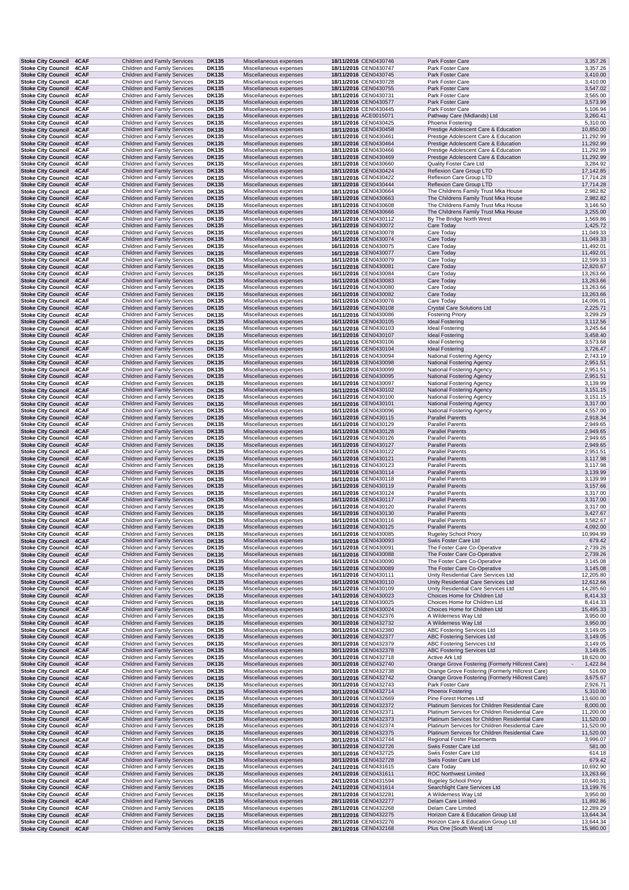| | | | | | | | | |
|---|---|---|---|---|---|---|---|---|
| Stoke City Council | 4CAF | Children and Family Services | DK135 | Miscellaneous expenses | 18/11/2016 | CEN0430746 | Park Foster Care | 3,357.26 |
| Stoke City Council | 4CAF | Children and Family Services | DK135 | Miscellaneous expenses | 18/11/2016 | CEN0430747 | Park Foster Care | 3,357.26 |
| Stoke City Council | 4CAF | Children and Family Services | DK135 | Miscellaneous expenses | 18/11/2016 | CEN0430745 | Park Foster Care | 3,410.00 |
| Stoke City Council | 4CAF | Children and Family Services | DK135 | Miscellaneous expenses | 18/11/2016 | CEN0430728 | Park Foster Care | 3,410.00 |
| Stoke City Council | 4CAF | Children and Family Services | DK135 | Miscellaneous expenses | 18/11/2016 | CEN0430755 | Park Foster Care | 3,547.02 |
| Stoke City Council | 4CAF | Children and Family Services | DK135 | Miscellaneous expenses | 18/11/2016 | CEN0430731 | Park Foster Care | 3,565.00 |
| Stoke City Council | 4CAF | Children and Family Services | DK135 | Miscellaneous expenses | 18/11/2016 | CEN0430577 | Park Foster Care | 3,573.99 |
| Stoke City Council | 4CAF | Children and Family Services | DK135 | Miscellaneous expenses | 18/11/2016 | CEN0430445 | Park Foster Care | 5,106.94 |
| Stoke City Council | 4CAF | Children and Family Services | DK135 | Miscellaneous expenses | 18/11/2016 | ACE0015071 | Pathway Care (Midlands) Ltd | 3,260.41 |
| Stoke City Council | 4CAF | Children and Family Services | DK135 | Miscellaneous expenses | 18/11/2016 | CEN0430425 | Phoenix Fostering | 5,310.00 |
| Stoke City Council | 4CAF | Children and Family Services | DK135 | Miscellaneous expenses | 18/11/2016 | CEN0430458 | Prestige Adolescent Care & Education | 10,850.00 |
| Stoke City Council | 4CAF | Children and Family Services | DK135 | Miscellaneous expenses | 18/11/2016 | CEN0430461 | Prestige Adolescent Care & Education | 11,292.99 |
| Stoke City Council | 4CAF | Children and Family Services | DK135 | Miscellaneous expenses | 18/11/2016 | CEN0430464 | Prestige Adolescent Care & Education | 11,292.99 |
| Stoke City Council | 4CAF | Children and Family Services | DK135 | Miscellaneous expenses | 18/11/2016 | CEN0430466 | Prestige Adolescent Care & Education | 11,292.99 |
| Stoke City Council | 4CAF | Children and Family Services | DK135 | Miscellaneous expenses | 18/11/2016 | CEN0430469 | Prestige Adolescent Care & Education | 11,292.99 |
| Stoke City Council | 4CAF | Children and Family Services | DK135 | Miscellaneous expenses | 18/11/2016 | CEN0430660 | Quality Foster Care Ltd | 3,284.92 |
| Stoke City Council | 4CAF | Children and Family Services | DK135 | Miscellaneous expenses | 18/11/2016 | CEN0430424 | Reflexion Care Group LTD | 17,142.85 |
| Stoke City Council | 4CAF | Children and Family Services | DK135 | Miscellaneous expenses | 18/11/2016 | CEN0430422 | Reflexion Care Group LTD | 17,714.28 |
| Stoke City Council | 4CAF | Children and Family Services | DK135 | Miscellaneous expenses | 18/11/2016 | CEN0430444 | Reflexion Care Group LTD | 17,714.28 |
| Stoke City Council | 4CAF | Children and Family Services | DK135 | Miscellaneous expenses | 18/11/2016 | CEN0430664 | The Childrens Family Trust Mka House | 2,982.82 |
| Stoke City Council | 4CAF | Children and Family Services | DK135 | Miscellaneous expenses | 18/11/2016 | CEN0430663 | The Childrens Family Trust Mka House | 2,982.82 |
| Stoke City Council | 4CAF | Children and Family Services | DK135 | Miscellaneous expenses | 18/11/2016 | CEN0430608 | The Childrens Family Trust Mka House | 3,146.50 |
| Stoke City Council | 4CAF | Children and Family Services | DK135 | Miscellaneous expenses | 18/11/2016 | CEN0430666 | The Childrens Family Trust Mka House | 3,255.00 |
| Stoke City Council | 4CAF | Children and Family Services | DK135 | Miscellaneous expenses | 16/11/2016 | CEN0430112 | By The Bridge North West | 1,569.86 |
| Stoke City Council | 4CAF | Children and Family Services | DK135 | Miscellaneous expenses | 16/11/2016 | CEN0430072 | Care Today | 1,425.72 |
| Stoke City Council | 4CAF | Children and Family Services | DK135 | Miscellaneous expenses | 16/11/2016 | CEN0430078 | Care Today | 11,049.33 |
| Stoke City Council | 4CAF | Children and Family Services | DK135 | Miscellaneous expenses | 16/11/2016 | CEN0430074 | Care Today | 11,049.33 |
| Stoke City Council | 4CAF | Children and Family Services | DK135 | Miscellaneous expenses | 16/11/2016 | CEN0430075 | Care Today | 11,492.01 |
| Stoke City Council | 4CAF | Children and Family Services | DK135 | Miscellaneous expenses | 16/11/2016 | CEN0430077 | Care Today | 11,492.01 |
| Stoke City Council | 4CAF | Children and Family Services | DK135 | Miscellaneous expenses | 16/11/2016 | CEN0430079 | Care Today | 12,599.33 |
| Stoke City Council | 4CAF | Children and Family Services | DK135 | Miscellaneous expenses | 16/11/2016 | CEN0430081 | Care Today | 12,820.67 |
| Stoke City Council | 4CAF | Children and Family Services | DK135 | Miscellaneous expenses | 16/11/2016 | CEN0430084 | Care Today | 13,263.66 |
| Stoke City Council | 4CAF | Children and Family Services | DK135 | Miscellaneous expenses | 16/11/2016 | CEN0430083 | Care Today | 13,263.66 |
| Stoke City Council | 4CAF | Children and Family Services | DK135 | Miscellaneous expenses | 16/11/2016 | CEN0430080 | Care Today | 13,263.66 |
| Stoke City Council | 4CAF | Children and Family Services | DK135 | Miscellaneous expenses | 16/11/2016 | CEN0430082 | Care Today | 13,263.66 |
| Stoke City Council | 4CAF | Children and Family Services | DK135 | Miscellaneous expenses | 16/11/2016 | CEN0430076 | Care Today | 14,096.01 |
| Stoke City Council | 4CAF | Children and Family Services | DK135 | Miscellaneous expenses | 16/11/2016 | CEN0430108 | Crystal Care Solutions Ltd | 2,225.71 |
| Stoke City Council | 4CAF | Children and Family Services | DK135 | Miscellaneous expenses | 16/11/2016 | CEN0430086 | Fostering Priory | 3,299.29 |
| Stoke City Council | 4CAF | Children and Family Services | DK135 | Miscellaneous expenses | 16/11/2016 | CEN0430105 | Ideal Fostering | 3,112.56 |
| Stoke City Council | 4CAF | Children and Family Services | DK135 | Miscellaneous expenses | 16/11/2016 | CEN0430103 | Ideal Fostering | 3,245.64 |
| Stoke City Council | 4CAF | Children and Family Services | DK135 | Miscellaneous expenses | 16/11/2016 | CEN0430107 | Ideal Fostering | 3,458.40 |
| Stoke City Council | 4CAF | Children and Family Services | DK135 | Miscellaneous expenses | 16/11/2016 | CEN0430106 | Ideal Fostering | 3,573.68 |
| Stoke City Council | 4CAF | Children and Family Services | DK135 | Miscellaneous expenses | 16/11/2016 | CEN0430104 | Ideal Fostering | 3,726.47 |
| Stoke City Council | 4CAF | Children and Family Services | DK135 | Miscellaneous expenses | 16/11/2016 | CEN0430094 | National Fostering Agency | 2,743.19 |
| Stoke City Council | 4CAF | Children and Family Services | DK135 | Miscellaneous expenses | 16/11/2016 | CEN0430098 | National Fostering Agency | 2,951.51 |
| Stoke City Council | 4CAF | Children and Family Services | DK135 | Miscellaneous expenses | 16/11/2016 | CEN0430099 | National Fostering Agency | 2,951.51 |
| Stoke City Council | 4CAF | Children and Family Services | DK135 | Miscellaneous expenses | 16/11/2016 | CEN0430095 | National Fostering Agency | 2,951.51 |
| Stoke City Council | 4CAF | Children and Family Services | DK135 | Miscellaneous expenses | 16/11/2016 | CEN0430097 | National Fostering Agency | 3,139.99 |
| Stoke City Council | 4CAF | Children and Family Services | DK135 | Miscellaneous expenses | 16/11/2016 | CEN0430102 | National Fostering Agency | 3,151.15 |
| Stoke City Council | 4CAF | Children and Family Services | DK135 | Miscellaneous expenses | 16/11/2016 | CEN0430100 | National Fostering Agency | 3,151.15 |
| Stoke City Council | 4CAF | Children and Family Services | DK135 | Miscellaneous expenses | 16/11/2016 | CEN0430101 | National Fostering Agency | 3,317.00 |
| Stoke City Council | 4CAF | Children and Family Services | DK135 | Miscellaneous expenses | 16/11/2016 | CEN0430096 | National Fostering Agency | 4,557.00 |
| Stoke City Council | 4CAF | Children and Family Services | DK135 | Miscellaneous expenses | 16/11/2016 | CEN0430115 | Parallel Parents | 2,918.34 |
| Stoke City Council | 4CAF | Children and Family Services | DK135 | Miscellaneous expenses | 16/11/2016 | CEN0430129 | Parallel Parents | 2,949.65 |
| Stoke City Council | 4CAF | Children and Family Services | DK135 | Miscellaneous expenses | 16/11/2016 | CEN0430128 | Parallel Parents | 2,949.65 |
| Stoke City Council | 4CAF | Children and Family Services | DK135 | Miscellaneous expenses | 16/11/2016 | CEN0430126 | Parallel Parents | 2,949.65 |
| Stoke City Council | 4CAF | Children and Family Services | DK135 | Miscellaneous expenses | 16/11/2016 | CEN0430127 | Parallel Parents | 2,949.65 |
| Stoke City Council | 4CAF | Children and Family Services | DK135 | Miscellaneous expenses | 16/11/2016 | CEN0430122 | Parallel Parents | 2,951.51 |
| Stoke City Council | 4CAF | Children and Family Services | DK135 | Miscellaneous expenses | 16/11/2016 | CEN0430121 | Parallel Parents | 3,117.98 |
| Stoke City Council | 4CAF | Children and Family Services | DK135 | Miscellaneous expenses | 16/11/2016 | CEN0430123 | Parallel Parents | 3,117.98 |
| Stoke City Council | 4CAF | Children and Family Services | DK135 | Miscellaneous expenses | 16/11/2016 | CEN0430114 | Parallel Parents | 3,139.99 |
| Stoke City Council | 4CAF | Children and Family Services | DK135 | Miscellaneous expenses | 16/11/2016 | CEN0430118 | Parallel Parents | 3,139.99 |
| Stoke City Council | 4CAF | Children and Family Services | DK135 | Miscellaneous expenses | 16/11/2016 | CEN0430119 | Parallel Parents | 3,157.66 |
| Stoke City Council | 4CAF | Children and Family Services | DK135 | Miscellaneous expenses | 16/11/2016 | CEN0430124 | Parallel Parents | 3,317.00 |
| Stoke City Council | 4CAF | Children and Family Services | DK135 | Miscellaneous expenses | 16/11/2016 | CEN0430117 | Parallel Parents | 3,317.00 |
| Stoke City Council | 4CAF | Children and Family Services | DK135 | Miscellaneous expenses | 16/11/2016 | CEN0430120 | Parallel Parents | 3,317.00 |
| Stoke City Council | 4CAF | Children and Family Services | DK135 | Miscellaneous expenses | 16/11/2016 | CEN0430130 | Parallel Parents | 3,427.67 |
| Stoke City Council | 4CAF | Children and Family Services | DK135 | Miscellaneous expenses | 16/11/2016 | CEN0430116 | Parallel Parents | 3,582.67 |
| Stoke City Council | 4CAF | Children and Family Services | DK135 | Miscellaneous expenses | 16/11/2016 | CEN0430125 | Parallel Parents | 4,092.00 |
| Stoke City Council | 4CAF | Children and Family Services | DK135 | Miscellaneous expenses | 16/11/2016 | CEN0430085 | Rugeley School Priory | 10,994.99 |
| Stoke City Council | 4CAF | Children and Family Services | DK135 | Miscellaneous expenses | 16/11/2016 | CEN0430093 | Swiis Foster Care Ltd | 679.42 |
| Stoke City Council | 4CAF | Children and Family Services | DK135 | Miscellaneous expenses | 16/11/2016 | CEN0430091 | The Foster Care Co-Operative | 2,739.26 |
| Stoke City Council | 4CAF | Children and Family Services | DK135 | Miscellaneous expenses | 16/11/2016 | CEN0430088 | The Foster Care Co-Operative | 2,739.26 |
| Stoke City Council | 4CAF | Children and Family Services | DK135 | Miscellaneous expenses | 16/11/2016 | CEN0430090 | The Foster Care Co-Operative | 3,145.08 |
| Stoke City Council | 4CAF | Children and Family Services | DK135 | Miscellaneous expenses | 16/11/2016 | CEN0430089 | The Foster Care Co-Operative | 3,145.08 |
| Stoke City Council | 4CAF | Children and Family Services | DK135 | Miscellaneous expenses | 16/11/2016 | CEN0430111 | Unity Residential Care Services Ltd | 12,205.80 |
| Stoke City Council | 4CAF | Children and Family Services | DK135 | Miscellaneous expenses | 16/11/2016 | CEN0430110 | Unity Residential Care Services Ltd | 12,612.66 |
| Stoke City Council | 4CAF | Children and Family Services | DK135 | Miscellaneous expenses | 16/11/2016 | CEN0430109 | Unity Residential Care Services Ltd | 14,285.60 |
| Stoke City Council | 4CAF | Children and Family Services | DK135 | Miscellaneous expenses | 14/11/2016 | CEN0430023 | Choices Home for Children Ltd | 8,414.33 |
| Stoke City Council | 4CAF | Children and Family Services | DK135 | Miscellaneous expenses | 14/11/2016 | CEN0430025 | Choices Home for Children Ltd | 8,414.33 |
| Stoke City Council | 4CAF | Children and Family Services | DK135 | Miscellaneous expenses | 14/11/2016 | CEN0430024 | Choices Home for Children Ltd | 15,495.33 |
| Stoke City Council | 4CAF | Children and Family Services | DK135 | Miscellaneous expenses | 30/11/2016 | CEN0432376 | A Wilderness Way Ltd | 3,950.00 |
| Stoke City Council | 4CAF | Children and Family Services | DK135 | Miscellaneous expenses | 30/11/2016 | CEN0432732 | A Wilderness Way Ltd | 3,950.00 |
| Stoke City Council | 4CAF | Children and Family Services | DK135 | Miscellaneous expenses | 30/11/2016 | CEN0432380 | ABC Fostering Services Ltd | 3,149.05 |
| Stoke City Council | 4CAF | Children and Family Services | DK135 | Miscellaneous expenses | 30/11/2016 | CEN0432377 | ABC Fostering Services Ltd | 3,149.05 |
| Stoke City Council | 4CAF | Children and Family Services | DK135 | Miscellaneous expenses | 30/11/2016 | CEN0432379 | ABC Fostering Services Ltd | 3,149.05 |
| Stoke City Council | 4CAF | Children and Family Services | DK135 | Miscellaneous expenses | 30/11/2016 | CEN0432378 | ABC Fostering Services Ltd | 3,149.05 |
| Stoke City Council | 4CAF | Children and Family Services | DK135 | Miscellaneous expenses | 30/11/2016 | CEN0432718 | Active Ark Ltd | 18,620.00 |
| Stoke City Council | 4CAF | Children and Family Services | DK135 | Miscellaneous expenses | 30/11/2016 | CEN0432740 | Orange Grove Fostering (Formerly Hillcrest Care) | - 1,422.84 |
| Stoke City Council | 4CAF | Children and Family Services | DK135 | Miscellaneous expenses | 30/11/2016 | CEN0432738 | Orange Grove Fostering (Formerly Hillcrest Care) | 516.00 |
| Stoke City Council | 4CAF | Children and Family Services | DK135 | Miscellaneous expenses | 30/11/2016 | CEN0432742 | Orange Grove Fostering (Formerly Hillcrest Care) | 3,675.67 |
| Stoke City Council | 4CAF | Children and Family Services | DK135 | Miscellaneous expenses | 30/11/2016 | CEN0432743 | Park Foster Care | 2,926.71 |
| Stoke City Council | 4CAF | Children and Family Services | DK135 | Miscellaneous expenses | 30/11/2016 | CEN0432714 | Phoenix Fostering | 5,310.00 |
| Stoke City Council | 4CAF | Children and Family Services | DK135 | Miscellaneous expenses | 30/11/2016 | CEN0432669 | Pine Forest Homes Ltd | 13,600.00 |
| Stoke City Council | 4CAF | Children and Family Services | DK135 | Miscellaneous expenses | 30/11/2016 | CEN0432372 | Platinum Services for Children Residential Care | 8,000.00 |
| Stoke City Council | 4CAF | Children and Family Services | DK135 | Miscellaneous expenses | 30/11/2016 | CEN0432371 | Platinum Services for Children Residential Care | 11,200.00 |
| Stoke City Council | 4CAF | Children and Family Services | DK135 | Miscellaneous expenses | 30/11/2016 | CEN0432373 | Platinum Services for Children Residential Care | 11,520.00 |
| Stoke City Council | 4CAF | Children and Family Services | DK135 | Miscellaneous expenses | 30/11/2016 | CEN0432374 | Platinum Services for Children Residential Care | 11,520.00 |
| Stoke City Council | 4CAF | Children and Family Services | DK135 | Miscellaneous expenses | 30/11/2016 | CEN0432375 | Platinum Services for Children Residential Care | 11,520.00 |
| Stoke City Council | 4CAF | Children and Family Services | DK135 | Miscellaneous expenses | 30/11/2016 | CEN0432744 | Regional Foster Placements | 3,996.07 |
| Stoke City Council | 4CAF | Children and Family Services | DK135 | Miscellaneous expenses | 30/11/2016 | CEN0432726 | Swiis Foster Care Ltd | 581.00 |
| Stoke City Council | 4CAF | Children and Family Services | DK135 | Miscellaneous expenses | 30/11/2016 | CEN0432725 | Swiis Foster Care Ltd | 614.18 |
| Stoke City Council | 4CAF | Children and Family Services | DK135 | Miscellaneous expenses | 30/11/2016 | CEN0432728 | Swiis Foster Care Ltd | 679.42 |
| Stoke City Council | 4CAF | Children and Family Services | DK135 | Miscellaneous expenses | 24/11/2016 | CEN0431615 | Care Today | 10,692.90 |
| Stoke City Council | 4CAF | Children and Family Services | DK135 | Miscellaneous expenses | 24/11/2016 | CEN0431611 | ROC Northwest Limited | 13,263.66 |
| Stoke City Council | 4CAF | Children and Family Services | DK135 | Miscellaneous expenses | 24/11/2016 | CEN0431594 | Rugeley School Priory | 10,640.31 |
| Stoke City Council | 4CAF | Children and Family Services | DK135 | Miscellaneous expenses | 24/11/2016 | CEN0431614 | Searchlight Care Services Ltd | 13,199.76 |
| Stoke City Council | 4CAF | Children and Family Services | DK135 | Miscellaneous expenses | 28/11/2016 | CEN0432281 | A Wilderness Way Ltd | 3,950.00 |
| Stoke City Council | 4CAF | Children and Family Services | DK135 | Miscellaneous expenses | 28/11/2016 | CEN0432277 | Delam Care Limited | 11,892.86 |
| Stoke City Council | 4CAF | Children and Family Services | DK135 | Miscellaneous expenses | 28/11/2016 | CEN0432268 | Delam Care Limited | 12,289.29 |
| Stoke City Council | 4CAF | Children and Family Services | DK135 | Miscellaneous expenses | 28/11/2016 | CEN0432275 | Horizon Care & Education Group Ltd | 13,644.34 |
| Stoke City Council | 4CAF | Children and Family Services | DK135 | Miscellaneous expenses | 28/11/2016 | CEN0432276 | Horizon Care & Education Group Ltd | 13,644.34 |
| Stoke City Council | 4CAF | Children and Family Services | DK135 | Miscellaneous expenses | 28/11/2016 | CEN0432168 | Plus One [South West] Ltd | 15,980.00 |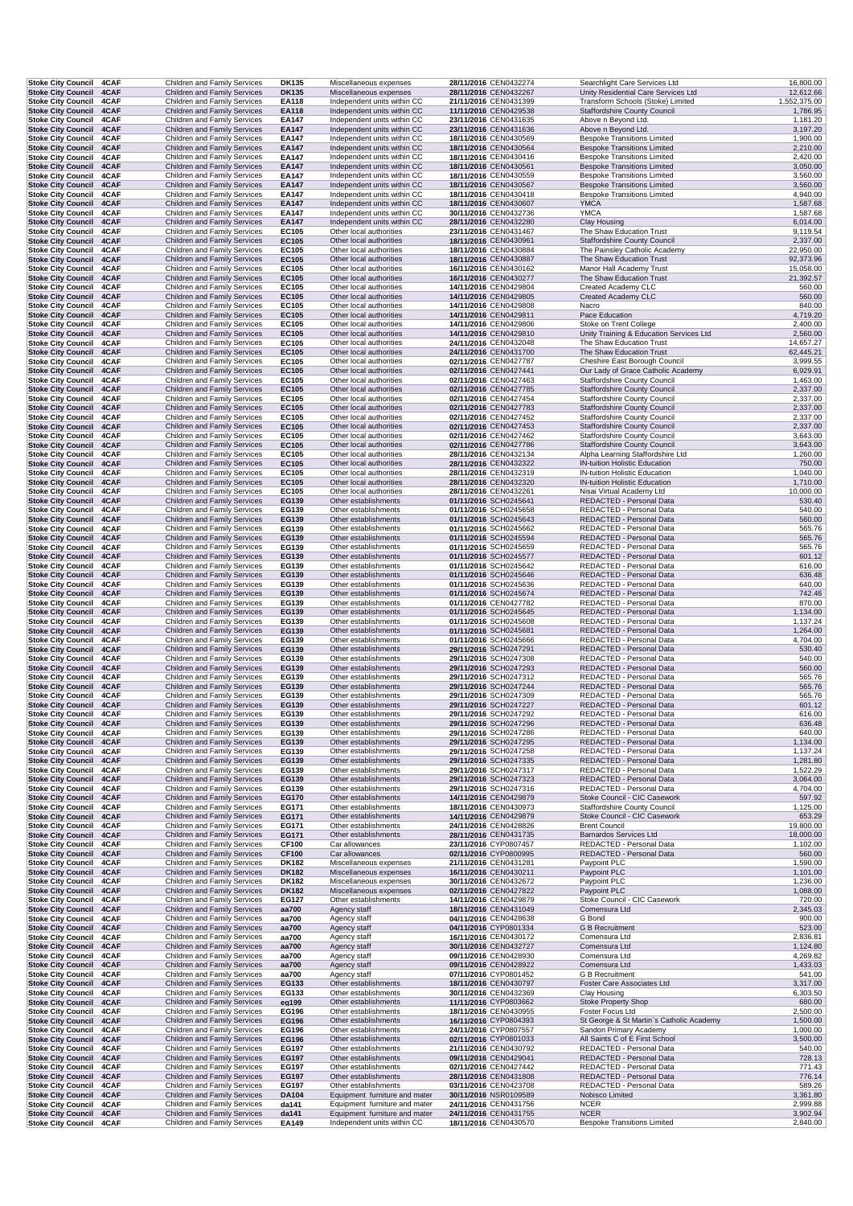| Stoke City Council | 4CAF | Children and Family Services | DK135 | Miscellaneous expenses | 28/11/2016 | CEN0432274 | Searchlight Care Services Ltd | 16,800.00 |
|---|---|---|---|---|---|---|---|---|
| Stoke City Council | 4CAF | Children and Family Services | DK135 | Miscellaneous expenses | 28/11/2016 | CEN0432267 | Unity Residential Care Services Ltd | 12,612.66 |
| Stoke City Council | 4CAF | Children and Family Services | EA118 | Independent units within CC | 21/11/2016 | CEN0431399 | Transform Schools (Stoke) Limited | 1,552,375.00 |
| Stoke City Council | 4CAF | Children and Family Services | EA118 | Independent units within CC | 11/11/2016 | CEN0429538 | Staffordshire County Council | 1,786.95 |
| Stoke City Council | 4CAF | Children and Family Services | EA147 | Independent units within CC | 23/11/2016 | CEN0431635 | Above n Beyond Ltd. | 1,181.20 |
| Stoke City Council | 4CAF | Children and Family Services | EA147 | Independent units within CC | 23/11/2016 | CEN0431636 | Above n Beyond Ltd. | 3,197.20 |
| Stoke City Council | 4CAF | Children and Family Services | EA147 | Independent units within CC | 18/11/2016 | CEN0430569 | Bespoke Transitions Limited | 1,900.00 |
| Stoke City Council | 4CAF | Children and Family Services | EA147 | Independent units within CC | 18/11/2016 | CEN0430564 | Bespoke Transitions Limited | 2,210.00 |
| Stoke City Council | 4CAF | Children and Family Services | EA147 | Independent units within CC | 18/11/2016 | CEN0430416 | Bespoke Transitions Limited | 2,420.00 |
| Stoke City Council | 4CAF | Children and Family Services | EA147 | Independent units within CC | 18/11/2016 | CEN0430561 | Bespoke Transitions Limited | 3,050.00 |
| Stoke City Council | 4CAF | Children and Family Services | EA147 | Independent units within CC | 18/11/2016 | CEN0430559 | Bespoke Transitions Limited | 3,560.00 |
| Stoke City Council | 4CAF | Children and Family Services | EA147 | Independent units within CC | 18/11/2016 | CEN0430567 | Bespoke Transitions Limited | 3,560.00 |
| Stoke City Council | 4CAF | Children and Family Services | EA147 | Independent units within CC | 18/11/2016 | CEN0430418 | Bespoke Transitions Limited | 4,940.00 |
| Stoke City Council | 4CAF | Children and Family Services | EA147 | Independent units within CC | 18/11/2016 | CEN0430607 | YMCA | 1,587.68 |
| Stoke City Council | 4CAF | Children and Family Services | EA147 | Independent units within CC | 30/11/2016 | CEN0432736 | YMCA | 1,587.68 |
| Stoke City Council | 4CAF | Children and Family Services | EA147 | Independent units within CC | 28/11/2016 | CEN0432280 | Clay Housing | 6,014.00 |
| Stoke City Council | 4CAF | Children and Family Services | EC105 | Other local authorities | 23/11/2016 | CEN0431467 | The Shaw Education Trust | 9,119.54 |
| Stoke City Council | 4CAF | Children and Family Services | EC105 | Other local authorities | 18/11/2016 | CEN0430961 | Staffordshire County Council | 2,337.00 |
| Stoke City Council | 4CAF | Children and Family Services | EC105 | Other local authorities | 18/11/2016 | CEN0430884 | The Painsley Catholic Academy | 22,950.00 |
| Stoke City Council | 4CAF | Children and Family Services | EC105 | Other local authorities | 18/11/2016 | CEN0430887 | The Shaw Education Trust | 92,373.96 |
| Stoke City Council | 4CAF | Children and Family Services | EC105 | Other local authorities | 16/11/2016 | CEN0430162 | Manor Hall Academy Trust | 15,058.00 |
| Stoke City Council | 4CAF | Children and Family Services | EC105 | Other local authorities | 16/11/2016 | CEN0430277 | The Shaw Education Trust | 21,392.57 |
| Stoke City Council | 4CAF | Children and Family Services | EC105 | Other local authorities | 14/11/2016 | CEN0429804 | Created Academy CLC | 560.00 |
| Stoke City Council | 4CAF | Children and Family Services | EC105 | Other local authorities | 14/11/2016 | CEN0429805 | Created Academy CLC | 560.00 |
| Stoke City Council | 4CAF | Children and Family Services | EC105 | Other local authorities | 14/11/2016 | CEN0429808 | Nacro | 840.00 |
| Stoke City Council | 4CAF | Children and Family Services | EC105 | Other local authorities | 14/11/2016 | CEN0429811 | Pace Education | 4,719.20 |
| Stoke City Council | 4CAF | Children and Family Services | EC105 | Other local authorities | 14/11/2016 | CEN0429806 | Stoke on Trent College | 2,400.00 |
| Stoke City Council | 4CAF | Children and Family Services | EC105 | Other local authorities | 14/11/2016 | CEN0429810 | Unity Training & Education Services Ltd | 2,560.00 |
| Stoke City Council | 4CAF | Children and Family Services | EC105 | Other local authorities | 24/11/2016 | CEN0432048 | The Shaw Education Trust | 14,657.27 |
| Stoke City Council | 4CAF | Children and Family Services | EC105 | Other local authorities | 24/11/2016 | CEN0431700 | The Shaw Education Trust | 62,445.21 |
| Stoke City Council | 4CAF | Children and Family Services | EC105 | Other local authorities | 02/11/2016 | CEN0427787 | Cheshire East Borough Council | 3,999.55 |
| Stoke City Council | 4CAF | Children and Family Services | EC105 | Other local authorities | 02/11/2016 | CEN0427441 | Our Lady of Grace Catholic Academy | 6,929.91 |
| Stoke City Council | 4CAF | Children and Family Services | EC105 | Other local authorities | 02/11/2016 | CEN0427463 | Staffordshire County Council | 1,463.00 |
| Stoke City Council | 4CAF | Children and Family Services | EC105 | Other local authorities | 02/11/2016 | CEN0427785 | Staffordshire County Council | 2,337.00 |
| Stoke City Council | 4CAF | Children and Family Services | EC105 | Other local authorities | 02/11/2016 | CEN0427454 | Staffordshire County Council | 2,337.00 |
| Stoke City Council | 4CAF | Children and Family Services | EC105 | Other local authorities | 02/11/2016 | CEN0427783 | Staffordshire County Council | 2,337.00 |
| Stoke City Council | 4CAF | Children and Family Services | EC105 | Other local authorities | 02/11/2016 | CEN0427452 | Staffordshire County Council | 2,337.00 |
| Stoke City Council | 4CAF | Children and Family Services | EC105 | Other local authorities | 02/11/2016 | CEN0427453 | Staffordshire County Council | 2,337.00 |
| Stoke City Council | 4CAF | Children and Family Services | EC105 | Other local authorities | 02/11/2016 | CEN0427462 | Staffordshire County Council | 3,643.00 |
| Stoke City Council | 4CAF | Children and Family Services | EC105 | Other local authorities | 02/11/2016 | CEN0427786 | Staffordshire County Council | 3,643.00 |
| Stoke City Council | 4CAF | Children and Family Services | EC105 | Other local authorities | 28/11/2016 | CEN0432134 | Alpha Learning Staffordshire Ltd | 1,260.00 |
| Stoke City Council | 4CAF | Children and Family Services | EC105 | Other local authorities | 28/11/2016 | CEN0432322 | IN-tuition Holistic Education | 750.00 |
| Stoke City Council | 4CAF | Children and Family Services | EC105 | Other local authorities | 28/11/2016 | CEN0432319 | IN-tuition Holistic Education | 1,040.00 |
| Stoke City Council | 4CAF | Children and Family Services | EC105 | Other local authorities | 28/11/2016 | CEN0432320 | IN-tuition Holistic Education | 1,710.00 |
| Stoke City Council | 4CAF | Children and Family Services | EC105 | Other local authorities | 28/11/2016 | CEN0432261 | Nisai Virtual Academy Ltd | 10,000.00 |
| Stoke City Council | 4CAF | Children and Family Services | EG139 | Other establishments | 01/11/2016 | SCH0245641 | REDACTED - Personal Data | 530.40 |
| Stoke City Council | 4CAF | Children and Family Services | EG139 | Other establishments | 01/11/2016 | SCH0245658 | REDACTED - Personal Data | 540.00 |
| Stoke City Council | 4CAF | Children and Family Services | EG139 | Other establishments | 01/11/2016 | SCH0245643 | REDACTED - Personal Data | 560.00 |
| Stoke City Council | 4CAF | Children and Family Services | EG139 | Other establishments | 01/11/2016 | SCH0245662 | REDACTED - Personal Data | 565.76 |
| Stoke City Council | 4CAF | Children and Family Services | EG139 | Other establishments | 01/11/2016 | SCH0245594 | REDACTED - Personal Data | 565.76 |
| Stoke City Council | 4CAF | Children and Family Services | EG139 | Other establishments | 01/11/2016 | SCH0245659 | REDACTED - Personal Data | 565.76 |
| Stoke City Council | 4CAF | Children and Family Services | EG139 | Other establishments | 01/11/2016 | SCH0245577 | REDACTED - Personal Data | 601.12 |
| Stoke City Council | 4CAF | Children and Family Services | EG139 | Other establishments | 01/11/2016 | SCH0245642 | REDACTED - Personal Data | 616.00 |
| Stoke City Council | 4CAF | Children and Family Services | EG139 | Other establishments | 01/11/2016 | SCH0245646 | REDACTED - Personal Data | 636.48 |
| Stoke City Council | 4CAF | Children and Family Services | EG139 | Other establishments | 01/11/2016 | SCH0245636 | REDACTED - Personal Data | 640.00 |
| Stoke City Council | 4CAF | Children and Family Services | EG139 | Other establishments | 01/11/2016 | SCH0245674 | REDACTED - Personal Data | 742.46 |
| Stoke City Council | 4CAF | Children and Family Services | EG139 | Other establishments | 01/11/2016 | CEN0427782 | REDACTED - Personal Data | 870.00 |
| Stoke City Council | 4CAF | Children and Family Services | EG139 | Other establishments | 01/11/2016 | SCH0245645 | REDACTED - Personal Data | 1,134.00 |
| Stoke City Council | 4CAF | Children and Family Services | EG139 | Other establishments | 01/11/2016 | SCH0245608 | REDACTED - Personal Data | 1,137.24 |
| Stoke City Council | 4CAF | Children and Family Services | EG139 | Other establishments | 01/11/2016 | SCH0245681 | REDACTED - Personal Data | 1,264.00 |
| Stoke City Council | 4CAF | Children and Family Services | EG139 | Other establishments | 01/11/2016 | SCH0245666 | REDACTED - Personal Data | 4,704.00 |
| Stoke City Council | 4CAF | Children and Family Services | EG139 | Other establishments | 29/11/2016 | SCH0247291 | REDACTED - Personal Data | 530.40 |
| Stoke City Council | 4CAF | Children and Family Services | EG139 | Other establishments | 29/11/2016 | SCH0247308 | REDACTED - Personal Data | 540.00 |
| Stoke City Council | 4CAF | Children and Family Services | EG139 | Other establishments | 29/11/2016 | SCH0247293 | REDACTED - Personal Data | 560.00 |
| Stoke City Council | 4CAF | Children and Family Services | EG139 | Other establishments | 29/11/2016 | SCH0247312 | REDACTED - Personal Data | 565.76 |
| Stoke City Council | 4CAF | Children and Family Services | EG139 | Other establishments | 29/11/2016 | SCH0247244 | REDACTED - Personal Data | 565.76 |
| Stoke City Council | 4CAF | Children and Family Services | EG139 | Other establishments | 29/11/2016 | SCH0247309 | REDACTED - Personal Data | 565.76 |
| Stoke City Council | 4CAF | Children and Family Services | EG139 | Other establishments | 29/11/2016 | SCH0247227 | REDACTED - Personal Data | 601.12 |
| Stoke City Council | 4CAF | Children and Family Services | EG139 | Other establishments | 29/11/2016 | SCH0247292 | REDACTED - Personal Data | 616.00 |
| Stoke City Council | 4CAF | Children and Family Services | EG139 | Other establishments | 29/11/2016 | SCH0247296 | REDACTED - Personal Data | 636.48 |
| Stoke City Council | 4CAF | Children and Family Services | EG139 | Other establishments | 29/11/2016 | SCH0247286 | REDACTED - Personal Data | 640.00 |
| Stoke City Council | 4CAF | Children and Family Services | EG139 | Other establishments | 29/11/2016 | SCH0247295 | REDACTED - Personal Data | 1,134.00 |
| Stoke City Council | 4CAF | Children and Family Services | EG139 | Other establishments | 29/11/2016 | SCH0247258 | REDACTED - Personal Data | 1,137.24 |
| Stoke City Council | 4CAF | Children and Family Services | EG139 | Other establishments | 29/11/2016 | SCH0247335 | REDACTED - Personal Data | 1,281.80 |
| Stoke City Council | 4CAF | Children and Family Services | EG139 | Other establishments | 29/11/2016 | SCH0247317 | REDACTED - Personal Data | 1,522.29 |
| Stoke City Council | 4CAF | Children and Family Services | EG139 | Other establishments | 29/11/2016 | SCH0247323 | REDACTED - Personal Data | 3,064.00 |
| Stoke City Council | 4CAF | Children and Family Services | EG139 | Other establishments | 29/11/2016 | SCH0247316 | REDACTED - Personal Data | 4,704.00 |
| Stoke City Council | 4CAF | Children and Family Services | EG170 | Other establishments | 14/11/2016 | CEN0429879 | Stoke Council - CIC Casework | 597.92 |
| Stoke City Council | 4CAF | Children and Family Services | EG171 | Other establishments | 18/11/2016 | CEN0430973 | Staffordshire County Council | 1,125.00 |
| Stoke City Council | 4CAF | Children and Family Services | EG171 | Other establishments | 14/11/2016 | CEN0429879 | Stoke Council - CIC Casework | 653.29 |
| Stoke City Council | 4CAF | Children and Family Services | EG171 | Other establishments | 24/11/2016 | CEN0428826 | Brent Council | 19,800.00 |
| Stoke City Council | 4CAF | Children and Family Services | EG171 | Other establishments | 28/11/2016 | CEN0431735 | Barnardos Services Ltd | 18,000.00 |
| Stoke City Council | 4CAF | Children and Family Services | CF100 | Car allowances | 23/11/2016 | CYP0807457 | REDACTED - Personal Data | 1,102.00 |
| Stoke City Council | 4CAF | Children and Family Services | CF100 | Car allowances | 02/11/2016 | CYP0800995 | REDACTED - Personal Data | 560.00 |
| Stoke City Council | 4CAF | Children and Family Services | DK182 | Miscellaneous expenses | 21/11/2016 | CEN0431281 | Paypoint PLC | 1,590.00 |
| Stoke City Council | 4CAF | Children and Family Services | DK182 | Miscellaneous expenses | 16/11/2016 | CEN0430211 | Paypoint PLC | 1,101.00 |
| Stoke City Council | 4CAF | Children and Family Services | DK182 | Miscellaneous expenses | 30/11/2016 | CEN0432672 | Paypoint PLC | 1,236.00 |
| Stoke City Council | 4CAF | Children and Family Services | DK182 | Miscellaneous expenses | 02/11/2016 | CEN0427822 | Paypoint PLC | 1,088.00 |
| Stoke City Council | 4CAF | Children and Family Services | EG127 | Other establishments | 14/11/2016 | CEN0429879 | Stoke Council - CIC Casework | 720.00 |
| Stoke City Council | 4CAF | Children and Family Services | aa700 | Agency staff | 18/11/2016 | CEN0431049 | Comensura Ltd | 2,345.03 |
| Stoke City Council | 4CAF | Children and Family Services | aa700 | Agency staff | 04/11/2016 | CEN0428638 | G Bond | 900.00 |
| Stoke City Council | 4CAF | Children and Family Services | aa700 | Agency staff | 04/11/2016 | CYP0801334 | G B Recruitment | 523.00 |
| Stoke City Council | 4CAF | Children and Family Services | aa700 | Agency staff | 16/11/2016 | CEN0430172 | Comensura Ltd | 2,836.81 |
| Stoke City Council | 4CAF | Children and Family Services | aa700 | Agency staff | 30/11/2016 | CEN0432727 | Comensura Ltd | 1,124.80 |
| Stoke City Council | 4CAF | Children and Family Services | aa700 | Agency staff | 09/11/2016 | CEN0428930 | Comensura Ltd | 4,269.82 |
| Stoke City Council | 4CAF | Children and Family Services | aa700 | Agency staff | 09/11/2016 | CEN0428922 | Comensura Ltd | 1,433.03 |
| Stoke City Council | 4CAF | Children and Family Services | aa700 | Agency staff | 07/11/2016 | CYP0801452 | G B Recruitment | 541.00 |
| Stoke City Council | 4CAF | Children and Family Services | EG133 | Other establishments | 18/11/2016 | CEN0430797 | Foster Care Associates Ltd | 3,317.00 |
| Stoke City Council | 4CAF | Children and Family Services | EG133 | Other establishments | 30/11/2016 | CEN0432369 | Clay Housing | 6,303.50 |
| Stoke City Council | 4CAF | Children and Family Services | eg199 | Other establishments | 11/11/2016 | CYP0803662 | Stoke Property Shop | 680.00 |
| Stoke City Council | 4CAF | Children and Family Services | EG196 | Other establishments | 18/11/2016 | CEN0430955 | Foster Focus Ltd | 2,500.00 |
| Stoke City Council | 4CAF | Children and Family Services | EG196 | Other establishments | 16/11/2016 | CYP0804393 | St George & St Martin`s Catholic Academy | 1,500.00 |
| Stoke City Council | 4CAF | Children and Family Services | EG196 | Other establishments | 24/11/2016 | CYP0807557 | Sandon Primary Academy | 1,000.00 |
| Stoke City Council | 4CAF | Children and Family Services | EG196 | Other establishments | 02/11/2016 | CYP0801033 | All Saints C of E First School | 3,500.00 |
| Stoke City Council | 4CAF | Children and Family Services | EG197 | Other establishments | 21/11/2016 | CEN0430792 | REDACTED - Personal Data | 540.00 |
| Stoke City Council | 4CAF | Children and Family Services | EG197 | Other establishments | 09/11/2016 | CEN0429041 | REDACTED - Personal Data | 728.13 |
| Stoke City Council | 4CAF | Children and Family Services | EG197 | Other establishments | 02/11/2016 | CEN0427442 | REDACTED - Personal Data | 771.43 |
| Stoke City Council | 4CAF | Children and Family Services | EG197 | Other establishments | 28/11/2016 | CEN0431808 | REDACTED - Personal Data | 776.14 |
| Stoke City Council | 4CAF | Children and Family Services | EG197 | Other establishments | 03/11/2016 | CEN0423708 | REDACTED - Personal Data | 589.26 |
| Stoke City Council | 4CAF | Children and Family Services | DA104 | Equipment furniture and mater | 30/11/2016 | NSR0109589 | Nobisco Limited | 3,361.80 |
| Stoke City Council | 4CAF | Children and Family Services | da141 | Equipment furniture and mater | 24/11/2016 | CEN0431756 | NCER | 2,999.88 |
| Stoke City Council | 4CAF | Children and Family Services | da141 | Equipment furniture and mater | 24/11/2016 | CEN0431755 | NCER | 3,902.94 |
| Stoke City Council | 4CAF | Children and Family Services | EA149 | Independent units within CC | 18/11/2016 | CEN0430570 | Bespoke Transitions Limited | 2,840.00 |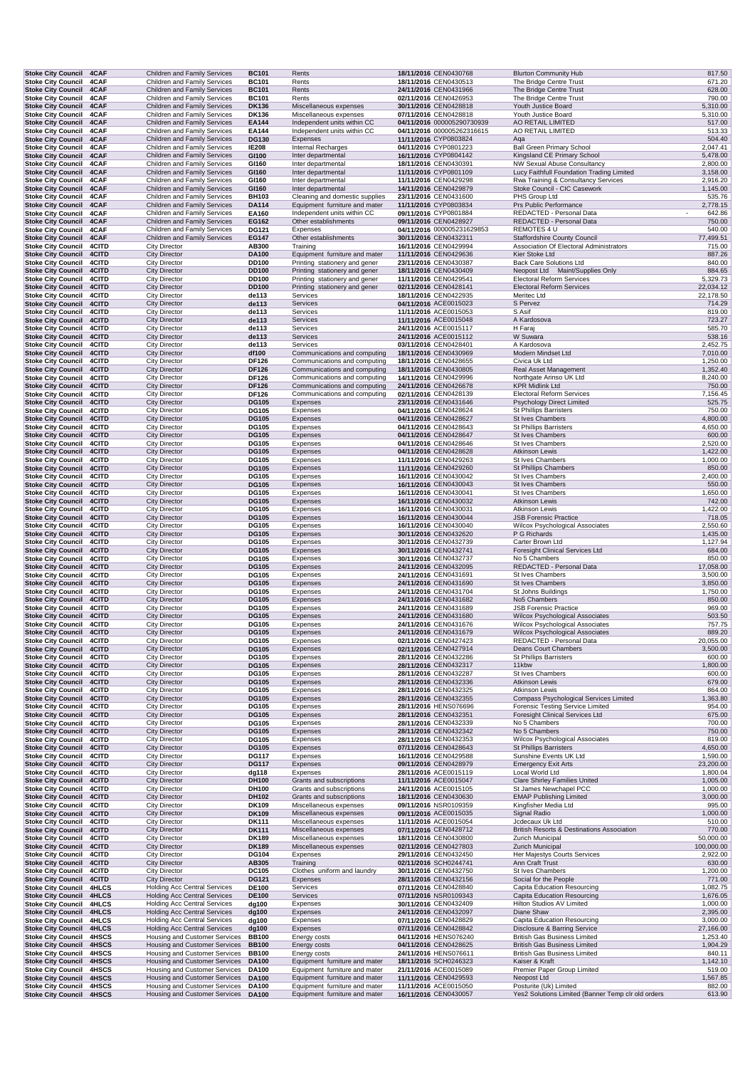| Stoke City Council | 4CAF | Children and Family Services | BC101 | Rents | 18/11/2016 | CEN0430768 | Blurton Community Hub | 817.50 |
|---|---|---|---|---|---|---|---|---|
| Stoke City Council | 4CAF | Children and Family Services | BC101 | Rents | 18/11/2016 | CEN0430513 | The Bridge Centre Trust | 671.20 |
| Stoke City Council | 4CAF | Children and Family Services | BC101 | Rents | 24/11/2016 | CEN0431966 | The Bridge Centre Trust | 628.00 |
| Stoke City Council | 4CAF | Children and Family Services | BC101 | Rents | 02/11/2016 | CEN0426953 | The Bridge Centre Trust | 790.00 |
| Stoke City Council | 4CAF | Children and Family Services | DK136 | Miscellaneous expenses | 30/11/2016 | CEN0428818 | Youth Justice Board | 5,310.00 |
| Stoke City Council | 4CAF | Children and Family Services | DK136 | Miscellaneous expenses | 07/11/2016 | CEN0428818 | Youth Justice Board | 5,310.00 |
| Stoke City Council | 4CAF | Children and Family Services | EA144 | Independent units within CC | 04/11/2016 | 000005290730939 | AO RETAIL LIMITED | 517.00 |
| Stoke City Council | 4CAF | Children and Family Services | EA144 | Independent units within CC | 04/11/2016 | 000005262316615 | AO RETAIL LIMITED | 513.33 |
| Stoke City Council | 4CAF | Children and Family Services | DG130 | Expenses | 11/11/2016 | CYP0803824 | Aqa | 504.40 |
| Stoke City Council | 4CAF | Children and Family Services | IE208 | Internal Recharges | 04/11/2016 | CYP0801223 | Ball Green Primary School | 2,047.41 |
| Stoke City Council | 4CAF | Children and Family Services | GI100 | Inter departmental | 16/11/2016 | CYP0804142 | Kingsland CE Primary School | 5,478.00 |
| Stoke City Council | 4CAF | Children and Family Services | GI160 | Inter departmental | 18/11/2016 | CEN0430391 | NW Sexual Abuse Consultancy | 2,800.00 |
| Stoke City Council | 4CAF | Children and Family Services | GI160 | Inter departmental | 11/11/2016 | CYP0801109 | Lucy Faithfull Foundation Trading Limited | 3,158.00 |
| Stoke City Council | 4CAF | Children and Family Services | GI160 | Inter departmental | 11/11/2016 | CEN0429298 | Rwa Training & Consultancy Services | 2,916.20 |
| Stoke City Council | 4CAF | Children and Family Services | GI160 | Inter departmental | 14/11/2016 | CEN0429879 | Stoke Council - CIC Casework | 1,145.00 |
| Stoke City Council | 4CAF | Children and Family Services | BH103 | Cleaning and domestic supplies | 23/11/2016 | CEN0431600 | PHS Group Ltd | 535.76 |
| Stoke City Council | 4CAF | Children and Family Services | DA114 | Equipment furniture and mater | 11/11/2016 | CYP0803834 | Prs Public Performance | 2,778.15 |
| Stoke City Council | 4CAF | Children and Family Services | EA160 | Independent units within CC | 09/11/2016 | CYP0801884 | REDACTED - Personal Data | - 642.86 |
| Stoke City Council | 4CAF | Children and Family Services | EG162 | Other establishments | 09/11/2016 | CEN0428927 | REDACTED - Personal Data | 750.00 |
| Stoke City Council | 4CAF | Children and Family Services | DG121 | Expenses | 04/11/2016 | 000005231629853 | REMOTES 4 U | 540.00 |
| Stoke City Council | 4CAF | Children and Family Services | EG147 | Other establishments | 30/11/2016 | CEN0432311 | Staffordshire County Council | 77,499.51 |
| Stoke City Council | 4CITD | City Director | AB300 | Training | 16/11/2016 | CEN0429994 | Association Of Electoral Administrators | 715.00 |
| Stoke City Council | 4CITD | City Director | DA100 | Equipment furniture and mater | 11/11/2016 | CEN0429636 | Kier Stoke Ltd | 887.26 |
| Stoke City Council | 4CITD | City Director | DD100 | Printing stationery and gener | 23/11/2016 | CEN0430387 | Back Care Solutions Ltd | 840.00 |
| Stoke City Council | 4CITD | City Director | DD100 | Printing stationery and gener | 18/11/2016 | CEN0430409 | Neopost Ltd Maint/Supplies Only | 884.65 |
| Stoke City Council | 4CITD | City Director | DD100 | Printing stationery and gener | 11/11/2016 | CEN0429541 | Electoral Reform Services | 5,329.73 |
| Stoke City Council | 4CITD | City Director | DD100 | Printing stationery and gener | 02/11/2016 | CEN0428141 | Electoral Reform Services | 22,034.12 |
| Stoke City Council | 4CITD | City Director | de113 | Services | 18/11/2016 | CEN0422935 | Meritec Ltd | 22,178.50 |
| Stoke City Council | 4CITD | City Director | de113 | Services | 04/11/2016 | ACE0015023 | S Pervez | 714.29 |
| Stoke City Council | 4CITD | City Director | de113 | Services | 11/11/2016 | ACE0015053 | S Asif | 819.00 |
| Stoke City Council | 4CITD | City Director | de113 | Services | 11/11/2016 | ACE0015048 | A Kardosova | 723.27 |
| Stoke City Council | 4CITD | City Director | de113 | Services | 24/11/2016 | ACE0015117 | H Faraj | 585.70 |
| Stoke City Council | 4CITD | City Director | de113 | Services | 24/11/2016 | ACE0015112 | W Suwara | 538.16 |
| Stoke City Council | 4CITD | City Director | de113 | Services | 03/11/2016 | CEN0428401 | A Kardosova | 2,452.75 |
| Stoke City Council | 4CITD | City Director | df100 | Communications and computing | 18/11/2016 | CEN0430969 | Modern Mindset Ltd | 7,010.00 |
| Stoke City Council | 4CITD | City Director | DF126 | Communications and computing | 18/11/2016 | CEN0428655 | Civica Uk Ltd | 1,250.00 |
| Stoke City Council | 4CITD | City Director | DF126 | Communications and computing | 18/11/2016 | CEN0430805 | Real Asset Management | 1,352.40 |
| Stoke City Council | 4CITD | City Director | DF126 | Communications and computing | 14/11/2016 | CEN0429996 | Northgate Arinso UK Ltd | 8,240.00 |
| Stoke City Council | 4CITD | City Director | DF126 | Communications and computing | 24/11/2016 | CEN0426678 | KPR Midlink Ltd | 750.00 |
| Stoke City Council | 4CITD | City Director | DF126 | Communications and computing | 02/11/2016 | CEN0428139 | Electoral Reform Services | 7,156.45 |
| Stoke City Council | 4CITD | City Director | DG105 | Expenses | 23/11/2016 | CEN0431646 | Psychology Direct Limited | 525.75 |
| Stoke City Council | 4CITD | City Director | DG105 | Expenses | 04/11/2016 | CEN0428624 | St Phillips Barristers | 750.00 |
| Stoke City Council | 4CITD | City Director | DG105 | Expenses | 04/11/2016 | CEN0428627 | St Ives Chambers | 4,800.00 |
| Stoke City Council | 4CITD | City Director | DG105 | Expenses | 04/11/2016 | CEN0428643 | St Phillips Barristers | 4,650.00 |
| Stoke City Council | 4CITD | City Director | DG105 | Expenses | 04/11/2016 | CEN0428647 | St Ives Chambers | 600.00 |
| Stoke City Council | 4CITD | City Director | DG105 | Expenses | 04/11/2016 | CEN0428646 | St Ives Chambers | 2,520.00 |
| Stoke City Council | 4CITD | City Director | DG105 | Expenses | 04/11/2016 | CEN0428628 | Atkinson Lewis | 1,422.00 |
| Stoke City Council | 4CITD | City Director | DG105 | Expenses | 11/11/2016 | CEN0429263 | St Ives Chambers | 1,000.00 |
| Stoke City Council | 4CITD | City Director | DG105 | Expenses | 11/11/2016 | CEN0429260 | St Phillips Chambers | 850.00 |
| Stoke City Council | 4CITD | City Director | DG105 | Expenses | 16/11/2016 | CEN0430042 | St Ives Chambers | 2,400.00 |
| Stoke City Council | 4CITD | City Director | DG105 | Expenses | 16/11/2016 | CEN0430043 | St Ives Chambers | 550.00 |
| Stoke City Council | 4CITD | City Director | DG105 | Expenses | 16/11/2016 | CEN0430041 | St Ives Chambers | 1,650.00 |
| Stoke City Council | 4CITD | City Director | DG105 | Expenses | 16/11/2016 | CEN0430032 | Atkinson Lewis | 742.00 |
| Stoke City Council | 4CITD | City Director | DG105 | Expenses | 16/11/2016 | CEN0430031 | Atkinson Lewis | 1,422.00 |
| Stoke City Council | 4CITD | City Director | DG105 | Expenses | 16/11/2016 | CEN0430044 | JSB Forensic Practice | 718.05 |
| Stoke City Council | 4CITD | City Director | DG105 | Expenses | 16/11/2016 | CEN0430040 | Wilcox Psychological Associates | 2,550.60 |
| Stoke City Council | 4CITD | City Director | DG105 | Expenses | 30/11/2016 | CEN0432620 | P G Richards | 1,435.00 |
| Stoke City Council | 4CITD | City Director | DG105 | Expenses | 30/11/2016 | CEN0432739 | Carter Brown Ltd | 1,127.94 |
| Stoke City Council | 4CITD | City Director | DG105 | Expenses | 30/11/2016 | CEN0432741 | Foresight Clinical Services Ltd | 684.00 |
| Stoke City Council | 4CITD | City Director | DG105 | Expenses | 30/11/2016 | CEN0432737 | No 5 Chambers | 850.00 |
| Stoke City Council | 4CITD | City Director | DG105 | Expenses | 24/11/2016 | CEN0432095 | REDACTED - Personal Data | 17,058.00 |
| Stoke City Council | 4CITD | City Director | DG105 | Expenses | 24/11/2016 | CEN0431691 | St Ives Chambers | 3,500.00 |
| Stoke City Council | 4CITD | City Director | DG105 | Expenses | 24/11/2016 | CEN0431690 | St Ives Chambers | 3,850.00 |
| Stoke City Council | 4CITD | City Director | DG105 | Expenses | 24/11/2016 | CEN0431704 | St Johns Buildings | 1,750.00 |
| Stoke City Council | 4CITD | City Director | DG105 | Expenses | 24/11/2016 | CEN0431682 | No5 Chambers | 850.00 |
| Stoke City Council | 4CITD | City Director | DG105 | Expenses | 24/11/2016 | CEN0431689 | JSB Forensic Practice | 969.00 |
| Stoke City Council | 4CITD | City Director | DG105 | Expenses | 24/11/2016 | CEN0431680 | Wilcox Psychological Associates | 503.50 |
| Stoke City Council | 4CITD | City Director | DG105 | Expenses | 24/11/2016 | CEN0431676 | Wilcox Psychological Associates | 757.75 |
| Stoke City Council | 4CITD | City Director | DG105 | Expenses | 24/11/2016 | CEN0431679 | Wilcox Psychological Associates | 889.20 |
| Stoke City Council | 4CITD | City Director | DG105 | Expenses | 02/11/2016 | CEN0427423 | REDACTED - Personal Data | 20,055.00 |
| Stoke City Council | 4CITD | City Director | DG105 | Expenses | 02/11/2016 | CEN0427914 | Deans Court Chambers | 3,500.00 |
| Stoke City Council | 4CITD | City Director | DG105 | Expenses | 28/11/2016 | CEN0432286 | St Phillips Barristers | 600.00 |
| Stoke City Council | 4CITD | City Director | DG105 | Expenses | 28/11/2016 | CEN0432317 | 11kbw | 1,800.00 |
| Stoke City Council | 4CITD | City Director | DG105 | Expenses | 28/11/2016 | CEN0432287 | St Ives Chambers | 600.00 |
| Stoke City Council | 4CITD | City Director | DG105 | Expenses | 28/11/2016 | CEN0432336 | Atkinson Lewis | 679.00 |
| Stoke City Council | 4CITD | City Director | DG105 | Expenses | 28/11/2016 | CEN0432325 | Atkinson Lewis | 864.00 |
| Stoke City Council | 4CITD | City Director | DG105 | Expenses | 28/11/2016 | CEN0432355 | Compass Psychological Services Limited | 1,363.80 |
| Stoke City Council | 4CITD | City Director | DG105 | Expenses | 28/11/2016 | HENS076696 | Forensic Testing Service Limited | 954.00 |
| Stoke City Council | 4CITD | City Director | DG105 | Expenses | 28/11/2016 | CEN0432351 | Foresight Clinical Services Ltd | 675.00 |
| Stoke City Council | 4CITD | City Director | DG105 | Expenses | 28/11/2016 | CEN0432339 | No 5 Chambers | 700.00 |
| Stoke City Council | 4CITD | City Director | DG105 | Expenses | 28/11/2016 | CEN0432342 | No 5 Chambers | 750.00 |
| Stoke City Council | 4CITD | City Director | DG105 | Expenses | 28/11/2016 | CEN0432353 | Wilcox Psychological Associates | 819.00 |
| Stoke City Council | 4CITD | City Director | DG105 | Expenses | 07/11/2016 | CEN0428643 | St Phillips Barristers | 4,650.00 |
| Stoke City Council | 4CITD | City Director | DG117 | Expenses | 16/11/2016 | CEN0429588 | Sunshine Events UK Ltd | 1,590.00 |
| Stoke City Council | 4CITD | City Director | DG117 | Expenses | 09/11/2016 | CEN0428979 | Emergency Exit Arts | 23,200.00 |
| Stoke City Council | 4CITD | City Director | dg118 | Expenses | 28/11/2016 | ACE0015119 | Local World Ltd | 1,800.04 |
| Stoke City Council | 4CITD | City Director | DH100 | Grants and subscriptions | 11/11/2016 | ACE0015047 | Clare Shirley Families United | 1,005.00 |
| Stoke City Council | 4CITD | City Director | DH100 | Grants and subscriptions | 24/11/2016 | ACE0015105 | St James Newchapel PCC | 1,000.00 |
| Stoke City Council | 4CITD | City Director | DH102 | Grants and subscriptions | 18/11/2016 | CEN0430630 | EMAP Publishing Limited | 3,000.00 |
| Stoke City Council | 4CITD | City Director | DK109 | Miscellaneous expenses | 09/11/2016 | NSR0109359 | Kingfisher Media Ltd | 995.00 |
| Stoke City Council | 4CITD | City Director | DK109 | Miscellaneous expenses | 09/11/2016 | ACE0015035 | Signal Radio | 1,000.00 |
| Stoke City Council | 4CITD | City Director | DK111 | Miscellaneous expenses | 11/11/2016 | ACE0015054 | Jcdecaux Uk Ltd | 510.00 |
| Stoke City Council | 4CITD | City Director | DK111 | Miscellaneous expenses | 07/11/2016 | CEN0428712 | British Resorts & Destinations Association | 770.00 |
| Stoke City Council | 4CITD | City Director | DK189 | Miscellaneous expenses | 18/11/2016 | CEN0430800 | Zurich Municipal | 50,000.00 |
| Stoke City Council | 4CITD | City Director | DK189 | Miscellaneous expenses | 02/11/2016 | CEN0427803 | Zurich Municipal | 100,000.00 |
| Stoke City Council | 4CITD | City Director | DG104 | Expenses | 29/11/2016 | CEN0432450 | Her Majestys Courts Services | 2,922.00 |
| Stoke City Council | 4CITD | City Director | AB305 | Training | 02/11/2016 | SCH0244741 | Ann Craft Trust | 630.00 |
| Stoke City Council | 4CITD | City Director | DC105 | Clothes uniform and laundry | 30/11/2016 | CEN0432750 | St Ives Chambers | 1,200.00 |
| Stoke City Council | 4CITD | City Director | DG121 | Expenses | 28/11/2016 | CEN0432156 | Social for the People | 771.00 |
| Stoke City Council | 4HLCS | Holding Acc Central Services | DE100 | Services | 07/11/2016 | CEN0428840 | Capita Education Resourcing | 1,082.75 |
| Stoke City Council | 4HLCS | Holding Acc Central Services | DE100 | Services | 07/11/2016 | NSR0109343 | Capita Education Resourcing | 1,676.05 |
| Stoke City Council | 4HLCS | Holding Acc Central Services | dg100 | Expenses | 30/11/2016 | CEN0432409 | Hilton Studios AV Limited | 1,000.00 |
| Stoke City Council | 4HLCS | Holding Acc Central Services | dg100 | Expenses | 24/11/2016 | CEN0432097 | Diane Shaw | 2,395.00 |
| Stoke City Council | 4HLCS | Holding Acc Central Services | dg100 | Expenses | 07/11/2016 | CEN0428829 | Capita Education Resourcing | 3,000.00 |
| Stoke City Council | 4HLCS | Holding Acc Central Services | dg100 | Expenses | 07/11/2016 | CEN0428842 | Disclosure & Barring Service | 27,166.00 |
| Stoke City Council | 4HSCS | Housing and Customer Services | BB100 | Energy costs | 04/11/2016 | HENS076240 | British Gas Business Limited | 1,253.40 |
| Stoke City Council | 4HSCS | Housing and Customer Services | BB100 | Energy costs | 04/11/2016 | CEN0428625 | British Gas Business Limited | 1,904.29 |
| Stoke City Council | 4HSCS | Housing and Customer Services | BB100 | Energy costs | 24/11/2016 | HENS076611 | British Gas Business Limited | 840.11 |
| Stoke City Council | 4HSCS | Housing and Customer Services | DA100 | Equipment furniture and mater | 18/11/2016 | SCH0246323 | Kaiser & Kraft | 1,142.10 |
| Stoke City Council | 4HSCS | Housing and Customer Services | DA100 | Equipment furniture and mater | 21/11/2016 | ACE0015089 | Premier Paper Group Limited | 519.00 |
| Stoke City Council | 4HSCS | Housing and Customer Services | DA100 | Equipment furniture and mater | 11/11/2016 | CEN0429593 | Neopost Ltd | 1,567.85 |
| Stoke City Council | 4HSCS | Housing and Customer Services | DA100 | Equipment furniture and mater | 11/11/2016 | ACE0015050 | Postunite (Uk) Limited | 882.00 |
| Stoke City Council | 4HSCS | Housing and Customer Services | DA100 | Equipment furniture and mater | 16/11/2016 | CEN0430057 | Yes2 Solutions Limited (Banner Temp clr old orders | 613.90 |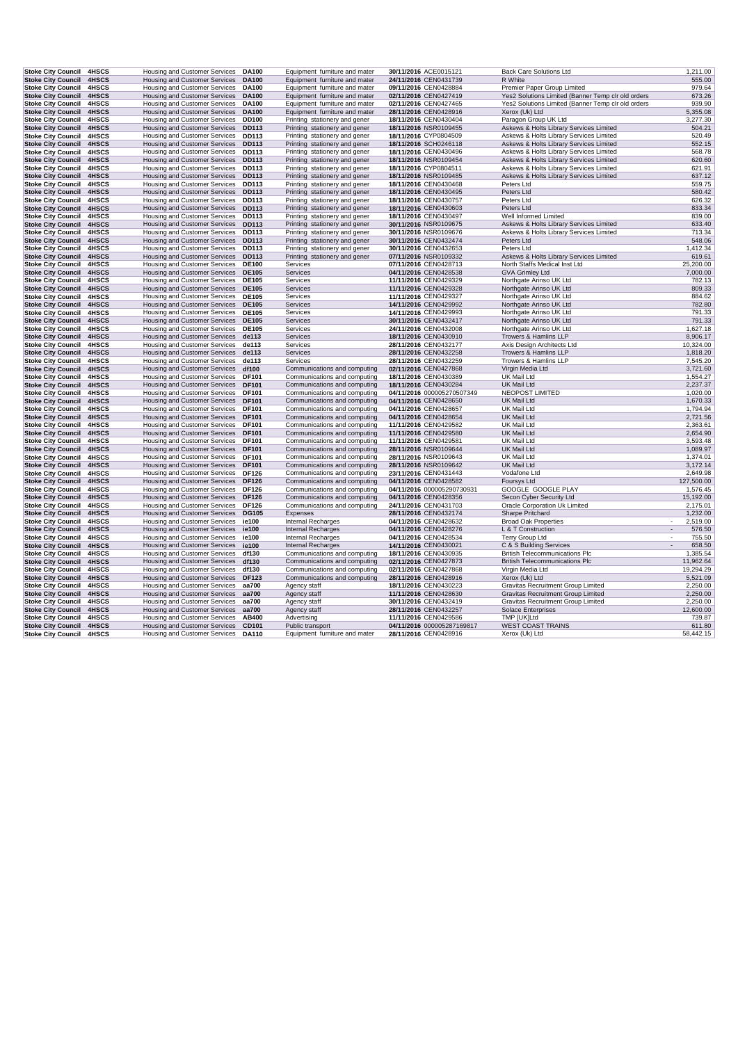| | | | | | | | | |
|---|---|---|---|---|---|---|---|---|
| Stoke City Council | 4HSCS | Housing and Customer Services | DA100 | Equipment furniture and mater | 30/11/2016 | ACE0015121 | Back Care Solutions Ltd | 1,211.00 |
| Stoke City Council | 4HSCS | Housing and Customer Services | DA100 | Equipment furniture and mater | 24/11/2016 | CEN0431739 | R White | 555.00 |
| Stoke City Council | 4HSCS | Housing and Customer Services | DA100 | Equipment furniture and mater | 09/11/2016 | CEN0428884 | Premier Paper Group Limited | 979.64 |
| Stoke City Council | 4HSCS | Housing and Customer Services | DA100 | Equipment furniture and mater | 02/11/2016 | CEN0427419 | Yes2 Solutions Limited (Banner Temp clr old orders | 673.26 |
| Stoke City Council | 4HSCS | Housing and Customer Services | DA100 | Equipment furniture and mater | 02/11/2016 | CEN0427465 | Yes2 Solutions Limited (Banner Temp clr old orders | 939.90 |
| Stoke City Council | 4HSCS | Housing and Customer Services | DA100 | Equipment furniture and mater | 28/11/2016 | CEN0428916 | Xerox (Uk) Ltd | 5,355.08 |
| Stoke City Council | 4HSCS | Housing and Customer Services | DD100 | Printing stationery and gener | 18/11/2016 | CEN0430404 | Paragon Group UK Ltd | 3,277.30 |
| Stoke City Council | 4HSCS | Housing and Customer Services | DD113 | Printing stationery and gener | 18/11/2016 | NSR0109455 | Askews & Holts Library Services Limited | 504.21 |
| Stoke City Council | 4HSCS | Housing and Customer Services | DD113 | Printing stationery and gener | 18/11/2016 | CYP0804509 | Askews & Holts Library Services Limited | 520.49 |
| Stoke City Council | 4HSCS | Housing and Customer Services | DD113 | Printing stationery and gener | 18/11/2016 | SCH0246118 | Askews & Holts Library Services Limited | 552.15 |
| Stoke City Council | 4HSCS | Housing and Customer Services | DD113 | Printing stationery and gener | 18/11/2016 | CEN0430496 | Askews & Holts Library Services Limited | 568.78 |
| Stoke City Council | 4HSCS | Housing and Customer Services | DD113 | Printing stationery and gener | 18/11/2016 | NSR0109454 | Askews & Holts Library Services Limited | 620.60 |
| Stoke City Council | 4HSCS | Housing and Customer Services | DD113 | Printing stationery and gener | 18/11/2016 | CYP0804511 | Askews & Holts Library Services Limited | 621.91 |
| Stoke City Council | 4HSCS | Housing and Customer Services | DD113 | Printing stationery and gener | 18/11/2016 | NSR0109485 | Askews & Holts Library Services Limited | 637.12 |
| Stoke City Council | 4HSCS | Housing and Customer Services | DD113 | Printing stationery and gener | 18/11/2016 | CEN0430468 | Peters Ltd | 559.75 |
| Stoke City Council | 4HSCS | Housing and Customer Services | DD113 | Printing stationery and gener | 18/11/2016 | CEN0430495 | Peters Ltd | 580.42 |
| Stoke City Council | 4HSCS | Housing and Customer Services | DD113 | Printing stationery and gener | 18/11/2016 | CEN0430757 | Peters Ltd | 626.32 |
| Stoke City Council | 4HSCS | Housing and Customer Services | DD113 | Printing stationery and gener | 18/11/2016 | CEN0430603 | Peters Ltd | 833.34 |
| Stoke City Council | 4HSCS | Housing and Customer Services | DD113 | Printing stationery and gener | 18/11/2016 | CEN0430497 | Well Informed Limited | 839.00 |
| Stoke City Council | 4HSCS | Housing and Customer Services | DD113 | Printing stationery and gener | 30/11/2016 | NSR0109675 | Askews & Holts Library Services Limited | 633.40 |
| Stoke City Council | 4HSCS | Housing and Customer Services | DD113 | Printing stationery and gener | 30/11/2016 | NSR0109676 | Askews & Holts Library Services Limited | 713.34 |
| Stoke City Council | 4HSCS | Housing and Customer Services | DD113 | Printing stationery and gener | 30/11/2016 | CEN0432474 | Peters Ltd | 548.06 |
| Stoke City Council | 4HSCS | Housing and Customer Services | DD113 | Printing stationery and gener | 30/11/2016 | CEN0432653 | Peters Ltd | 1,412.34 |
| Stoke City Council | 4HSCS | Housing and Customer Services | DD113 | Printing stationery and gener | 07/11/2016 | NSR0109332 | Askews & Holts Library Services Limited | 619.61 |
| Stoke City Council | 4HSCS | Housing and Customer Services | DE100 | Services | 07/11/2016 | CEN0428713 | North Staffs Medical Inst Ltd | 25,200.00 |
| Stoke City Council | 4HSCS | Housing and Customer Services | DE105 | Services | 04/11/2016 | CEN0428538 | GVA Grimley Ltd | 7,000.00 |
| Stoke City Council | 4HSCS | Housing and Customer Services | DE105 | Services | 11/11/2016 | CEN0429329 | Northgate Arinso UK Ltd | 782.13 |
| Stoke City Council | 4HSCS | Housing and Customer Services | DE105 | Services | 11/11/2016 | CEN0429328 | Northgate Arinso UK Ltd | 809.33 |
| Stoke City Council | 4HSCS | Housing and Customer Services | DE105 | Services | 11/11/2016 | CEN0429327 | Northgate Arinso UK Ltd | 884.62 |
| Stoke City Council | 4HSCS | Housing and Customer Services | DE105 | Services | 14/11/2016 | CEN0429992 | Northgate Arinso UK Ltd | 782.80 |
| Stoke City Council | 4HSCS | Housing and Customer Services | DE105 | Services | 14/11/2016 | CEN0429993 | Northgate Arinso UK Ltd | 791.33 |
| Stoke City Council | 4HSCS | Housing and Customer Services | DE105 | Services | 30/11/2016 | CEN0432417 | Northgate Arinso UK Ltd | 791.33 |
| Stoke City Council | 4HSCS | Housing and Customer Services | DE105 | Services | 24/11/2016 | CEN0432008 | Northgate Arinso UK Ltd | 1,627.18 |
| Stoke City Council | 4HSCS | Housing and Customer Services | de113 | Services | 18/11/2016 | CEN0430910 | Trowers & Hamlins LLP | 8,906.17 |
| Stoke City Council | 4HSCS | Housing and Customer Services | de113 | Services | 28/11/2016 | CEN0432177 | Axis Design Architects Ltd | 10,324.00 |
| Stoke City Council | 4HSCS | Housing and Customer Services | de113 | Services | 28/11/2016 | CEN0432258 | Trowers & Hamlins LLP | 1,818.20 |
| Stoke City Council | 4HSCS | Housing and Customer Services | de113 | Services | 28/11/2016 | CEN0432259 | Trowers & Hamlins LLP | 7,545.20 |
| Stoke City Council | 4HSCS | Housing and Customer Services | df100 | Communications and computing | 02/11/2016 | CEN0427868 | Virgin Media Ltd | 3,721.60 |
| Stoke City Council | 4HSCS | Housing and Customer Services | DF101 | Communications and computing | 18/11/2016 | CEN0430389 | UK Mail Ltd | 1,554.27 |
| Stoke City Council | 4HSCS | Housing and Customer Services | DF101 | Communications and computing | 18/11/2016 | CEN0430284 | UK Mail Ltd | 2,237.37 |
| Stoke City Council | 4HSCS | Housing and Customer Services | DF101 | Communications and computing | 04/11/2016 | 000005270507349 | NEOPOST LIMITED | 1,020.00 |
| Stoke City Council | 4HSCS | Housing and Customer Services | DF101 | Communications and computing | 04/11/2016 | CEN0428650 | UK Mail Ltd | 1,670.33 |
| Stoke City Council | 4HSCS | Housing and Customer Services | DF101 | Communications and computing | 04/11/2016 | CEN0428657 | UK Mail Ltd | 1,794.94 |
| Stoke City Council | 4HSCS | Housing and Customer Services | DF101 | Communications and computing | 04/11/2016 | CEN0428654 | UK Mail Ltd | 2,721.56 |
| Stoke City Council | 4HSCS | Housing and Customer Services | DF101 | Communications and computing | 11/11/2016 | CEN0429582 | UK Mail Ltd | 2,363.61 |
| Stoke City Council | 4HSCS | Housing and Customer Services | DF101 | Communications and computing | 11/11/2016 | CEN0429580 | UK Mail Ltd | 2,654.90 |
| Stoke City Council | 4HSCS | Housing and Customer Services | DF101 | Communications and computing | 11/11/2016 | CEN0429581 | UK Mail Ltd | 3,593.48 |
| Stoke City Council | 4HSCS | Housing and Customer Services | DF101 | Communications and computing | 28/11/2016 | NSR0109644 | UK Mail Ltd | 1,089.97 |
| Stoke City Council | 4HSCS | Housing and Customer Services | DF101 | Communications and computing | 28/11/2016 | NSR0109643 | UK Mail Ltd | 1,374.01 |
| Stoke City Council | 4HSCS | Housing and Customer Services | DF101 | Communications and computing | 28/11/2016 | NSR0109642 | UK Mail Ltd | 3,172.14 |
| Stoke City Council | 4HSCS | Housing and Customer Services | DF126 | Communications and computing | 23/11/2016 | CEN0431443 | Vodafone Ltd | 2,649.98 |
| Stoke City Council | 4HSCS | Housing and Customer Services | DF126 | Communications and computing | 04/11/2016 | CEN0428582 | Foursys Ltd | 127,500.00 |
| Stoke City Council | 4HSCS | Housing and Customer Services | DF126 | Communications and computing | 04/11/2016 | 000005290730931 | GOOGLE GOOGLE PLAY | 1,576.45 |
| Stoke City Council | 4HSCS | Housing and Customer Services | DF126 | Communications and computing | 04/11/2016 | CEN0428356 | Secon Cyber Security Ltd | 15,192.00 |
| Stoke City Council | 4HSCS | Housing and Customer Services | DF126 | Communications and computing | 24/11/2016 | CEN0431703 | Oracle Corporation Uk Limited | 2,175.01 |
| Stoke City Council | 4HSCS | Housing and Customer Services | DG105 | Expenses | 28/11/2016 | CEN0432174 | Sharpe Pritchard | 1,232.00 |
| Stoke City Council | 4HSCS | Housing and Customer Services | ie100 | Internal Recharges | 04/11/2016 | CEN0428632 | Broad Oak Properties | - 2,519.00 |
| Stoke City Council | 4HSCS | Housing and Customer Services | ie100 | Internal Recharges | 04/11/2016 | CEN0428276 | L & T Construction | - 576.50 |
| Stoke City Council | 4HSCS | Housing and Customer Services | ie100 | Internal Recharges | 04/11/2016 | CEN0428534 | Terry Group Ltd | - 755.50 |
| Stoke City Council | 4HSCS | Housing and Customer Services | ie100 | Internal Recharges | 14/11/2016 | CEN0430021 | C & S Building Services | - 658.50 |
| Stoke City Council | 4HSCS | Housing and Customer Services | df130 | Communications and computing | 18/11/2016 | CEN0430935 | British Telecommunications Plc | 1,385.54 |
| Stoke City Council | 4HSCS | Housing and Customer Services | df130 | Communications and computing | 02/11/2016 | CEN0427873 | British Telecommunications Plc | 11,962.64 |
| Stoke City Council | 4HSCS | Housing and Customer Services | df130 | Communications and computing | 02/11/2016 | CEN0427868 | Virgin Media Ltd | 19,294.29 |
| Stoke City Council | 4HSCS | Housing and Customer Services | DF123 | Communications and computing | 28/11/2016 | CEN0428916 | Xerox (Uk) Ltd | 5,521.09 |
| Stoke City Council | 4HSCS | Housing and Customer Services | aa700 | Agency staff | 18/11/2016 | CEN0430223 | Gravitas Recruitment Group Limited | 2,250.00 |
| Stoke City Council | 4HSCS | Housing and Customer Services | aa700 | Agency staff | 11/11/2016 | CEN0428630 | Gravitas Recruitment Group Limited | 2,250.00 |
| Stoke City Council | 4HSCS | Housing and Customer Services | aa700 | Agency staff | 30/11/2016 | CEN0432419 | Gravitas Recruitment Group Limited | 2,250.00 |
| Stoke City Council | 4HSCS | Housing and Customer Services | aa700 | Agency staff | 28/11/2016 | CEN0432257 | Solace Enterprises | 12,600.00 |
| Stoke City Council | 4HSCS | Housing and Customer Services | AB400 | Advertising | 11/11/2016 | CEN0429586 | TMP [UK]Ltd | 739.87 |
| Stoke City Council | 4HSCS | Housing and Customer Services | CD101 | Public transport | 04/11/2016 | 000005287169817 | WEST COAST TRAINS | 611.80 |
| Stoke City Council | 4HSCS | Housing and Customer Services | DA110 | Equipment furniture and mater | 28/11/2016 | CEN0428916 | Xerox (Uk) Ltd | 58,442.15 |